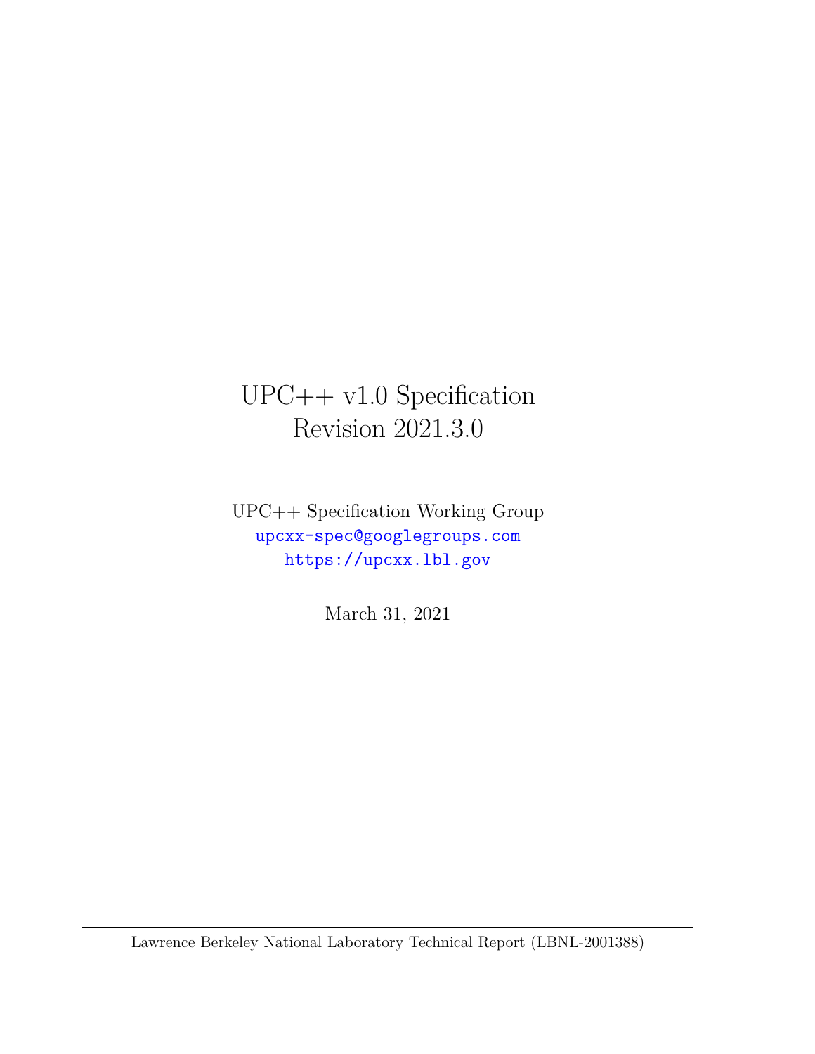# UPC++ v1.0 Specification
# Revision 2021.3.0

UPC++ Specification Working Group
upcxx-spec@googlegroups.com
https://upcxx.lbl.gov

March 31, 2021

Lawrence Berkeley National Laboratory Technical Report (LBNL-2001388)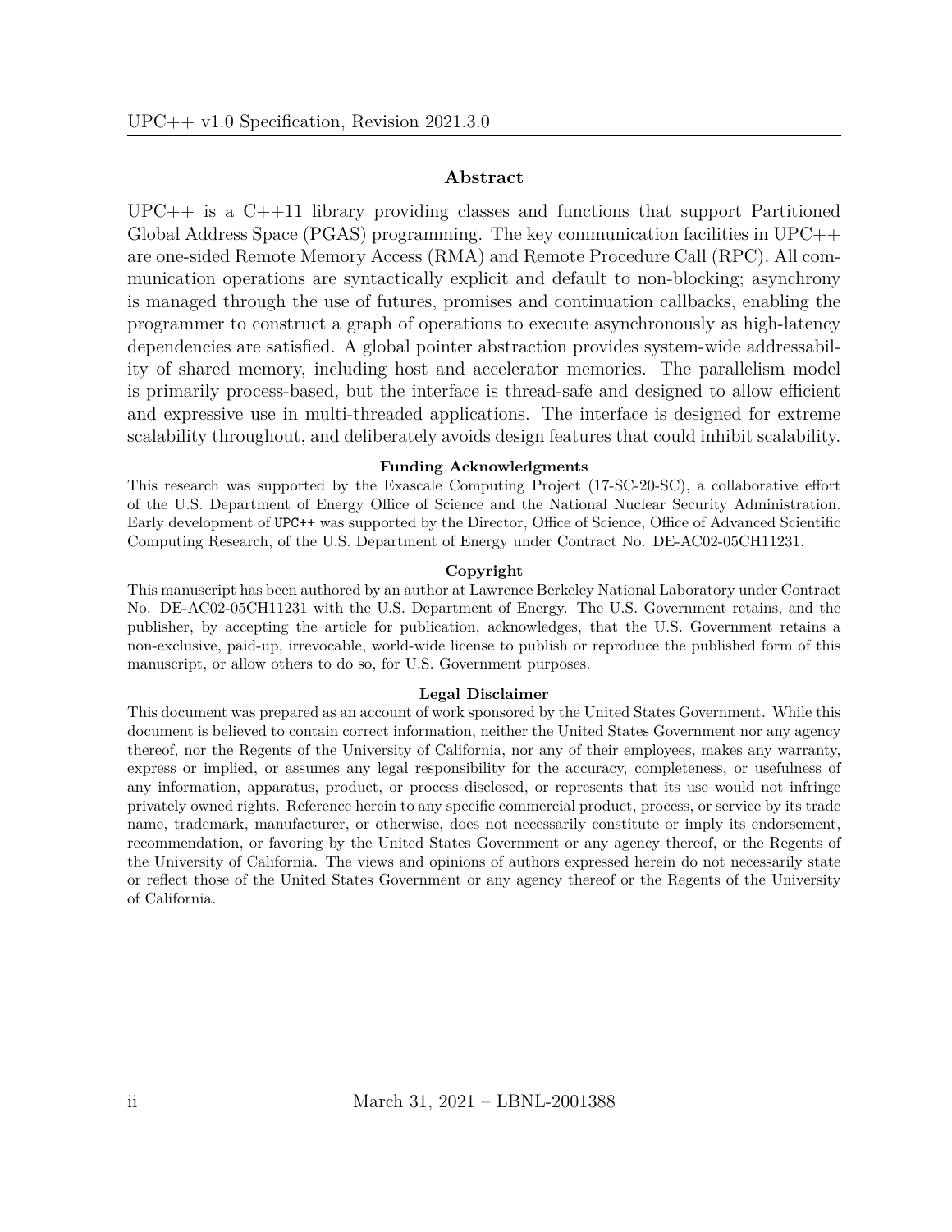## Abstract

UPC++ is a C++11 library providing classes and functions that support Partitioned Global Address Space (PGAS) programming. The key communication facilities in UPC++ are one-sided Remote Memory Access (RMA) and Remote Procedure Call (RPC). All communication operations are syntactically explicit and default to non-blocking; asynchrony is managed through the use of futures, promises and continuation callbacks, enabling the programmer to construct a graph of operations to execute asynchronously as high-latency dependencies are satisfied. A global pointer abstraction provides system-wide addressability of shared memory, including host and accelerator memories. The parallelism model is primarily process-based, but the interface is thread-safe and designed to allow efficient and expressive use in multi-threaded applications. The interface is designed for extreme scalability throughout, and deliberately avoids design features that could inhibit scalability.

### Funding Acknowledgments

This research was supported by the Exascale Computing Project (17-SC-20-SC), a collaborative effort of the U.S. Department of Energy Office of Science and the National Nuclear Security Administration. Early development of `UPC++` was supported by the Director, Office of Science, Office of Advanced Scientific Computing Research, of the U.S. Department of Energy under Contract No. DE-AC02-05CH11231.

### Copyright

This manuscript has been authored by an author at Lawrence Berkeley National Laboratory under Contract No. DE-AC02-05CH11231 with the U.S. Department of Energy. The U.S. Government retains, and the publisher, by accepting the article for publication, acknowledges, that the U.S. Government retains a non-exclusive, paid-up, irrevocable, world-wide license to publish or reproduce the published form of this manuscript, or allow others to do so, for U.S. Government purposes.

### Legal Disclaimer

This document was prepared as an account of work sponsored by the United States Government. While this document is believed to contain correct information, neither the United States Government nor any agency thereof, nor the Regents of the University of California, nor any of their employees, makes any warranty, express or implied, or assumes any legal responsibility for the accuracy, completeness, or usefulness of any information, apparatus, product, or process disclosed, or represents that its use would not infringe privately owned rights. Reference herein to any specific commercial product, process, or service by its trade name, trademark, manufacturer, or otherwise, does not necessarily constitute or imply its endorsement, recommendation, or favoring by the United States Government or any agency thereof, or the Regents of the University of California. The views and opinions of authors expressed herein do not necessarily state or reflect those of the United States Government or any agency thereof or the Regents of the University of California.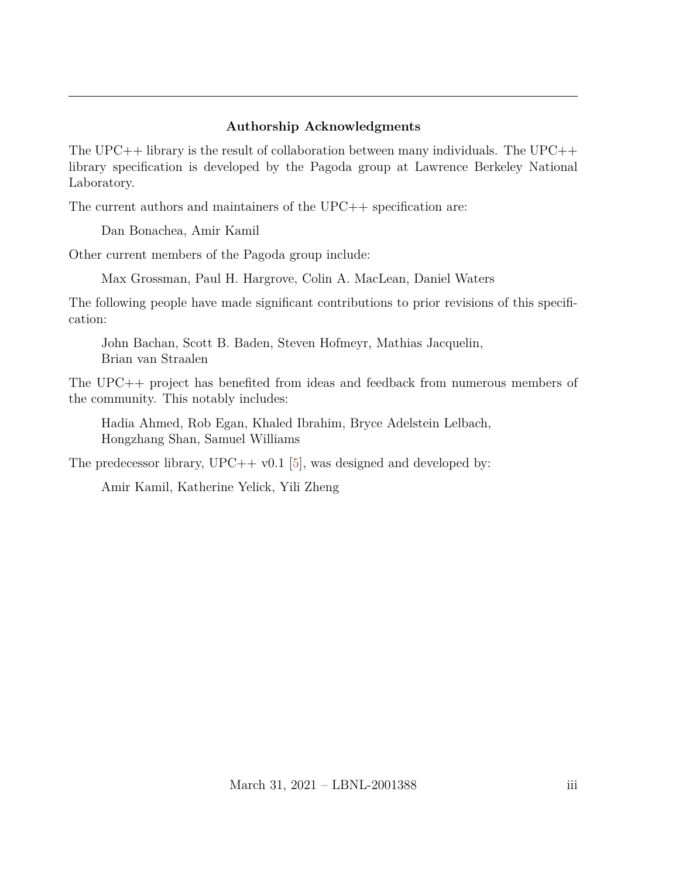## Authorship Acknowledgments

The UPC++ library is the result of collaboration between many individuals. The UPC++ library specification is developed by the Pagoda group at Lawrence Berkeley National Laboratory.

The current authors and maintainers of the UPC++ specification are:

Dan Bonachea, Amir Kamil

Other current members of the Pagoda group include:

Max Grossman, Paul H. Hargrove, Colin A. MacLean, Daniel Waters

The following people have made significant contributions to prior revisions of this specification:

John Bachan, Scott B. Baden, Steven Hofmeyr, Mathias Jacquelin,
Brian van Straalen

The UPC++ project has benefited from ideas and feedback from numerous members of the community. This notably includes:

Hadia Ahmed, Rob Egan, Khaled Ibrahim, Bryce Adelstein Lelbach,
Hongzhang Shan, Samuel Williams

The predecessor library, UPC++ v0.1 [5], was designed and developed by:

Amir Kamil, Katherine Yelick, Yili Zheng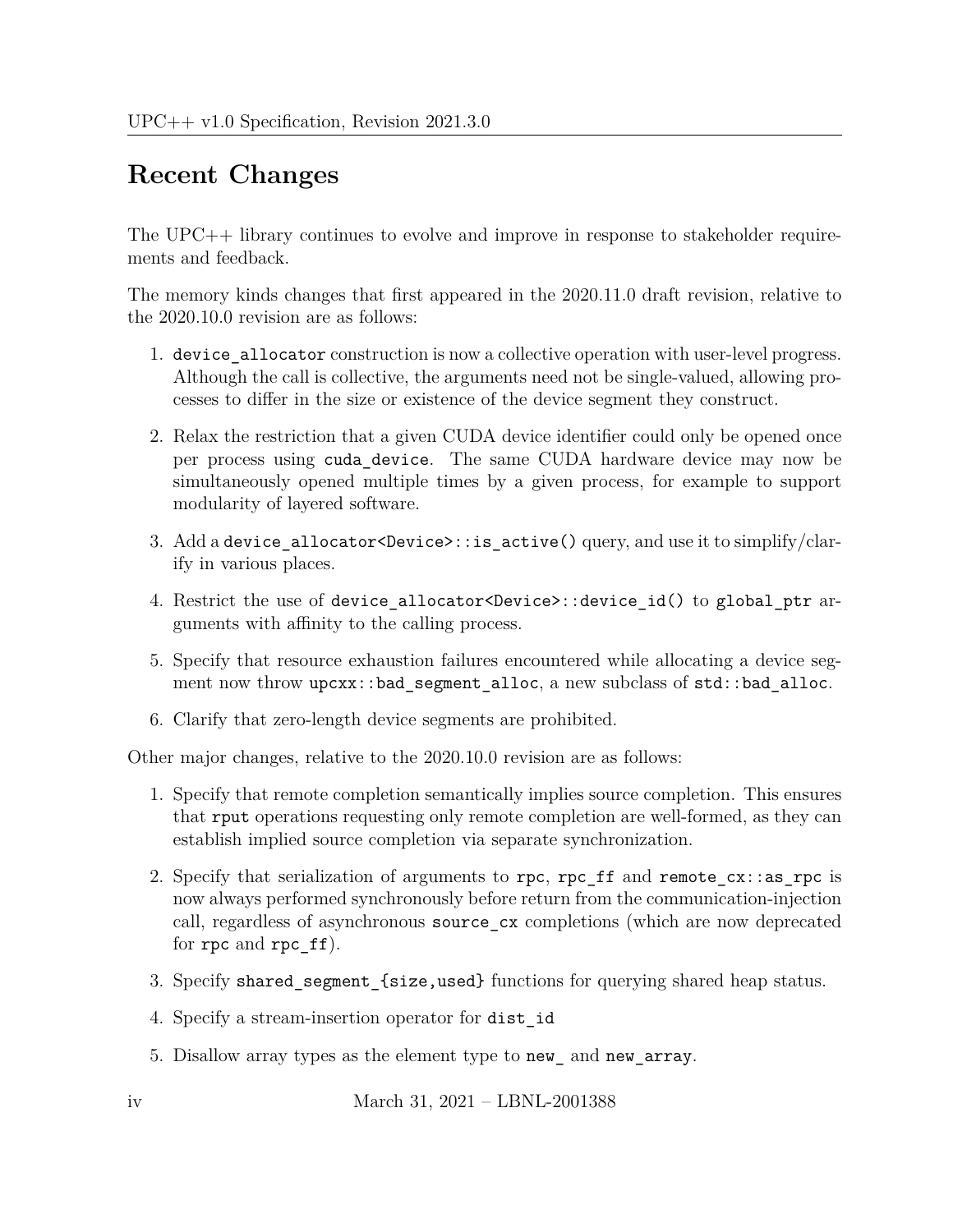# Recent Changes

The UPC++ library continues to evolve and improve in response to stakeholder requirements and feedback.

The memory kinds changes that first appeared in the 2020.11.0 draft revision, relative to the 2020.10.0 revision are as follows:

1. `device_allocator` construction is now a collective operation with user-level progress. Although the call is collective, the arguments need not be single-valued, allowing processes to differ in the size or existence of the device segment they construct.
2. Relax the restriction that a given CUDA device identifier could only be opened once per process using `cuda_device`. The same CUDA hardware device may now be simultaneously opened multiple times by a given process, for example to support modularity of layered software.
3. Add a `device_allocator<Device>::is_active()` query, and use it to simplify/clarify in various places.
4. Restrict the use of `device_allocator<Device>::device_id()` to `global_ptr` arguments with affinity to the calling process.
5. Specify that resource exhaustion failures encountered while allocating a device segment now throw `upcxx::bad_segment_alloc`, a new subclass of `std::bad_alloc`.
6. Clarify that zero-length device segments are prohibited.

Other major changes, relative to the 2020.10.0 revision are as follows:

1. Specify that remote completion semantically implies source completion. This ensures that `rput` operations requesting only remote completion are well-formed, as they can establish implied source completion via separate synchronization.
2. Specify that serialization of arguments to `rpc`, `rpc_ff` and `remote_cx::as_rpc` is now always performed synchronously before return from the communication-injection call, regardless of asynchronous `source_cx` completions (which are now deprecated for `rpc` and `rpc_ff`).
3. Specify `shared_segment_{size,used}` functions for querying shared heap status.
4. Specify a stream-insertion operator for `dist_id`
5. Disallow array types as the element type to `new_` and `new_array`.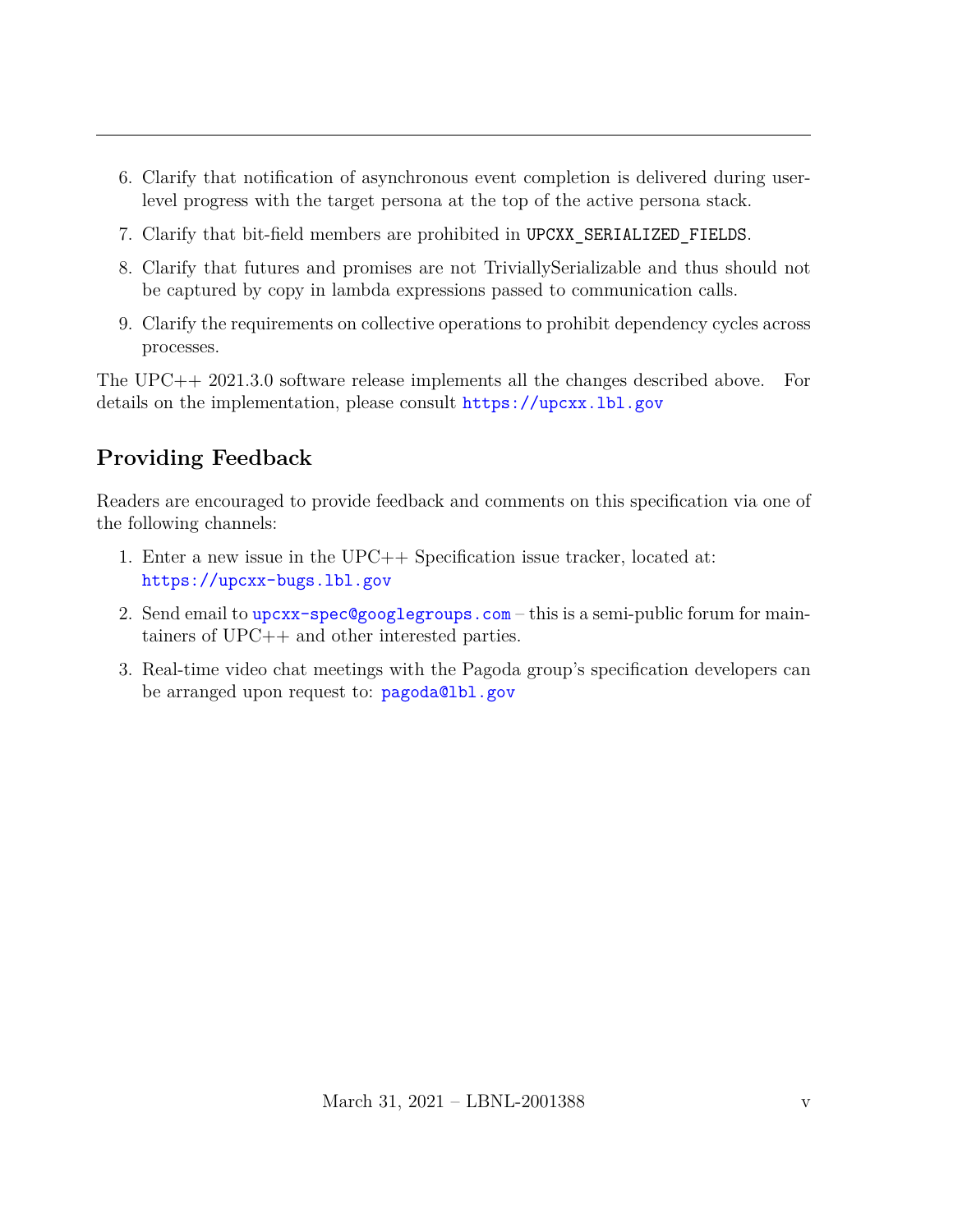6. Clarify that notification of asynchronous event completion is delivered during user-level progress with the target persona at the top of the active persona stack.
7. Clarify that bit-field members are prohibited in `UPCXX_SERIALIZED_FIELDS`.
8. Clarify that futures and promises are not TriviallySerializable and thus should not be captured by copy in lambda expressions passed to communication calls.
9. Clarify the requirements on collective operations to prohibit dependency cycles across processes.

The UPC++ 2021.3.0 software release implements all the changes described above. For details on the implementation, please consult https://upcxx.lbl.gov

## Providing Feedback

Readers are encouraged to provide feedback and comments on this specification via one of the following channels:

1. Enter a new issue in the UPC++ Specification issue tracker, located at: https://upcxx-bugs.lbl.gov
2. Send email to upcxx-spec@googlegroups.com – this is a semi-public forum for maintainers of UPC++ and other interested parties.
3. Real-time video chat meetings with the Pagoda group's specification developers can be arranged upon request to: pagoda@lbl.gov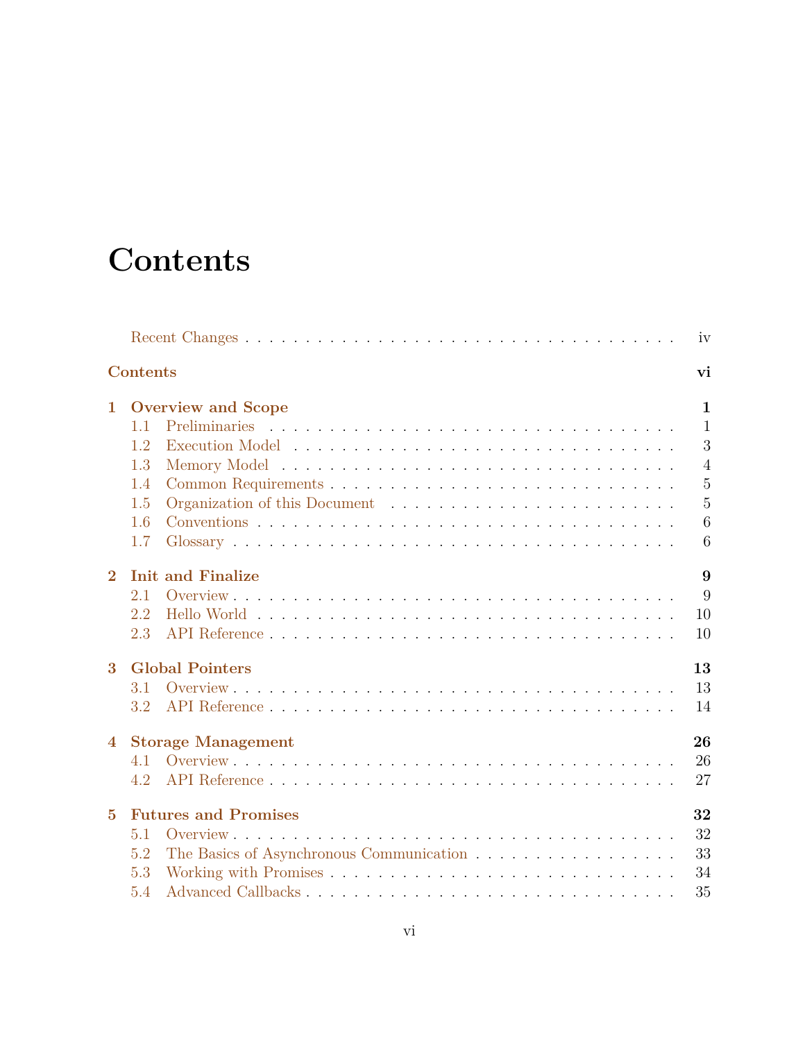# Contents

Recent Changes . . . . . . . . . . . . . . . . . . . . . . . . . . . . . . . . . . iv

**Contents** **vi**

**1 Overview and Scope** **1**
- 1.1 Preliminaries . . . . . . . . . . . . . . . . . . . . . . . . . . . . . . . 1
- 1.2 Execution Model . . . . . . . . . . . . . . . . . . . . . . . . . . . . . 3
- 1.3 Memory Model . . . . . . . . . . . . . . . . . . . . . . . . . . . . . . 4
- 1.4 Common Requirements . . . . . . . . . . . . . . . . . . . . . . . . . . 5
- 1.5 Organization of this Document . . . . . . . . . . . . . . . . . . . . . 5
- 1.6 Conventions . . . . . . . . . . . . . . . . . . . . . . . . . . . . . . . 6
- 1.7 Glossary . . . . . . . . . . . . . . . . . . . . . . . . . . . . . . . . . 6

**2 Init and Finalize** **9**
- 2.1 Overview . . . . . . . . . . . . . . . . . . . . . . . . . . . . . . . . . 9
- 2.2 Hello World . . . . . . . . . . . . . . . . . . . . . . . . . . . . . . . 10
- 2.3 API Reference . . . . . . . . . . . . . . . . . . . . . . . . . . . . . . 10

**3 Global Pointers** **13**
- 3.1 Overview . . . . . . . . . . . . . . . . . . . . . . . . . . . . . . . . . 13
- 3.2 API Reference . . . . . . . . . . . . . . . . . . . . . . . . . . . . . . 14

**4 Storage Management** **26**
- 4.1 Overview . . . . . . . . . . . . . . . . . . . . . . . . . . . . . . . . . 26
- 4.2 API Reference . . . . . . . . . . . . . . . . . . . . . . . . . . . . . . 27

**5 Futures and Promises** **32**
- 5.1 Overview . . . . . . . . . . . . . . . . . . . . . . . . . . . . . . . . . 32
- 5.2 The Basics of Asynchronous Communication . . . . . . . . . . . . . . 33
- 5.3 Working with Promises . . . . . . . . . . . . . . . . . . . . . . . . . . 34
- 5.4 Advanced Callbacks . . . . . . . . . . . . . . . . . . . . . . . . . . . . 35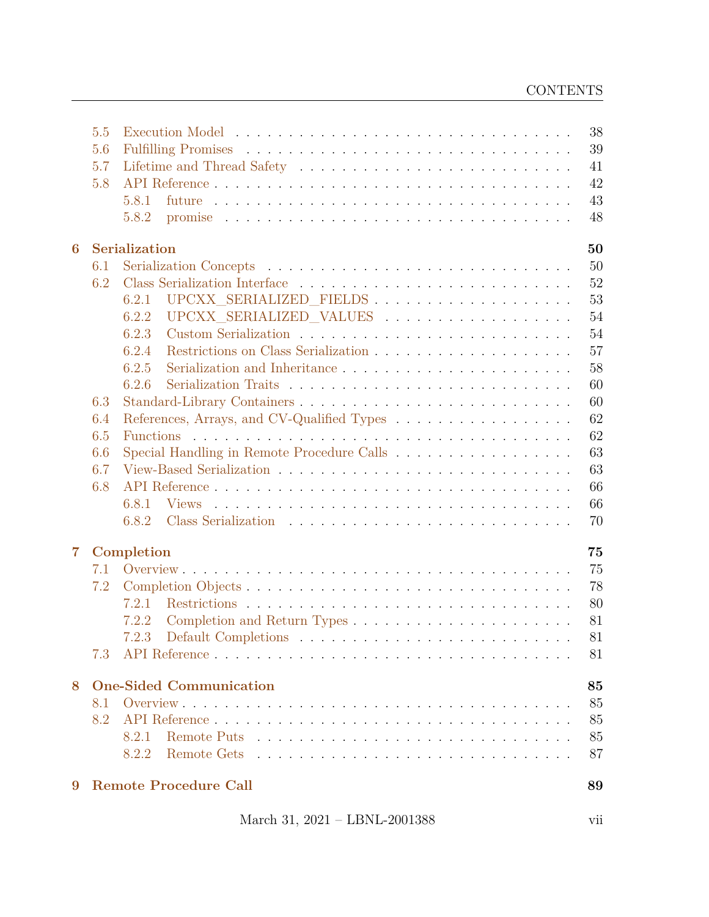- 5.5 Execution Model . . . . . 38
- 5.6 Fulfilling Promises . . . . . 39
- 5.7 Lifetime and Thread Safety . . . . . 41
- 5.8 API Reference . . . . . 42
  - 5.8.1 future . . . . . 43
  - 5.8.2 promise . . . . . 48

**6 Serialization** **50**

- 6.1 Serialization Concepts . . . . . 50
- 6.2 Class Serialization Interface . . . . . 52
  - 6.2.1 UPCXX_SERIALIZED_FIELDS . . . . . 53
  - 6.2.2 UPCXX_SERIALIZED_VALUES . . . . . 54
  - 6.2.3 Custom Serialization . . . . . 54
  - 6.2.4 Restrictions on Class Serialization . . . . . 57
  - 6.2.5 Serialization and Inheritance . . . . . 58
  - 6.2.6 Serialization Traits . . . . . 60
- 6.3 Standard-Library Containers . . . . . 60
- 6.4 References, Arrays, and CV-Qualified Types . . . . . 62
- 6.5 Functions . . . . . 62
- 6.6 Special Handling in Remote Procedure Calls . . . . . 63
- 6.7 View-Based Serialization . . . . . 63
- 6.8 API Reference . . . . . 66
  - 6.8.1 Views . . . . . 66
  - 6.8.2 Class Serialization . . . . . 70

**7 Completion** **75**

- 7.1 Overview . . . . . 75
- 7.2 Completion Objects . . . . . 78
  - 7.2.1 Restrictions . . . . . 80
  - 7.2.2 Completion and Return Types . . . . . 81
  - 7.2.3 Default Completions . . . . . 81
- 7.3 API Reference . . . . . 81

**8 One-Sided Communication** **85**

- 8.1 Overview . . . . . 85
- 8.2 API Reference . . . . . 85
  - 8.2.1 Remote Puts . . . . . 85
  - 8.2.2 Remote Gets . . . . . 87

**9 Remote Procedure Call** **89**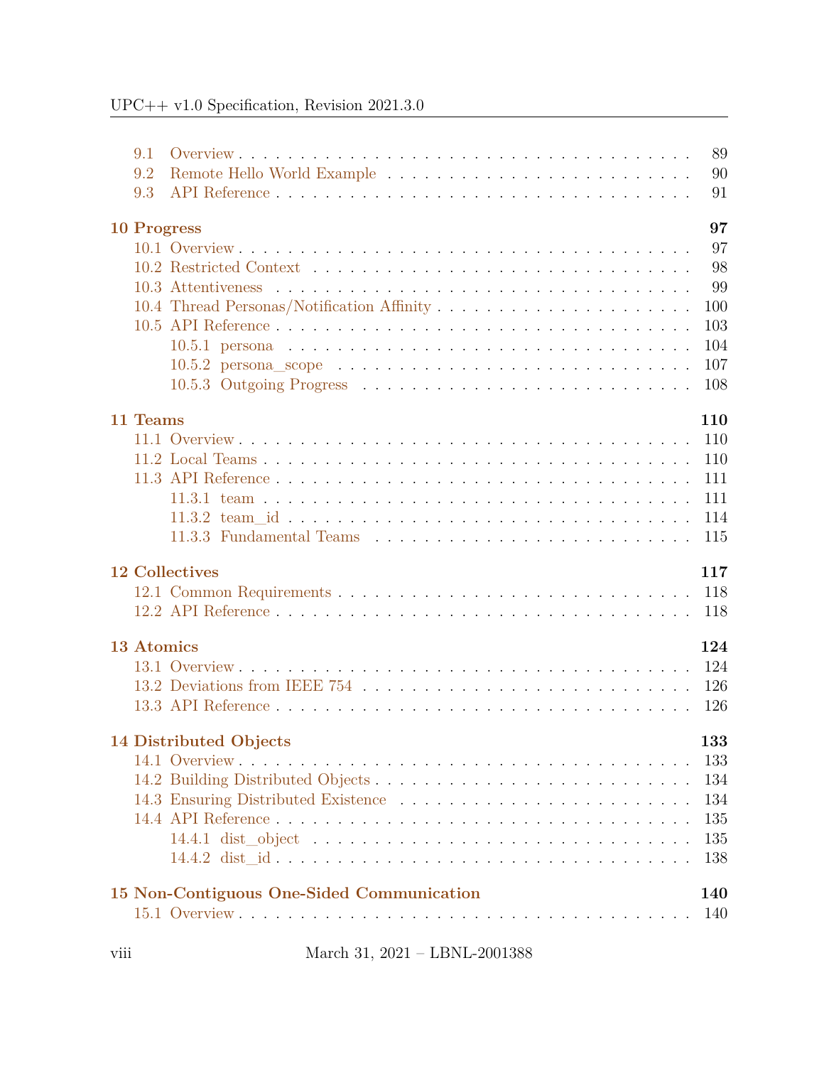9.1 Overview . . . . . . . . . . . . . . . . . . . . . . . . . . . . . . . . . . 89
9.2 Remote Hello World Example . . . . . . . . . . . . . . . . . . . . . . . 90
9.3 API Reference . . . . . . . . . . . . . . . . . . . . . . . . . . . . . . . 91

**10 Progress** **97**

10.1 Overview . . . . . . . . . . . . . . . . . . . . . . . . . . . . . . . . . 97
10.2 Restricted Context . . . . . . . . . . . . . . . . . . . . . . . . . . . . 98
10.3 Attentiveness . . . . . . . . . . . . . . . . . . . . . . . . . . . . . . . 99
10.4 Thread Personas/Notification Affinity . . . . . . . . . . . . . . . . . . 100
10.5 API Reference . . . . . . . . . . . . . . . . . . . . . . . . . . . . . . . 103
10.5.1 persona . . . . . . . . . . . . . . . . . . . . . . . . . . . . . . 104
10.5.2 persona_scope . . . . . . . . . . . . . . . . . . . . . . . . . . . 107
10.5.3 Outgoing Progress . . . . . . . . . . . . . . . . . . . . . . . . . 108

**11 Teams** **110**

11.1 Overview . . . . . . . . . . . . . . . . . . . . . . . . . . . . . . . . . 110
11.2 Local Teams . . . . . . . . . . . . . . . . . . . . . . . . . . . . . . . . 110
11.3 API Reference . . . . . . . . . . . . . . . . . . . . . . . . . . . . . . . 111
11.3.1 team . . . . . . . . . . . . . . . . . . . . . . . . . . . . . . . . 111
11.3.2 team_id . . . . . . . . . . . . . . . . . . . . . . . . . . . . . . 114
11.3.3 Fundamental Teams . . . . . . . . . . . . . . . . . . . . . . . . 115

**12 Collectives** **117**

12.1 Common Requirements . . . . . . . . . . . . . . . . . . . . . . . . . . 118
12.2 API Reference . . . . . . . . . . . . . . . . . . . . . . . . . . . . . . . 118

**13 Atomics** **124**

13.1 Overview . . . . . . . . . . . . . . . . . . . . . . . . . . . . . . . . . 124
13.2 Deviations from IEEE 754 . . . . . . . . . . . . . . . . . . . . . . . . 126
13.3 API Reference . . . . . . . . . . . . . . . . . . . . . . . . . . . . . . . 126

**14 Distributed Objects** **133**

14.1 Overview . . . . . . . . . . . . . . . . . . . . . . . . . . . . . . . . . 133
14.2 Building Distributed Objects . . . . . . . . . . . . . . . . . . . . . . . 134
14.3 Ensuring Distributed Existence . . . . . . . . . . . . . . . . . . . . . . 134
14.4 API Reference . . . . . . . . . . . . . . . . . . . . . . . . . . . . . . . 135
14.4.1 dist_object . . . . . . . . . . . . . . . . . . . . . . . . . . . . . 135
14.4.2 dist_id . . . . . . . . . . . . . . . . . . . . . . . . . . . . . . . 138

**15 Non-Contiguous One-Sided Communication** **140**

15.1 Overview . . . . . . . . . . . . . . . . . . . . . . . . . . . . . . . . . 140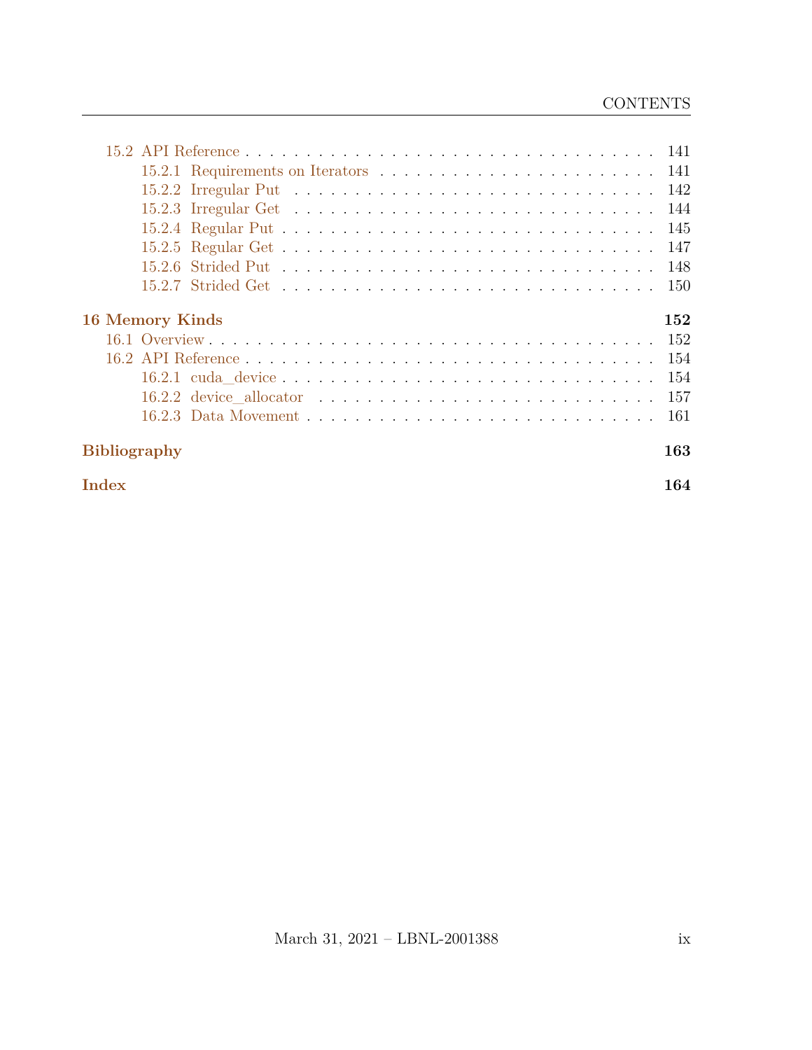- 15.2 API Reference . . . . . . . . . . 141
  - 15.2.1 Requirements on Iterators . . . . . . . . . . 141
  - 15.2.2 Irregular Put . . . . . . . . . . 142
  - 15.2.3 Irregular Get . . . . . . . . . . 144
  - 15.2.4 Regular Put . . . . . . . . . . 145
  - 15.2.5 Regular Get . . . . . . . . . . 147
  - 15.2.6 Strided Put . . . . . . . . . . 148
  - 15.2.7 Strided Get . . . . . . . . . . 150

**16 Memory Kinds** **152**
- 16.1 Overview . . . . . . . . . . 152
- 16.2 API Reference . . . . . . . . . . 154
  - 16.2.1 cuda_device . . . . . . . . . . 154
  - 16.2.2 device_allocator . . . . . . . . . . 157
  - 16.2.3 Data Movement . . . . . . . . . . 161

**Bibliography** **163**

**Index** **164**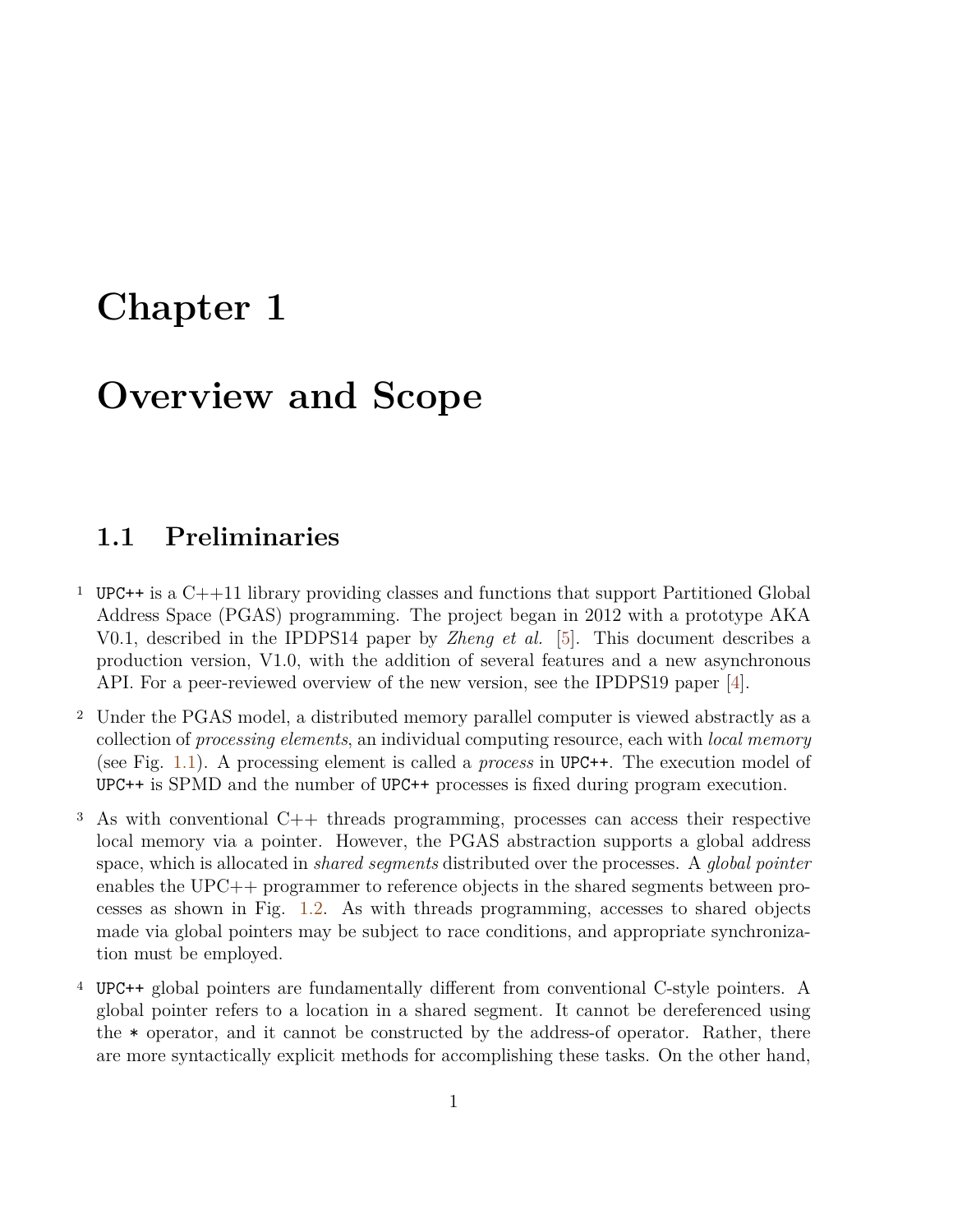# Chapter 1

# Overview and Scope

## 1.1 Preliminaries

1 UPC++ is a C++11 library providing classes and functions that support Partitioned Global Address Space (PGAS) programming. The project began in 2012 with a prototype AKA V0.1, described in the IPDPS14 paper by *Zheng et al.* [5]. This document describes a production version, V1.0, with the addition of several features and a new asynchronous API. For a peer-reviewed overview of the new version, see the IPDPS19 paper [4].

2 Under the PGAS model, a distributed memory parallel computer is viewed abstractly as a collection of *processing elements*, an individual computing resource, each with *local memory* (see Fig. 1.1). A processing element is called a *process* in UPC++. The execution model of UPC++ is SPMD and the number of UPC++ processes is fixed during program execution.

3 As with conventional C++ threads programming, processes can access their respective local memory via a pointer. However, the PGAS abstraction supports a global address space, which is allocated in *shared segments* distributed over the processes. A *global pointer* enables the UPC++ programmer to reference objects in the shared segments between processes as shown in Fig. 1.2. As with threads programming, accesses to shared objects made via global pointers may be subject to race conditions, and appropriate synchronization must be employed.

4 UPC++ global pointers are fundamentally different from conventional C-style pointers. A global pointer refers to a location in a shared segment. It cannot be dereferenced using the * operator, and it cannot be constructed by the address-of operator. Rather, there are more syntactically explicit methods for accomplishing these tasks. On the other hand,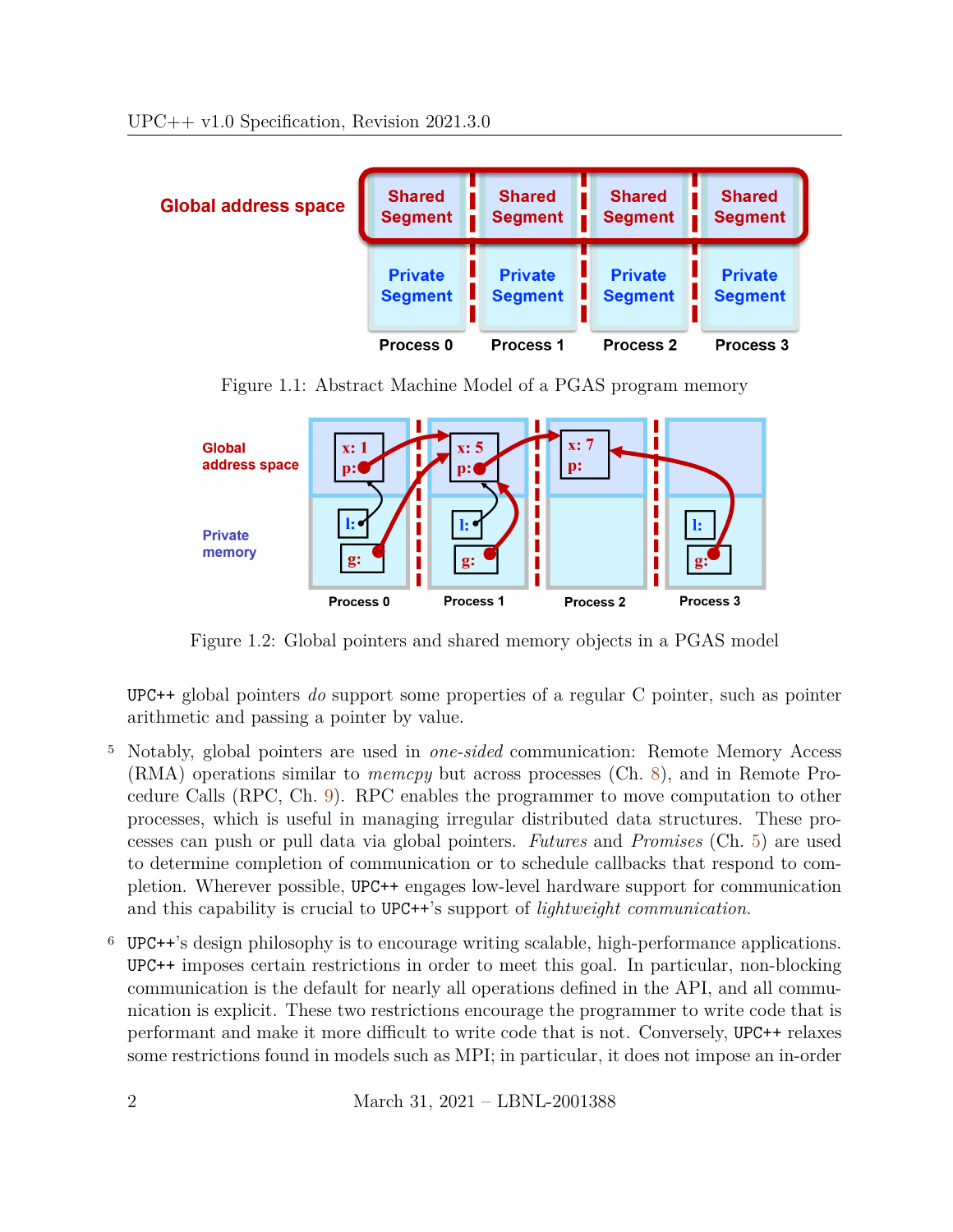Figure 1.1: Abstract Machine Model of a PGAS program memory

Figure 1.2: Global pointers and shared memory objects in a PGAS model

UPC++ global pointers *do* support some properties of a regular C pointer, such as pointer arithmetic and passing a pointer by value.

5 Notably, global pointers are used in *one-sided* communication: Remote Memory Access (RMA) operations similar to *memcpy* but across processes (Ch. 8), and in Remote Procedure Calls (RPC, Ch. 9). RPC enables the programmer to move computation to other processes, which is useful in managing irregular distributed data structures. These processes can push or pull data via global pointers. *Futures* and *Promises* (Ch. 5) are used to determine completion of communication or to schedule callbacks that respond to completion. Wherever possible, UPC++ engages low-level hardware support for communication and this capability is crucial to UPC++'s support of *lightweight communication*.

6 UPC++'s design philosophy is to encourage writing scalable, high-performance applications. UPC++ imposes certain restrictions in order to meet this goal. In particular, non-blocking communication is the default for nearly all operations defined in the API, and all communication is explicit. These two restrictions encourage the programmer to write code that is performant and make it more difficult to write code that is not. Conversely, UPC++ relaxes some restrictions found in models such as MPI; in particular, it does not impose an in-order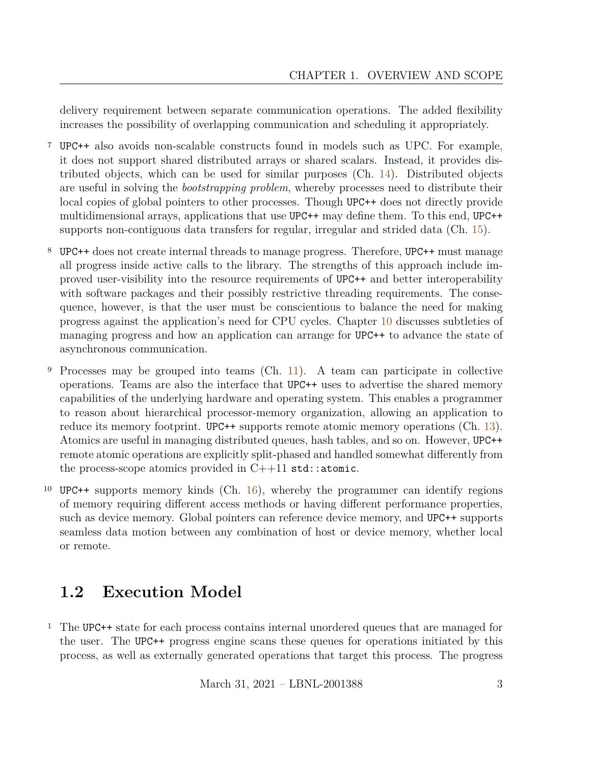delivery requirement between separate communication operations. The added flexibility increases the possibility of overlapping communication and scheduling it appropriately.

7 `UPC++` also avoids non-scalable constructs found in models such as UPC. For example, it does not support shared distributed arrays or shared scalars. Instead, it provides distributed objects, which can be used for similar purposes (Ch. 14). Distributed objects are useful in solving the *bootstrapping problem*, whereby processes need to distribute their local copies of global pointers to other processes. Though `UPC++` does not directly provide multidimensional arrays, applications that use `UPC++` may define them. To this end, `UPC++` supports non-contiguous data transfers for regular, irregular and strided data (Ch. 15).

8 `UPC++` does not create internal threads to manage progress. Therefore, `UPC++` must manage all progress inside active calls to the library. The strengths of this approach include improved user-visibility into the resource requirements of `UPC++` and better interoperability with software packages and their possibly restrictive threading requirements. The consequence, however, is that the user must be conscientious to balance the need for making progress against the application's need for CPU cycles. Chapter 10 discusses subtleties of managing progress and how an application can arrange for `UPC++` to advance the state of asynchronous communication.

9 Processes may be grouped into teams (Ch. 11). A team can participate in collective operations. Teams are also the interface that `UPC++` uses to advertise the shared memory capabilities of the underlying hardware and operating system. This enables a programmer to reason about hierarchical processor-memory organization, allowing an application to reduce its memory footprint. `UPC++` supports remote atomic memory operations (Ch. 13). Atomics are useful in managing distributed queues, hash tables, and so on. However, `UPC++` remote atomic operations are explicitly split-phased and handled somewhat differently from the process-scope atomics provided in C++11 `std::atomic`.

10 `UPC++` supports memory kinds (Ch. 16), whereby the programmer can identify regions of memory requiring different access methods or having different performance properties, such as device memory. Global pointers can reference device memory, and `UPC++` supports seamless data motion between any combination of host or device memory, whether local or remote.

## 1.2 Execution Model

1 The `UPC++` state for each process contains internal unordered queues that are managed for the user. The `UPC++` progress engine scans these queues for operations initiated by this process, as well as externally generated operations that target this process. The progress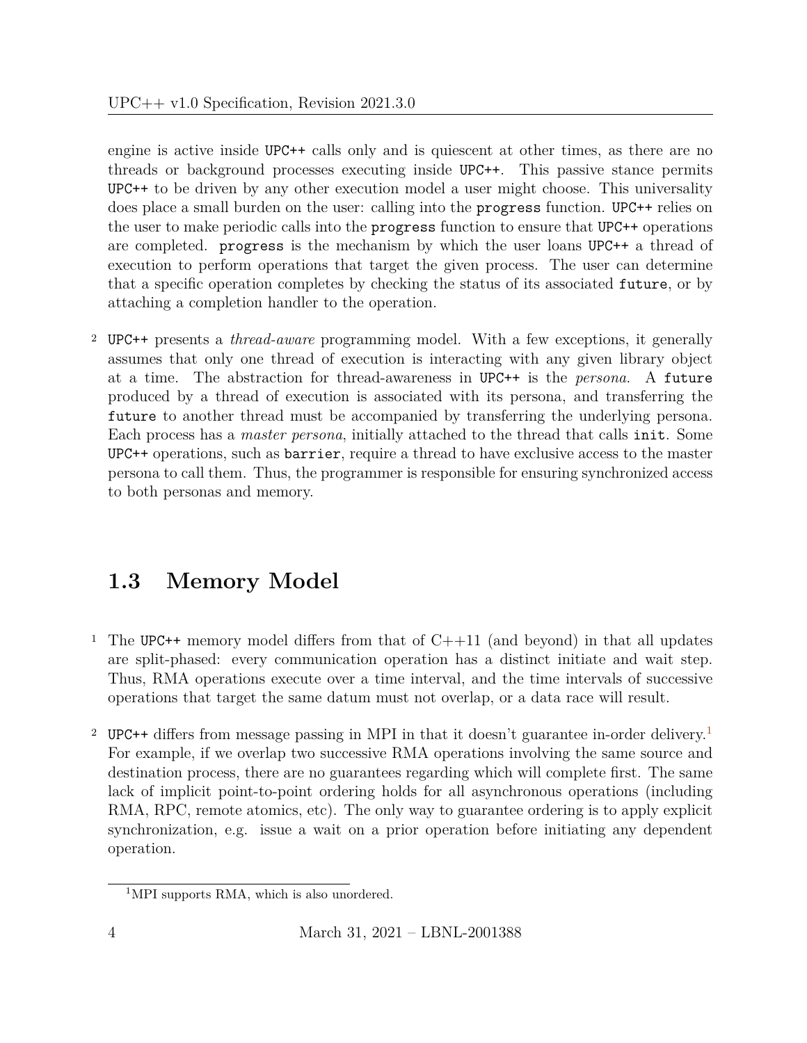engine is active inside UPC++ calls only and is quiescent at other times, as there are no threads or background processes executing inside UPC++. This passive stance permits UPC++ to be driven by any other execution model a user might choose. This universality does place a small burden on the user: calling into the progress function. UPC++ relies on the user to make periodic calls into the progress function to ensure that UPC++ operations are completed. progress is the mechanism by which the user loans UPC++ a thread of execution to perform operations that target the given process. The user can determine that a specific operation completes by checking the status of its associated future, or by attaching a completion handler to the operation.

2 UPC++ presents a *thread-aware* programming model. With a few exceptions, it generally assumes that only one thread of execution is interacting with any given library object at a time. The abstraction for thread-awareness in UPC++ is the *persona*. A future produced by a thread of execution is associated with its persona, and transferring the future to another thread must be accompanied by transferring the underlying persona. Each process has a *master persona*, initially attached to the thread that calls init. Some UPC++ operations, such as barrier, require a thread to have exclusive access to the master persona to call them. Thus, the programmer is responsible for ensuring synchronized access to both personas and memory.

## 1.3 Memory Model

1 The UPC++ memory model differs from that of C++11 (and beyond) in that all updates are split-phased: every communication operation has a distinct initiate and wait step. Thus, RMA operations execute over a time interval, and the time intervals of successive operations that target the same datum must not overlap, or a data race will result.

2 UPC++ differs from message passing in MPI in that it doesn't guarantee in-order delivery.[1] For example, if we overlap two successive RMA operations involving the same source and destination process, there are no guarantees regarding which will complete first. The same lack of implicit point-to-point ordering holds for all asynchronous operations (including RMA, RPC, remote atomics, etc). The only way to guarantee ordering is to apply explicit synchronization, e.g. issue a wait on a prior operation before initiating any dependent operation.

[1] MPI supports RMA, which is also unordered.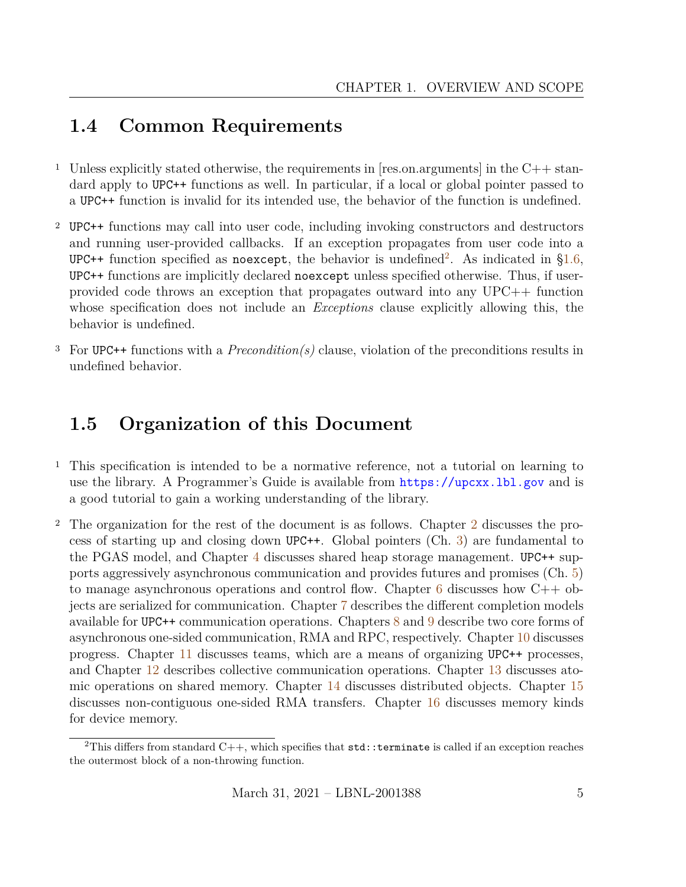## 1.4 Common Requirements

1 Unless explicitly stated otherwise, the requirements in [res.on.arguments] in the C++ standard apply to `UPC++` functions as well. In particular, if a local or global pointer passed to a `UPC++` function is invalid for its intended use, the behavior of the function is undefined.

2 `UPC++` functions may call into user code, including invoking constructors and destructors and running user-provided callbacks. If an exception propagates from user code into a `UPC++` function specified as `noexcept`, the behavior is undefined[2]. As indicated in §1.6, `UPC++` functions are implicitly declared `noexcept` unless specified otherwise. Thus, if user-provided code throws an exception that propagates outward into any UPC++ function whose specification does not include an *Exceptions* clause explicitly allowing this, the behavior is undefined.

3 For `UPC++` functions with a *Precondition(s)* clause, violation of the preconditions results in undefined behavior.

## 1.5 Organization of this Document

1 This specification is intended to be a normative reference, not a tutorial on learning to use the library. A Programmer's Guide is available from https://upcxx.lbl.gov and is a good tutorial to gain a working understanding of the library.

2 The organization for the rest of the document is as follows. Chapter 2 discusses the process of starting up and closing down `UPC++`. Global pointers (Ch. 3) are fundamental to the PGAS model, and Chapter 4 discusses shared heap storage management. `UPC++` supports aggressively asynchronous communication and provides futures and promises (Ch. 5) to manage asynchronous operations and control flow. Chapter 6 discusses how C++ objects are serialized for communication. Chapter 7 describes the different completion models available for `UPC++` communication operations. Chapters 8 and 9 describe two core forms of asynchronous one-sided communication, RMA and RPC, respectively. Chapter 10 discusses progress. Chapter 11 discusses teams, which are a means of organizing `UPC++` processes, and Chapter 12 describes collective communication operations. Chapter 13 discusses atomic operations on shared memory. Chapter 14 discusses distributed objects. Chapter 15 discusses non-contiguous one-sided RMA transfers. Chapter 16 discusses memory kinds for device memory.

---

[2] This differs from standard C++, which specifies that `std::terminate` is called if an exception reaches the outermost block of a non-throwing function.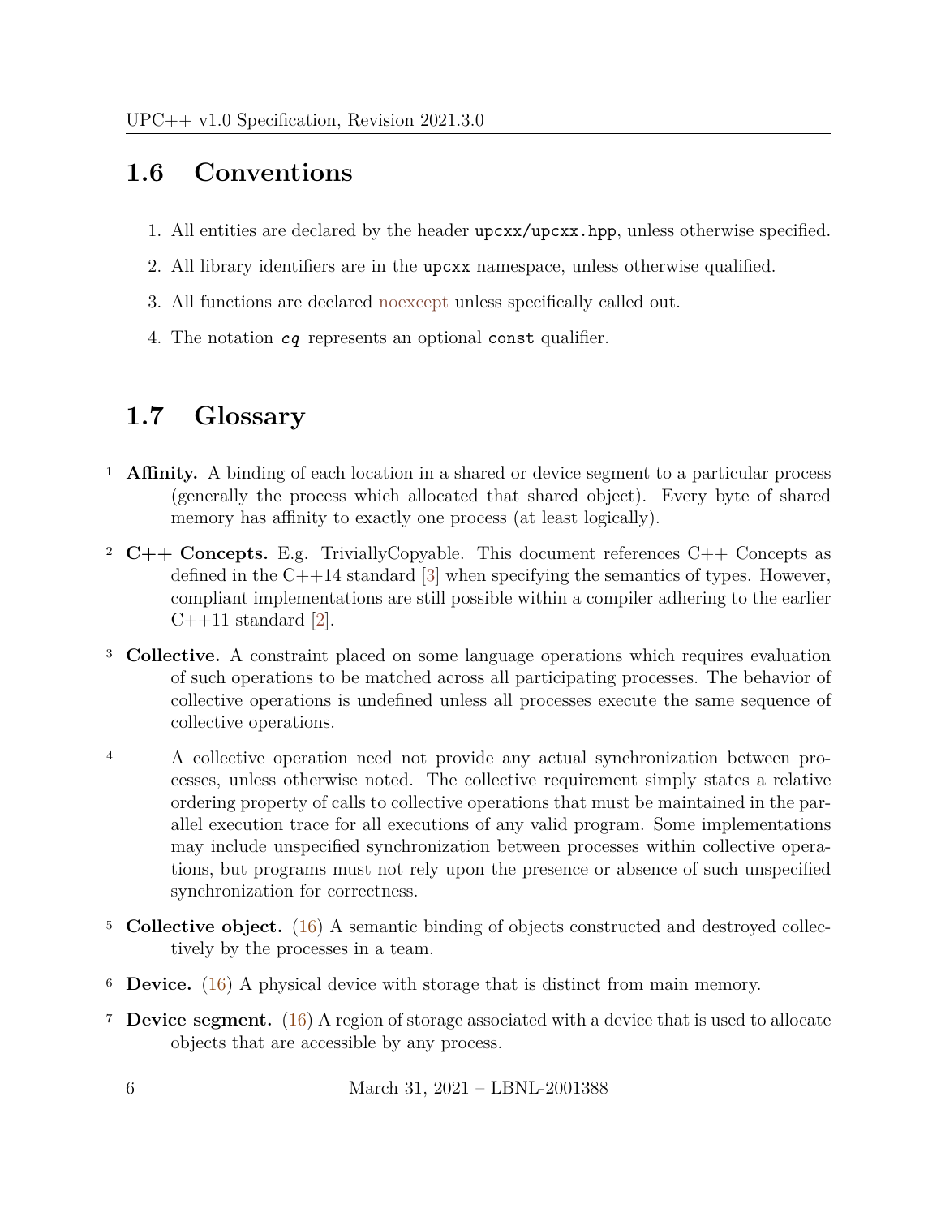## 1.6 Conventions

1. All entities are declared by the header `upcxx/upcxx.hpp`, unless otherwise specified.
2. All library identifiers are in the `upcxx` namespace, unless otherwise qualified.
3. All functions are declared noexcept unless specifically called out.
4. The notation ***cq*** represents an optional `const` qualifier.

## 1.7 Glossary

1 **Affinity.** A binding of each location in a shared or device segment to a particular process (generally the process which allocated that shared object). Every byte of shared memory has affinity to exactly one process (at least logically).

2 **C++ Concepts.** E.g. TriviallyCopyable. This document references C++ Concepts as defined in the C++14 standard [3] when specifying the semantics of types. However, compliant implementations are still possible within a compiler adhering to the earlier C++11 standard [2].

3 **Collective.** A constraint placed on some language operations which requires evaluation of such operations to be matched across all participating processes. The behavior of collective operations is undefined unless all processes execute the same sequence of collective operations.

4 A collective operation need not provide any actual synchronization between processes, unless otherwise noted. The collective requirement simply states a relative ordering property of calls to collective operations that must be maintained in the parallel execution trace for all executions of any valid program. Some implementations may include unspecified synchronization between processes within collective operations, but programs must not rely upon the presence or absence of such unspecified synchronization for correctness.

5 **Collective object.** (16) A semantic binding of objects constructed and destroyed collectively by the processes in a team.

6 **Device.** (16) A physical device with storage that is distinct from main memory.

7 **Device segment.** (16) A region of storage associated with a device that is used to allocate objects that are accessible by any process.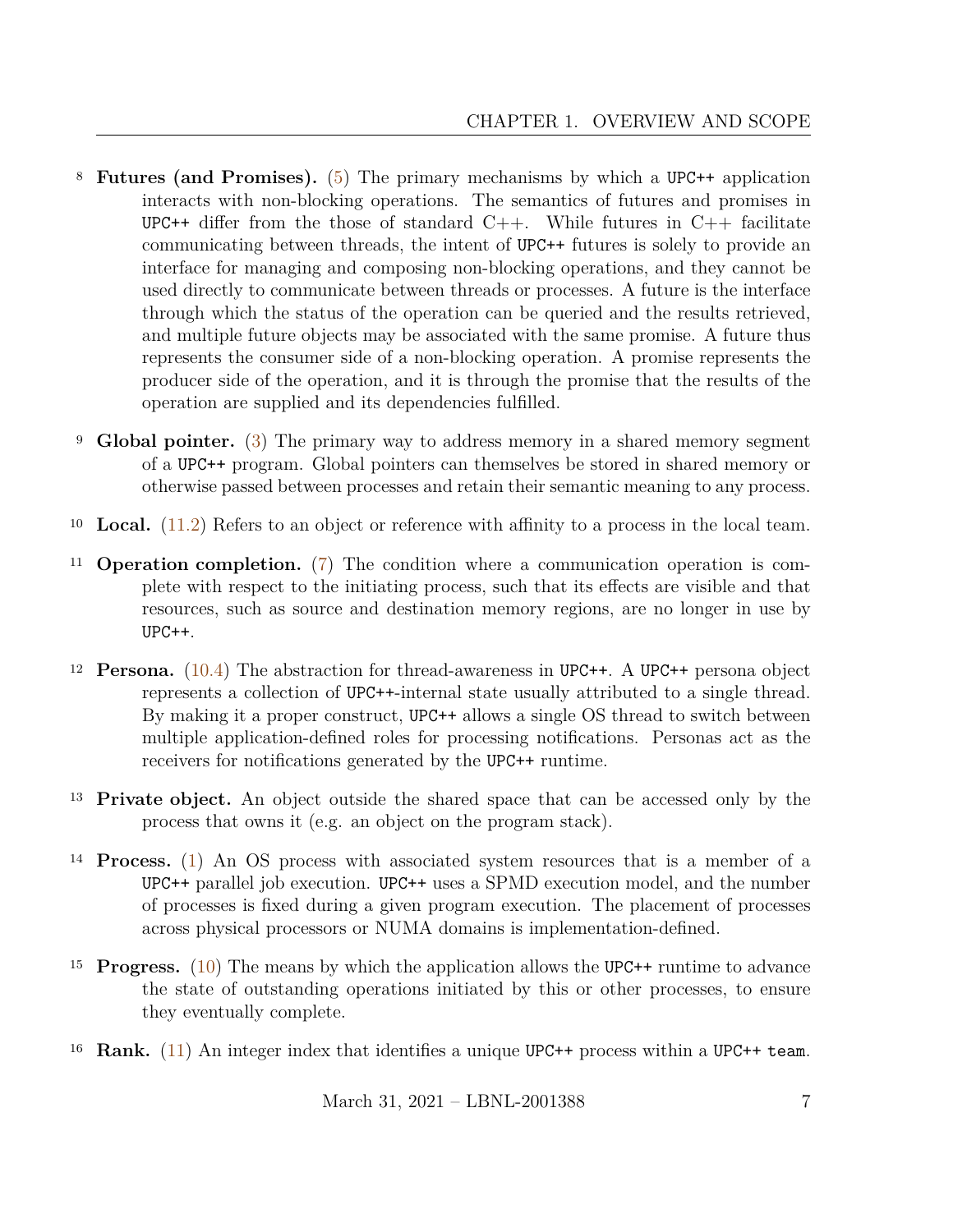8 **Futures (and Promises).** (5) The primary mechanisms by which a UPC++ application interacts with non-blocking operations. The semantics of futures and promises in UPC++ differ from the those of standard C++. While futures in C++ facilitate communicating between threads, the intent of UPC++ futures is solely to provide an interface for managing and composing non-blocking operations, and they cannot be used directly to communicate between threads or processes. A future is the interface through which the status of the operation can be queried and the results retrieved, and multiple future objects may be associated with the same promise. A future thus represents the consumer side of a non-blocking operation. A promise represents the producer side of the operation, and it is through the promise that the results of the operation are supplied and its dependencies fulfilled.

9 **Global pointer.** (3) The primary way to address memory in a shared memory segment of a UPC++ program. Global pointers can themselves be stored in shared memory or otherwise passed between processes and retain their semantic meaning to any process.

10 **Local.** (11.2) Refers to an object or reference with affinity to a process in the local team.

11 **Operation completion.** (7) The condition where a communication operation is complete with respect to the initiating process, such that its effects are visible and that resources, such as source and destination memory regions, are no longer in use by UPC++.

12 **Persona.** (10.4) The abstraction for thread-awareness in UPC++. A UPC++ persona object represents a collection of UPC++-internal state usually attributed to a single thread. By making it a proper construct, UPC++ allows a single OS thread to switch between multiple application-defined roles for processing notifications. Personas act as the receivers for notifications generated by the UPC++ runtime.

13 **Private object.** An object outside the shared space that can be accessed only by the process that owns it (e.g. an object on the program stack).

14 **Process.** (1) An OS process with associated system resources that is a member of a UPC++ parallel job execution. UPC++ uses a SPMD execution model, and the number of processes is fixed during a given program execution. The placement of processes across physical processors or NUMA domains is implementation-defined.

15 **Progress.** (10) The means by which the application allows the UPC++ runtime to advance the state of outstanding operations initiated by this or other processes, to ensure they eventually complete.

16 **Rank.** (11) An integer index that identifies a unique UPC++ process within a UPC++ `team`.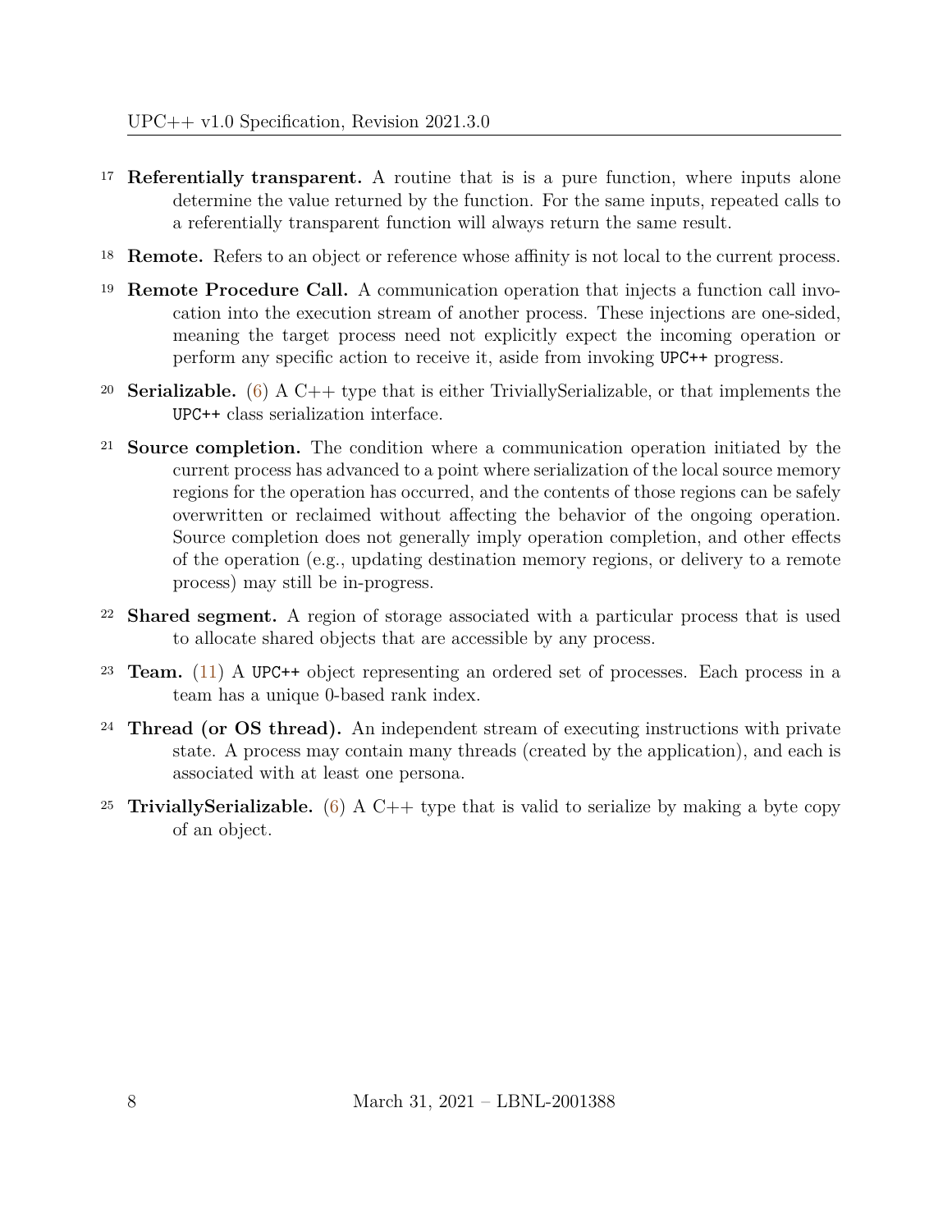17 **Referentially transparent.** A routine that is is a pure function, where inputs alone determine the value returned by the function. For the same inputs, repeated calls to a referentially transparent function will always return the same result.

18 **Remote.** Refers to an object or reference whose affinity is not local to the current process.

19 **Remote Procedure Call.** A communication operation that injects a function call invocation into the execution stream of another process. These injections are one-sided, meaning the target process need not explicitly expect the incoming operation or perform any specific action to receive it, aside from invoking `UPC++` progress.

20 **Serializable.** (6) A C++ type that is either TriviallySerializable, or that implements the `UPC++` class serialization interface.

21 **Source completion.** The condition where a communication operation initiated by the current process has advanced to a point where serialization of the local source memory regions for the operation has occurred, and the contents of those regions can be safely overwritten or reclaimed without affecting the behavior of the ongoing operation. Source completion does not generally imply operation completion, and other effects of the operation (e.g., updating destination memory regions, or delivery to a remote process) may still be in-progress.

22 **Shared segment.** A region of storage associated with a particular process that is used to allocate shared objects that are accessible by any process.

23 **Team.** (11) A `UPC++` object representing an ordered set of processes. Each process in a team has a unique 0-based rank index.

24 **Thread (or OS thread).** An independent stream of executing instructions with private state. A process may contain many threads (created by the application), and each is associated with at least one persona.

25 **TriviallySerializable.** (6) A C++ type that is valid to serialize by making a byte copy of an object.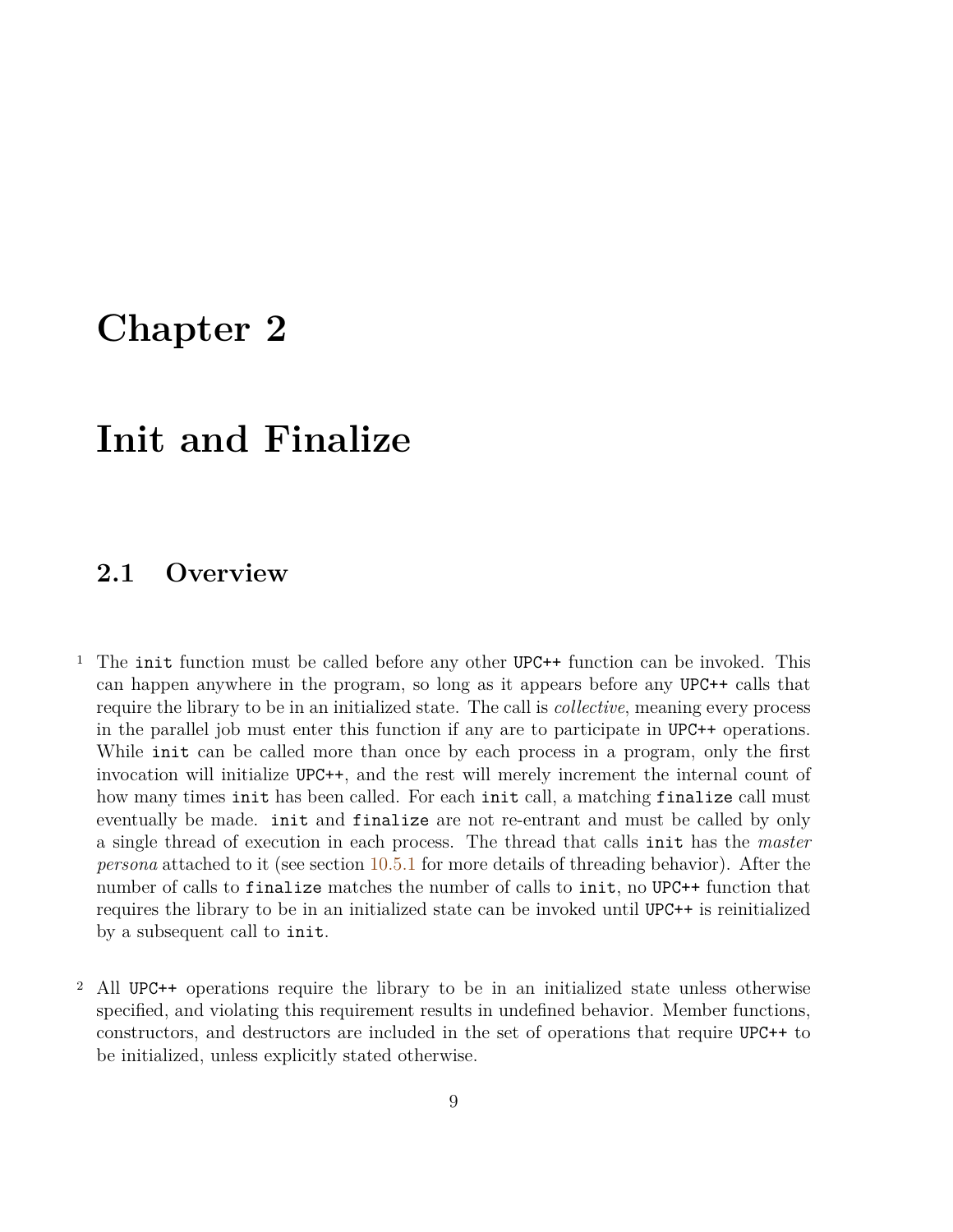# Chapter 2

# Init and Finalize

## 2.1 Overview

1 The `init` function must be called before any other `UPC++` function can be invoked. This can happen anywhere in the program, so long as it appears before any `UPC++` calls that require the library to be in an initialized state. The call is *collective*, meaning every process in the parallel job must enter this function if any are to participate in `UPC++` operations. While `init` can be called more than once by each process in a program, only the first invocation will initialize `UPC++`, and the rest will merely increment the internal count of how many times `init` has been called. For each `init` call, a matching `finalize` call must eventually be made. `init` and `finalize` are not re-entrant and must be called by only a single thread of execution in each process. The thread that calls `init` has the *master persona* attached to it (see section 10.5.1 for more details of threading behavior). After the number of calls to `finalize` matches the number of calls to `init`, no `UPC++` function that requires the library to be in an initialized state can be invoked until `UPC++` is reinitialized by a subsequent call to `init`.

2 All `UPC++` operations require the library to be in an initialized state unless otherwise specified, and violating this requirement results in undefined behavior. Member functions, constructors, and destructors are included in the set of operations that require `UPC++` to be initialized, unless explicitly stated otherwise.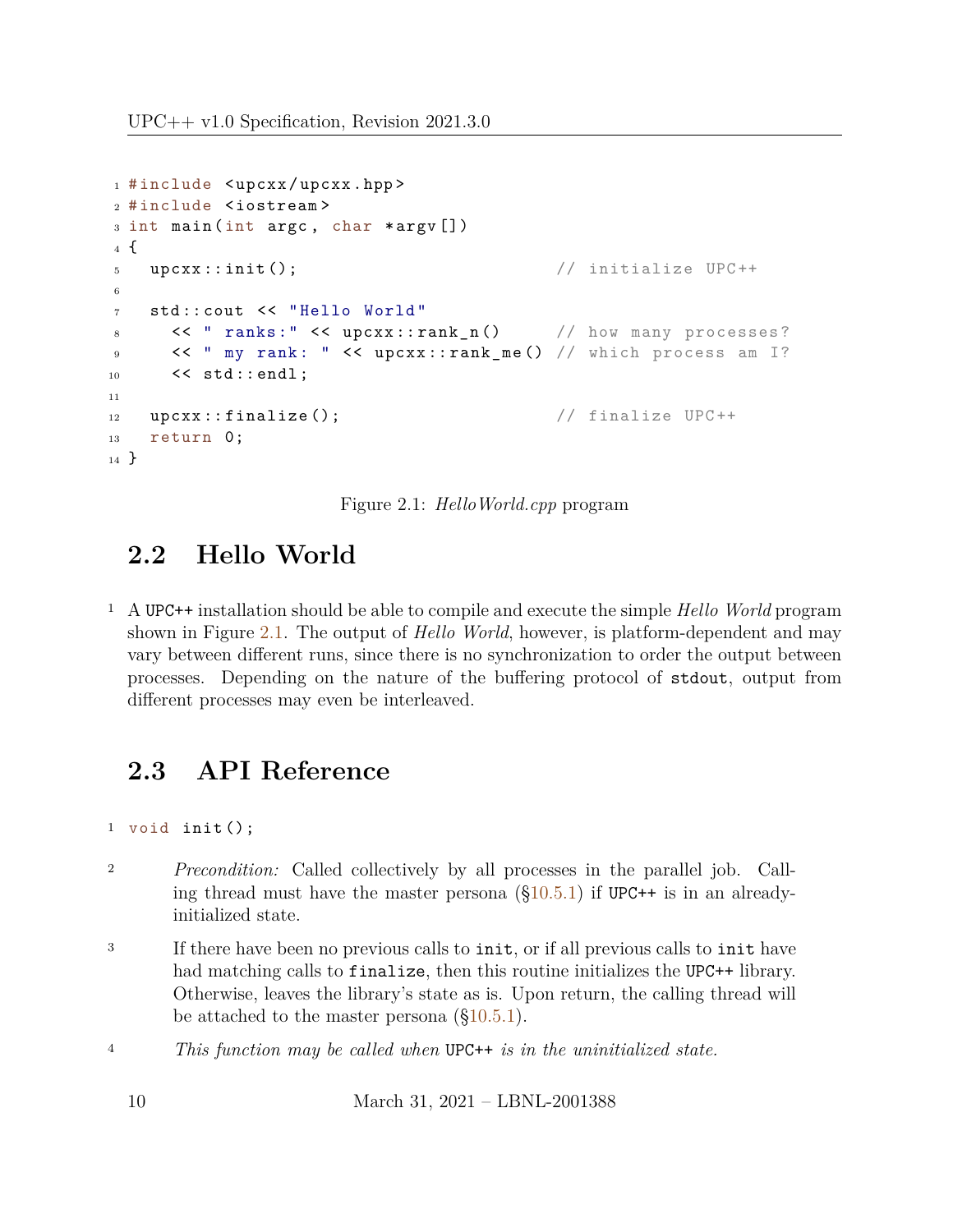```cpp
#include <upcxx/upcxx.hpp>
#include <iostream>
int main(int argc, char *argv[])
{
  upcxx::init();                          // initialize UPC++

  std::cout << "Hello World"
    << " ranks:" << upcxx::rank_n()     // how many processes?
    << " my rank: " << upcxx::rank_me() // which process am I?
    << std::endl;

  upcxx::finalize();                      // finalize UPC++
  return 0;
}
```

Figure 2.1: *HelloWorld.cpp* program

## 2.2 Hello World

1 A UPC++ installation should be able to compile and execute the simple *Hello World* program shown in Figure 2.1. The output of *Hello World*, however, is platform-dependent and may vary between different runs, since there is no synchronization to order the output between processes. Depending on the nature of the buffering protocol of stdout, output from different processes may even be interleaved.

## 2.3 API Reference

```cpp
void init();
```

2 *Precondition:* Called collectively by all processes in the parallel job. Calling thread must have the master persona (§10.5.1) if UPC++ is in an already-initialized state.

3 If there have been no previous calls to init, or if all previous calls to init have had matching calls to finalize, then this routine initializes the UPC++ library. Otherwise, leaves the library's state as is. Upon return, the calling thread will be attached to the master persona (§10.5.1).

4 *This function may be called when UPC++ is in the uninitialized state.*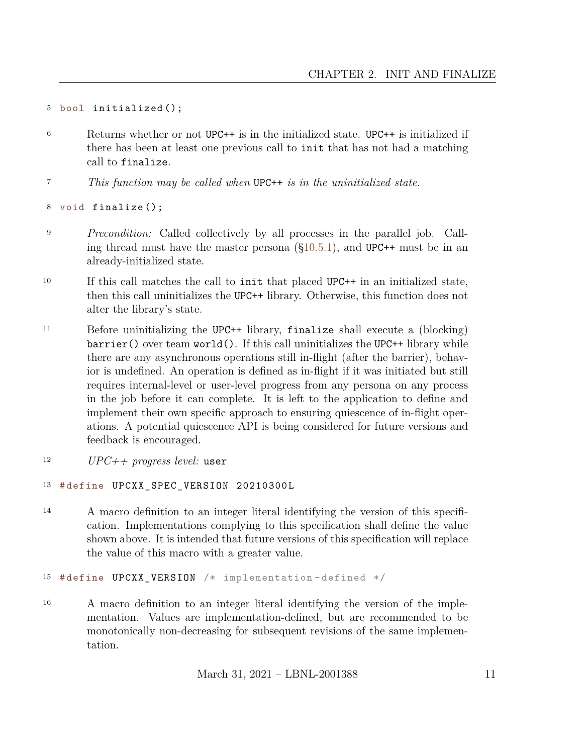```
bool initialized();
```

Returns whether or not UPC++ is in the initialized state. UPC++ is initialized if there has been at least one previous call to init that has not had a matching call to finalize.

*This function may be called when* UPC++ *is in the uninitialized state.*

```
void finalize();
```

*Precondition:* Called collectively by all processes in the parallel job. Calling thread must have the master persona (§10.5.1), and UPC++ must be in an already-initialized state.

If this call matches the call to init that placed UPC++ in an initialized state, then this call uninitializes the UPC++ library. Otherwise, this function does not alter the library's state.

Before uninitializing the UPC++ library, finalize shall execute a (blocking) barrier() over team world(). If this call uninitializes the UPC++ library while there are any asynchronous operations still in-flight (after the barrier), behavior is undefined. An operation is defined as in-flight if it was initiated but still requires internal-level or user-level progress from any persona on any process in the job before it can complete. It is left to the application to define and implement their own specific approach to ensuring quiescence of in-flight operations. A potential quiescence API is being considered for future versions and feedback is encouraged.

*UPC++ progress level:* user

```
#define UPCXX_SPEC_VERSION 20210300L
```

A macro definition to an integer literal identifying the version of this specification. Implementations complying to this specification shall define the value shown above. It is intended that future versions of this specification will replace the value of this macro with a greater value.

```
#define UPCXX_VERSION /* implementation-defined */
```

A macro definition to an integer literal identifying the version of the implementation. Values are implementation-defined, but are recommended to be monotonically non-decreasing for subsequent revisions of the same implementation.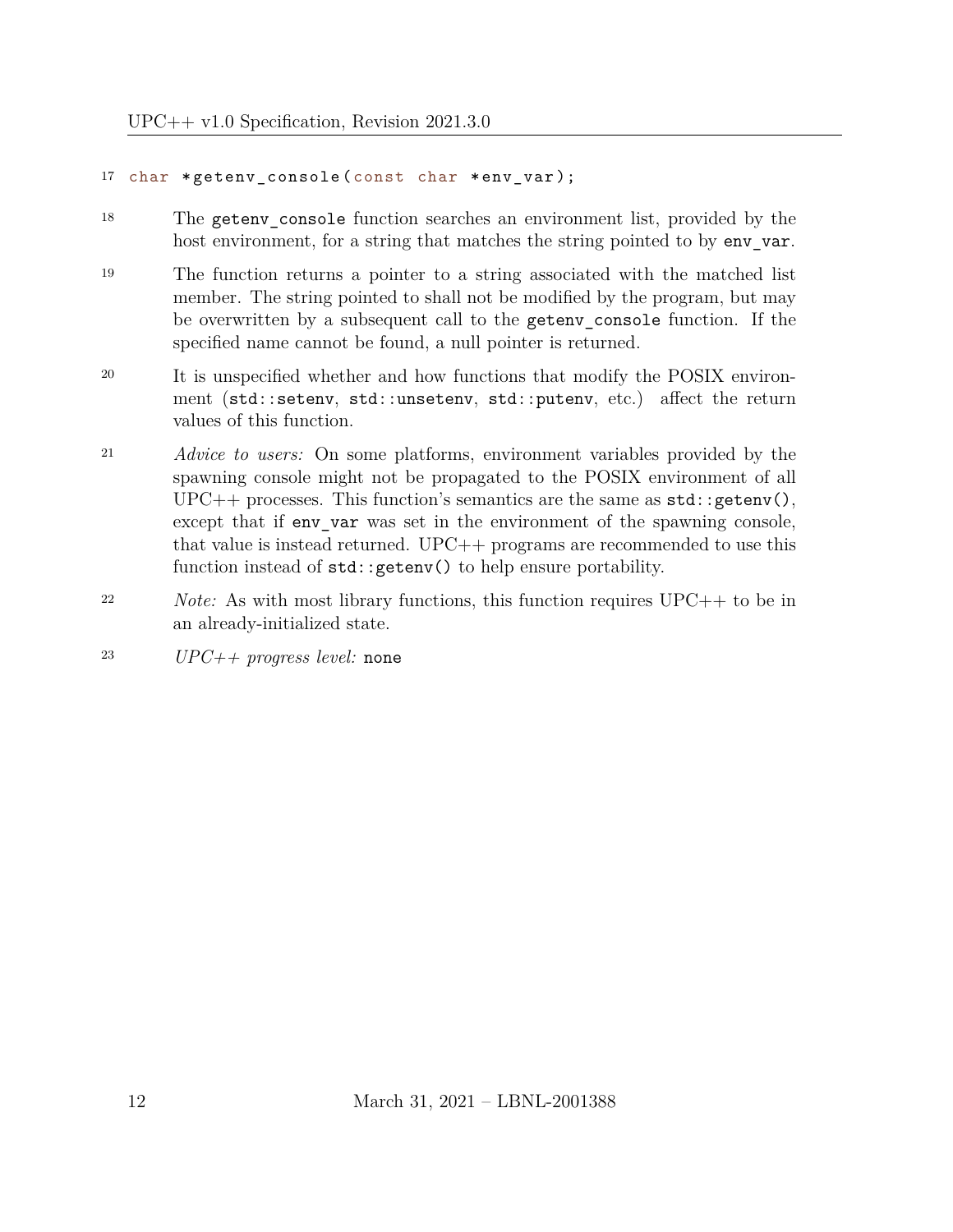```
char *getenv_console(const char *env_var);
```

The `getenv_console` function searches an environment list, provided by the host environment, for a string that matches the string pointed to by `env_var`.

The function returns a pointer to a string associated with the matched list member. The string pointed to shall not be modified by the program, but may be overwritten by a subsequent call to the `getenv_console` function. If the specified name cannot be found, a null pointer is returned.

It is unspecified whether and how functions that modify the POSIX environment (`std::setenv`, `std::unsetenv`, `std::putenv`, etc.) affect the return values of this function.

*Advice to users:* On some platforms, environment variables provided by the spawning console might not be propagated to the POSIX environment of all UPC++ processes. This function's semantics are the same as `std::getenv()`, except that if `env_var` was set in the environment of the spawning console, that value is instead returned. UPC++ programs are recommended to use this function instead of `std::getenv()` to help ensure portability.

*Note:* As with most library functions, this function requires UPC++ to be in an already-initialized state.

*UPC++ progress level:* `none`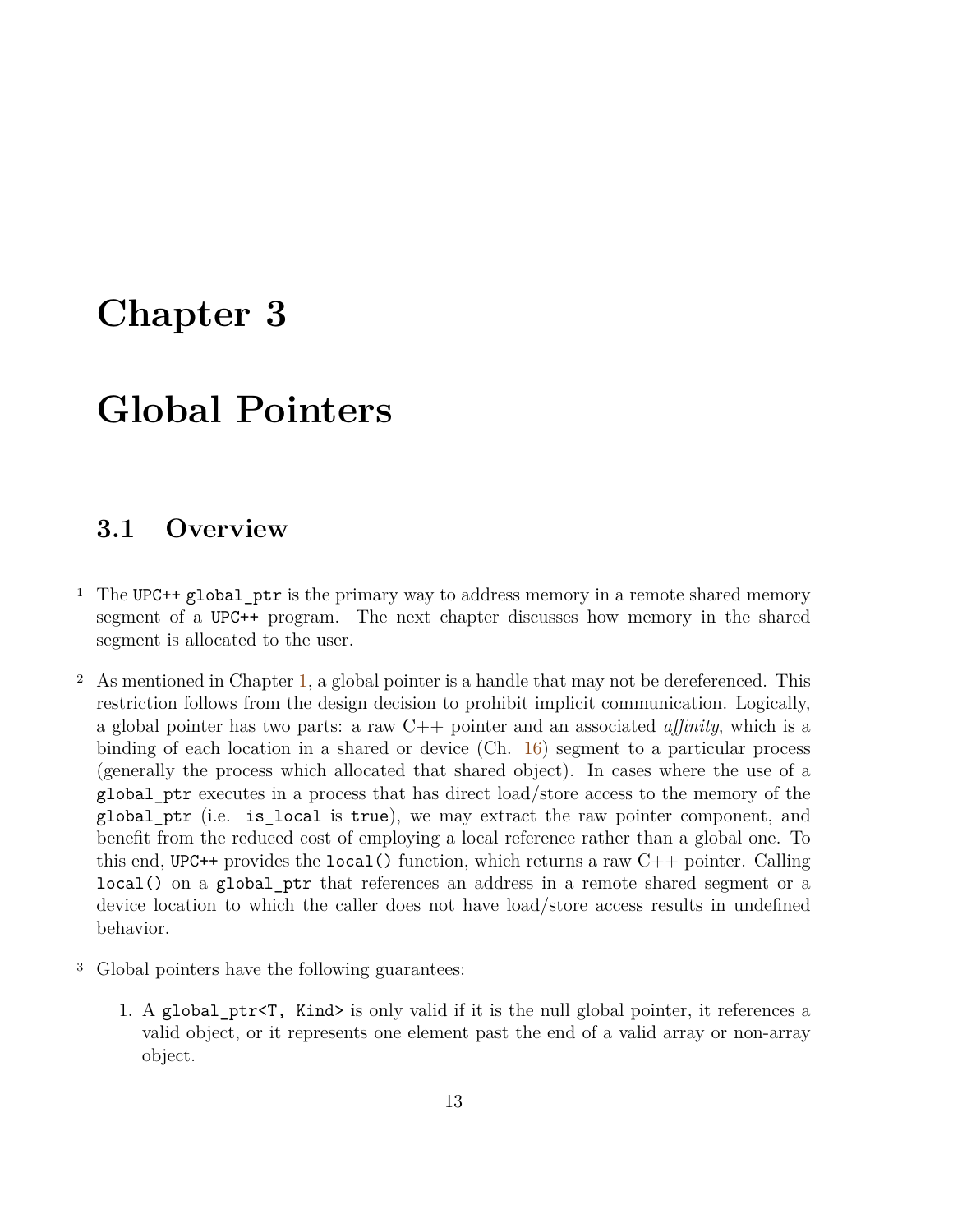# Chapter 3

# Global Pointers

## 3.1 Overview

1 The `UPC++` `global_ptr` is the primary way to address memory in a remote shared memory segment of a `UPC++` program. The next chapter discusses how memory in the shared segment is allocated to the user.

2 As mentioned in Chapter 1, a global pointer is a handle that may not be dereferenced. This restriction follows from the design decision to prohibit implicit communication. Logically, a global pointer has two parts: a raw C++ pointer and an associated *affinity*, which is a binding of each location in a shared or device (Ch. 16) segment to a particular process (generally the process which allocated that shared object). In cases where the use of a `global_ptr` executes in a process that has direct load/store access to the memory of the `global_ptr` (i.e. `is_local` is `true`), we may extract the raw pointer component, and benefit from the reduced cost of employing a local reference rather than a global one. To this end, `UPC++` provides the `local()` function, which returns a raw C++ pointer. Calling `local()` on a `global_ptr` that references an address in a remote shared segment or a device location to which the caller does not have load/store access results in undefined behavior.

3 Global pointers have the following guarantees:

1. A `global_ptr<T, Kind>` is only valid if it is the null global pointer, it references a valid object, or it represents one element past the end of a valid array or non-array object.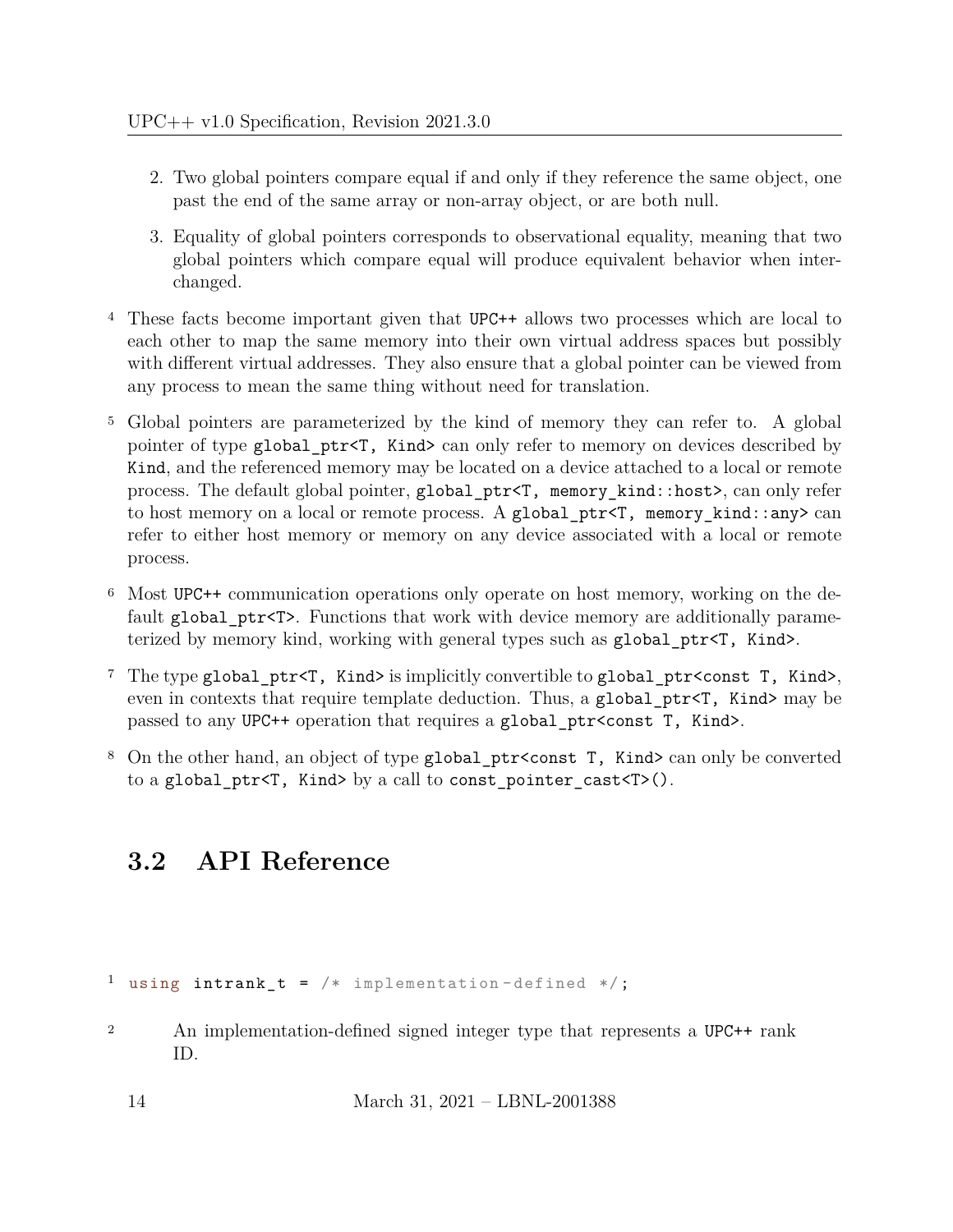2. Two global pointers compare equal if and only if they reference the same object, one past the end of the same array or non-array object, or are both null.

3. Equality of global pointers corresponds to observational equality, meaning that two global pointers which compare equal will produce equivalent behavior when interchanged.

4 These facts become important given that UPC++ allows two processes which are local to each other to map the same memory into their own virtual address spaces but possibly with different virtual addresses. They also ensure that a global pointer can be viewed from any process to mean the same thing without need for translation.

5 Global pointers are parameterized by the kind of memory they can refer to. A global pointer of type `global_ptr<T, Kind>` can only refer to memory on devices described by `Kind`, and the referenced memory may be located on a device attached to a local or remote process. The default global pointer, `global_ptr<T, memory_kind::host>`, can only refer to host memory on a local or remote process. A `global_ptr<T, memory_kind::any>` can refer to either host memory or memory on any device associated with a local or remote process.

6 Most UPC++ communication operations only operate on host memory, working on the default `global_ptr<T>`. Functions that work with device memory are additionally parameterized by memory kind, working with general types such as `global_ptr<T, Kind>`.

7 The type `global_ptr<T, Kind>` is implicitly convertible to `global_ptr<const T, Kind>`, even in contexts that require template deduction. Thus, a `global_ptr<T, Kind>` may be passed to any UPC++ operation that requires a `global_ptr<const T, Kind>`.

8 On the other hand, an object of type `global_ptr<const T, Kind>` can only be converted to a `global_ptr<T, Kind>` by a call to `const_pointer_cast<T>()`.

## 3.2 API Reference

```
using intrank_t = /* implementation-defined */;
```

2 An implementation-defined signed integer type that represents a UPC++ rank ID.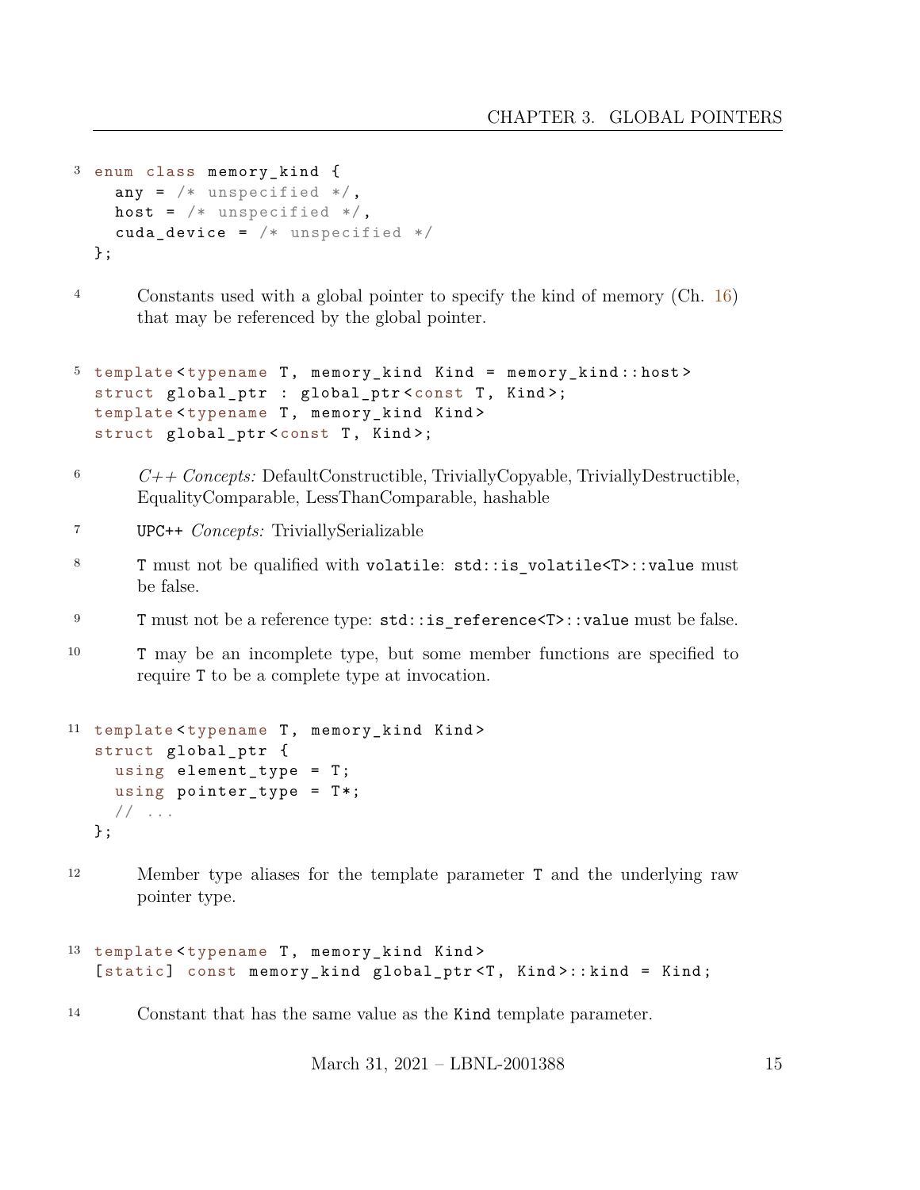3
```
enum class memory_kind {
  any = /* unspecified */,
  host = /* unspecified */,
  cuda_device = /* unspecified */
};
```

4 Constants used with a global pointer to specify the kind of memory (Ch. 16) that may be referenced by the global pointer.

5
```
template<typename T, memory_kind Kind = memory_kind::host>
struct global_ptr : global_ptr<const T, Kind>;
template<typename T, memory_kind Kind>
struct global_ptr<const T, Kind>;
```

6 *C++ Concepts:* DefaultConstructible, TriviallyCopyable, TriviallyDestructible, EqualityComparable, LessThanComparable, hashable

7 UPC++ *Concepts:* TriviallySerializable

8 `T` must not be qualified with `volatile`: `std::is_volatile<T>::value` must be false.

9 `T` must not be a reference type: `std::is_reference<T>::value` must be false.

10 `T` may be an incomplete type, but some member functions are specified to require `T` to be a complete type at invocation.

11
```
template<typename T, memory_kind Kind>
struct global_ptr {
  using element_type = T;
  using pointer_type = T*;
  // ...
};
```

12 Member type aliases for the template parameter `T` and the underlying raw pointer type.

13
```
template<typename T, memory_kind Kind>
[static] const memory_kind global_ptr<T, Kind>::kind = Kind;
```

14 Constant that has the same value as the `Kind` template parameter.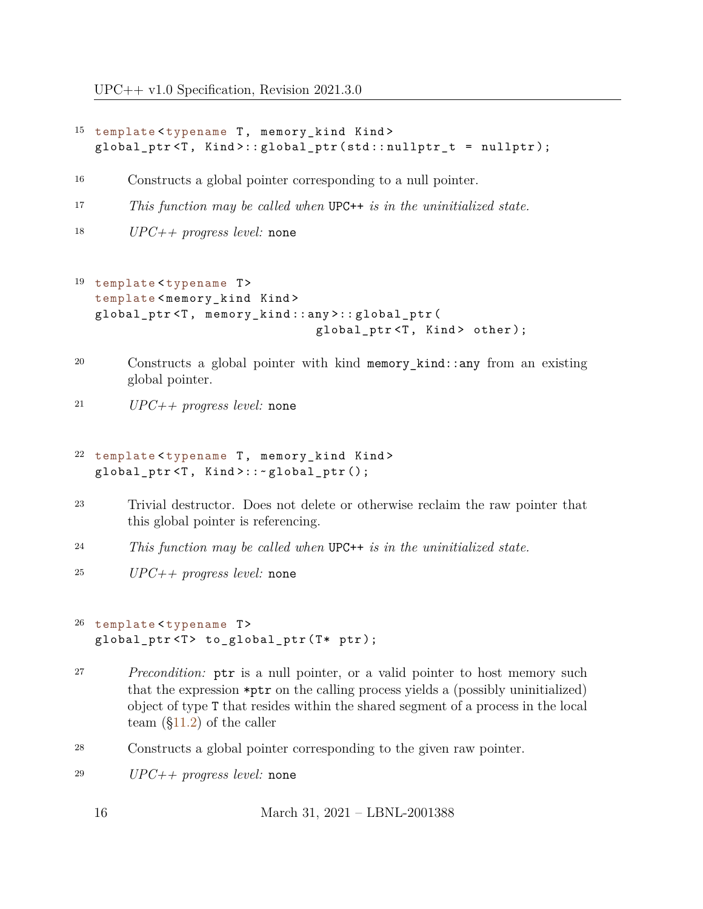```
template<typename T, memory_kind Kind>
global_ptr<T, Kind>::global_ptr(std::nullptr_t = nullptr);
```

Constructs a global pointer corresponding to a null pointer.

*This function may be called when* `UPC++` *is in the uninitialized state.*

*UPC++ progress level:* `none`

```
template<typename T>
template<memory_kind Kind>
global_ptr<T, memory_kind::any>::global_ptr(
                              global_ptr<T, Kind> other);
```

Constructs a global pointer with kind `memory_kind::any` from an existing global pointer.

*UPC++ progress level:* `none`

```
template<typename T, memory_kind Kind>
global_ptr<T, Kind>::~global_ptr();
```

Trivial destructor. Does not delete or otherwise reclaim the raw pointer that this global pointer is referencing.

*This function may be called when* `UPC++` *is in the uninitialized state.*

*UPC++ progress level:* `none`

```
template<typename T>
global_ptr<T> to_global_ptr(T* ptr);
```

*Precondition:* `ptr` is a null pointer, or a valid pointer to host memory such that the expression `*ptr` on the calling process yields a (possibly uninitialized) object of type `T` that resides within the shared segment of a process in the local team (§11.2) of the caller

Constructs a global pointer corresponding to the given raw pointer.

*UPC++ progress level:* `none`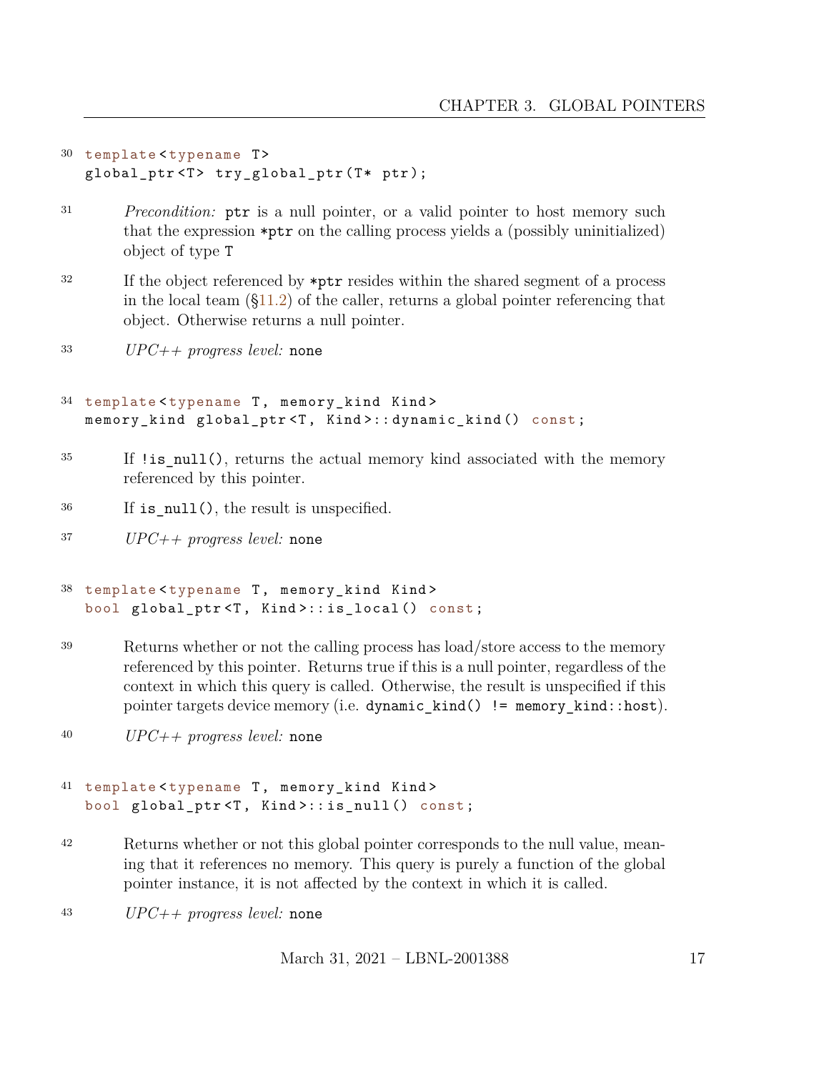30
```
template<typename T>
global_ptr<T> try_global_ptr(T* ptr);
```

31 *Precondition:* `ptr` is a null pointer, or a valid pointer to host memory such that the expression `*ptr` on the calling process yields a (possibly uninitialized) object of type `T`

32 If the object referenced by `*ptr` resides within the shared segment of a process in the local team (§11.2) of the caller, returns a global pointer referencing that object. Otherwise returns a null pointer.

33 *UPC++ progress level:* `none`

34
```
template<typename T, memory_kind Kind>
memory_kind global_ptr<T, Kind>::dynamic_kind() const;
```

35 If `!is_null()`, returns the actual memory kind associated with the memory referenced by this pointer.

36 If `is_null()`, the result is unspecified.

37 *UPC++ progress level:* `none`

38
```
template<typename T, memory_kind Kind>
bool global_ptr<T, Kind>::is_local() const;
```

39 Returns whether or not the calling process has load/store access to the memory referenced by this pointer. Returns true if this is a null pointer, regardless of the context in which this query is called. Otherwise, the result is unspecified if this pointer targets device memory (i.e. `dynamic_kind() != memory_kind::host`).

40 *UPC++ progress level:* `none`

41
```
template<typename T, memory_kind Kind>
bool global_ptr<T, Kind>::is_null() const;
```

42 Returns whether or not this global pointer corresponds to the null value, meaning that it references no memory. This query is purely a function of the global pointer instance, it is not affected by the context in which it is called.

43 *UPC++ progress level:* `none`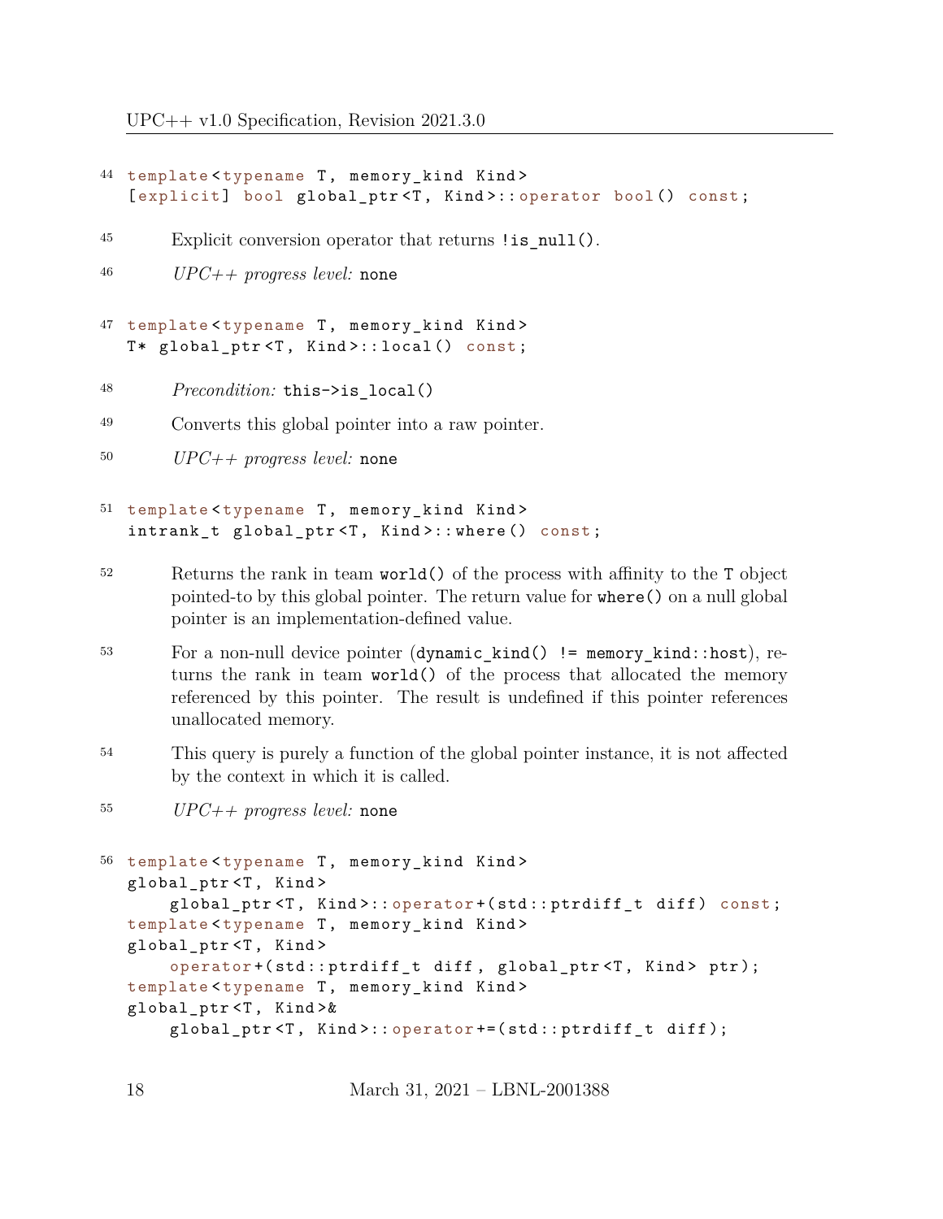44
```
template<typename T, memory_kind Kind>
[explicit] bool global_ptr<T, Kind>::operator bool() const;
```

45 Explicit conversion operator that returns `!is_null()`.

46 *UPC++ progress level:* `none`

47
```
template<typename T, memory_kind Kind>
T* global_ptr<T, Kind>::local() const;
```

48 *Precondition:* `this->is_local()`

49 Converts this global pointer into a raw pointer.

50 *UPC++ progress level:* `none`

51
```
template<typename T, memory_kind Kind>
intrank_t global_ptr<T, Kind>::where() const;
```

52 Returns the rank in team `world()` of the process with affinity to the `T` object pointed-to by this global pointer. The return value for `where()` on a null global pointer is an implementation-defined value.

53 For a non-null device pointer (`dynamic_kind() != memory_kind::host`), returns the rank in team `world()` of the process that allocated the memory referenced by this pointer. The result is undefined if this pointer references unallocated memory.

54 This query is purely a function of the global pointer instance, it is not affected by the context in which it is called.

55 *UPC++ progress level:* `none`

56
```
template<typename T, memory_kind Kind>
global_ptr<T, Kind>
    global_ptr<T, Kind>::operator+(std::ptrdiff_t diff) const;
template<typename T, memory_kind Kind>
global_ptr<T, Kind>
    operator+(std::ptrdiff_t diff, global_ptr<T, Kind> ptr);
template<typename T, memory_kind Kind>
global_ptr<T, Kind>&
    global_ptr<T, Kind>::operator+=(std::ptrdiff_t diff);
```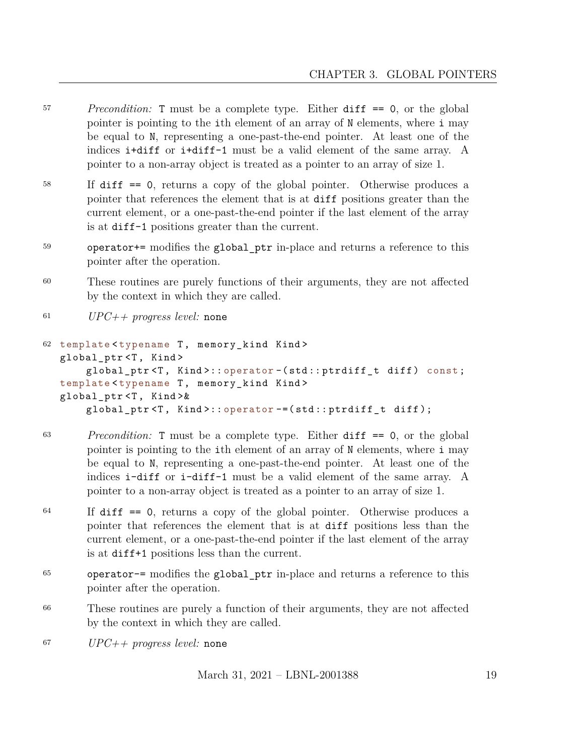57 *Precondition:* `T` must be a complete type. Either `diff == 0`, or the global pointer is pointing to the `i`th element of an array of `N` elements, where `i` may be equal to `N`, representing a one-past-the-end pointer. At least one of the indices `i+diff` or `i+diff-1` must be a valid element of the same array. A pointer to a non-array object is treated as a pointer to an array of size 1.

58 If `diff == 0`, returns a copy of the global pointer. Otherwise produces a pointer that references the element that is at `diff` positions greater than the current element, or a one-past-the-end pointer if the last element of the array is at `diff-1` positions greater than the current.

59 `operator+=` modifies the `global_ptr` in-place and returns a reference to this pointer after the operation.

60 These routines are purely functions of their arguments, they are not affected by the context in which they are called.

61 *UPC++ progress level:* `none`

62
```
template<typename T, memory_kind Kind>
global_ptr<T, Kind>
    global_ptr<T, Kind>::operator-(std::ptrdiff_t diff) const;
template<typename T, memory_kind Kind>
global_ptr<T, Kind>&
    global_ptr<T, Kind>::operator-=(std::ptrdiff_t diff);
```

63 *Precondition:* `T` must be a complete type. Either `diff == 0`, or the global pointer is pointing to the `i`th element of an array of `N` elements, where `i` may be equal to `N`, representing a one-past-the-end pointer. At least one of the indices `i-diff` or `i-diff-1` must be a valid element of the same array. A pointer to a non-array object is treated as a pointer to an array of size 1.

64 If `diff == 0`, returns a copy of the global pointer. Otherwise produces a pointer that references the element that is at `diff` positions less than the current element, or a one-past-the-end pointer if the last element of the array is at `diff+1` positions less than the current.

65 `operator-=` modifies the `global_ptr` in-place and returns a reference to this pointer after the operation.

66 These routines are purely a function of their arguments, they are not affected by the context in which they are called.

67 *UPC++ progress level:* `none`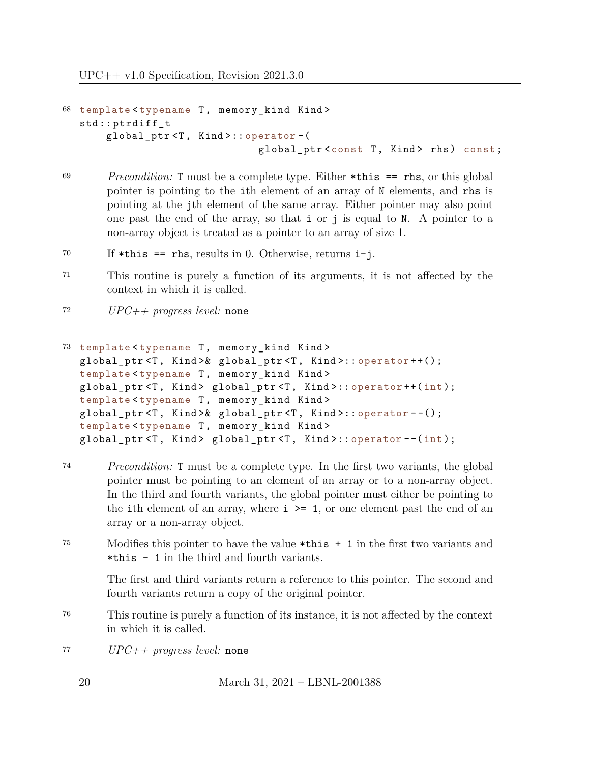68
```
template<typename T, memory_kind Kind>
std::ptrdiff_t
    global_ptr<T, Kind>::operator-(
                            global_ptr<const T, Kind> rhs) const;
```

69 *Precondition:* T must be a complete type. Either `*this == rhs`, or this global pointer is pointing to the ith element of an array of N elements, and `rhs` is pointing at the jth element of the same array. Either pointer may also point one past the end of the array, so that i or j is equal to N. A pointer to a non-array object is treated as a pointer to an array of size 1.

70 If `*this == rhs`, results in 0. Otherwise, returns `i-j`.

71 This routine is purely a function of its arguments, it is not affected by the context in which it is called.

72 *UPC++ progress level:* `none`

73
```
template<typename T, memory_kind Kind>
global_ptr<T, Kind>& global_ptr<T, Kind>::operator++();
template<typename T, memory_kind Kind>
global_ptr<T, Kind> global_ptr<T, Kind>::operator++(int);
template<typename T, memory_kind Kind>
global_ptr<T, Kind>& global_ptr<T, Kind>::operator--();
template<typename T, memory_kind Kind>
global_ptr<T, Kind> global_ptr<T, Kind>::operator--(int);
```

74 *Precondition:* T must be a complete type. In the first two variants, the global pointer must be pointing to an element of an array or to a non-array object. In the third and fourth variants, the global pointer must either be pointing to the ith element of an array, where `i >= 1`, or one element past the end of an array or a non-array object.

75 Modifies this pointer to have the value `*this + 1` in the first two variants and `*this - 1` in the third and fourth variants.

The first and third variants return a reference to this pointer. The second and fourth variants return a copy of the original pointer.

76 This routine is purely a function of its instance, it is not affected by the context in which it is called.

77 *UPC++ progress level:* `none`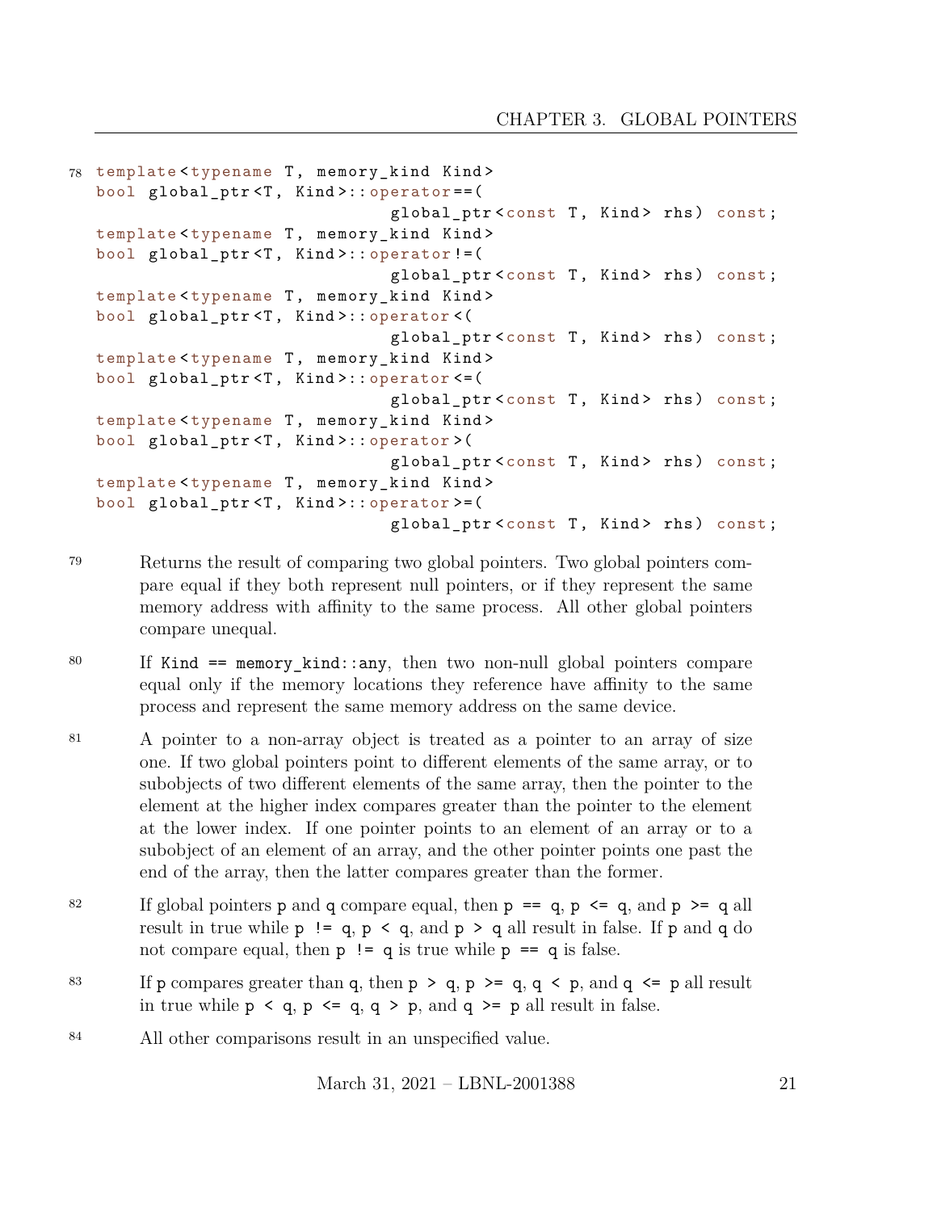78

```
template<typename T, memory_kind Kind>
bool global_ptr<T, Kind>::operator==(
                          global_ptr<const T, Kind> rhs) const;
template<typename T, memory_kind Kind>
bool global_ptr<T, Kind>::operator!=(
                          global_ptr<const T, Kind> rhs) const;
template<typename T, memory_kind Kind>
bool global_ptr<T, Kind>::operator<(
                          global_ptr<const T, Kind> rhs) const;
template<typename T, memory_kind Kind>
bool global_ptr<T, Kind>::operator<=(
                          global_ptr<const T, Kind> rhs) const;
template<typename T, memory_kind Kind>
bool global_ptr<T, Kind>::operator>(
                          global_ptr<const T, Kind> rhs) const;
template<typename T, memory_kind Kind>
bool global_ptr<T, Kind>::operator>=(
                          global_ptr<const T, Kind> rhs) const;
```

79 Returns the result of comparing two global pointers. Two global pointers compare equal if they both represent null pointers, or if they represent the same memory address with affinity to the same process. All other global pointers compare unequal.

80 If `Kind == memory_kind::any`, then two non-null global pointers compare equal only if the memory locations they reference have affinity to the same process and represent the same memory address on the same device.

81 A pointer to a non-array object is treated as a pointer to an array of size one. If two global pointers point to different elements of the same array, or to subobjects of two different elements of the same array, then the pointer to the element at the higher index compares greater than the pointer to the element at the lower index. If one pointer points to an element of an array or to a subobject of an element of an array, and the other pointer points one past the end of the array, then the latter compares greater than the former.

82 If global pointers `p` and `q` compare equal, then `p == q`, `p <= q`, and `p >= q` all result in true while `p != q`, `p < q`, and `p > q` all result in false. If `p` and `q` do not compare equal, then `p != q` is true while `p == q` is false.

83 If `p` compares greater than `q`, then `p > q`, `p >= q`, `q < p`, and `q <= p` all result in true while `p < q`, `p <= q`, `q > p`, and `q >= p` all result in false.

84 All other comparisons result in an unspecified value.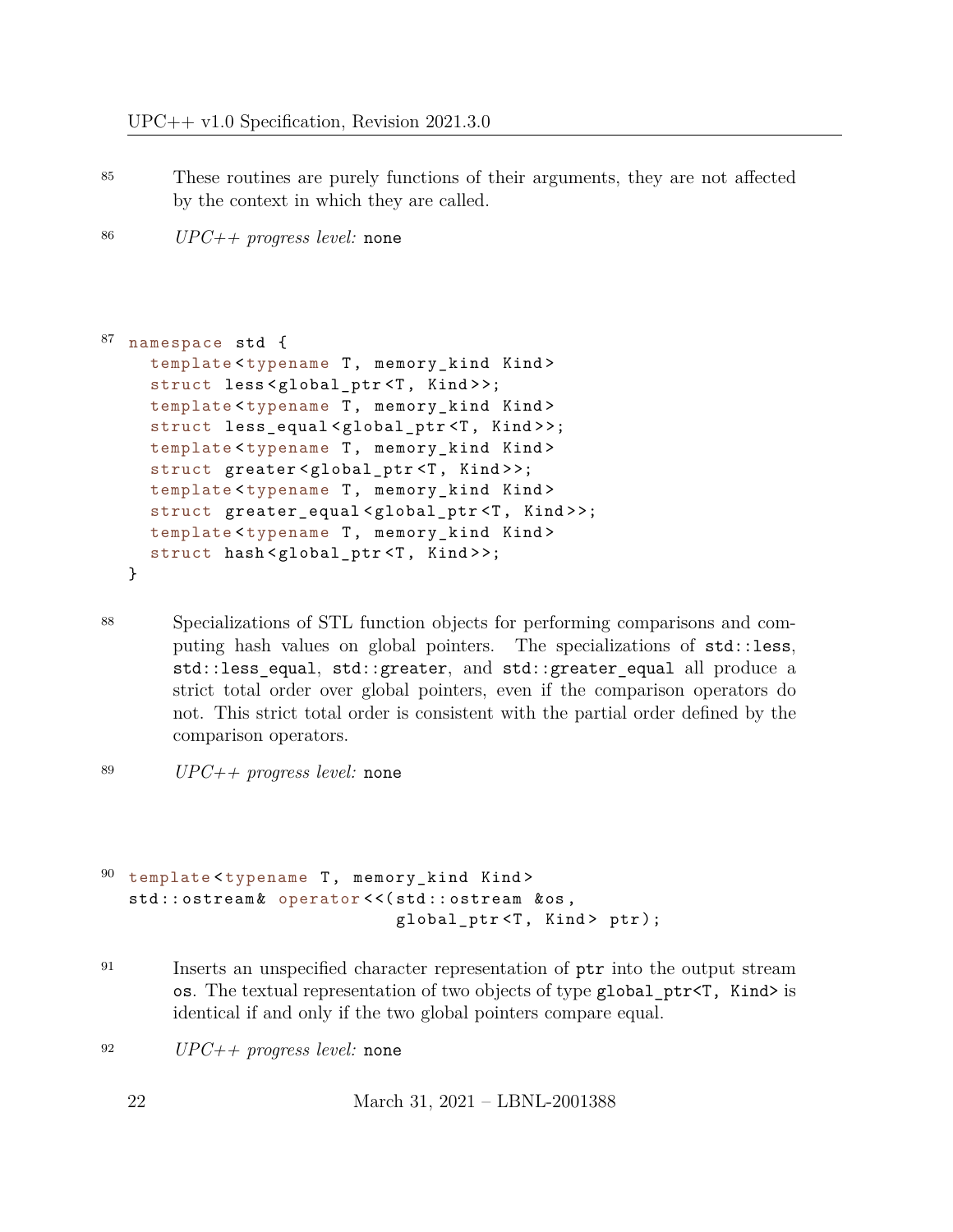85 These routines are purely functions of their arguments, they are not affected by the context in which they are called.

86 *UPC++ progress level:* `none`

87
```
namespace std {
  template<typename T, memory_kind Kind>
  struct less<global_ptr<T, Kind>>;
  template<typename T, memory_kind Kind>
  struct less_equal<global_ptr<T, Kind>>;
  template<typename T, memory_kind Kind>
  struct greater<global_ptr<T, Kind>>;
  template<typename T, memory_kind Kind>
  struct greater_equal<global_ptr<T, Kind>>;
  template<typename T, memory_kind Kind>
  struct hash<global_ptr<T, Kind>>;
}
```

88 Specializations of STL function objects for performing comparisons and computing hash values on global pointers. The specializations of `std::less`, `std::less_equal`, `std::greater`, and `std::greater_equal` all produce a strict total order over global pointers, even if the comparison operators do not. This strict total order is consistent with the partial order defined by the comparison operators.

89 *UPC++ progress level:* `none`

90
```
template<typename T, memory_kind Kind>
std::ostream& operator<<(std::ostream &os,
                         global_ptr<T, Kind> ptr);
```

91 Inserts an unspecified character representation of `ptr` into the output stream `os`. The textual representation of two objects of type `global_ptr<T, Kind>` is identical if and only if the two global pointers compare equal.

92 *UPC++ progress level:* `none`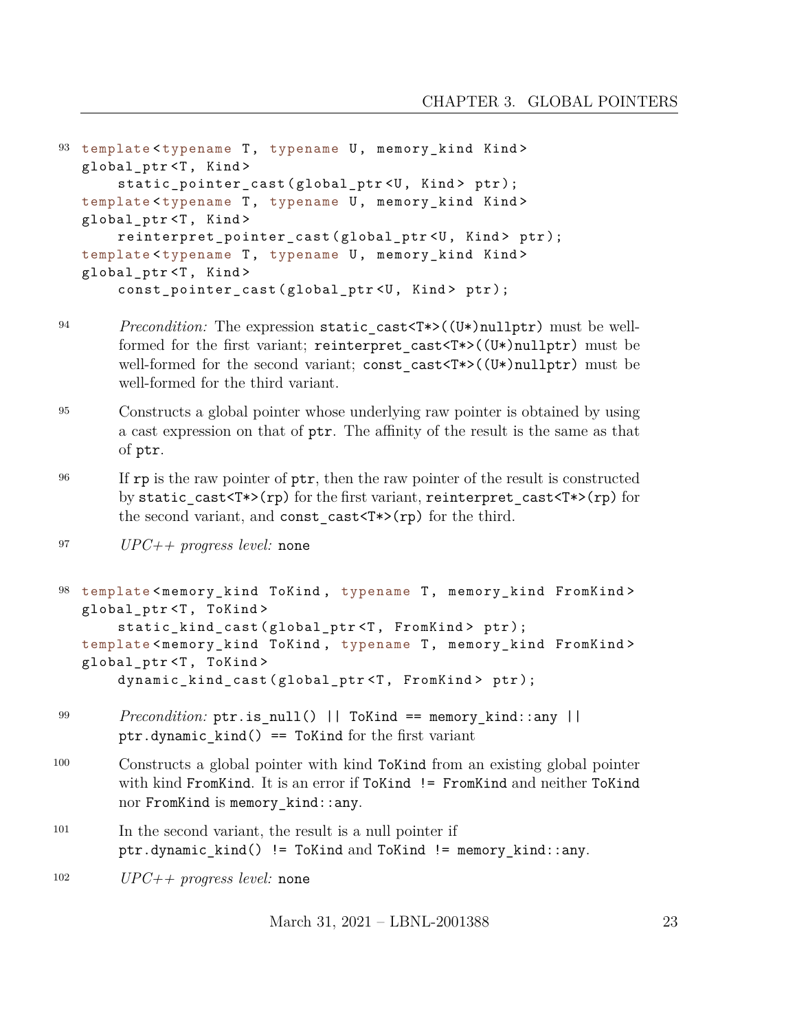93
```
template<typename T, typename U, memory_kind Kind>
global_ptr<T, Kind>
    static_pointer_cast(global_ptr<U, Kind> ptr);
template<typename T, typename U, memory_kind Kind>
global_ptr<T, Kind>
    reinterpret_pointer_cast(global_ptr<U, Kind> ptr);
template<typename T, typename U, memory_kind Kind>
global_ptr<T, Kind>
    const_pointer_cast(global_ptr<U, Kind> ptr);
```

94 *Precondition:* The expression `static_cast<T*>((U*)nullptr)` must be well-formed for the first variant; `reinterpret_cast<T*>((U*)nullptr)` must be well-formed for the second variant; `const_cast<T*>((U*)nullptr)` must be well-formed for the third variant.

95 Constructs a global pointer whose underlying raw pointer is obtained by using a cast expression on that of `ptr`. The affinity of the result is the same as that of `ptr`.

96 If `rp` is the raw pointer of `ptr`, then the raw pointer of the result is constructed by `static_cast<T*>(rp)` for the first variant, `reinterpret_cast<T*>(rp)` for the second variant, and `const_cast<T*>(rp)` for the third.

97 *UPC++ progress level:* `none`

98
```
template<memory_kind ToKind, typename T, memory_kind FromKind>
global_ptr<T, ToKind>
    static_kind_cast(global_ptr<T, FromKind> ptr);
template<memory_kind ToKind, typename T, memory_kind FromKind>
global_ptr<T, ToKind>
    dynamic_kind_cast(global_ptr<T, FromKind> ptr);
```

99 *Precondition:* `ptr.is_null() || ToKind == memory_kind::any || ptr.dynamic_kind() == ToKind` for the first variant

100 Constructs a global pointer with kind `ToKind` from an existing global pointer with kind `FromKind`. It is an error if `ToKind != FromKind` and neither `ToKind` nor `FromKind` is `memory_kind::any`.

101 In the second variant, the result is a null pointer if `ptr.dynamic_kind() != ToKind` and `ToKind != memory_kind::any`.

102 *UPC++ progress level:* `none`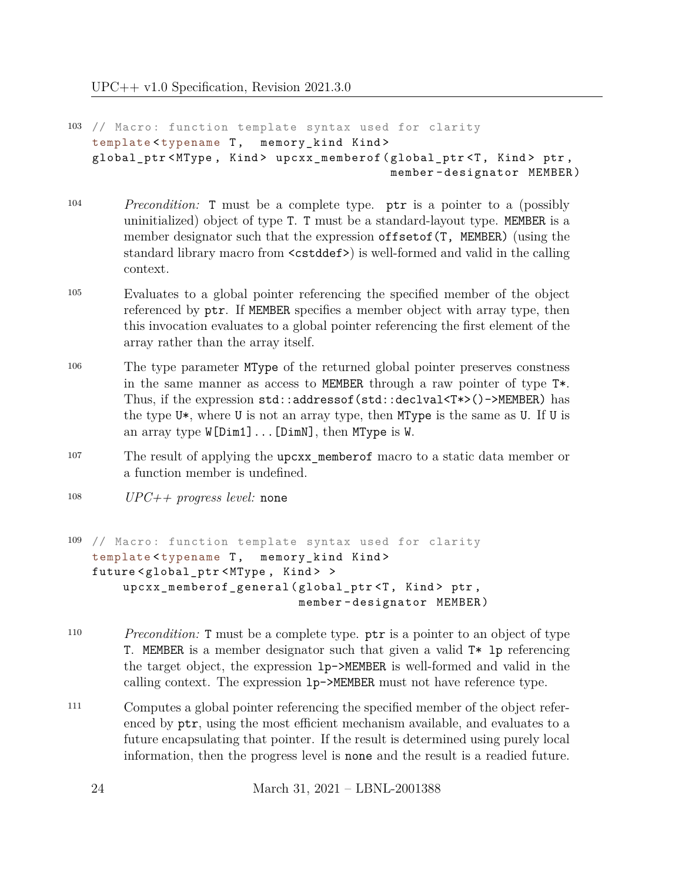103
```
// Macro: function template syntax used for clarity
template<typename T, memory_kind Kind>
global_ptr<MType, Kind> upcxx_memberof(global_ptr<T, Kind> ptr,
                                       member-designator MEMBER)
```

104 *Precondition:* `T` must be a complete type. `ptr` is a pointer to a (possibly uninitialized) object of type `T`. `T` must be a standard-layout type. `MEMBER` is a member designator such that the expression `offsetof(T, MEMBER)` (using the standard library macro from `<cstddef>`) is well-formed and valid in the calling context.

105 Evaluates to a global pointer referencing the specified member of the object referenced by `ptr`. If `MEMBER` specifies a member object with array type, then this invocation evaluates to a global pointer referencing the first element of the array rather than the array itself.

106 The type parameter `MType` of the returned global pointer preserves constness in the same manner as access to `MEMBER` through a raw pointer of type `T*`. Thus, if the expression `std::addressof(std::declval<T*>()->MEMBER)` has the type `U*`, where `U` is not an array type, then `MType` is the same as `U`. If `U` is an array type `W[Dim1]...[DimN]`, then `MType` is `W`.

107 The result of applying the `upcxx_memberof` macro to a static data member or a function member is undefined.

108 *UPC++ progress level:* `none`

109
```
// Macro: function template syntax used for clarity
template<typename T, memory_kind Kind>
future<global_ptr<MType, Kind> >
    upcxx_memberof_general(global_ptr<T, Kind> ptr,
                           member-designator MEMBER)
```

110 *Precondition:* `T` must be a complete type. `ptr` is a pointer to an object of type `T`. `MEMBER` is a member designator such that given a valid `T* lp` referencing the target object, the expression `lp->MEMBER` is well-formed and valid in the calling context. The expression `lp->MEMBER` must not have reference type.

111 Computes a global pointer referencing the specified member of the object referenced by `ptr`, using the most efficient mechanism available, and evaluates to a future encapsulating that pointer. If the result is determined using purely local information, then the progress level is `none` and the result is a readied future.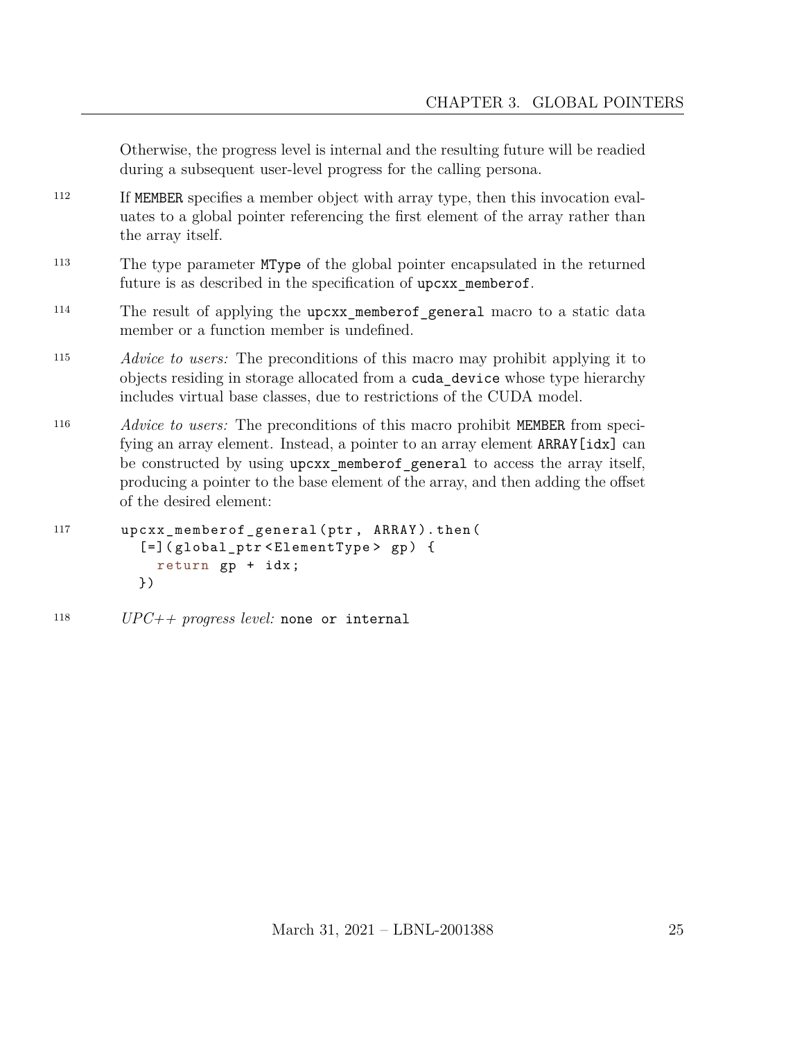Otherwise, the progress level is internal and the resulting future will be readied during a subsequent user-level progress for the calling persona.

112 If `MEMBER` specifies a member object with array type, then this invocation evaluates to a global pointer referencing the first element of the array rather than the array itself.

113 The type parameter `MType` of the global pointer encapsulated in the returned future is as described in the specification of `upcxx_memberof`.

114 The result of applying the `upcxx_memberof_general` macro to a static data member or a function member is undefined.

115 *Advice to users:* The preconditions of this macro may prohibit applying it to objects residing in storage allocated from a `cuda_device` whose type hierarchy includes virtual base classes, due to restrictions of the CUDA model.

116 *Advice to users:* The preconditions of this macro prohibit `MEMBER` from specifying an array element. Instead, a pointer to an array element `ARRAY[idx]` can be constructed by using `upcxx_memberof_general` to access the array itself, producing a pointer to the base element of the array, and then adding the offset of the desired element:

117
```
upcxx_memberof_general(ptr, ARRAY).then(
  [=](global_ptr<ElementType> gp) {
    return gp + idx;
  })
```

118 *UPC++ progress level:* `none or internal`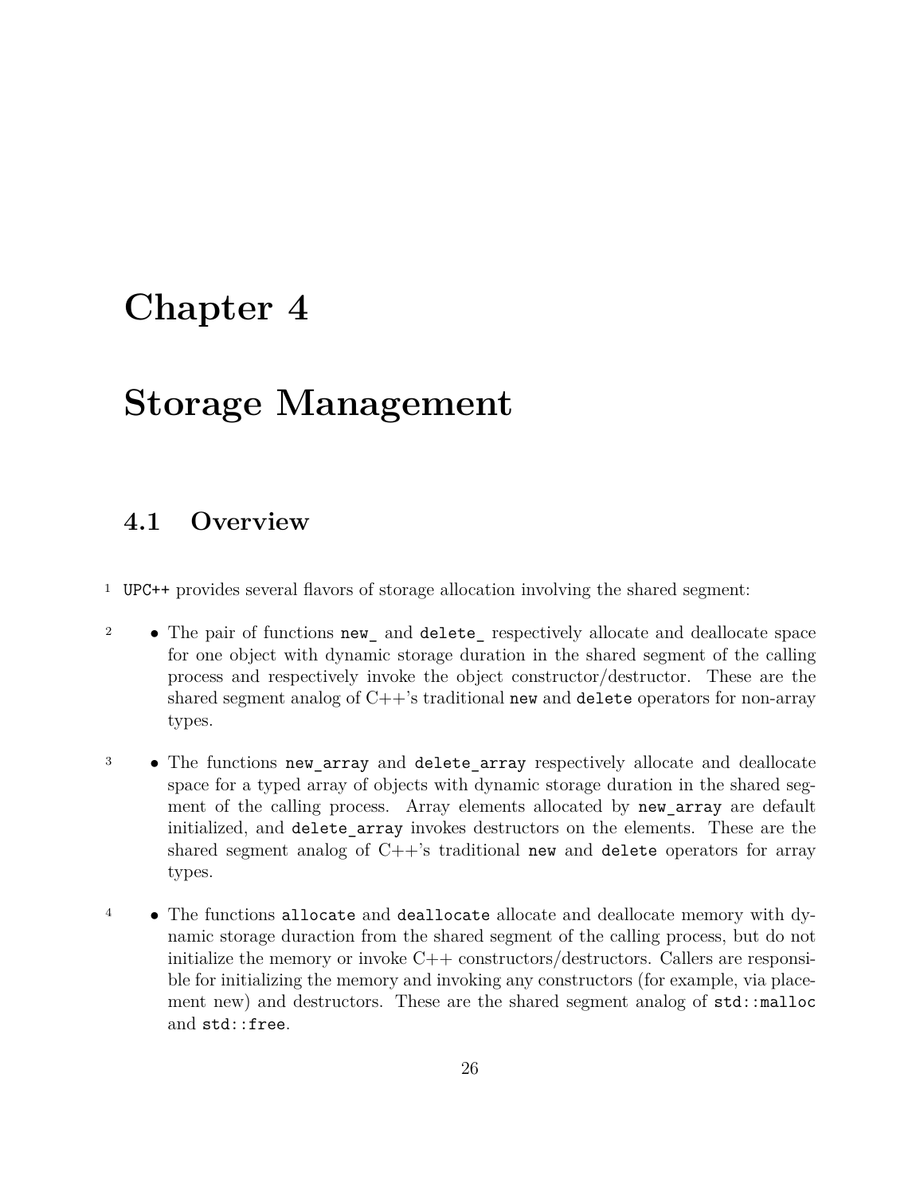# Chapter 4

# Storage Management

## 4.1 Overview

UPC++ provides several flavors of storage allocation involving the shared segment:

- The pair of functions `new_` and `delete_` respectively allocate and deallocate space for one object with dynamic storage duration in the shared segment of the calling process and respectively invoke the object constructor/destructor. These are the shared segment analog of C++'s traditional `new` and `delete` operators for non-array types.

- The functions `new_array` and `delete_array` respectively allocate and deallocate space for a typed array of objects with dynamic storage duration in the shared segment of the calling process. Array elements allocated by `new_array` are default initialized, and `delete_array` invokes destructors on the elements. These are the shared segment analog of C++'s traditional `new` and `delete` operators for array types.

- The functions `allocate` and `deallocate` allocate and deallocate memory with dynamic storage duraction from the shared segment of the calling process, but do not initialize the memory or invoke C++ constructors/destructors. Callers are responsible for initializing the memory and invoking any constructors (for example, via placement new) and destructors. These are the shared segment analog of `std::malloc` and `std::free`.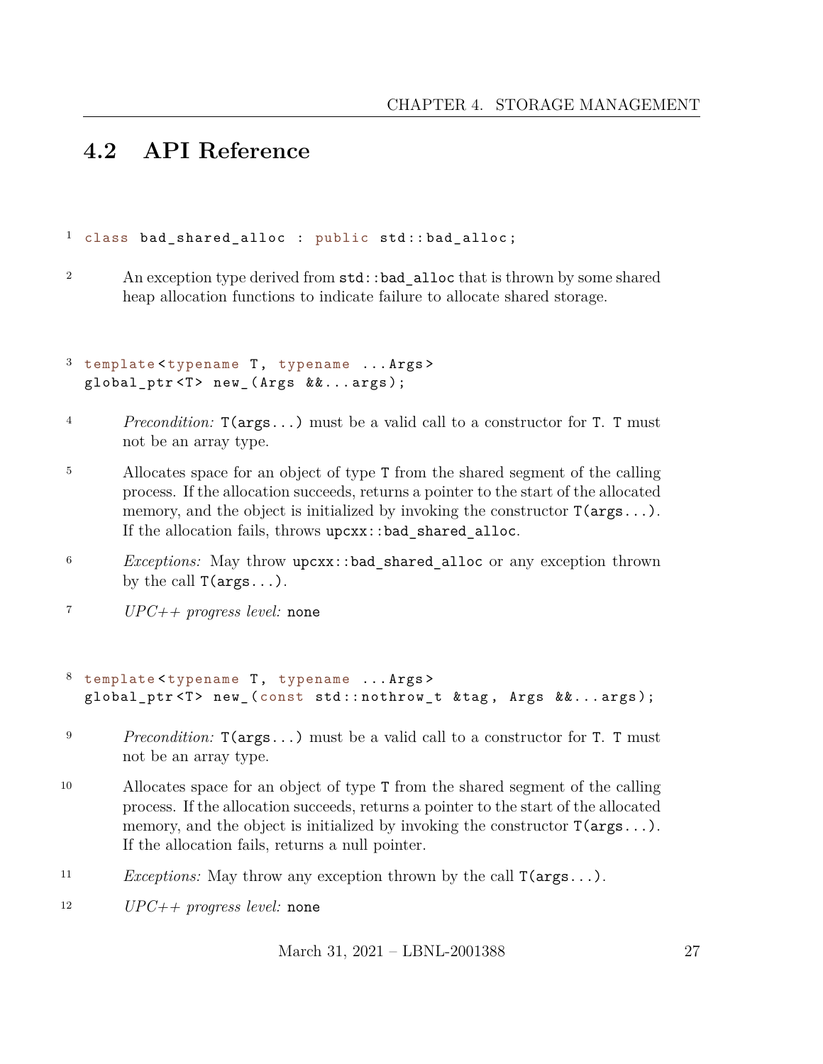## 4.2 API Reference

```
class bad_shared_alloc : public std::bad_alloc;
```

An exception type derived from `std::bad_alloc` that is thrown by some shared heap allocation functions to indicate failure to allocate shared storage.

```
template<typename T, typename ...Args>
global_ptr<T> new_(Args &&...args);
```

*Precondition:* `T(args...)` must be a valid call to a constructor for `T`. `T` must not be an array type.

Allocates space for an object of type `T` from the shared segment of the calling process. If the allocation succeeds, returns a pointer to the start of the allocated memory, and the object is initialized by invoking the constructor `T(args...)`. If the allocation fails, throws `upcxx::bad_shared_alloc`.

*Exceptions:* May throw `upcxx::bad_shared_alloc` or any exception thrown by the call `T(args...)`.

*UPC++ progress level:* `none`

```
template<typename T, typename ...Args>
global_ptr<T> new_(const std::nothrow_t &tag, Args &&...args);
```

*Precondition:* `T(args...)` must be a valid call to a constructor for `T`. `T` must not be an array type.

Allocates space for an object of type `T` from the shared segment of the calling process. If the allocation succeeds, returns a pointer to the start of the allocated memory, and the object is initialized by invoking the constructor `T(args...)`. If the allocation fails, returns a null pointer.

*Exceptions:* May throw any exception thrown by the call `T(args...)`.

*UPC++ progress level:* `none`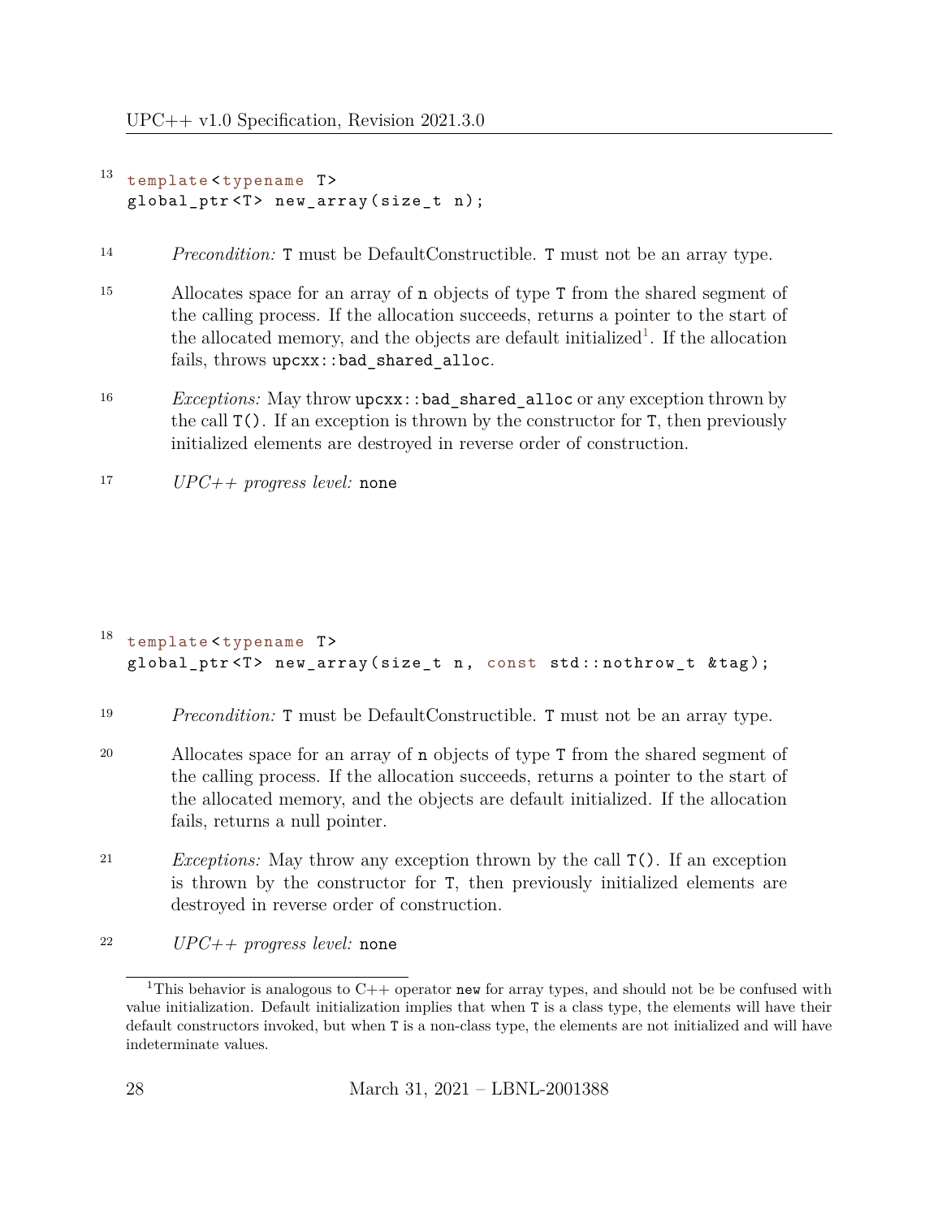13

```
template<typename T>
global_ptr<T> new_array(size_t n);
```

14 *Precondition:* `T` must be DefaultConstructible. `T` must not be an array type.

15 Allocates space for an array of `n` objects of type `T` from the shared segment of the calling process. If the allocation succeeds, returns a pointer to the start of the allocated memory, and the objects are default initialized[1]. If the allocation fails, throws `upcxx::bad_shared_alloc`.

16 *Exceptions:* May throw `upcxx::bad_shared_alloc` or any exception thrown by the call `T()`. If an exception is thrown by the constructor for `T`, then previously initialized elements are destroyed in reverse order of construction.

17 *UPC++ progress level:* `none`

18

```
template<typename T>
global_ptr<T> new_array(size_t n, const std::nothrow_t &tag);
```

19 *Precondition:* `T` must be DefaultConstructible. `T` must not be an array type.

20 Allocates space for an array of `n` objects of type `T` from the shared segment of the calling process. If the allocation succeeds, returns a pointer to the start of the allocated memory, and the objects are default initialized. If the allocation fails, returns a null pointer.

21 *Exceptions:* May throw any exception thrown by the call `T()`. If an exception is thrown by the constructor for `T`, then previously initialized elements are destroyed in reverse order of construction.

22 *UPC++ progress level:* `none`

---

[1] This behavior is analogous to C++ operator `new` for array types, and should not be be confused with value initialization. Default initialization implies that when `T` is a class type, the elements will have their default constructors invoked, but when `T` is a non-class type, the elements are not initialized and will have indeterminate values.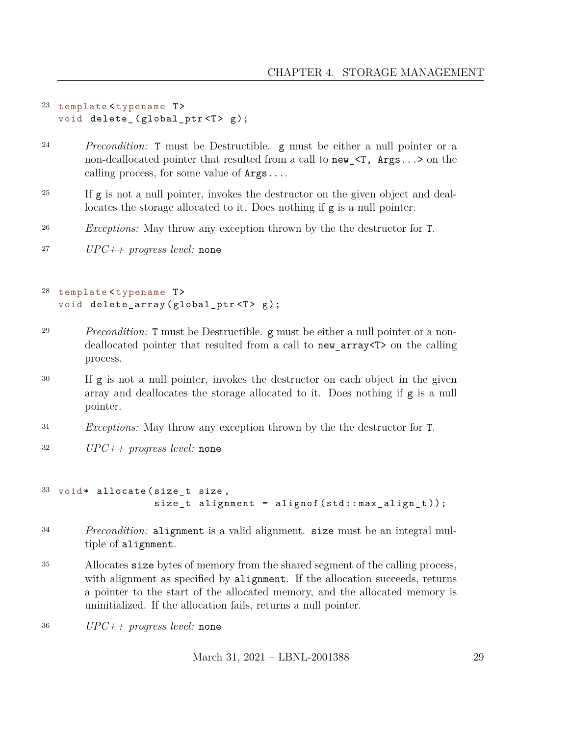23
```
template<typename T>
void delete_(global_ptr<T> g);
```

24 *Precondition:* `T` must be Destructible. `g` must be either a null pointer or a non-deallocated pointer that resulted from a call to `new_<T, Args...>` on the calling process, for some value of `Args...`.

25 If `g` is not a null pointer, invokes the destructor on the given object and deallocates the storage allocated to it. Does nothing if `g` is a null pointer.

26 *Exceptions:* May throw any exception thrown by the the destructor for `T`.

27 *UPC++ progress level:* `none`

28
```
template<typename T>
void delete_array(global_ptr<T> g);
```

29 *Precondition:* `T` must be Destructible. `g` must be either a null pointer or a non-deallocated pointer that resulted from a call to `new_array<T>` on the calling process.

30 If `g` is not a null pointer, invokes the destructor on each object in the given array and deallocates the storage allocated to it. Does nothing if `g` is a null pointer.

31 *Exceptions:* May throw any exception thrown by the the destructor for `T`.

32 *UPC++ progress level:* `none`

33
```
void* allocate(size_t size,
               size_t alignment = alignof(std::max_align_t));
```

34 *Precondition:* `alignment` is a valid alignment. `size` must be an integral multiple of `alignment`.

35 Allocates `size` bytes of memory from the shared segment of the calling process, with alignment as specified by `alignment`. If the allocation succeeds, returns a pointer to the start of the allocated memory, and the allocated memory is uninitialized. If the allocation fails, returns a null pointer.

36 *UPC++ progress level:* `none`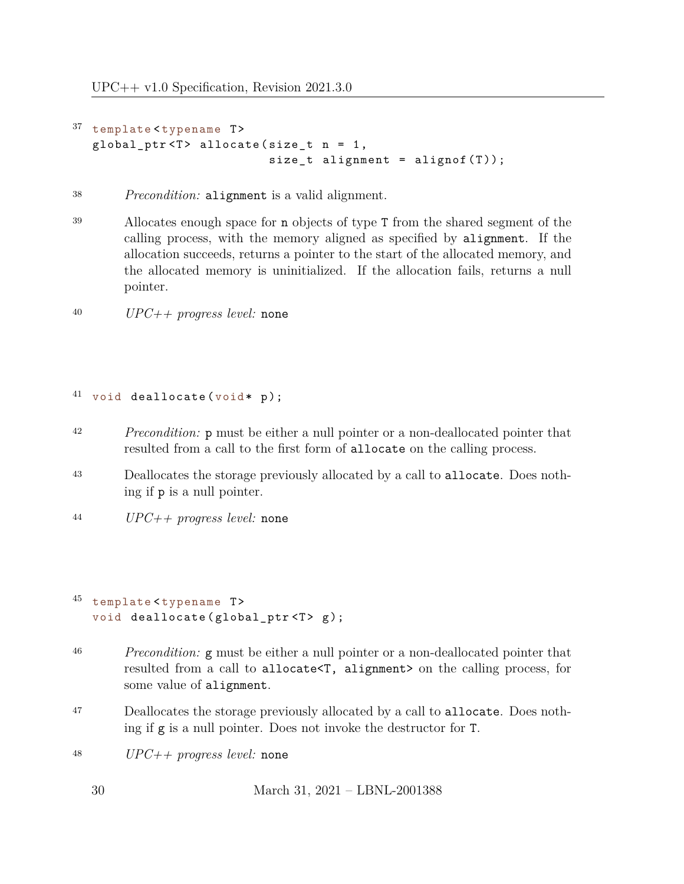37
```
template<typename T>
global_ptr<T> allocate(size_t n = 1,
                       size_t alignment = alignof(T));
```

38 *Precondition:* `alignment` is a valid alignment.

39 Allocates enough space for `n` objects of type `T` from the shared segment of the calling process, with the memory aligned as specified by `alignment`. If the allocation succeeds, returns a pointer to the start of the allocated memory, and the allocated memory is uninitialized. If the allocation fails, returns a null pointer.

40 *UPC++ progress level:* `none`

41
```
void deallocate(void* p);
```

42 *Precondition:* `p` must be either a null pointer or a non-deallocated pointer that resulted from a call to the first form of `allocate` on the calling process.

43 Deallocates the storage previously allocated by a call to `allocate`. Does nothing if `p` is a null pointer.

44 *UPC++ progress level:* `none`

45
```
template<typename T>
void deallocate(global_ptr<T> g);
```

46 *Precondition:* `g` must be either a null pointer or a non-deallocated pointer that resulted from a call to `allocate<T, alignment>` on the calling process, for some value of `alignment`.

47 Deallocates the storage previously allocated by a call to `allocate`. Does nothing if `g` is a null pointer. Does not invoke the destructor for `T`.

48 *UPC++ progress level:* `none`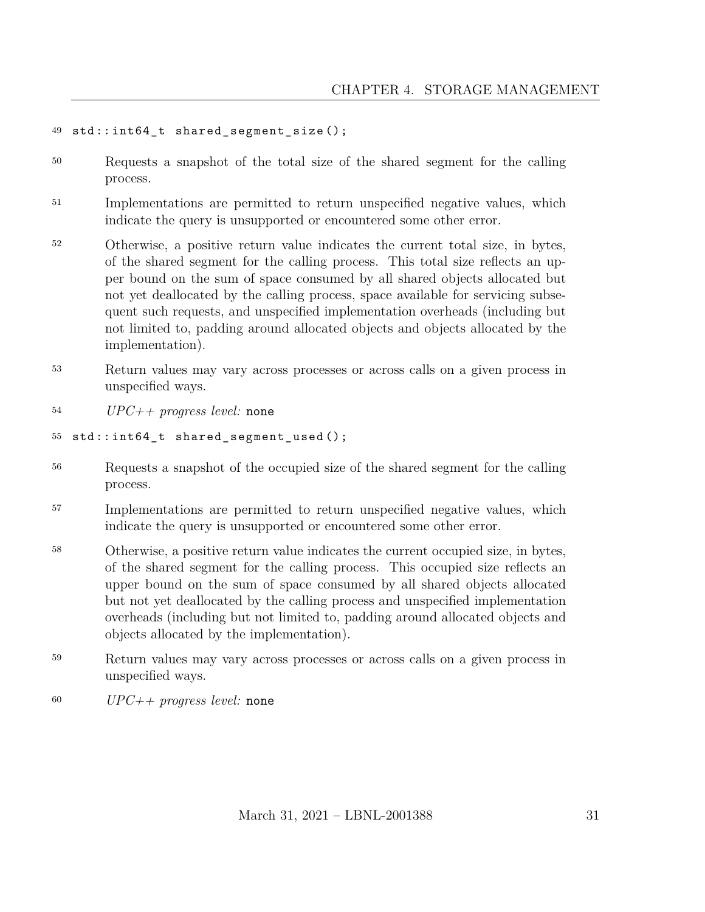```
std::int64_t shared_segment_size();
```

Requests a snapshot of the total size of the shared segment for the calling process.

Implementations are permitted to return unspecified negative values, which indicate the query is unsupported or encountered some other error.

Otherwise, a positive return value indicates the current total size, in bytes, of the shared segment for the calling process. This total size reflects an upper bound on the sum of space consumed by all shared objects allocated but not yet deallocated by the calling process, space available for servicing subsequent such requests, and unspecified implementation overheads (including but not limited to, padding around allocated objects and objects allocated by the implementation).

Return values may vary across processes or across calls on a given process in unspecified ways.

*UPC++ progress level:* `none`

```
std::int64_t shared_segment_used();
```

Requests a snapshot of the occupied size of the shared segment for the calling process.

Implementations are permitted to return unspecified negative values, which indicate the query is unsupported or encountered some other error.

Otherwise, a positive return value indicates the current occupied size, in bytes, of the shared segment for the calling process. This occupied size reflects an upper bound on the sum of space consumed by all shared objects allocated but not yet deallocated by the calling process and unspecified implementation overheads (including but not limited to, padding around allocated objects and objects allocated by the implementation).

Return values may vary across processes or across calls on a given process in unspecified ways.

*UPC++ progress level:* `none`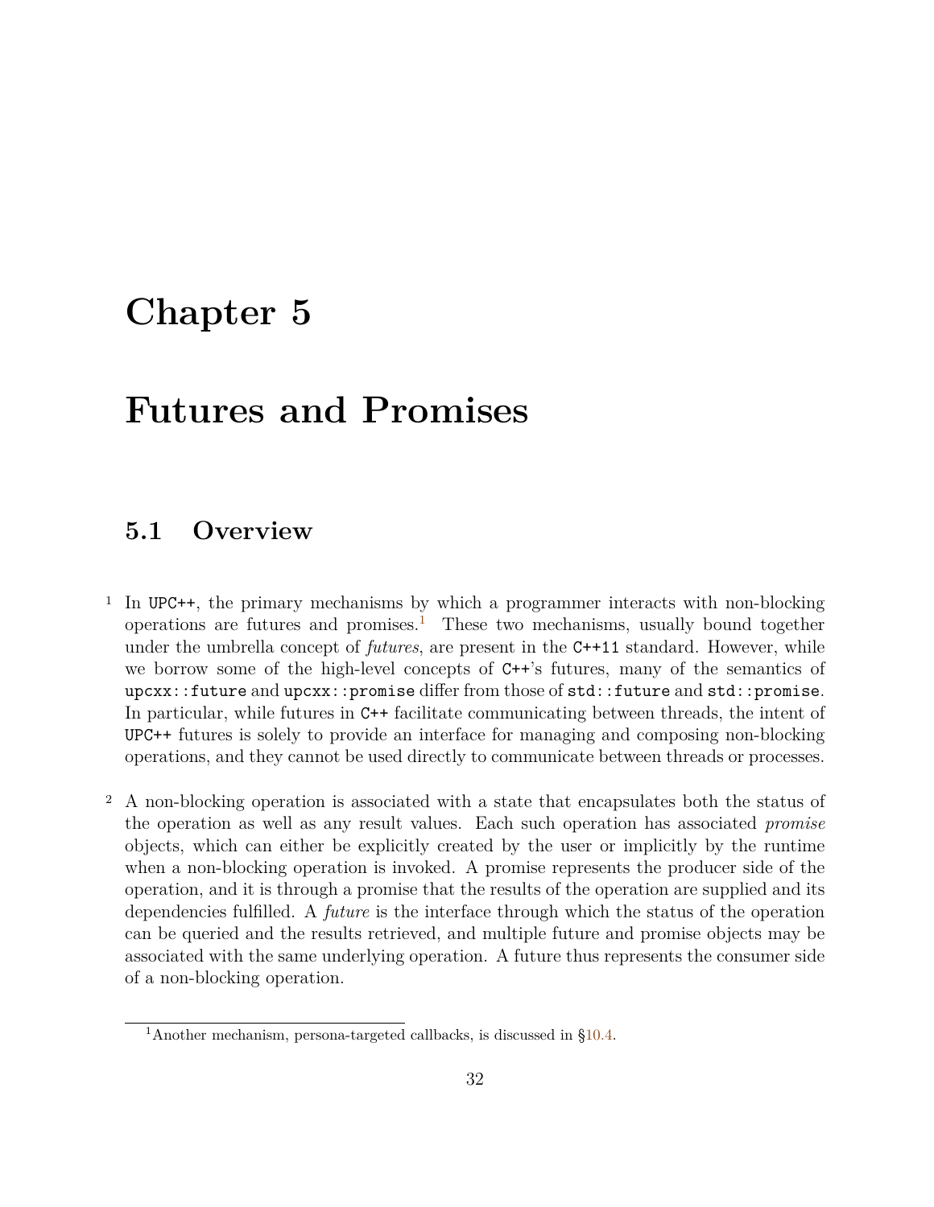# Chapter 5

# Futures and Promises

## 5.1 Overview

1 In UPC++, the primary mechanisms by which a programmer interacts with non-blocking operations are futures and promises.[1] These two mechanisms, usually bound together under the umbrella concept of *futures*, are present in the C++11 standard. However, while we borrow some of the high-level concepts of C++'s futures, many of the semantics of `upcxx::future` and `upcxx::promise` differ from those of `std::future` and `std::promise`. In particular, while futures in C++ facilitate communicating between threads, the intent of UPC++ futures is solely to provide an interface for managing and composing non-blocking operations, and they cannot be used directly to communicate between threads or processes.

2 A non-blocking operation is associated with a state that encapsulates both the status of the operation as well as any result values. Each such operation has associated *promise* objects, which can either be explicitly created by the user or implicitly by the runtime when a non-blocking operation is invoked. A promise represents the producer side of the operation, and it is through a promise that the results of the operation are supplied and its dependencies fulfilled. A *future* is the interface through which the status of the operation can be queried and the results retrieved, and multiple future and promise objects may be associated with the same underlying operation. A future thus represents the consumer side of a non-blocking operation.

[1] Another mechanism, persona-targeted callbacks, is discussed in §10.4.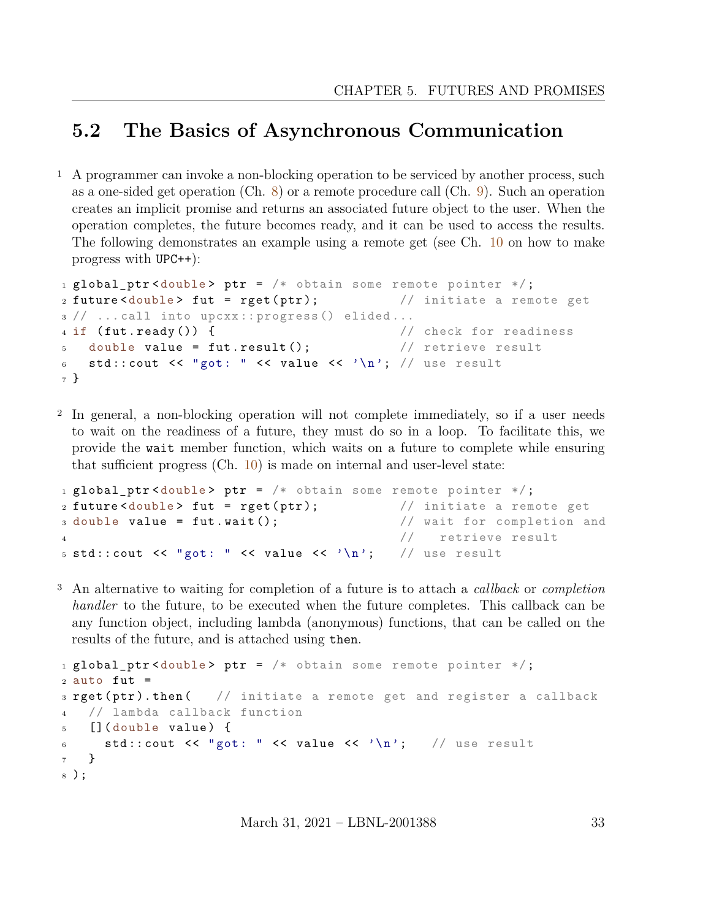## 5.2 The Basics of Asynchronous Communication

1 A programmer can invoke a non-blocking operation to be serviced by another process, such as a one-sided get operation (Ch. 8) or a remote procedure call (Ch. 9). Such an operation creates an implicit promise and returns an associated future object to the user. When the operation completes, the future becomes ready, and it can be used to access the results. The following demonstrates an example using a remote get (see Ch. 10 on how to make progress with UPC++):

```
global_ptr<double> ptr = /* obtain some remote pointer */;
future<double> fut = rget(ptr);          // initiate a remote get
// ...call into upcxx::progress() elided...
if (fut.ready()) {                       // check for readiness
  double value = fut.result();           // retrieve result
  std::cout << "got: " << value << '\n'; // use result
}
```

2 In general, a non-blocking operation will not complete immediately, so if a user needs to wait on the readiness of a future, they must do so in a loop. To facilitate this, we provide the `wait` member function, which waits on a future to complete while ensuring that sufficient progress (Ch. 10) is made on internal and user-level state:

```
global_ptr<double> ptr = /* obtain some remote pointer */;
future<double> fut = rget(ptr);          // initiate a remote get
double value = fut.wait();               // wait for completion and
                                         //   retrieve result
std::cout << "got: " << value << '\n';   // use result
```

3 An alternative to waiting for completion of a future is to attach a *callback* or *completion handler* to the future, to be executed when the future completes. This callback can be any function object, including lambda (anonymous) functions, that can be called on the results of the future, and is attached using `then`.

```
global_ptr<double> ptr = /* obtain some remote pointer */;
auto fut =
rget(ptr).then(   // initiate a remote get and register a callback
  // lambda callback function
  [](double value) {
    std::cout << "got: " << value << '\n';   // use result
  }
);
```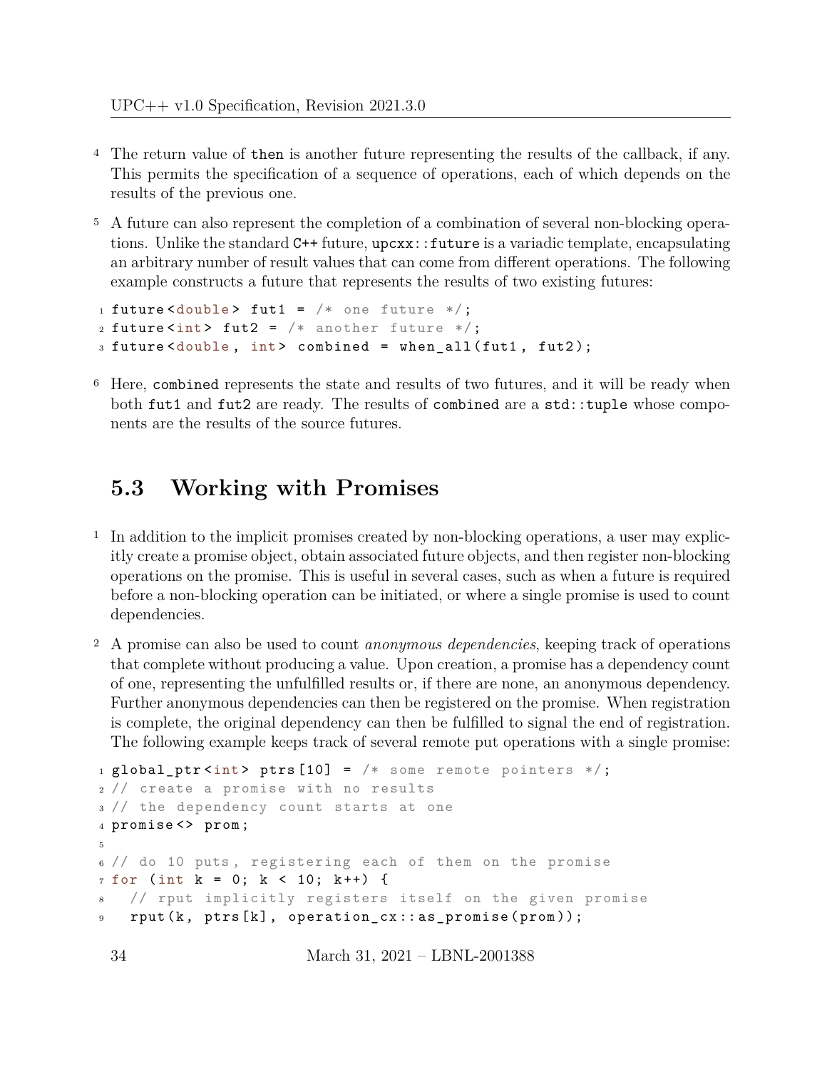4 The return value of then is another future representing the results of the callback, if any. This permits the specification of a sequence of operations, each of which depends on the results of the previous one.

5 A future can also represent the completion of a combination of several non-blocking operations. Unlike the standard C++ future, upcxx::future is a variadic template, encapsulating an arbitrary number of result values that can come from different operations. The following example constructs a future that represents the results of two existing futures:

```
future<double> fut1 = /* one future */;
future<int> fut2 = /* another future */;
future<double, int> combined = when_all(fut1, fut2);
```

6 Here, combined represents the state and results of two futures, and it will be ready when both fut1 and fut2 are ready. The results of combined are a std::tuple whose components are the results of the source futures.

## 5.3 Working with Promises

1 In addition to the implicit promises created by non-blocking operations, a user may explicitly create a promise object, obtain associated future objects, and then register non-blocking operations on the promise. This is useful in several cases, such as when a future is required before a non-blocking operation can be initiated, or where a single promise is used to count dependencies.

2 A promise can also be used to count *anonymous dependencies*, keeping track of operations that complete without producing a value. Upon creation, a promise has a dependency count of one, representing the unfulfilled results or, if there are none, an anonymous dependency. Further anonymous dependencies can then be registered on the promise. When registration is complete, the original dependency can then be fulfilled to signal the end of registration. The following example keeps track of several remote put operations with a single promise:

```
global_ptr<int> ptrs[10] = /* some remote pointers */;
// create a promise with no results
// the dependency count starts at one
promise<> prom;

// do 10 puts, registering each of them on the promise
for (int k = 0; k < 10; k++) {
  // rput implicitly registers itself on the given promise
  rput(k, ptrs[k], operation_cx::as_promise(prom));
```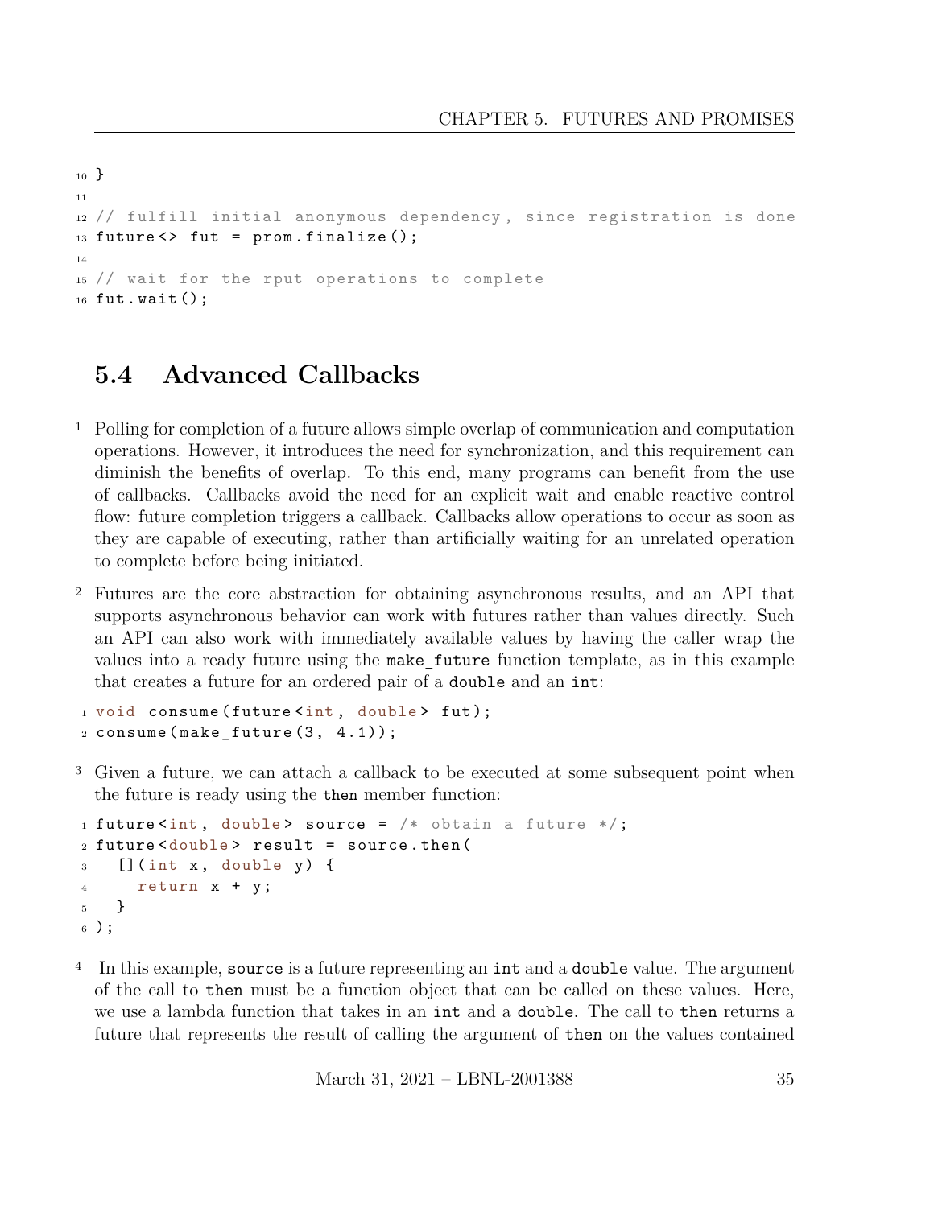```
}

// fulfill initial anonymous dependency, since registration is done
future<> fut = prom.finalize();

// wait for the rput operations to complete
fut.wait();
```

## 5.4 Advanced Callbacks

1 Polling for completion of a future allows simple overlap of communication and computation operations. However, it introduces the need for synchronization, and this requirement can diminish the benefits of overlap. To this end, many programs can benefit from the use of callbacks. Callbacks avoid the need for an explicit wait and enable reactive control flow: future completion triggers a callback. Callbacks allow operations to occur as soon as they are capable of executing, rather than artificially waiting for an unrelated operation to complete before being initiated.

2 Futures are the core abstraction for obtaining asynchronous results, and an API that supports asynchronous behavior can work with futures rather than values directly. Such an API can also work with immediately available values by having the caller wrap the values into a ready future using the `make_future` function template, as in this example that creates a future for an ordered pair of a `double` and an `int`:

```
void consume(future<int, double> fut);
consume(make_future(3, 4.1));
```

3 Given a future, we can attach a callback to be executed at some subsequent point when the future is ready using the `then` member function:

```
future<int, double> source = /* obtain a future */;
future<double> result = source.then(
  [](int x, double y) {
    return x + y;
  }
);
```

4 In this example, `source` is a future representing an `int` and a `double` value. The argument of the call to `then` must be a function object that can be called on these values. Here, we use a lambda function that takes in an `int` and a `double`. The call to `then` returns a future that represents the result of calling the argument of `then` on the values contained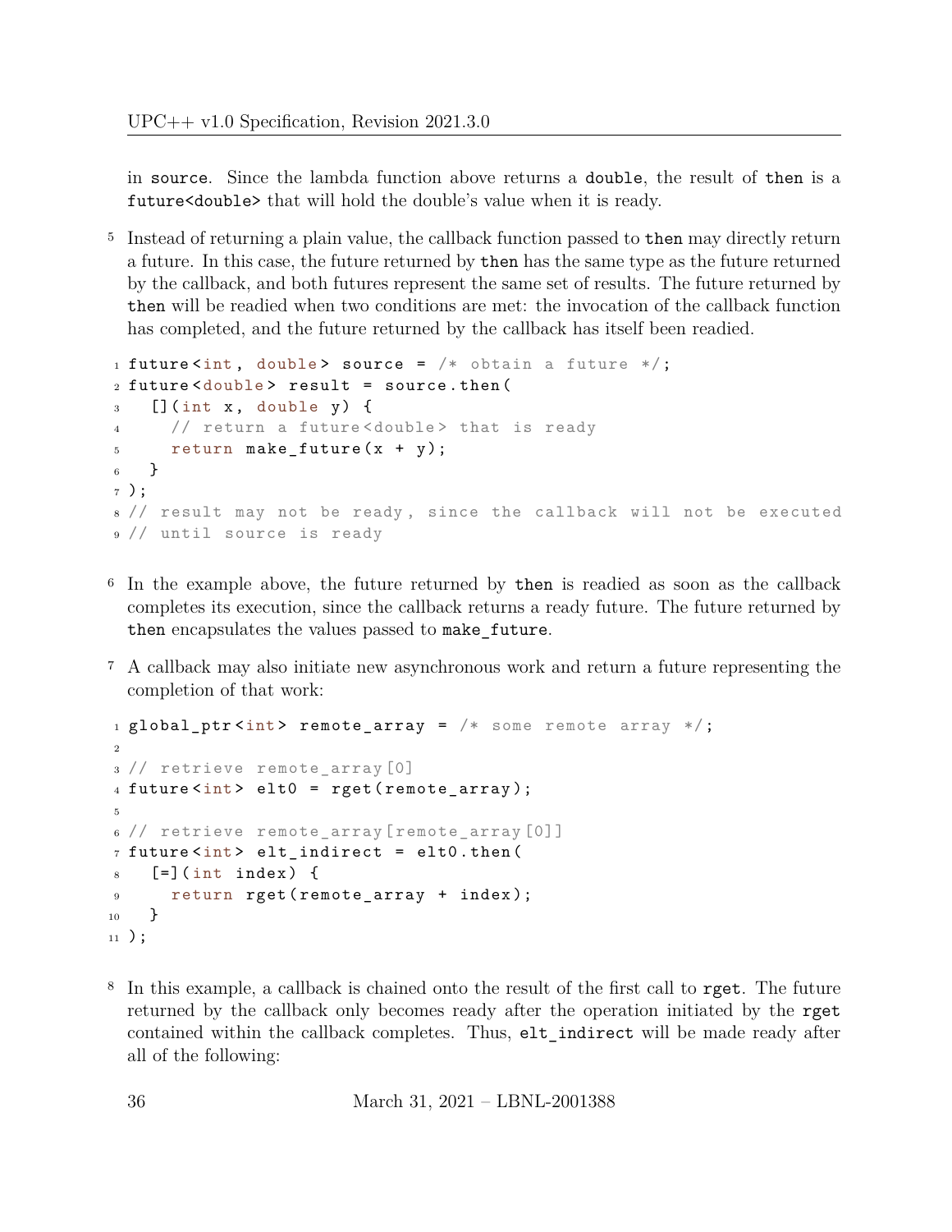in `source`. Since the lambda function above returns a `double`, the result of `then` is a `future<double>` that will hold the double's value when it is ready.

5 Instead of returning a plain value, the callback function passed to `then` may directly return a future. In this case, the future returned by `then` has the same type as the future returned by the callback, and both futures represent the same set of results. The future returned by `then` will be readied when two conditions are met: the invocation of the callback function has completed, and the future returned by the callback has itself been readied.

```
future<int, double> source = /* obtain a future */;
future<double> result = source.then(
  [](int x, double y) {
    // return a future<double> that is ready
    return make_future(x + y);
  }
);
// result may not be ready, since the callback will not be executed
// until source is ready
```

6 In the example above, the future returned by `then` is readied as soon as the callback completes its execution, since the callback returns a ready future. The future returned by `then` encapsulates the values passed to `make_future`.

7 A callback may also initiate new asynchronous work and return a future representing the completion of that work:

```
global_ptr<int> remote_array = /* some remote array */;

// retrieve remote_array[0]
future<int> elt0 = rget(remote_array);

// retrieve remote_array[remote_array[0]]
future<int> elt_indirect = elt0.then(
  [=](int index) {
    return rget(remote_array + index);
  }
);
```

8 In this example, a callback is chained onto the result of the first call to `rget`. The future returned by the callback only becomes ready after the operation initiated by the `rget` contained within the callback completes. Thus, `elt_indirect` will be made ready after all of the following: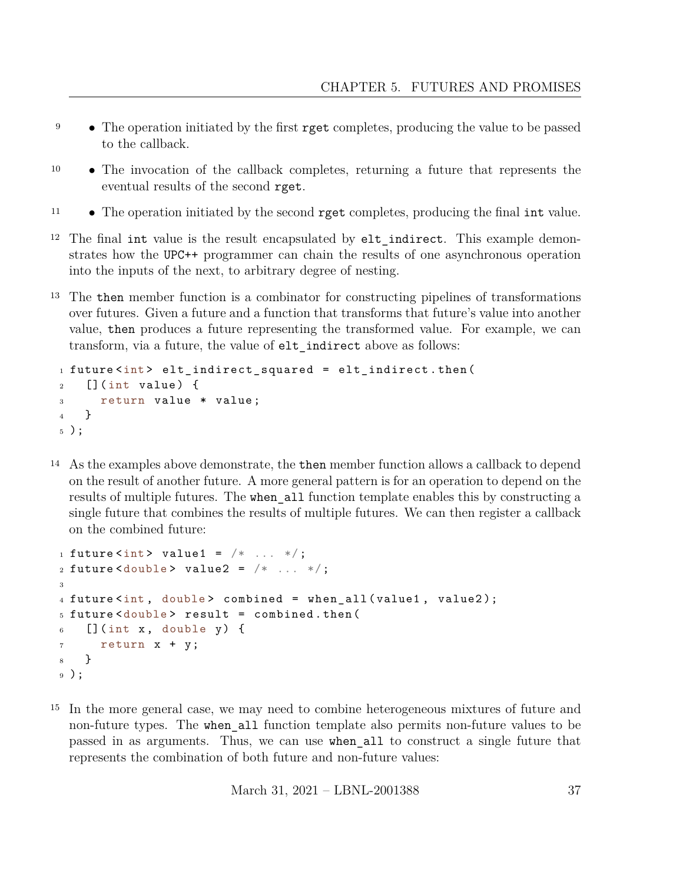- The operation initiated by the first `rget` completes, producing the value to be passed to the callback.
- The invocation of the callback completes, returning a future that represents the eventual results of the second `rget`.
- The operation initiated by the second `rget` completes, producing the final `int` value.

The final `int` value is the result encapsulated by `elt_indirect`. This example demonstrates how the UPC++ programmer can chain the results of one asynchronous operation into the inputs of the next, to arbitrary degree of nesting.

The `then` member function is a combinator for constructing pipelines of transformations over futures. Given a future and a function that transforms that future's value into another value, `then` produces a future representing the transformed value. For example, we can transform, via a future, the value of `elt_indirect` above as follows:

```
future<int> elt_indirect_squared = elt_indirect.then(
  [](int value) {
    return value * value;
  }
);
```

As the examples above demonstrate, the `then` member function allows a callback to depend on the result of another future. A more general pattern is for an operation to depend on the results of multiple futures. The `when_all` function template enables this by constructing a single future that combines the results of multiple futures. We can then register a callback on the combined future:

```
future<int> value1 = /* ... */;
future<double> value2 = /* ... */;

future<int, double> combined = when_all(value1, value2);
future<double> result = combined.then(
  [](int x, double y) {
    return x + y;
  }
);
```

In the more general case, we may need to combine heterogeneous mixtures of future and non-future types. The `when_all` function template also permits non-future values to be passed in as arguments. Thus, we can use `when_all` to construct a single future that represents the combination of both future and non-future values: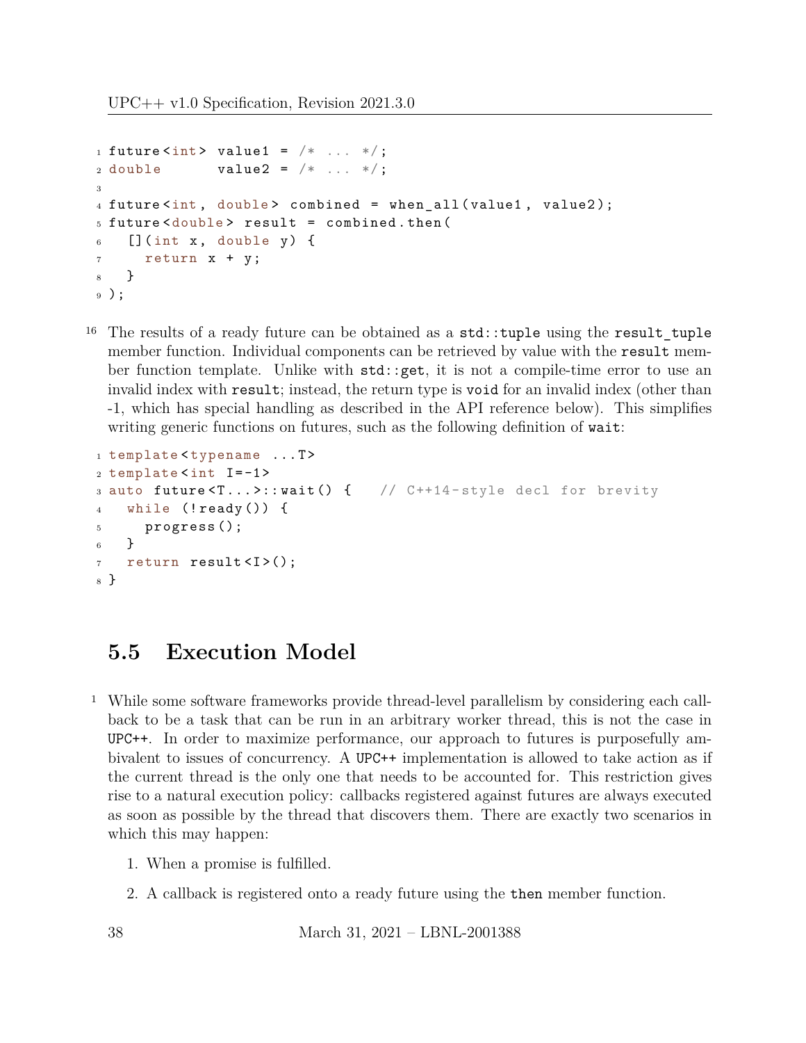```cpp
future<int> value1 = /* ... */;
double      value2 = /* ... */;

future<int, double> combined = when_all(value1, value2);
future<double> result = combined.then(
  [](int x, double y) {
    return x + y;
  }
);
```

16 The results of a ready future can be obtained as a `std::tuple` using the `result_tuple` member function. Individual components can be retrieved by value with the `result` member function template. Unlike with `std::get`, it is not a compile-time error to use an invalid index with `result`; instead, the return type is `void` for an invalid index (other than -1, which has special handling as described in the API reference below). This simplifies writing generic functions on futures, such as the following definition of `wait`:

```cpp
template<typename ...T>
template<int I=-1>
auto future<T...>::wait() {   // C++14-style decl for brevity
  while (!ready()) {
    progress();
  }
  return result<I>();
}
```

## 5.5 Execution Model

1 While some software frameworks provide thread-level parallelism by considering each callback to be a task that can be run in an arbitrary worker thread, this is not the case in UPC++. In order to maximize performance, our approach to futures is purposefully ambivalent to issues of concurrency. A UPC++ implementation is allowed to take action as if the current thread is the only one that needs to be accounted for. This restriction gives rise to a natural execution policy: callbacks registered against futures are always executed as soon as possible by the thread that discovers them. There are exactly two scenarios in which this may happen:

1. When a promise is fulfilled.
2. A callback is registered onto a ready future using the `then` member function.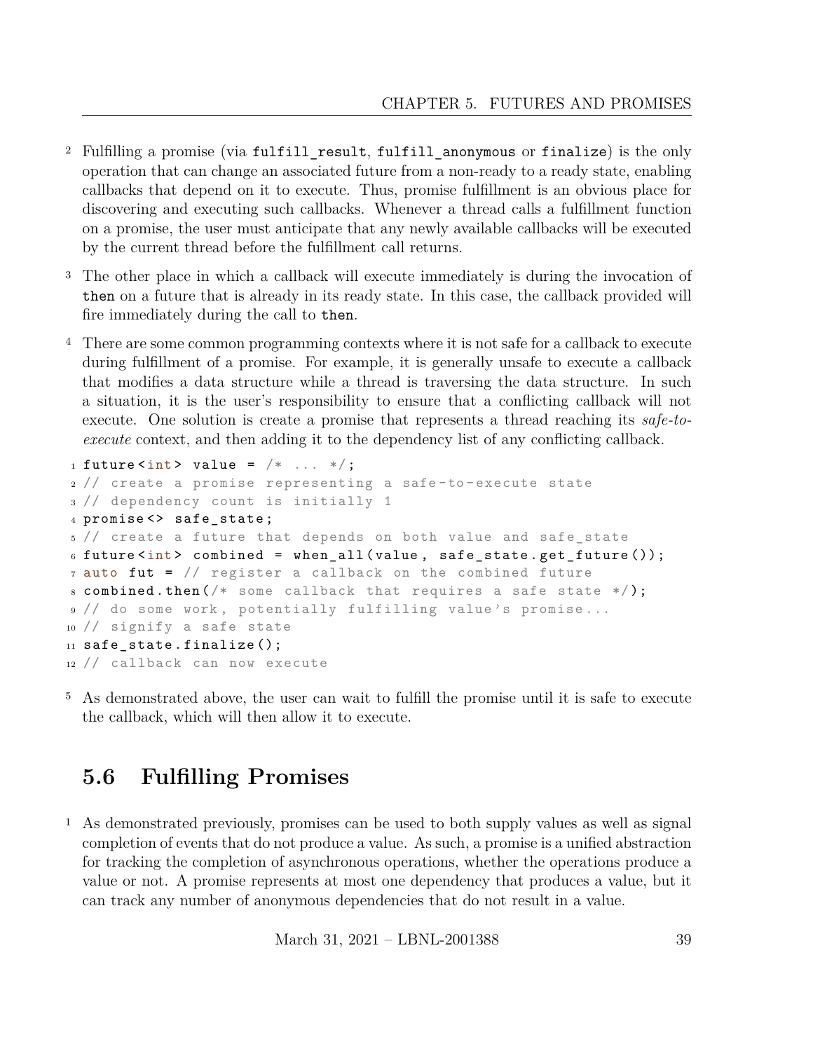2 Fulfilling a promise (via `fulfill_result`, `fulfill_anonymous` or `finalize`) is the only operation that can change an associated future from a non-ready to a ready state, enabling callbacks that depend on it to execute. Thus, promise fulfillment is an obvious place for discovering and executing such callbacks. Whenever a thread calls a fulfillment function on a promise, the user must anticipate that any newly available callbacks will be executed by the current thread before the fulfillment call returns.

3 The other place in which a callback will execute immediately is during the invocation of `then` on a future that is already in its ready state. In this case, the callback provided will fire immediately during the call to `then`.

4 There are some common programming contexts where it is not safe for a callback to execute during fulfillment of a promise. For example, it is generally unsafe to execute a callback that modifies a data structure while a thread is traversing the data structure. In such a situation, it is the user's responsibility to ensure that a conflicting callback will not execute. One solution is create a promise that represents a thread reaching its *safe-to-execute* context, and then adding it to the dependency list of any conflicting callback.

```
future<int> value = /* ... */;
// create a promise representing a safe-to-execute state
// dependency count is initially 1
promise<> safe_state;
// create a future that depends on both value and safe_state
future<int> combined = when_all(value, safe_state.get_future());
auto fut = // register a callback on the combined future
combined.then(/* some callback that requires a safe state */);
// do some work, potentially fulfilling value's promise...
// signify a safe state
safe_state.finalize();
// callback can now execute
```

5 As demonstrated above, the user can wait to fulfill the promise until it is safe to execute the callback, which will then allow it to execute.

## 5.6 Fulfilling Promises

1 As demonstrated previously, promises can be used to both supply values as well as signal completion of events that do not produce a value. As such, a promise is a unified abstraction for tracking the completion of asynchronous operations, whether the operations produce a value or not. A promise represents at most one dependency that produces a value, but it can track any number of anonymous dependencies that do not result in a value.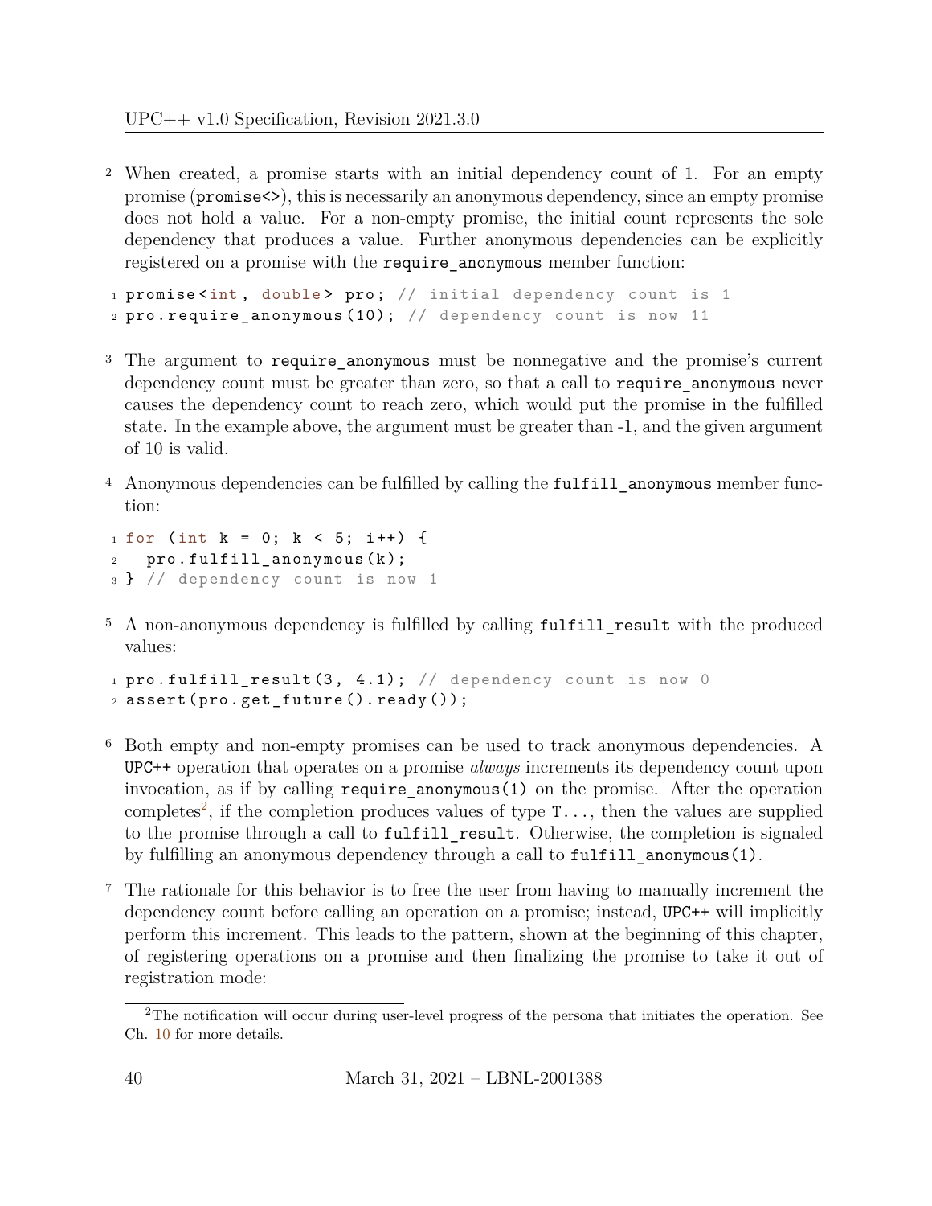2 When created, a promise starts with an initial dependency count of 1. For an empty promise (`promise<>`), this is necessarily an anonymous dependency, since an empty promise does not hold a value. For a non-empty promise, the initial count represents the sole dependency that produces a value. Further anonymous dependencies can be explicitly registered on a promise with the `require_anonymous` member function:

```
promise<int, double> pro; // initial dependency count is 1
pro.require_anonymous(10); // dependency count is now 11
```

3 The argument to `require_anonymous` must be nonnegative and the promise's current dependency count must be greater than zero, so that a call to `require_anonymous` never causes the dependency count to reach zero, which would put the promise in the fulfilled state. In the example above, the argument must be greater than -1, and the given argument of 10 is valid.

4 Anonymous dependencies can be fulfilled by calling the `fulfill_anonymous` member function:

```
for (int k = 0; k < 5; i++) {
  pro.fulfill_anonymous(k);
} // dependency count is now 1
```

5 A non-anonymous dependency is fulfilled by calling `fulfill_result` with the produced values:

```
pro.fulfill_result(3, 4.1); // dependency count is now 0
assert(pro.get_future().ready());
```

6 Both empty and non-empty promises can be used to track anonymous dependencies. A UPC++ operation that operates on a promise *always* increments its dependency count upon invocation, as if by calling `require_anonymous(1)` on the promise. After the operation completes[2], if the completion produces values of type `T...`, then the values are supplied to the promise through a call to `fulfill_result`. Otherwise, the completion is signaled by fulfilling an anonymous dependency through a call to `fulfill_anonymous(1)`.

7 The rationale for this behavior is to free the user from having to manually increment the dependency count before calling an operation on a promise; instead, UPC++ will implicitly perform this increment. This leads to the pattern, shown at the beginning of this chapter, of registering operations on a promise and then finalizing the promise to take it out of registration mode:

[2] The notification will occur during user-level progress of the persona that initiates the operation. See Ch. 10 for more details.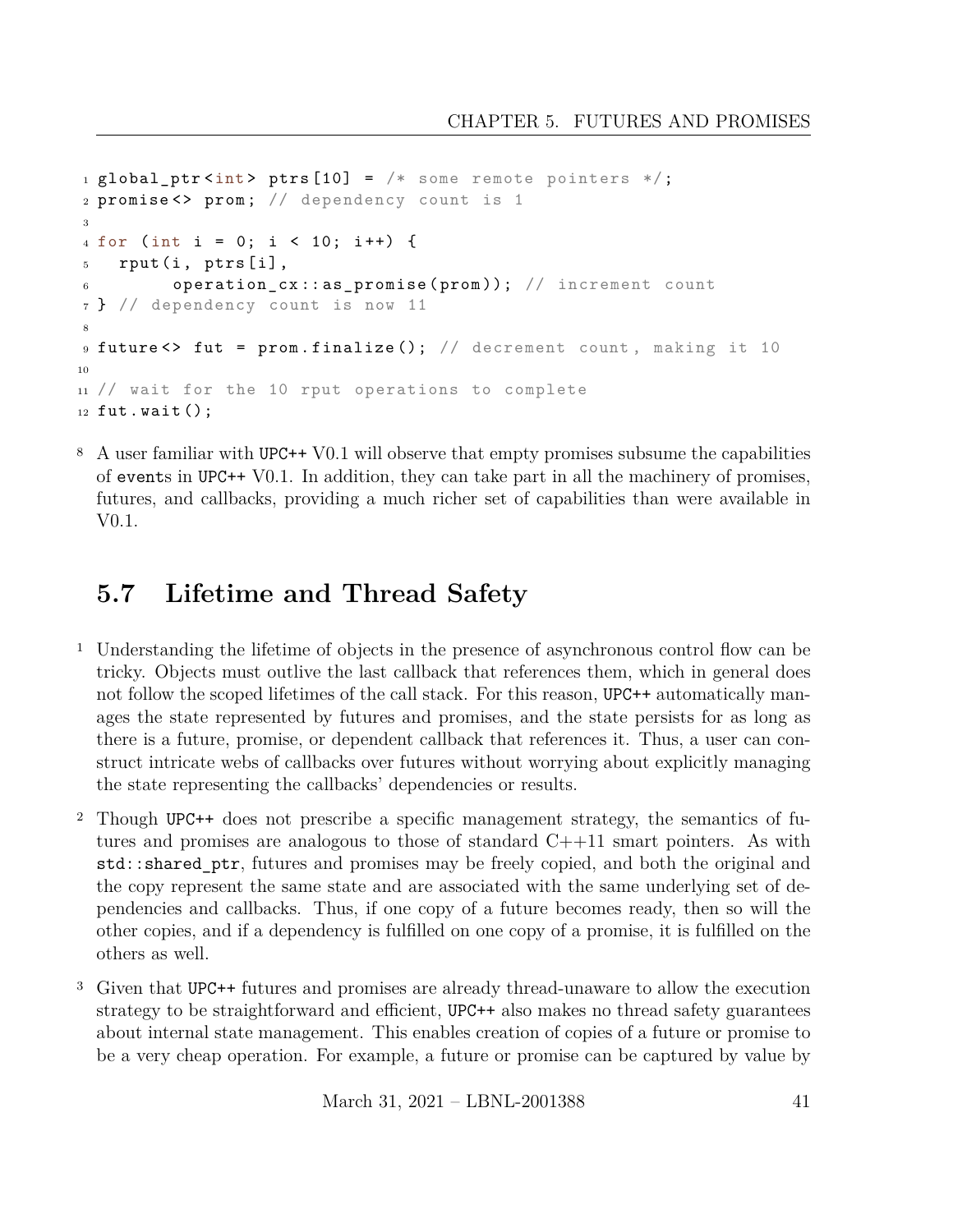```
global_ptr<int> ptrs[10] = /* some remote pointers */;
promise<> prom; // dependency count is 1

for (int i = 0; i < 10; i++) {
  rput(i, ptrs[i],
       operation_cx::as_promise(prom)); // increment count
} // dependency count is now 11

future<> fut = prom.finalize(); // decrement count, making it 10

// wait for the 10 rput operations to complete
fut.wait();
```

8 A user familiar with UPC++ V0.1 will observe that empty promises subsume the capabilities of events in UPC++ V0.1. In addition, they can take part in all the machinery of promises, futures, and callbacks, providing a much richer set of capabilities than were available in V0.1.

## 5.7 Lifetime and Thread Safety

1 Understanding the lifetime of objects in the presence of asynchronous control flow can be tricky. Objects must outlive the last callback that references them, which in general does not follow the scoped lifetimes of the call stack. For this reason, UPC++ automatically manages the state represented by futures and promises, and the state persists for as long as there is a future, promise, or dependent callback that references it. Thus, a user can construct intricate webs of callbacks over futures without worrying about explicitly managing the state representing the callbacks' dependencies or results.

2 Though UPC++ does not prescribe a specific management strategy, the semantics of futures and promises are analogous to those of standard C++11 smart pointers. As with `std::shared_ptr`, futures and promises may be freely copied, and both the original and the copy represent the same state and are associated with the same underlying set of dependencies and callbacks. Thus, if one copy of a future becomes ready, then so will the other copies, and if a dependency is fulfilled on one copy of a promise, it is fulfilled on the others as well.

3 Given that UPC++ futures and promises are already thread-unaware to allow the execution strategy to be straightforward and efficient, UPC++ also makes no thread safety guarantees about internal state management. This enables creation of copies of a future or promise to be a very cheap operation. For example, a future or promise can be captured by value by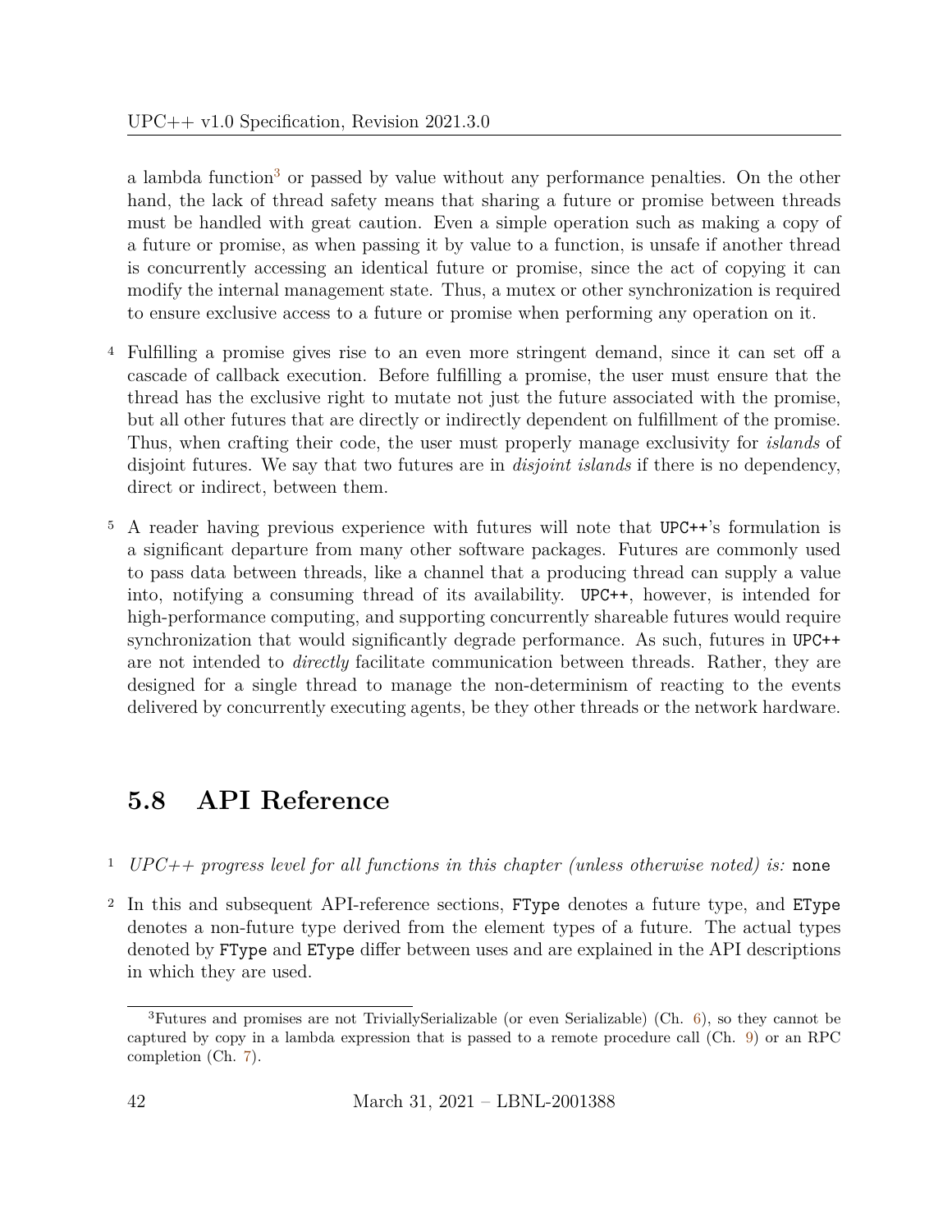a lambda function[3] or passed by value without any performance penalties. On the other hand, the lack of thread safety means that sharing a future or promise between threads must be handled with great caution. Even a simple operation such as making a copy of a future or promise, as when passing it by value to a function, is unsafe if another thread is concurrently accessing an identical future or promise, since the act of copying it can modify the internal management state. Thus, a mutex or other synchronization is required to ensure exclusive access to a future or promise when performing any operation on it.

4 Fulfilling a promise gives rise to an even more stringent demand, since it can set off a cascade of callback execution. Before fulfilling a promise, the user must ensure that the thread has the exclusive right to mutate not just the future associated with the promise, but all other futures that are directly or indirectly dependent on fulfillment of the promise. Thus, when crafting their code, the user must properly manage exclusivity for *islands* of disjoint futures. We say that two futures are in *disjoint islands* if there is no dependency, direct or indirect, between them.

5 A reader having previous experience with futures will note that `UPC++`'s formulation is a significant departure from many other software packages. Futures are commonly used to pass data between threads, like a channel that a producing thread can supply a value into, notifying a consuming thread of its availability. `UPC++`, however, is intended for high-performance computing, and supporting concurrently shareable futures would require synchronization that would significantly degrade performance. As such, futures in `UPC++` are not intended to *directly* facilitate communication between threads. Rather, they are designed for a single thread to manage the non-determinism of reacting to the events delivered by concurrently executing agents, be they other threads or the network hardware.

## 5.8 API Reference

1 *UPC++ progress level for all functions in this chapter (unless otherwise noted) is:* `none`

2 In this and subsequent API-reference sections, `FType` denotes a future type, and `EType` denotes a non-future type derived from the element types of a future. The actual types denoted by `FType` and `EType` differ between uses and are explained in the API descriptions in which they are used.

[3] Futures and promises are not TriviallySerializable (or even Serializable) (Ch. 6), so they cannot be captured by copy in a lambda expression that is passed to a remote procedure call (Ch. 9) or an RPC completion (Ch. 7).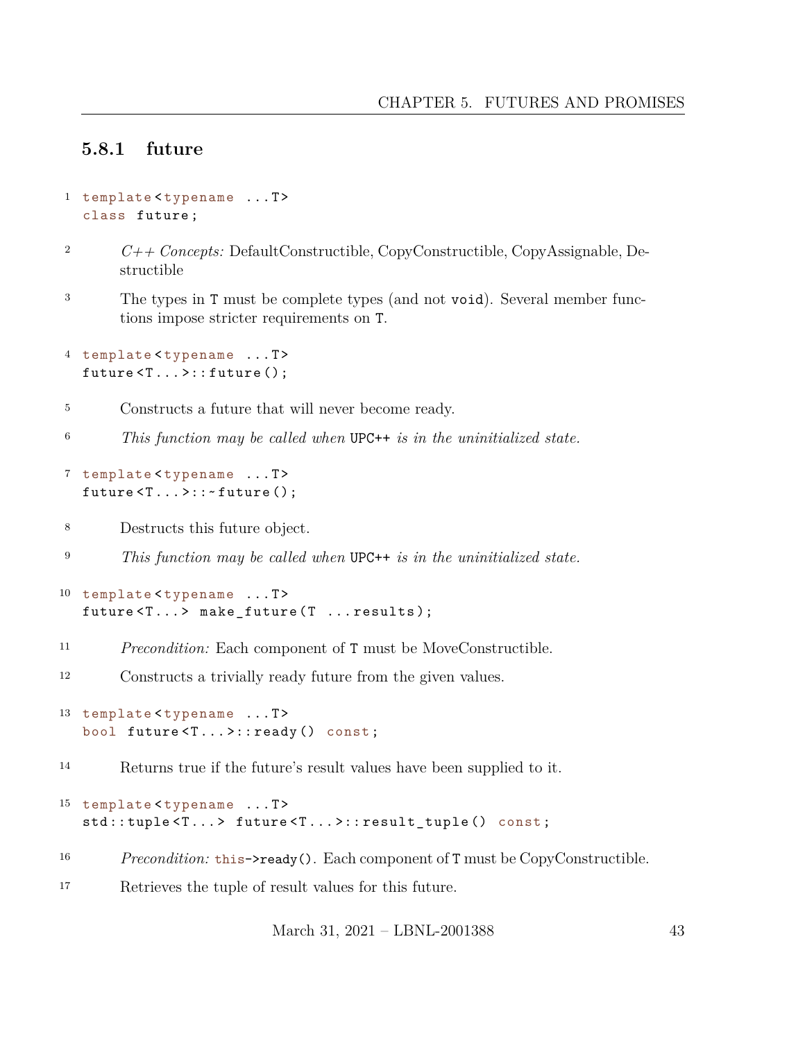### 5.8.1 future

```
template<typename ...T>
class future;
```

*C++ Concepts:* DefaultConstructible, CopyConstructible, CopyAssignable, Destructible

The types in `T` must be complete types (and not `void`). Several member functions impose stricter requirements on `T`.

```
template<typename ...T>
future<T...>::future();
```

Constructs a future that will never become ready.

*This function may be called when* `UPC++` *is in the uninitialized state.*

```
template<typename ...T>
future<T...>::~future();
```

Destructs this future object.

*This function may be called when* `UPC++` *is in the uninitialized state.*

```
template<typename ...T>
future<T...> make_future(T ...results);
```

*Precondition:* Each component of `T` must be MoveConstructible.

Constructs a trivially ready future from the given values.

```
template<typename ...T>
bool future<T...>::ready() const;
```

Returns true if the future's result values have been supplied to it.

```
template<typename ...T>
std::tuple<T...> future<T...>::result_tuple() const;
```

*Precondition:* `this->ready()`. Each component of `T` must be CopyConstructible.

Retrieves the tuple of result values for this future.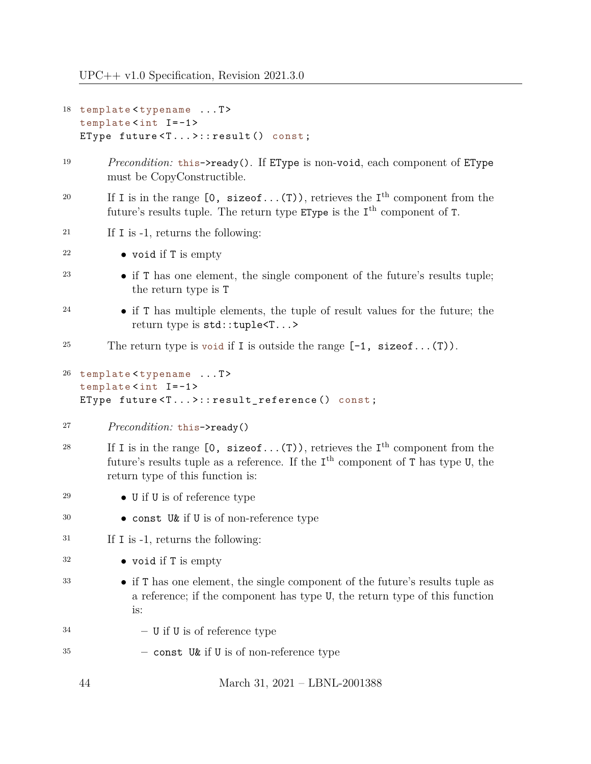```
template<typename ...T>
template<int I=-1>
EType future<T...>::result() const;
```

*Precondition:* `this->ready()`. If `EType` is non-`void`, each component of `EType` must be CopyConstructible.

If `I` is in the range `[0, sizeof...(T))`, retrieves the `I`th component from the future's results tuple. The return type `EType` is the `I`th component of `T`.

If `I` is -1, returns the following:

- `void` if `T` is empty
- if `T` has one element, the single component of the future's results tuple; the return type is `T`
- if `T` has multiple elements, the tuple of result values for the future; the return type is `std::tuple<T...>`

The return type is `void` if `I` is outside the range `[-1, sizeof...(T))`.

```
template<typename ...T>
template<int I=-1>
EType future<T...>::result_reference() const;
```

*Precondition:* `this->ready()`

If `I` is in the range `[0, sizeof...(T))`, retrieves the `I`th component from the future's results tuple as a reference. If the `I`th component of `T` has type `U`, the return type of this function is:

- `U` if `U` is of reference type
- `const U&` if `U` is of non-reference type

If `I` is -1, returns the following:

- `void` if `T` is empty
- if `T` has one element, the single component of the future's results tuple as a reference; if the component has type `U`, the return type of this function is:
  - `U` if `U` is of reference type
  - `const U&` if `U` is of non-reference type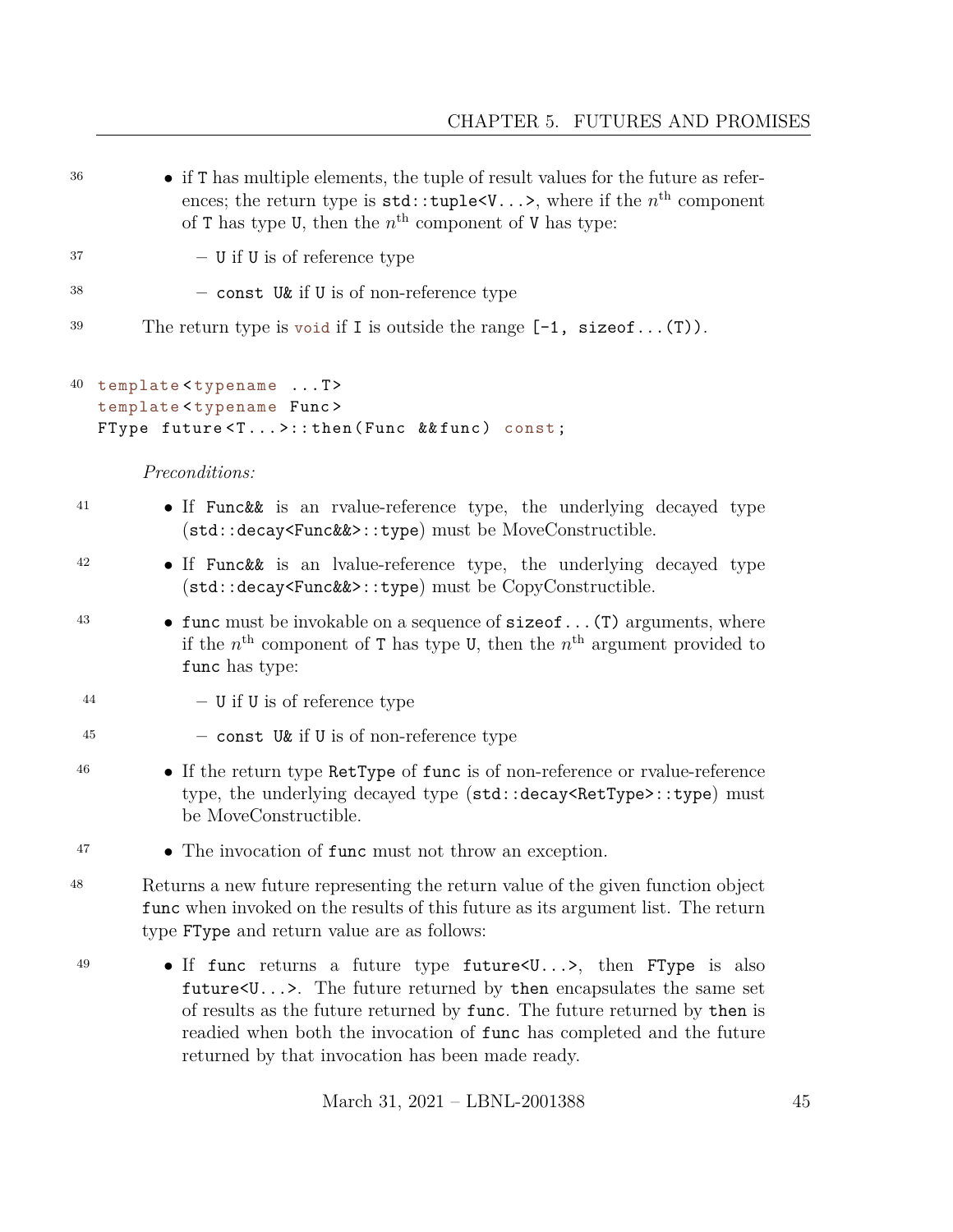- if `T` has multiple elements, the tuple of result values for the future as references; the return type is `std::tuple<V...>`, where if the $n^{\text{th}}$ component of `T` has type `U`, then the $n^{\text{th}}$ component of `V` has type:
  - `U` if `U` is of reference type
  - `const U&` if `U` is of non-reference type

The return type is `void` if `I` is outside the range `[-1, sizeof...(T))`.

```
template<typename ...T>
template<typename Func>
FType future<T...>::then(Func &&func) const;
```

*Preconditions:*

- If `Func&&` is an rvalue-reference type, the underlying decayed type (`std::decay<Func&&>::type`) must be MoveConstructible.
- If `Func&&` is an lvalue-reference type, the underlying decayed type (`std::decay<Func&&>::type`) must be CopyConstructible.
- `func` must be invokable on a sequence of `sizeof...(T)` arguments, where if the $n^{\text{th}}$ component of `T` has type `U`, then the $n^{\text{th}}$ argument provided to `func` has type:
  - `U` if `U` is of reference type
  - `const U&` if `U` is of non-reference type
- If the return type `RetType` of `func` is of non-reference or rvalue-reference type, the underlying decayed type (`std::decay<RetType>::type`) must be MoveConstructible.
- The invocation of `func` must not throw an exception.

Returns a new future representing the return value of the given function object `func` when invoked on the results of this future as its argument list. The return type `FType` and return value are as follows:

- If `func` returns a future type `future<U...>`, then `FType` is also `future<U...>`. The future returned by `then` encapsulates the same set of results as the future returned by `func`. The future returned by `then` is readied when both the invocation of `func` has completed and the future returned by that invocation has been made ready.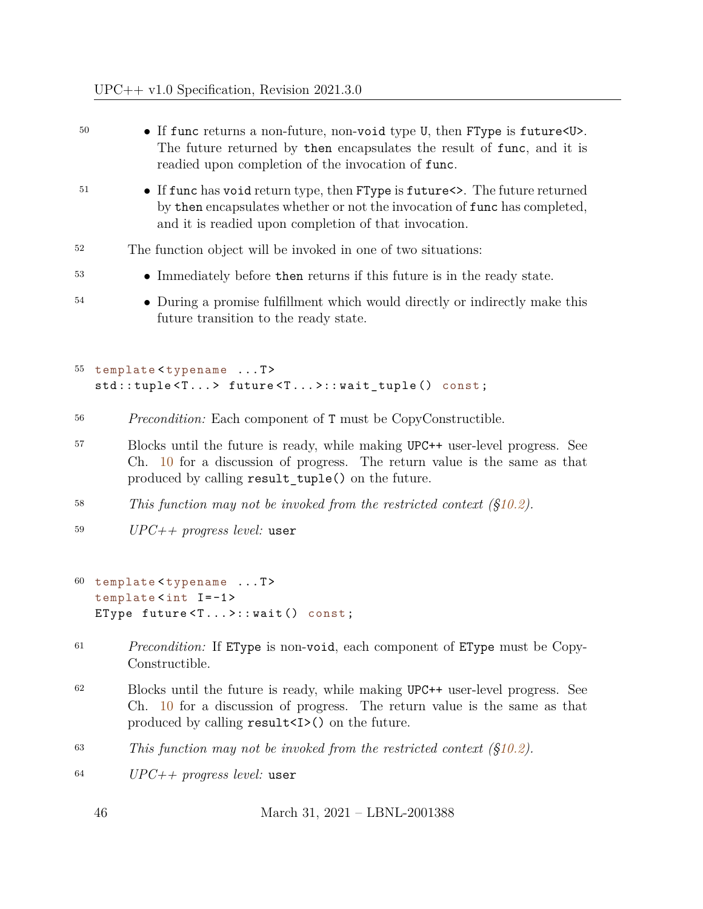- If `func` returns a non-future, non-`void` type `U`, then `FType` is `future<U>`. The future returned by `then` encapsulates the result of `func`, and it is readied upon completion of the invocation of `func`.

- If `func` has `void` return type, then `FType` is `future<>`. The future returned by `then` encapsulates whether or not the invocation of `func` has completed, and it is readied upon completion of that invocation.

The function object will be invoked in one of two situations:

- Immediately before `then` returns if this future is in the ready state.

- During a promise fulfillment which would directly or indirectly make this future transition to the ready state.

```
template<typename ...T>
std::tuple<T...> future<T...>::wait_tuple() const;
```

*Precondition:* Each component of `T` must be CopyConstructible.

Blocks until the future is ready, while making `UPC++` user-level progress. See Ch. 10 for a discussion of progress. The return value is the same as that produced by calling `result_tuple()` on the future.

*This function may not be invoked from the restricted context (§10.2).*

*UPC++ progress level:* `user`

```
template<typename ...T>
template<int I=-1>
EType future<T...>::wait() const;
```

*Precondition:* If `EType` is non-`void`, each component of `EType` must be CopyConstructible.

Blocks until the future is ready, while making `UPC++` user-level progress. See Ch. 10 for a discussion of progress. The return value is the same as that produced by calling `result<I>()` on the future.

*This function may not be invoked from the restricted context (§10.2).*

*UPC++ progress level:* `user`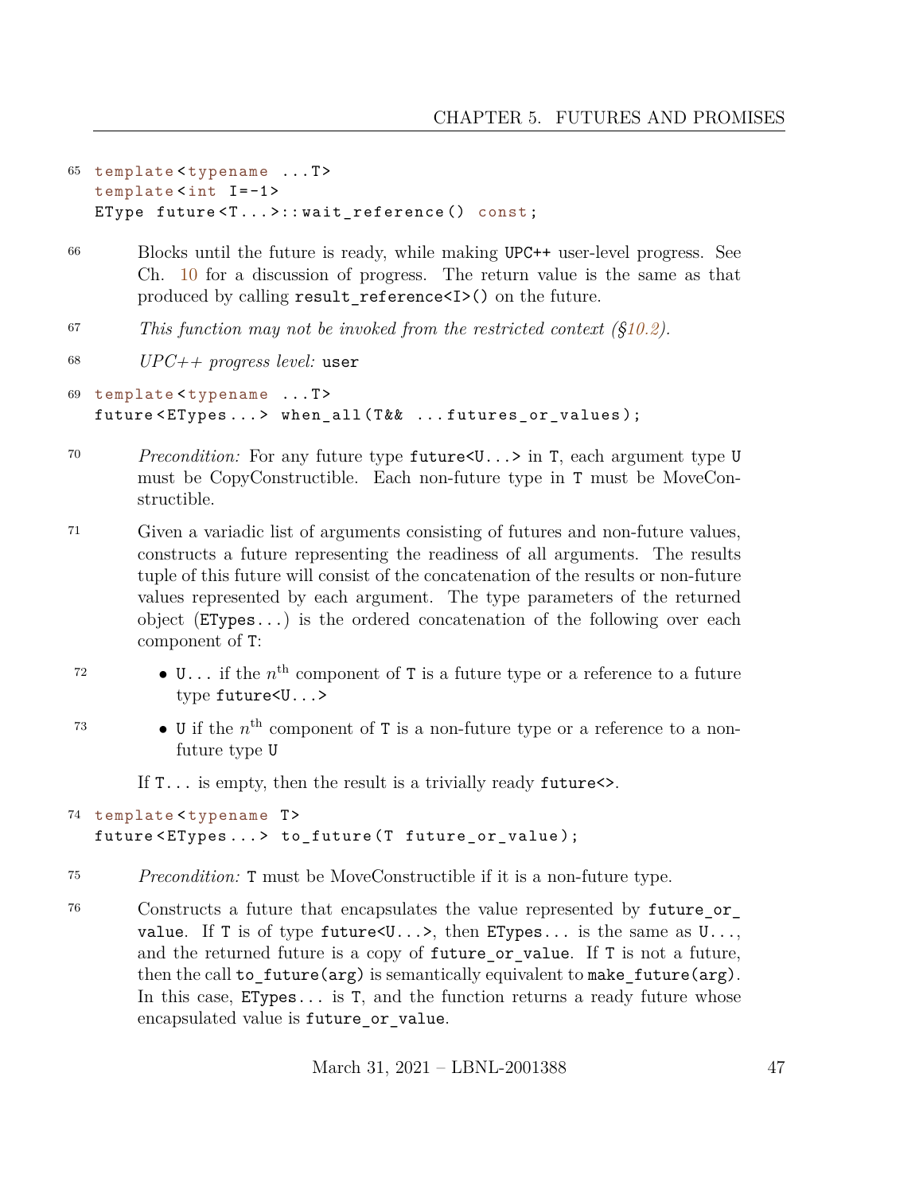65
```
template<typename ...T>
template<int I=-1>
EType future<T...>::wait_reference() const;
```

66 Blocks until the future is ready, while making UPC++ user-level progress. See Ch. 10 for a discussion of progress. The return value is the same as that produced by calling `result_reference<I>()` on the future.

67 *This function may not be invoked from the restricted context (§10.2).*

68 *UPC++ progress level:* `user`

69
```
template<typename ...T>
future<ETypes...> when_all(T&& ...futures_or_values);
```

70 *Precondition:* For any future type `future<U...>` in `T`, each argument type `U` must be CopyConstructible. Each non-future type in `T` must be MoveConstructible.

71 Given a variadic list of arguments consisting of futures and non-future values, constructs a future representing the readiness of all arguments. The results tuple of this future will consist of the concatenation of the results or non-future values represented by each argument. The type parameters of the returned object (`ETypes...`) is the ordered concatenation of the following over each component of `T`:

72 • `U...` if the $n^{\text{th}}$ component of `T` is a future type or a reference to a future type `future<U...>`

73 • `U` if the $n^{\text{th}}$ component of `T` is a non-future type or a reference to a non-future type `U`

If `T...` is empty, then the result is a trivially ready `future<>`.

74
```
template<typename T>
future<ETypes...> to_future(T future_or_value);
```

75 *Precondition:* `T` must be MoveConstructible if it is a non-future type.

76 Constructs a future that encapsulates the value represented by `future_or_value`. If `T` is of type `future<U...>`, then `ETypes...` is the same as `U...`, and the returned future is a copy of `future_or_value`. If `T` is not a future, then the call `to_future(arg)` is semantically equivalent to `make_future(arg)`. In this case, `ETypes...` is `T`, and the function returns a ready future whose encapsulated value is `future_or_value`.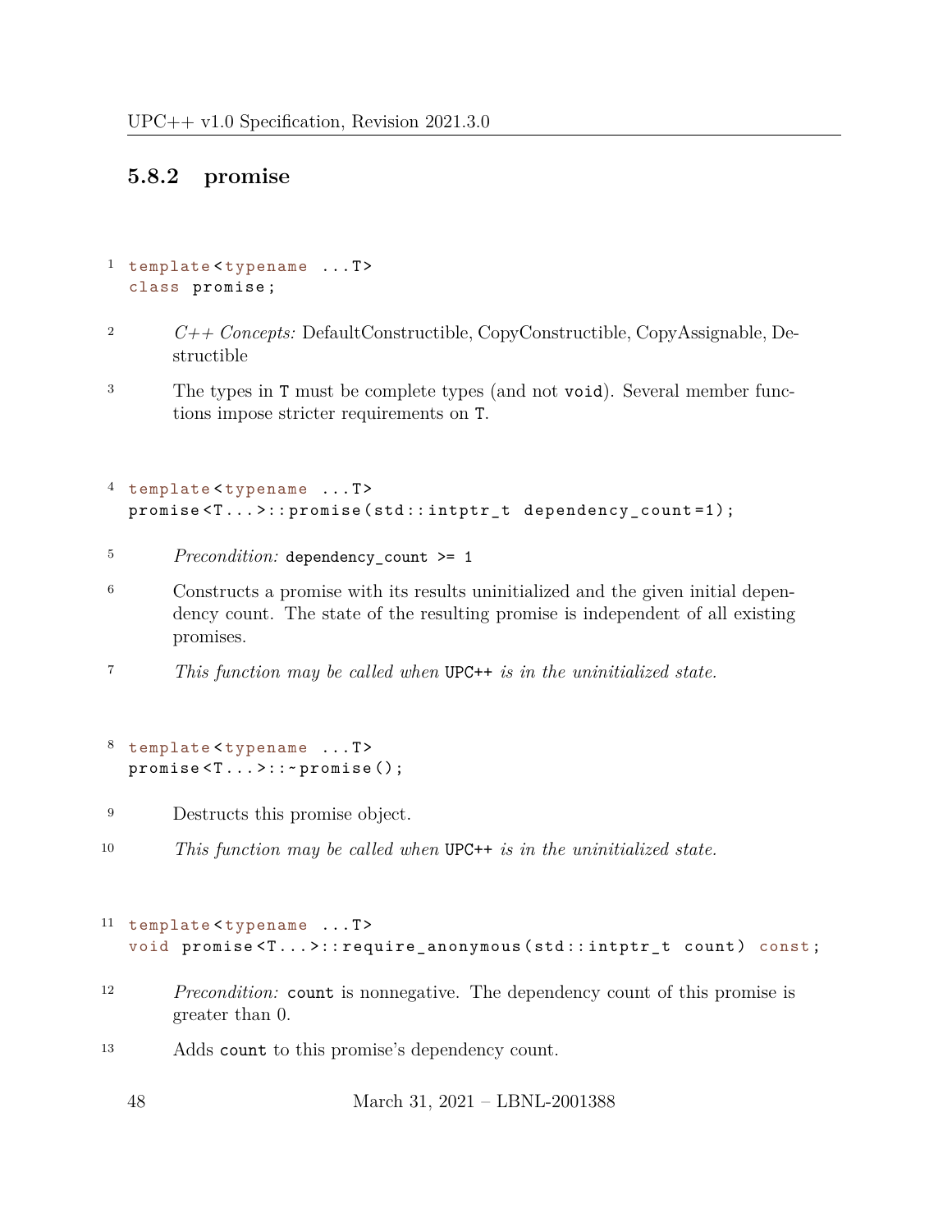### 5.8.2 promise

```
template<typename ...T>
class promise;
```

*C++ Concepts:* DefaultConstructible, CopyConstructible, CopyAssignable, Destructible

The types in `T` must be complete types (and not `void`). Several member functions impose stricter requirements on `T`.

```
template<typename ...T>
promise<T...>::promise(std::intptr_t dependency_count=1);
```

*Precondition:* `dependency_count >= 1`

Constructs a promise with its results uninitialized and the given initial dependency count. The state of the resulting promise is independent of all existing promises.

*This function may be called when* `UPC++` *is in the uninitialized state.*

```
template<typename ...T>
promise<T...>::~promise();
```

Destructs this promise object.

*This function may be called when* `UPC++` *is in the uninitialized state.*

```
template<typename ...T>
void promise<T...>::require_anonymous(std::intptr_t count) const;
```

*Precondition:* `count` is nonnegative. The dependency count of this promise is greater than 0.

Adds `count` to this promise's dependency count.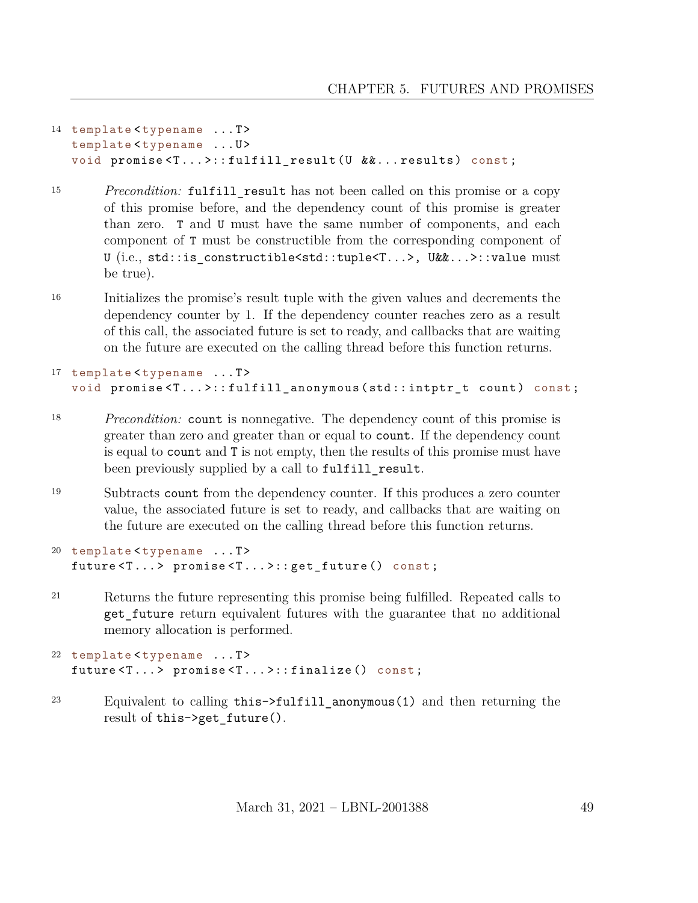14
```
template<typename ...T>
template<typename ...U>
void promise<T...>::fulfill_result(U &&...results) const;
```

15 *Precondition:* `fulfill_result` has not been called on this promise or a copy of this promise before, and the dependency count of this promise is greater than zero. `T` and `U` must have the same number of components, and each component of `T` must be constructible from the corresponding component of `U` (i.e., `std::is_constructible<std::tuple<T...>, U&&...>::value` must be true).

16 Initializes the promise's result tuple with the given values and decrements the dependency counter by 1. If the dependency counter reaches zero as a result of this call, the associated future is set to ready, and callbacks that are waiting on the future are executed on the calling thread before this function returns.

17
```
template<typename ...T>
void promise<T...>::fulfill_anonymous(std::intptr_t count) const;
```

18 *Precondition:* `count` is nonnegative. The dependency count of this promise is greater than zero and greater than or equal to `count`. If the dependency count is equal to `count` and `T` is not empty, then the results of this promise must have been previously supplied by a call to `fulfill_result`.

19 Subtracts `count` from the dependency counter. If this produces a zero counter value, the associated future is set to ready, and callbacks that are waiting on the future are executed on the calling thread before this function returns.

20
```
template<typename ...T>
future<T...> promise<T...>::get_future() const;
```

21 Returns the future representing this promise being fulfilled. Repeated calls to `get_future` return equivalent futures with the guarantee that no additional memory allocation is performed.

22
```
template<typename ...T>
future<T...> promise<T...>::finalize() const;
```

23 Equivalent to calling `this->fulfill_anonymous(1)` and then returning the result of `this->get_future()`.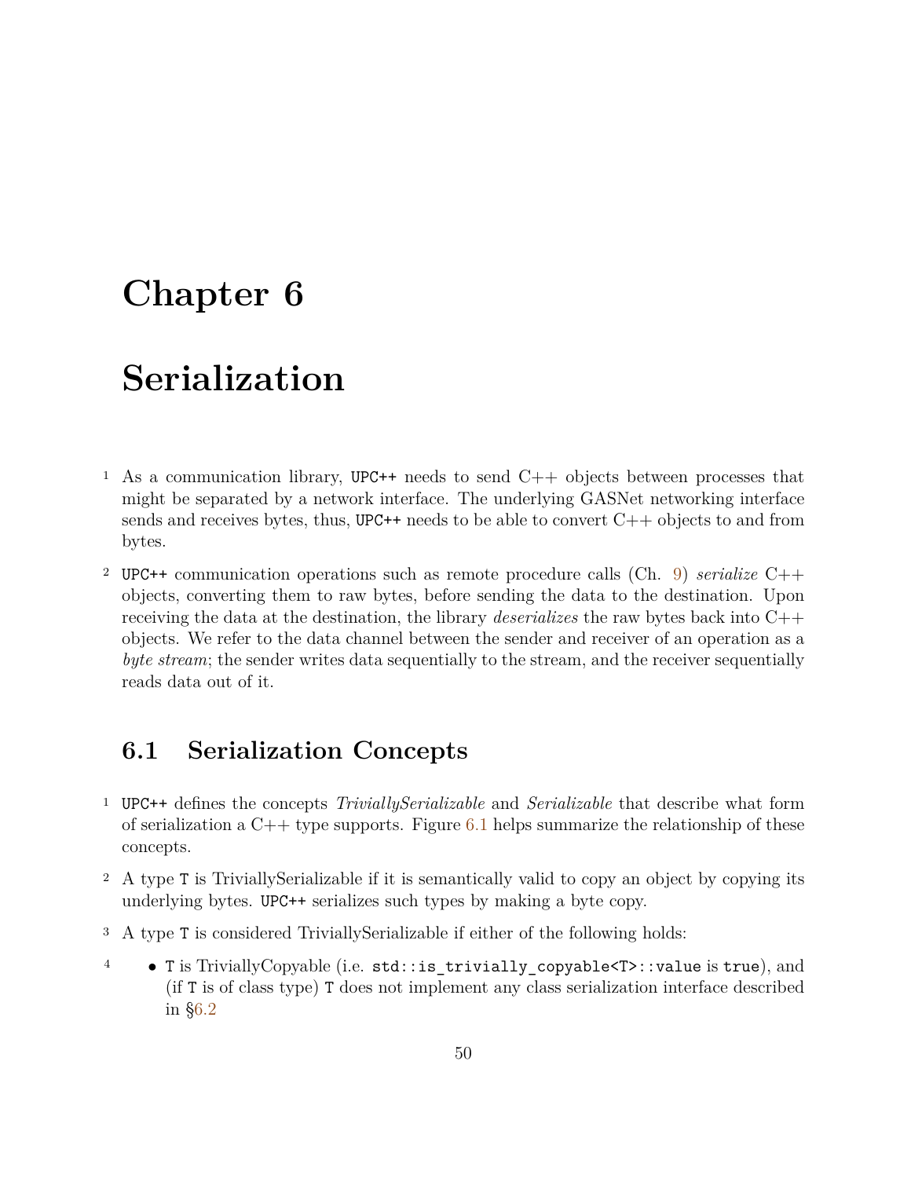# Chapter 6

# Serialization

1 As a communication library, `UPC++` needs to send C++ objects between processes that might be separated by a network interface. The underlying GASNet networking interface sends and receives bytes, thus, `UPC++` needs to be able to convert C++ objects to and from bytes.

2 `UPC++` communication operations such as remote procedure calls (Ch. 9) *serialize* C++ objects, converting them to raw bytes, before sending the data to the destination. Upon receiving the data at the destination, the library *deserializes* the raw bytes back into C++ objects. We refer to the data channel between the sender and receiver of an operation as a *byte stream*; the sender writes data sequentially to the stream, and the receiver sequentially reads data out of it.

## 6.1 Serialization Concepts

1 `UPC++` defines the concepts *TriviallySerializable* and *Serializable* that describe what form of serialization a C++ type supports. Figure 6.1 helps summarize the relationship of these concepts.

2 A type `T` is TriviallySerializable if it is semantically valid to copy an object by copying its underlying bytes. `UPC++` serializes such types by making a byte copy.

3 A type `T` is considered TriviallySerializable if either of the following holds:

4 
- `T` is TriviallyCopyable (i.e. `std::is_trivially_copyable<T>::value` is `true`), and (if `T` is of class type) `T` does not implement any class serialization interface described in §6.2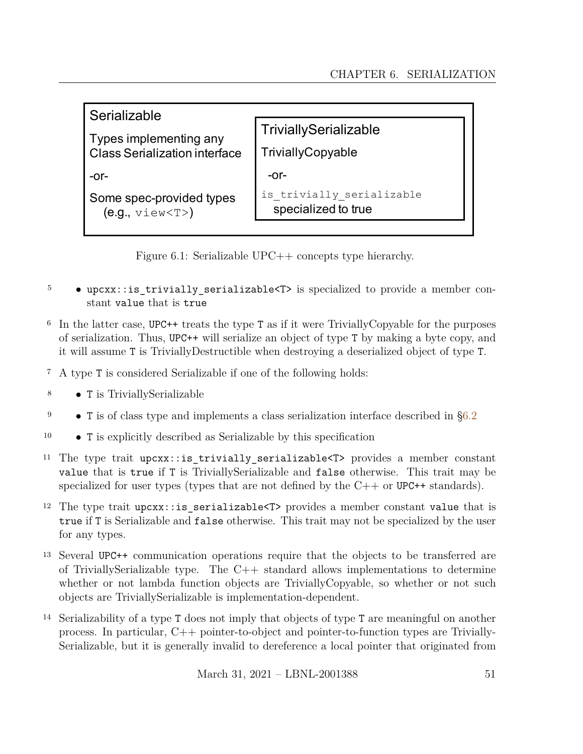Serializable

Types implementing any Class Serialization interface

-or-

Some spec-provided types (e.g., `view<T>`)

TriviallySerializable

TriviallyCopyable

-or-

`is_trivially_serializable` specialized to true

Figure 6.1: Serializable UPC++ concepts type hierarchy.

- `upcxx::is_trivially_serializable<T>` is specialized to provide a member constant `value` that is `true`

In the latter case, UPC++ treats the type `T` as if it were TriviallyCopyable for the purposes of serialization. Thus, UPC++ will serialize an object of type `T` by making a byte copy, and it will assume `T` is TriviallyDestructible when destroying a deserialized object of type `T`.

A type `T` is considered Serializable if one of the following holds:

- `T` is TriviallySerializable
- `T` is of class type and implements a class serialization interface described in §6.2
- `T` is explicitly described as Serializable by this specification

The type trait `upcxx::is_trivially_serializable<T>` provides a member constant `value` that is `true` if `T` is TriviallySerializable and `false` otherwise. This trait may be specialized for user types (types that are not defined by the C++ or UPC++ standards).

The type trait `upcxx::is_serializable<T>` provides a member constant `value` that is `true` if `T` is Serializable and `false` otherwise. This trait may not be specialized by the user for any types.

Several UPC++ communication operations require that the objects to be transferred are of TriviallySerializable type. The C++ standard allows implementations to determine whether or not lambda function objects are TriviallyCopyable, so whether or not such objects are TriviallySerializable is implementation-dependent.

Serializability of a type `T` does not imply that objects of type `T` are meaningful on another process. In particular, C++ pointer-to-object and pointer-to-function types are TriviallySerializable, but it is generally invalid to dereference a local pointer that originated from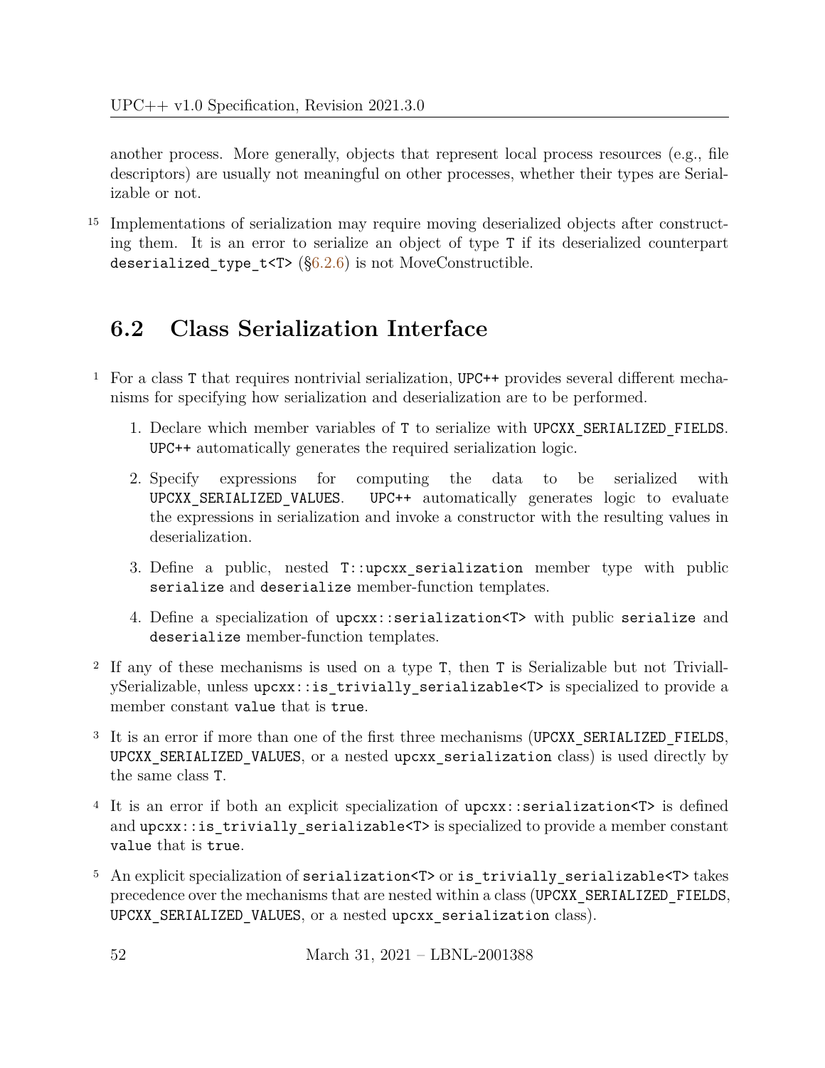another process. More generally, objects that represent local process resources (e.g., file descriptors) are usually not meaningful on other processes, whether their types are Serializable or not.

15 Implementations of serialization may require moving deserialized objects after constructing them. It is an error to serialize an object of type `T` if its deserialized counterpart `deserialized_type_t<T>` (§6.2.6) is not MoveConstructible.

## 6.2 Class Serialization Interface

1 For a class `T` that requires nontrivial serialization, `UPC++` provides several different mechanisms for specifying how serialization and deserialization are to be performed.

1. Declare which member variables of `T` to serialize with `UPCXX_SERIALIZED_FIELDS`. `UPC++` automatically generates the required serialization logic.
2. Specify expressions for computing the data to be serialized with `UPCXX_SERIALIZED_VALUES`. `UPC++` automatically generates logic to evaluate the expressions in serialization and invoke a constructor with the resulting values in deserialization.
3. Define a public, nested `T::upcxx_serialization` member type with public `serialize` and `deserialize` member-function templates.
4. Define a specialization of `upcxx::serialization<T>` with public `serialize` and `deserialize` member-function templates.

2 If any of these mechanisms is used on a type `T`, then `T` is Serializable but not TriviallySerializable, unless `upcxx::is_trivially_serializable<T>` is specialized to provide a member constant `value` that is `true`.

3 It is an error if more than one of the first three mechanisms (`UPCXX_SERIALIZED_FIELDS`, `UPCXX_SERIALIZED_VALUES`, or a nested `upcxx_serialization` class) is used directly by the same class `T`.

4 It is an error if both an explicit specialization of `upcxx::serialization<T>` is defined and `upcxx::is_trivially_serializable<T>` is specialized to provide a member constant `value` that is `true`.

5 An explicit specialization of `serialization<T>` or `is_trivially_serializable<T>` takes precedence over the mechanisms that are nested within a class (`UPCXX_SERIALIZED_FIELDS`, `UPCXX_SERIALIZED_VALUES`, or a nested `upcxx_serialization` class).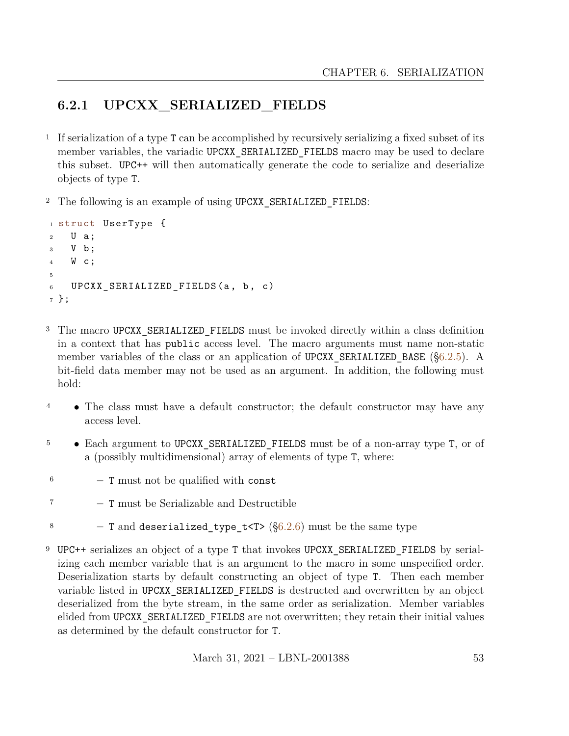### 6.2.1 UPCXX_SERIALIZED_FIELDS

1 If serialization of a type T can be accomplished by recursively serializing a fixed subset of its member variables, the variadic UPCXX_SERIALIZED_FIELDS macro may be used to declare this subset. UPC++ will then automatically generate the code to serialize and deserialize objects of type T.

2 The following is an example of using UPCXX_SERIALIZED_FIELDS:

```
struct UserType {
  U a;
  V b;
  W c;

  UPCXX_SERIALIZED_FIELDS(a, b, c)
};
```

3 The macro UPCXX_SERIALIZED_FIELDS must be invoked directly within a class definition in a context that has public access level. The macro arguments must name non-static member variables of the class or an application of UPCXX_SERIALIZED_BASE (§6.2.5). A bit-field data member may not be used as an argument. In addition, the following must hold:

4 • The class must have a default constructor; the default constructor may have any access level.

5 • Each argument to UPCXX_SERIALIZED_FIELDS must be of a non-array type T, or of a (possibly multidimensional) array of elements of type T, where:

6 – T must not be qualified with const

7 – T must be Serializable and Destructible

8 – T and deserialized_type_t<T> (§6.2.6) must be the same type

9 UPC++ serializes an object of a type T that invokes UPCXX_SERIALIZED_FIELDS by serializing each member variable that is an argument to the macro in some unspecified order. Deserialization starts by default constructing an object of type T. Then each member variable listed in UPCXX_SERIALIZED_FIELDS is destructed and overwritten by an object deserialized from the byte stream, in the same order as serialization. Member variables elided from UPCXX_SERIALIZED_FIELDS are not overwritten; they retain their initial values as determined by the default constructor for T.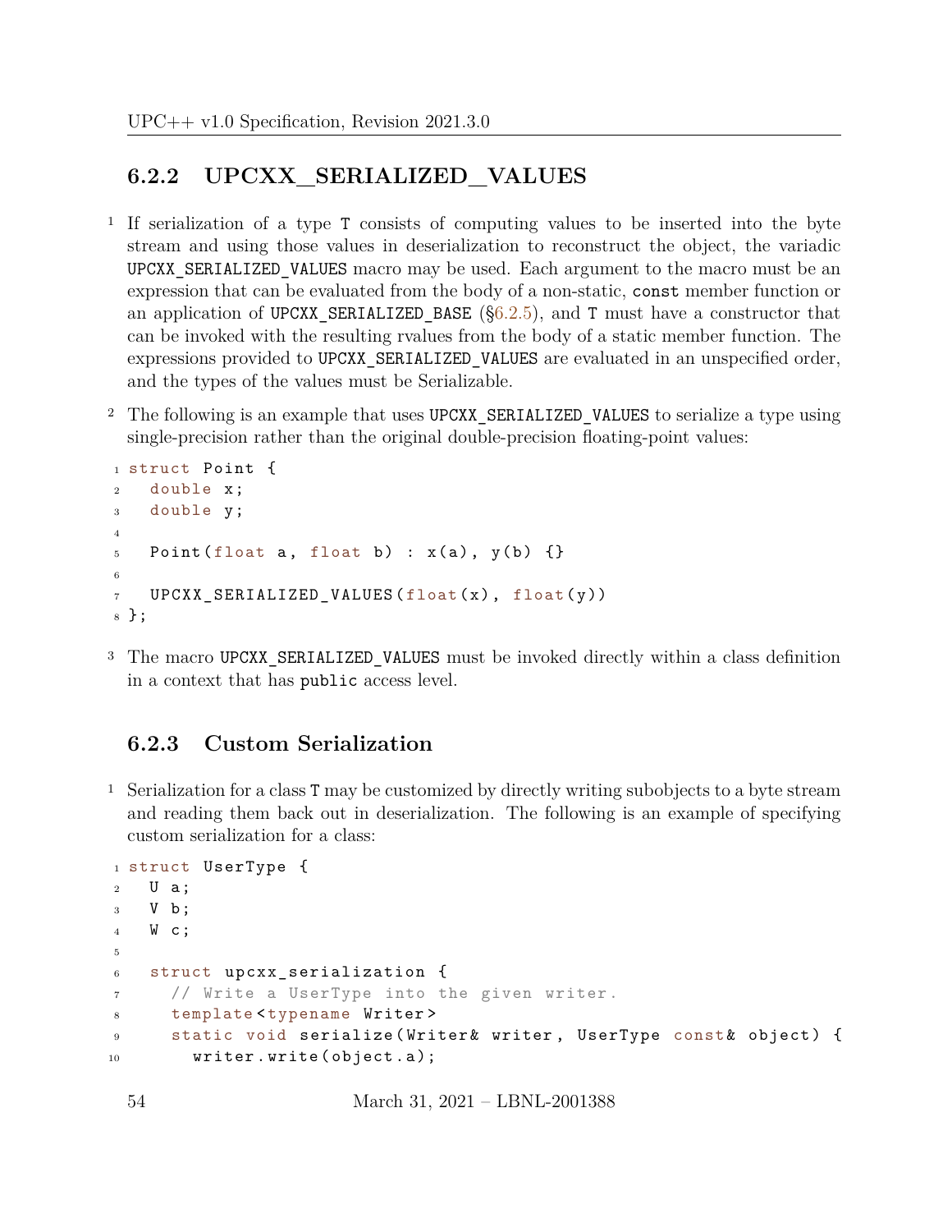### 6.2.2 UPCXX_SERIALIZED_VALUES

1 If serialization of a type `T` consists of computing values to be inserted into the byte stream and using those values in deserialization to reconstruct the object, the variadic `UPCXX_SERIALIZED_VALUES` macro may be used. Each argument to the macro must be an expression that can be evaluated from the body of a non-static, `const` member function or an application of `UPCXX_SERIALIZED_BASE` (§6.2.5), and `T` must have a constructor that can be invoked with the resulting rvalues from the body of a static member function. The expressions provided to `UPCXX_SERIALIZED_VALUES` are evaluated in an unspecified order, and the types of the values must be Serializable.

2 The following is an example that uses `UPCXX_SERIALIZED_VALUES` to serialize a type using single-precision rather than the original double-precision floating-point values:

```
struct Point {
  double x;
  double y;

  Point(float a, float b) : x(a), y(b) {}

  UPCXX_SERIALIZED_VALUES(float(x), float(y))
};
```

3 The macro `UPCXX_SERIALIZED_VALUES` must be invoked directly within a class definition in a context that has `public` access level.

### 6.2.3 Custom Serialization

1 Serialization for a class `T` may be customized by directly writing subobjects to a byte stream and reading them back out in deserialization. The following is an example of specifying custom serialization for a class:

```
struct UserType {
  U a;
  V b;
  W c;

  struct upcxx_serialization {
    // Write a UserType into the given writer.
    template<typename Writer>
    static void serialize(Writer& writer, UserType const& object) {
      writer.write(object.a);
```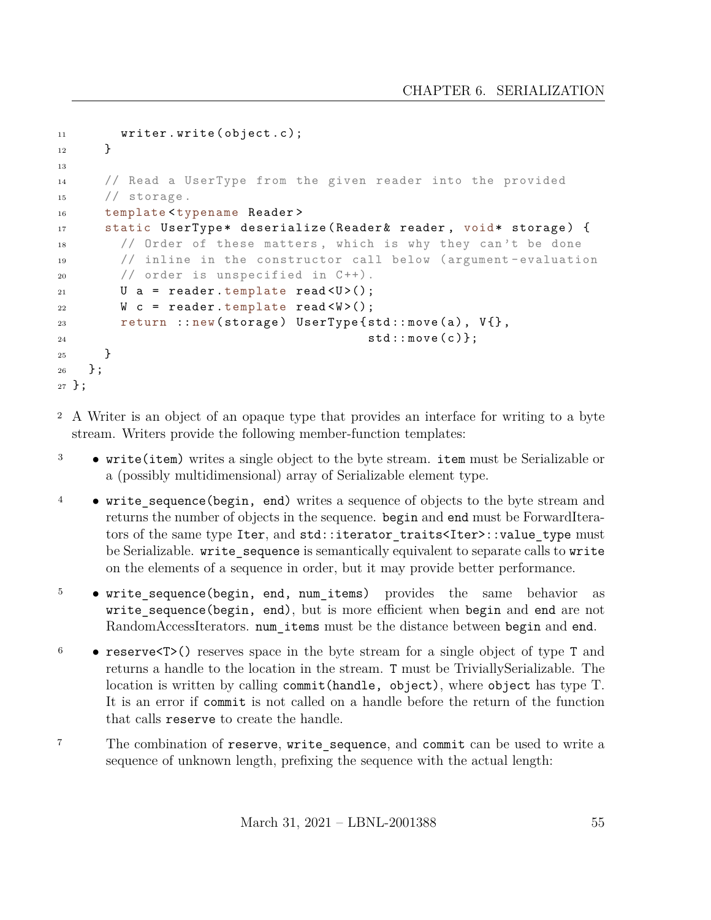```
      writer.write(object.c);
    }

    // Read a UserType from the given reader into the provided
    // storage.
    template<typename Reader>
    static UserType* deserialize(Reader& reader, void* storage) {
      // Order of these matters, which is why they can't be done
      // inline in the constructor call below (argument-evaluation
      // order is unspecified in C++).
      U a = reader.template read<U>();
      W c = reader.template read<W>();
      return ::new(storage) UserType{std::move(a), V{},
                                     std::move(c)};
    }
  };
};
```

A Writer is an object of an opaque type that provides an interface for writing to a byte stream. Writers provide the following member-function templates:

- `write(item)` writes a single object to the byte stream. `item` must be Serializable or a (possibly multidimensional) array of Serializable element type.
- `write_sequence(begin, end)` writes a sequence of objects to the byte stream and returns the number of objects in the sequence. `begin` and `end` must be ForwardIterators of the same type `Iter`, and `std::iterator_traits<Iter>::value_type` must be Serializable. `write_sequence` is semantically equivalent to separate calls to `write` on the elements of a sequence in order, but it may provide better performance.
- `write_sequence(begin, end, num_items)` provides the same behavior as `write_sequence(begin, end)`, but is more efficient when `begin` and `end` are not RandomAccessIterators. `num_items` must be the distance between `begin` and `end`.
- `reserve<T>()` reserves space in the byte stream for a single object of type `T` and returns a handle to the location in the stream. `T` must be TriviallySerializable. The location is written by calling `commit(handle, object)`, where `object` has type T. It is an error if `commit` is not called on a handle before the return of the function that calls `reserve` to create the handle.

The combination of `reserve`, `write_sequence`, and `commit` can be used to write a sequence of unknown length, prefixing the sequence with the actual length: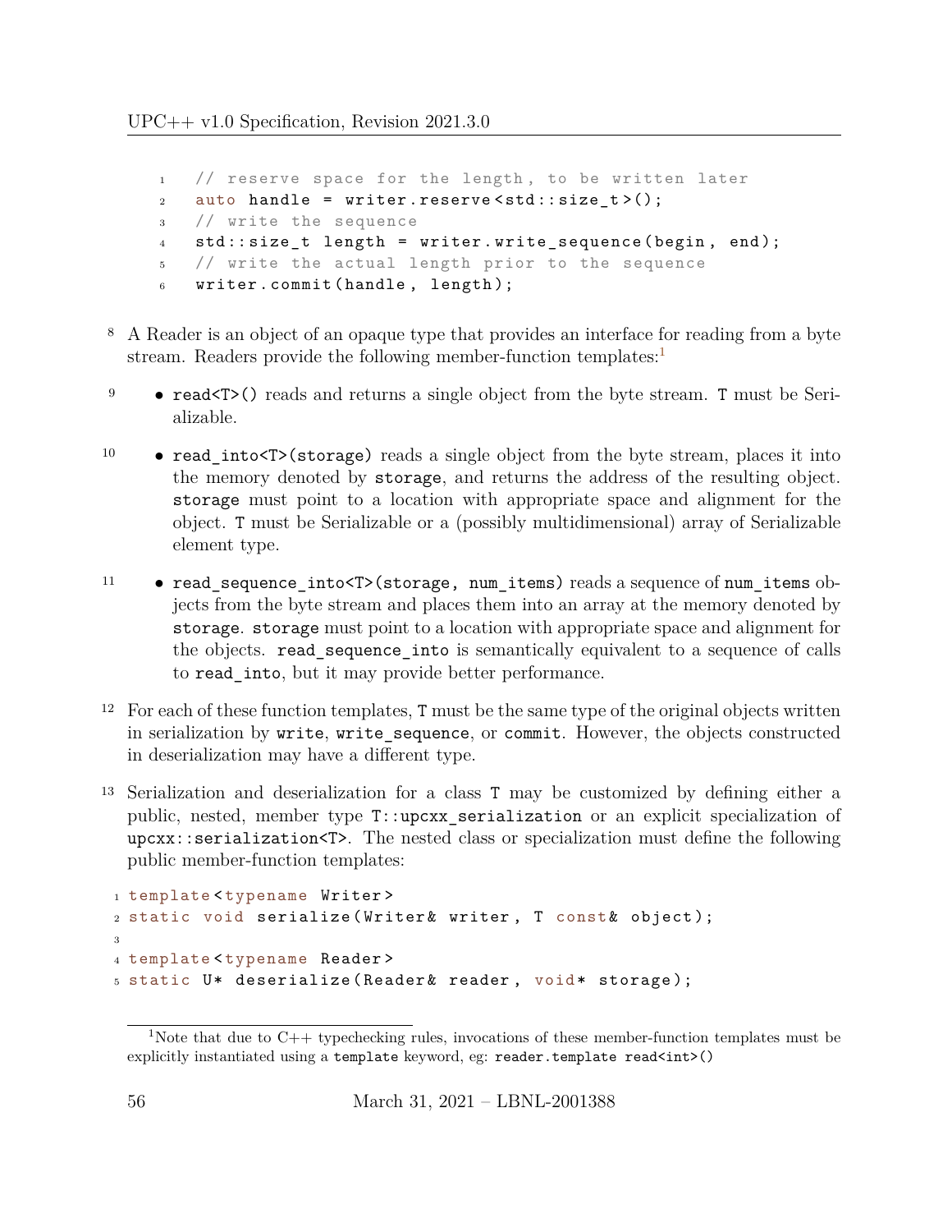```
// reserve space for the length, to be written later
auto handle = writer.reserve<std::size_t>();
// write the sequence
std::size_t length = writer.write_sequence(begin, end);
// write the actual length prior to the sequence
writer.commit(handle, length);
```

8 A Reader is an object of an opaque type that provides an interface for reading from a byte stream. Readers provide the following member-function templates:[1]

9 • `read<T>()` reads and returns a single object from the byte stream. `T` must be Serializable.

10 • `read_into<T>(storage)` reads a single object from the byte stream, places it into the memory denoted by `storage`, and returns the address of the resulting object. `storage` must point to a location with appropriate space and alignment for the object. `T` must be Serializable or a (possibly multidimensional) array of Serializable element type.

11 • `read_sequence_into<T>(storage, num_items)` reads a sequence of `num_items` objects from the byte stream and places them into an array at the memory denoted by `storage`. `storage` must point to a location with appropriate space and alignment for the objects. `read_sequence_into` is semantically equivalent to a sequence of calls to `read_into`, but it may provide better performance.

12 For each of these function templates, `T` must be the same type of the original objects written in serialization by `write`, `write_sequence`, or `commit`. However, the objects constructed in deserialization may have a different type.

13 Serialization and deserialization for a class `T` may be customized by defining either a public, nested, member type `T::upcxx_serialization` or an explicit specialization of `upcxx::serialization<T>`. The nested class or specialization must define the following public member-function templates:

```
template<typename Writer>
static void serialize(Writer& writer, T const& object);

template<typename Reader>
static U* deserialize(Reader& reader, void* storage);
```

---

[1] Note that due to C++ typechecking rules, invocations of these member-function templates must be explicitly instantiated using a `template` keyword, eg: `reader.template read<int>()`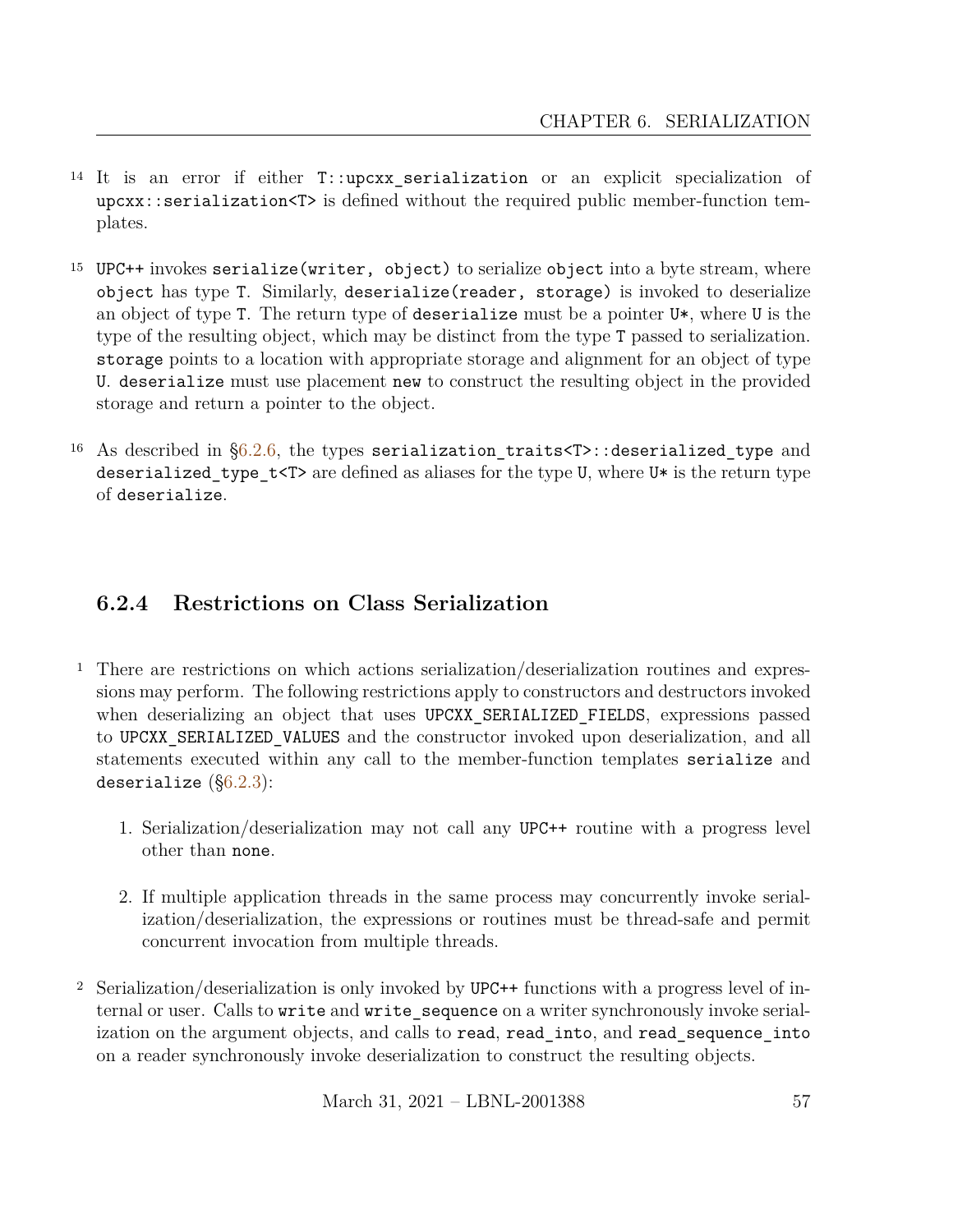14 It is an error if either `T::upcxx_serialization` or an explicit specialization of `upcxx::serialization<T>` is defined without the required public member-function templates.

15 UPC++ invokes `serialize(writer, object)` to serialize `object` into a byte stream, where `object` has type `T`. Similarly, `deserialize(reader, storage)` is invoked to deserialize an object of type `T`. The return type of `deserialize` must be a pointer `U*`, where `U` is the type of the resulting object, which may be distinct from the type `T` passed to serialization. `storage` points to a location with appropriate storage and alignment for an object of type `U`. `deserialize` must use placement `new` to construct the resulting object in the provided storage and return a pointer to the object.

16 As described in §6.2.6, the types `serialization_traits<T>::deserialized_type` and `deserialized_type_t<T>` are defined as aliases for the type `U`, where `U*` is the return type of `deserialize`.

### 6.2.4 Restrictions on Class Serialization

1 There are restrictions on which actions serialization/deserialization routines and expressions may perform. The following restrictions apply to constructors and destructors invoked when deserializing an object that uses `UPCXX_SERIALIZED_FIELDS`, expressions passed to `UPCXX_SERIALIZED_VALUES` and the constructor invoked upon deserialization, and all statements executed within any call to the member-function templates `serialize` and `deserialize` (§6.2.3):

1. Serialization/deserialization may not call any UPC++ routine with a progress level other than `none`.

2. If multiple application threads in the same process may concurrently invoke serialization/deserialization, the expressions or routines must be thread-safe and permit concurrent invocation from multiple threads.

2 Serialization/deserialization is only invoked by UPC++ functions with a progress level of internal or user. Calls to `write` and `write_sequence` on a writer synchronously invoke serialization on the argument objects, and calls to `read`, `read_into`, and `read_sequence_into` on a reader synchronously invoke deserialization to construct the resulting objects.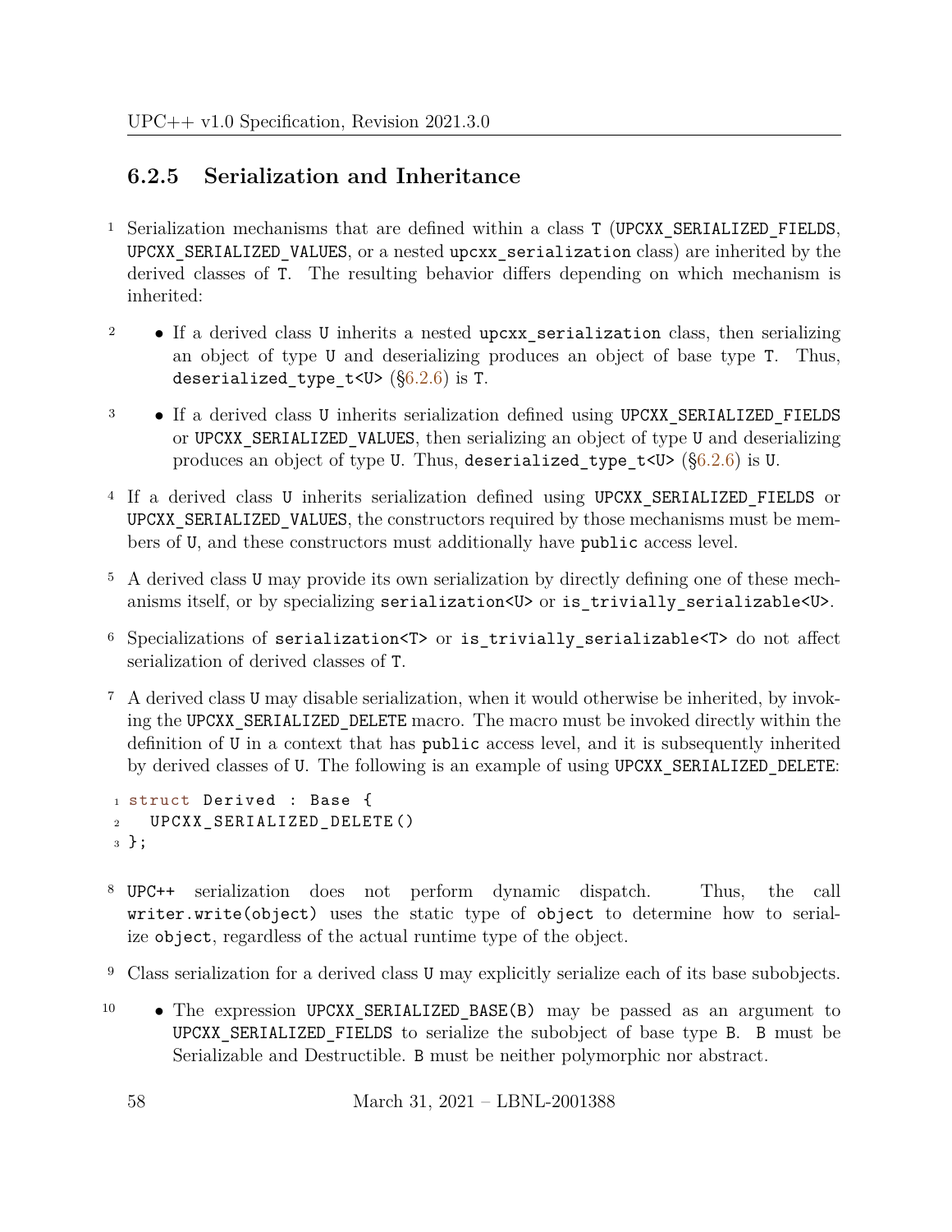### 6.2.5 Serialization and Inheritance

1 Serialization mechanisms that are defined within a class `T` (`UPCXX_SERIALIZED_FIELDS`, `UPCXX_SERIALIZED_VALUES`, or a nested `upcxx_serialization` class) are inherited by the derived classes of `T`. The resulting behavior differs depending on which mechanism is inherited:

2
- If a derived class `U` inherits a nested `upcxx_serialization` class, then serializing an object of type `U` and deserializing produces an object of base type `T`. Thus, `deserialized_type_t<U>` (§6.2.6) is `T`.

3
- If a derived class `U` inherits serialization defined using `UPCXX_SERIALIZED_FIELDS` or `UPCXX_SERIALIZED_VALUES`, then serializing an object of type `U` and deserializing produces an object of type `U`. Thus, `deserialized_type_t<U>` (§6.2.6) is `U`.

4 If a derived class `U` inherits serialization defined using `UPCXX_SERIALIZED_FIELDS` or `UPCXX_SERIALIZED_VALUES`, the constructors required by those mechanisms must be members of `U`, and these constructors must additionally have `public` access level.

5 A derived class `U` may provide its own serialization by directly defining one of these mechanisms itself, or by specializing `serialization<U>` or `is_trivially_serializable<U>`.

6 Specializations of `serialization<T>` or `is_trivially_serializable<T>` do not affect serialization of derived classes of `T`.

7 A derived class `U` may disable serialization, when it would otherwise be inherited, by invoking the `UPCXX_SERIALIZED_DELETE` macro. The macro must be invoked directly within the definition of `U` in a context that has `public` access level, and it is subsequently inherited by derived classes of `U`. The following is an example of using `UPCXX_SERIALIZED_DELETE`:

```
struct Derived : Base {
  UPCXX_SERIALIZED_DELETE()
};
```

8 UPC++ serialization does not perform dynamic dispatch. Thus, the call `writer.write(object)` uses the static type of `object` to determine how to serialize `object`, regardless of the actual runtime type of the object.

9 Class serialization for a derived class `U` may explicitly serialize each of its base subobjects.

10
- The expression `UPCXX_SERIALIZED_BASE(B)` may be passed as an argument to `UPCXX_SERIALIZED_FIELDS` to serialize the subobject of base type `B`. `B` must be Serializable and Destructible. `B` must be neither polymorphic nor abstract.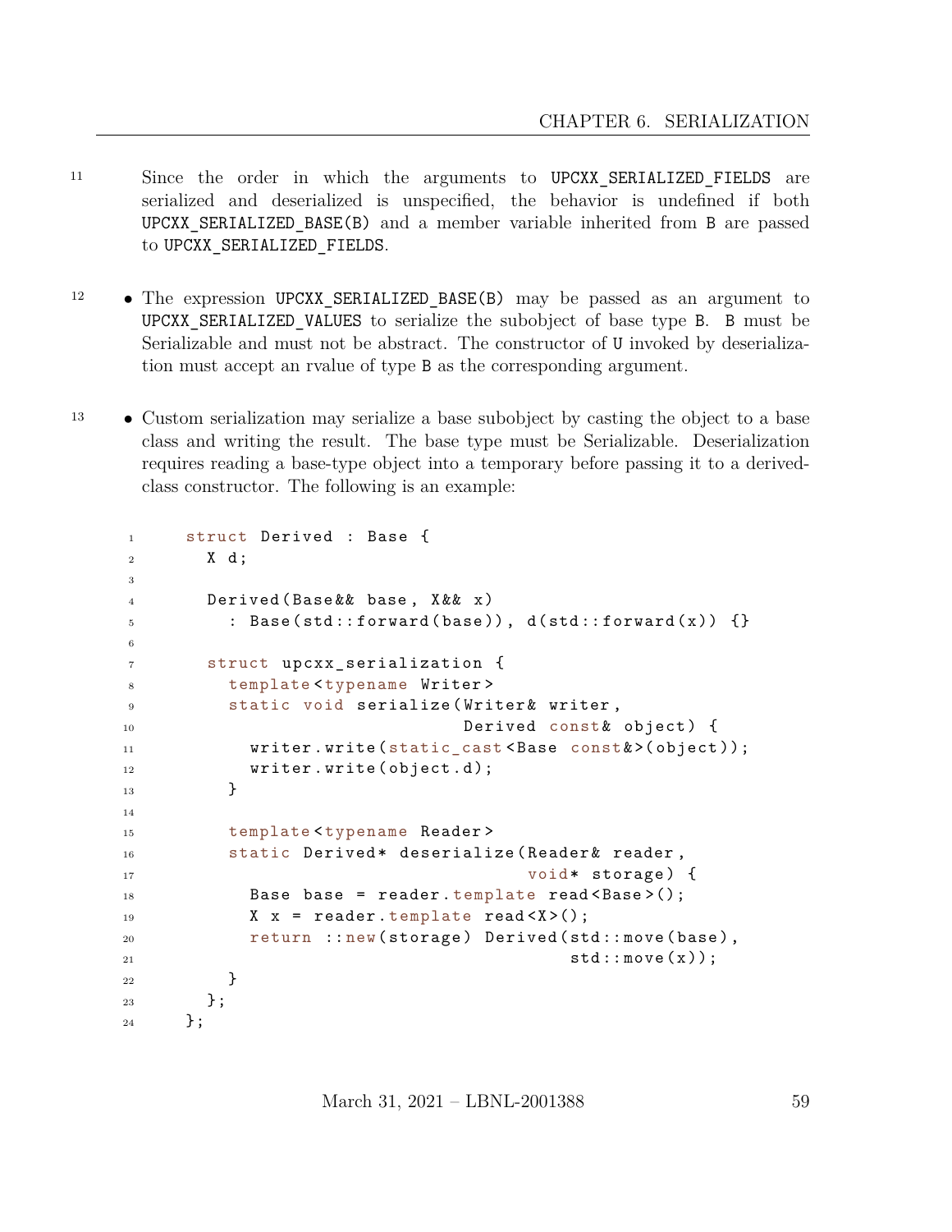Since the order in which the arguments to `UPCXX_SERIALIZED_FIELDS` are serialized and deserialized is unspecified, the behavior is undefined if both `UPCXX_SERIALIZED_BASE(B)` and a member variable inherited from `B` are passed to `UPCXX_SERIALIZED_FIELDS`.

- The expression `UPCXX_SERIALIZED_BASE(B)` may be passed as an argument to `UPCXX_SERIALIZED_VALUES` to serialize the subobject of base type `B`. `B` must be Serializable and must not be abstract. The constructor of `U` invoked by deserialization must accept an rvalue of type `B` as the corresponding argument.

- Custom serialization may serialize a base subobject by casting the object to a base class and writing the result. The base type must be Serializable. Deserialization requires reading a base-type object into a temporary before passing it to a derived-class constructor. The following is an example:

```
struct Derived : Base {
  X d;

  Derived(Base&& base, X&& x)
    : Base(std::forward(base)), d(std::forward(x)) {}

  struct upcxx_serialization {
    template<typename Writer>
    static void serialize(Writer& writer,
                          Derived const& object) {
      writer.write(static_cast<Base const&>(object));
      writer.write(object.d);
    }

    template<typename Reader>
    static Derived* deserialize(Reader& reader,
                                void* storage) {
      Base base = reader.template read<Base>();
      X x = reader.template read<X>();
      return ::new(storage) Derived(std::move(base),
                                    std::move(x));
    }
  };
};
```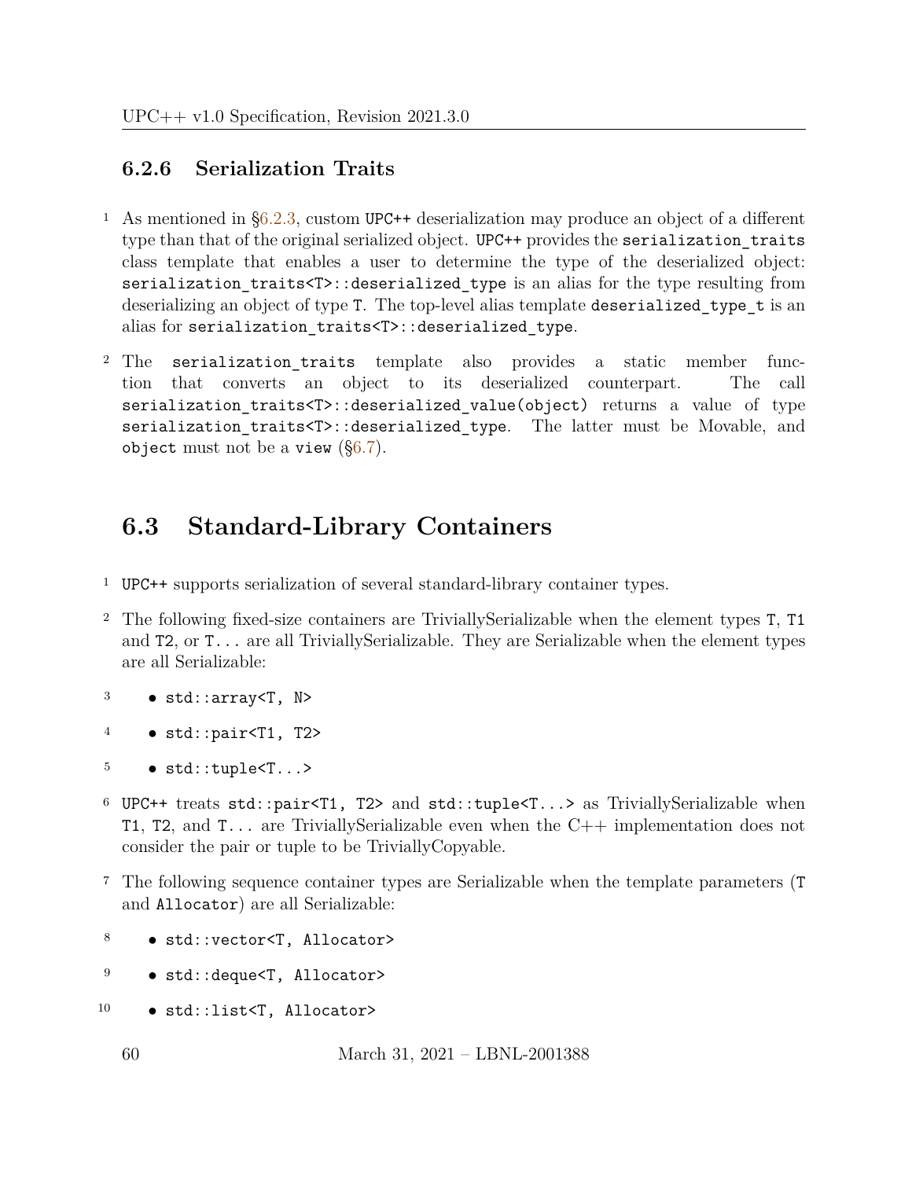### 6.2.6 Serialization Traits

1 As mentioned in §6.2.3, custom `UPC++` deserialization may produce an object of a different type than that of the original serialized object. `UPC++` provides the `serialization_traits` class template that enables a user to determine the type of the deserialized object: `serialization_traits<T>::deserialized_type` is an alias for the type resulting from deserializing an object of type `T`. The top-level alias template `deserialized_type_t` is an alias for `serialization_traits<T>::deserialized_type`.

2 The `serialization_traits` template also provides a static member function that converts an object to its deserialized counterpart. The call `serialization_traits<T>::deserialized_value(object)` returns a value of type `serialization_traits<T>::deserialized_type`. The latter must be Movable, and `object` must not be a `view` (§6.7).

## 6.3 Standard-Library Containers

1 `UPC++` supports serialization of several standard-library container types.

2 The following fixed-size containers are TriviallySerializable when the element types `T`, `T1` and `T2`, or `T...` are all TriviallySerializable. They are Serializable when the element types are all Serializable:

3 • `std::array<T, N>`

4 • `std::pair<T1, T2>`

5 • `std::tuple<T...>`

6 `UPC++` treats `std::pair<T1, T2>` and `std::tuple<T...>` as TriviallySerializable when `T1`, `T2`, and `T...` are TriviallySerializable even when the C++ implementation does not consider the pair or tuple to be TriviallyCopyable.

7 The following sequence container types are Serializable when the template parameters (`T` and `Allocator`) are all Serializable:

8 • `std::vector<T, Allocator>`

9 • `std::deque<T, Allocator>`

10 • `std::list<T, Allocator>`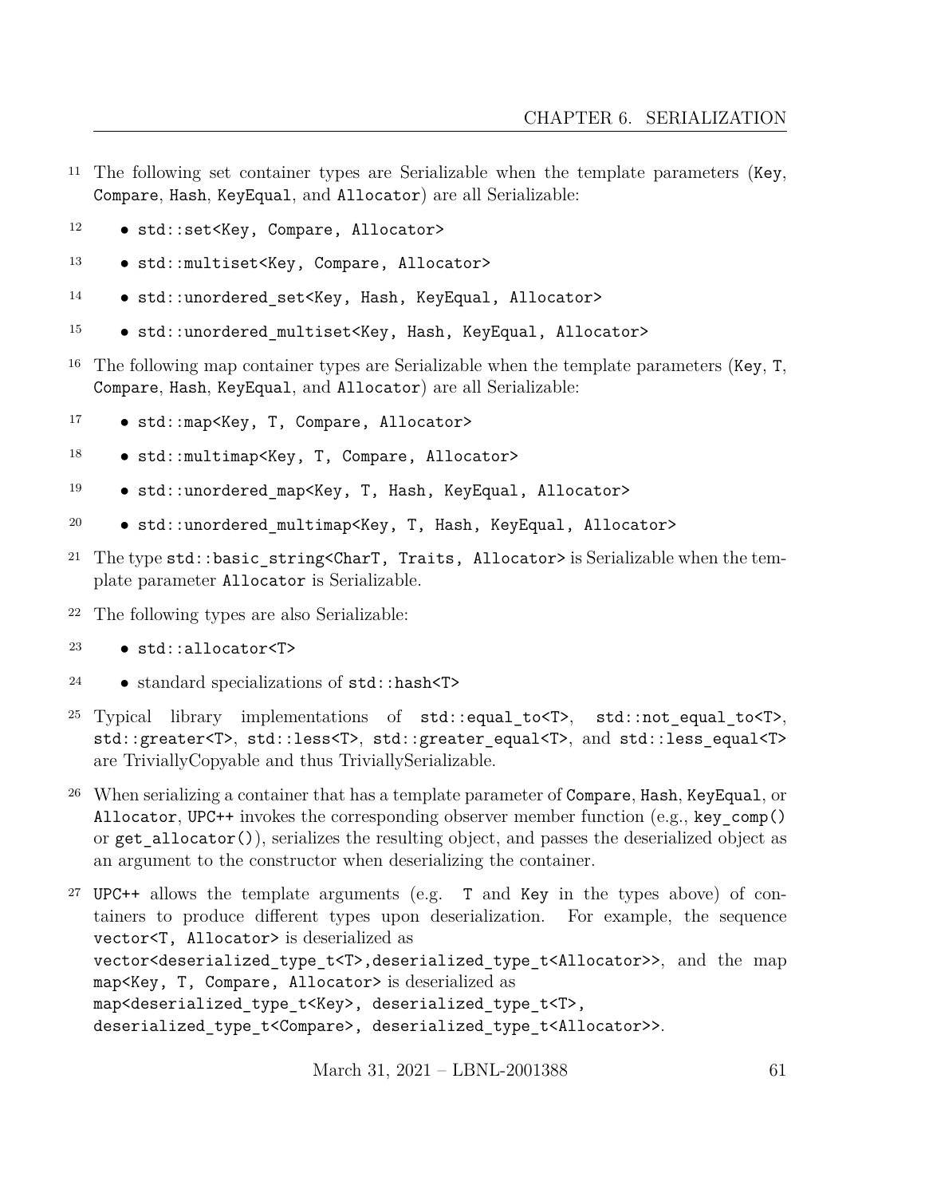The following set container types are Serializable when the template parameters (`Key`, `Compare`, `Hash`, `KeyEqual`, and `Allocator`) are all Serializable:

- `std::set<Key, Compare, Allocator>`
- `std::multiset<Key, Compare, Allocator>`
- `std::unordered_set<Key, Hash, KeyEqual, Allocator>`
- `std::unordered_multiset<Key, Hash, KeyEqual, Allocator>`

The following map container types are Serializable when the template parameters (`Key`, `T`, `Compare`, `Hash`, `KeyEqual`, and `Allocator`) are all Serializable:

- `std::map<Key, T, Compare, Allocator>`
- `std::multimap<Key, T, Compare, Allocator>`
- `std::unordered_map<Key, T, Hash, KeyEqual, Allocator>`
- `std::unordered_multimap<Key, T, Hash, KeyEqual, Allocator>`

The type `std::basic_string<CharT, Traits, Allocator>` is Serializable when the template parameter `Allocator` is Serializable.

The following types are also Serializable:

- `std::allocator<T>`
- standard specializations of `std::hash<T>`

Typical library implementations of `std::equal_to<T>`, `std::not_equal_to<T>`, `std::greater<T>`, `std::less<T>`, `std::greater_equal<T>`, and `std::less_equal<T>` are TriviallyCopyable and thus TriviallySerializable.

When serializing a container that has a template parameter of `Compare`, `Hash`, `KeyEqual`, or `Allocator`, UPC++ invokes the corresponding observer member function (e.g., `key_comp()` or `get_allocator()`), serializes the resulting object, and passes the deserialized object as an argument to the constructor when deserializing the container.

UPC++ allows the template arguments (e.g. `T` and `Key` in the types above) of containers to produce different types upon deserialization. For example, the sequence `vector<T, Allocator>` is deserialized as `vector<deserialized_type_t<T>,deserialized_type_t<Allocator>>`, and the map `map<Key, T, Compare, Allocator>` is deserialized as `map<deserialized_type_t<Key>, deserialized_type_t<T>, deserialized_type_t<Compare>, deserialized_type_t<Allocator>>`.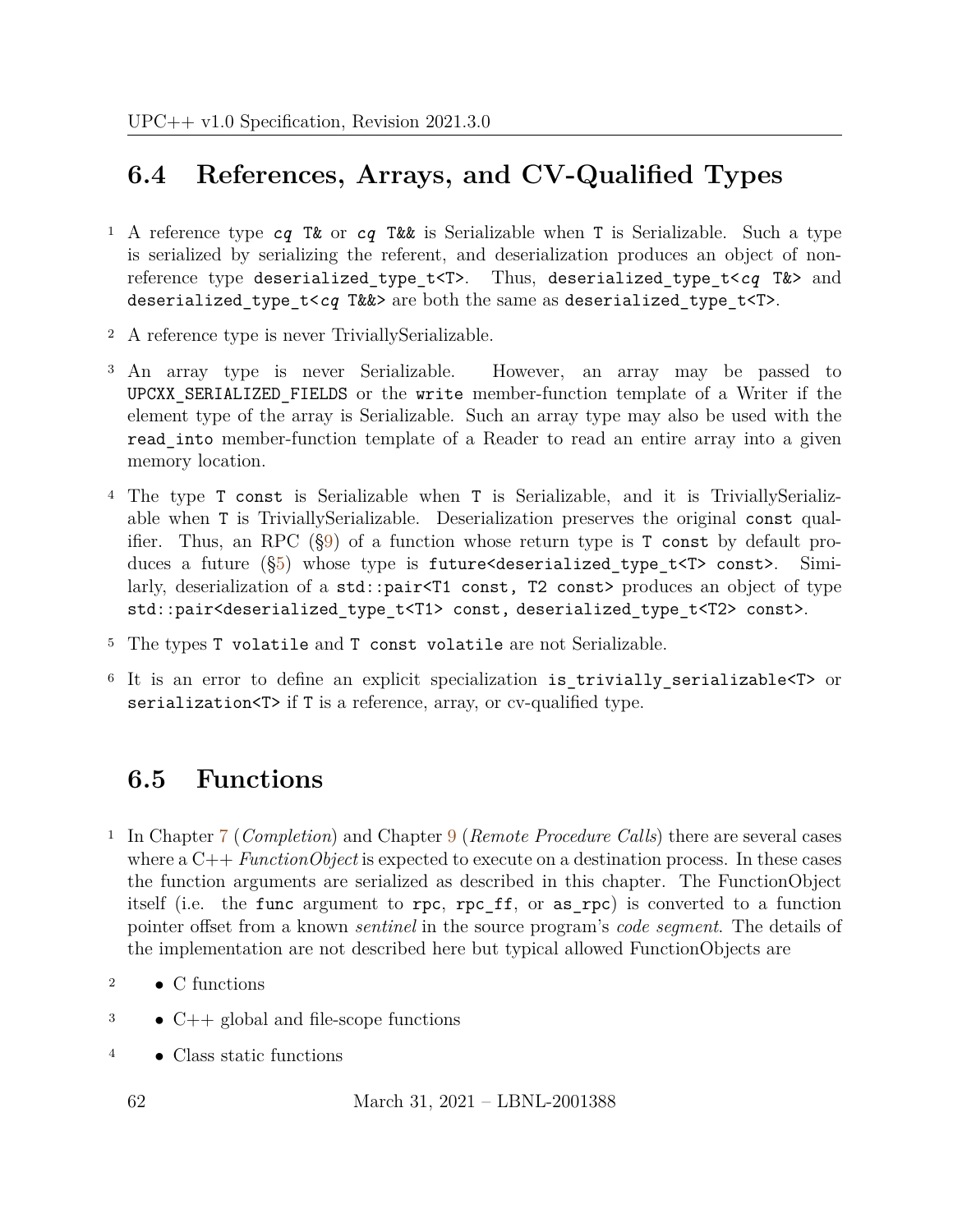## 6.4 References, Arrays, and CV-Qualified Types

1 A reference type *cq* `T&` or *cq* `T&&` is Serializable when `T` is Serializable. Such a type is serialized by serializing the referent, and deserialization produces an object of non-reference type `deserialized_type_t<T>`. Thus, `deserialized_type_t<`*cq* `T&>` and `deserialized_type_t<`*cq* `T&&>` are both the same as `deserialized_type_t<T>`.

2 A reference type is never TriviallySerializable.

3 An array type is never Serializable. However, an array may be passed to `UPCXX_SERIALIZED_FIELDS` or the `write` member-function template of a Writer if the element type of the array is Serializable. Such an array type may also be used with the `read_into` member-function template of a Reader to read an entire array into a given memory location.

4 The type `T const` is Serializable when `T` is Serializable, and it is TriviallySerializable when `T` is TriviallySerializable. Deserialization preserves the original `const` qualifier. Thus, an RPC (§9) of a function whose return type is `T const` by default produces a future (§5) whose type is `future<deserialized_type_t<T> const>`. Similarly, deserialization of a `std::pair<T1 const, T2 const>` produces an object of type `std::pair<deserialized_type_t<T1> const, deserialized_type_t<T2> const>`.

5 The types `T volatile` and `T const volatile` are not Serializable.

6 It is an error to define an explicit specialization `is_trivially_serializable<T>` or `serialization<T>` if `T` is a reference, array, or cv-qualified type.

## 6.5 Functions

1 In Chapter 7 (*Completion*) and Chapter 9 (*Remote Procedure Calls*) there are several cases where a C++ *FunctionObject* is expected to execute on a destination process. In these cases the function arguments are serialized as described in this chapter. The FunctionObject itself (i.e. the `func` argument to `rpc`, `rpc_ff`, or `as_rpc`) is converted to a function pointer offset from a known *sentinel* in the source program's *code segment*. The details of the implementation are not described here but typical allowed FunctionObjects are

2 • C functions

3 • C++ global and file-scope functions

4 • Class static functions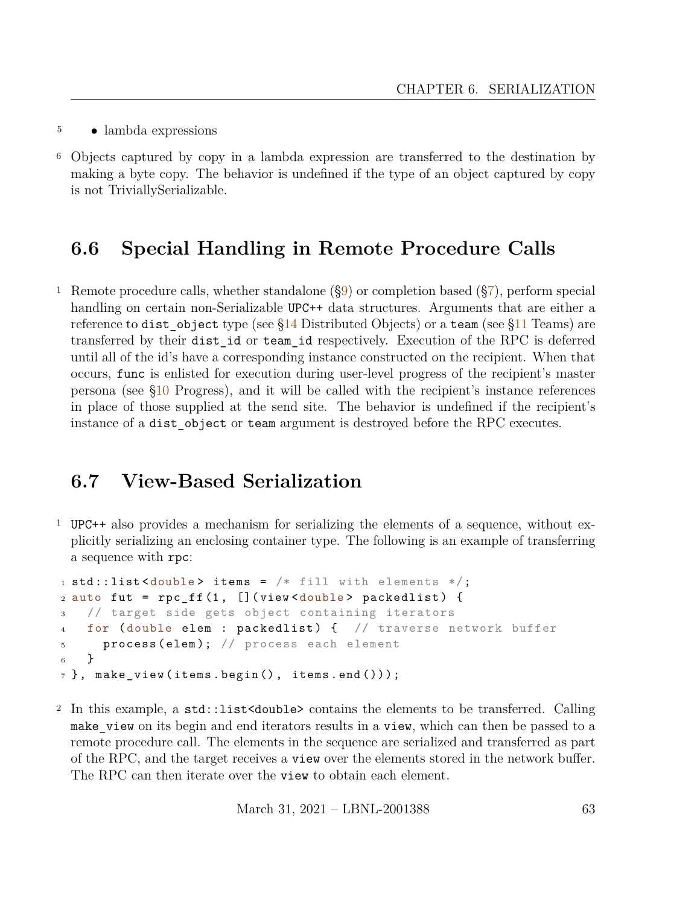- lambda expressions

Objects captured by copy in a lambda expression are transferred to the destination by making a byte copy. The behavior is undefined if the type of an object captured by copy is not TriviallySerializable.

## 6.6 Special Handling in Remote Procedure Calls

Remote procedure calls, whether standalone (§9) or completion based (§7), perform special handling on certain non-Serializable UPC++ data structures. Arguments that are either a reference to `dist_object` type (see §14 Distributed Objects) or a `team` (see §11 Teams) are transferred by their `dist_id` or `team_id` respectively. Execution of the RPC is deferred until all of the id's have a corresponding instance constructed on the recipient. When that occurs, `func` is enlisted for execution during user-level progress of the recipient's master persona (see §10 Progress), and it will be called with the recipient's instance references in place of those supplied at the send site. The behavior is undefined if the recipient's instance of a `dist_object` or `team` argument is destroyed before the RPC executes.

## 6.7 View-Based Serialization

UPC++ also provides a mechanism for serializing the elements of a sequence, without explicitly serializing an enclosing container type. The following is an example of transferring a sequence with `rpc`:

```
std::list<double> items = /* fill with elements */;
auto fut = rpc_ff(1, [](view<double> packedlist) {
  // target side gets object containing iterators
  for (double elem : packedlist) {  // traverse network buffer
    process(elem); // process each element
  }
}, make_view(items.begin(), items.end()));
```

In this example, a `std::list<double>` contains the elements to be transferred. Calling `make_view` on its begin and end iterators results in a `view`, which can then be passed to a remote procedure call. The elements in the sequence are serialized and transferred as part of the RPC, and the target receives a `view` over the elements stored in the network buffer. The RPC can then iterate over the `view` to obtain each element.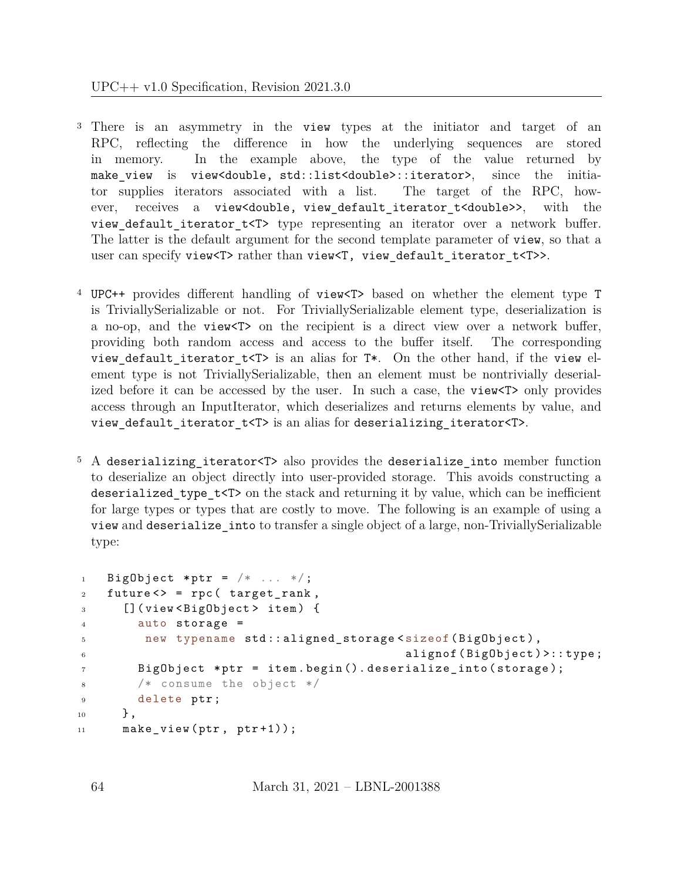3 There is an asymmetry in the `view` types at the initiator and target of an RPC, reflecting the difference in how the underlying sequences are stored in memory. In the example above, the type of the value returned by `make_view` is `view<double, std::list<double>::iterator>`, since the initiator supplies iterators associated with a list. The target of the RPC, however, receives a `view<double, view_default_iterator_t<double>>`, with the `view_default_iterator_t<T>` type representing an iterator over a network buffer. The latter is the default argument for the second template parameter of `view`, so that a user can specify `view<T>` rather than `view<T, view_default_iterator_t<T>>`.

4 `UPC++` provides different handling of `view<T>` based on whether the element type `T` is TriviallySerializable or not. For TriviallySerializable element type, deserialization is a no-op, and the `view<T>` on the recipient is a direct view over a network buffer, providing both random access and access to the buffer itself. The corresponding `view_default_iterator_t<T>` is an alias for `T*`. On the other hand, if the `view` element type is not TriviallySerializable, then an element must be nontrivially deserialized before it can be accessed by the user. In such a case, the `view<T>` only provides access through an InputIterator, which deserializes and returns elements by value, and `view_default_iterator_t<T>` is an alias for `deserializing_iterator<T>`.

5 A `deserializing_iterator<T>` also provides the `deserialize_into` member function to deserialize an object directly into user-provided storage. This avoids constructing a `deserialized_type_t<T>` on the stack and returning it by value, which can be inefficient for large types or types that are costly to move. The following is an example of using a `view` and `deserialize_into` to transfer a single object of a large, non-TriviallySerializable type:

```
1  BigObject *ptr = /* ... */;
2  future<> = rpc( target_rank,
3    [](view<BigObject> item) {
4      auto storage =
5       new typename std::aligned_storage<sizeof(BigObject),
6                                          alignof(BigObject)>::type;
7      BigObject *ptr = item.begin().deserialize_into(storage);
8      /* consume the object */
9      delete ptr;
10   },
11   make_view(ptr, ptr+1));
```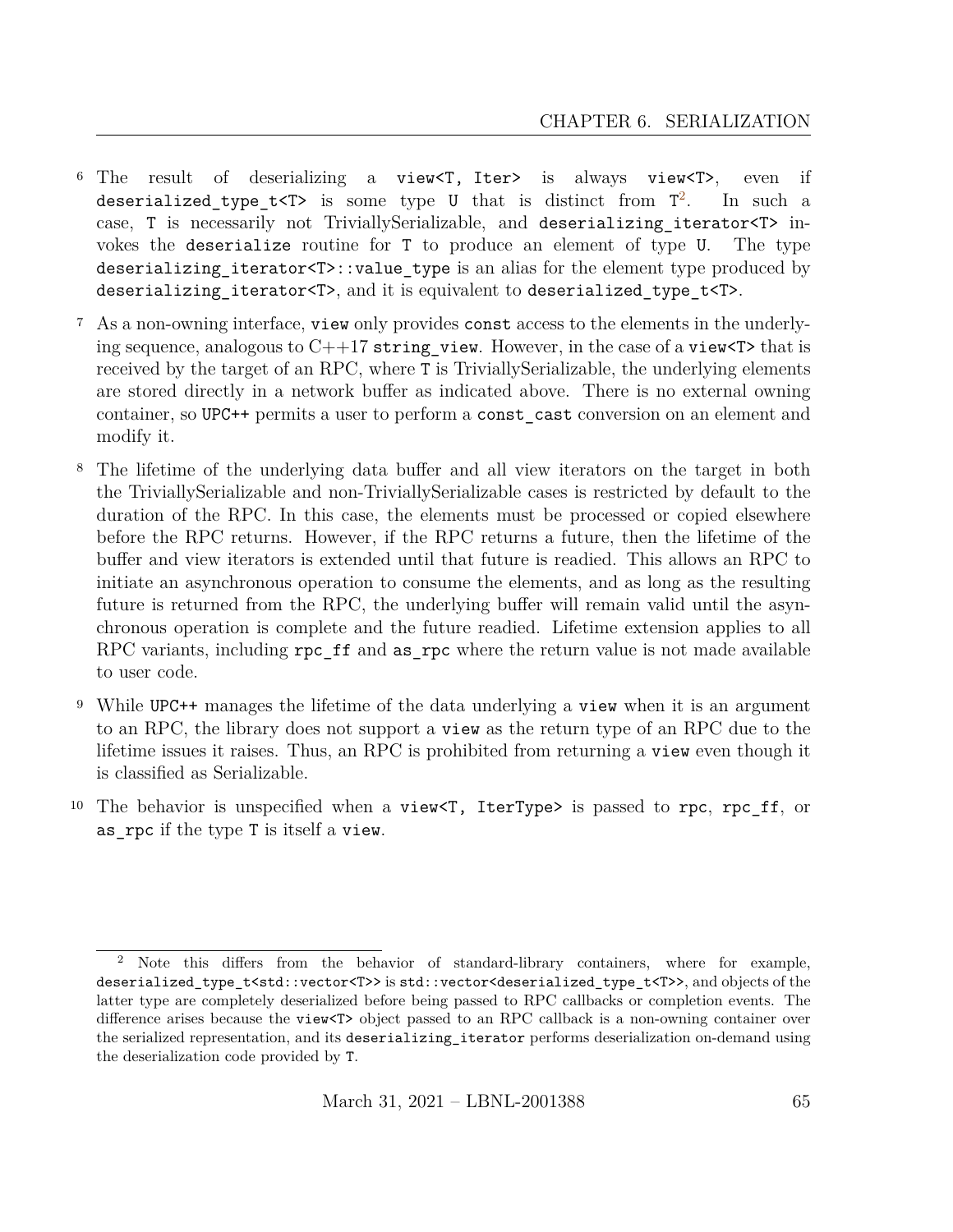6 The result of deserializing a `view<T, Iter>` is always `view<T>`, even if `deserialized_type_t<T>` is some type `U` that is distinct from `T`[2]. In such a case, `T` is necessarily not TriviallySerializable, and `deserializing_iterator<T>` invokes the `deserialize` routine for `T` to produce an element of type `U`. The type `deserializing_iterator<T>::value_type` is an alias for the element type produced by `deserializing_iterator<T>`, and it is equivalent to `deserialized_type_t<T>`.

7 As a non-owning interface, `view` only provides `const` access to the elements in the underlying sequence, analogous to C++17 `string_view`. However, in the case of a `view<T>` that is received by the target of an RPC, where `T` is TriviallySerializable, the underlying elements are stored directly in a network buffer as indicated above. There is no external owning container, so `UPC++` permits a user to perform a `const_cast` conversion on an element and modify it.

8 The lifetime of the underlying data buffer and all view iterators on the target in both the TriviallySerializable and non-TriviallySerializable cases is restricted by default to the duration of the RPC. In this case, the elements must be processed or copied elsewhere before the RPC returns. However, if the RPC returns a future, then the lifetime of the buffer and view iterators is extended until that future is readied. This allows an RPC to initiate an asynchronous operation to consume the elements, and as long as the resulting future is returned from the RPC, the underlying buffer will remain valid until the asynchronous operation is complete and the future readied. Lifetime extension applies to all RPC variants, including `rpc_ff` and `as_rpc` where the return value is not made available to user code.

9 While `UPC++` manages the lifetime of the data underlying a `view` when it is an argument to an RPC, the library does not support a `view` as the return type of an RPC due to the lifetime issues it raises. Thus, an RPC is prohibited from returning a `view` even though it is classified as Serializable.

10 The behavior is unspecified when a `view<T, IterType>` is passed to `rpc`, `rpc_ff`, or `as_rpc` if the type `T` is itself a `view`.

---

[2] Note this differs from the behavior of standard-library containers, where for example, `deserialized_type_t<std::vector<T>>` is `std::vector<deserialized_type_t<T>>`, and objects of the latter type are completely deserialized before being passed to RPC callbacks or completion events. The difference arises because the `view<T>` object passed to an RPC callback is a non-owning container over the serialized representation, and its `deserializing_iterator` performs deserialization on-demand using the deserialization code provided by `T`.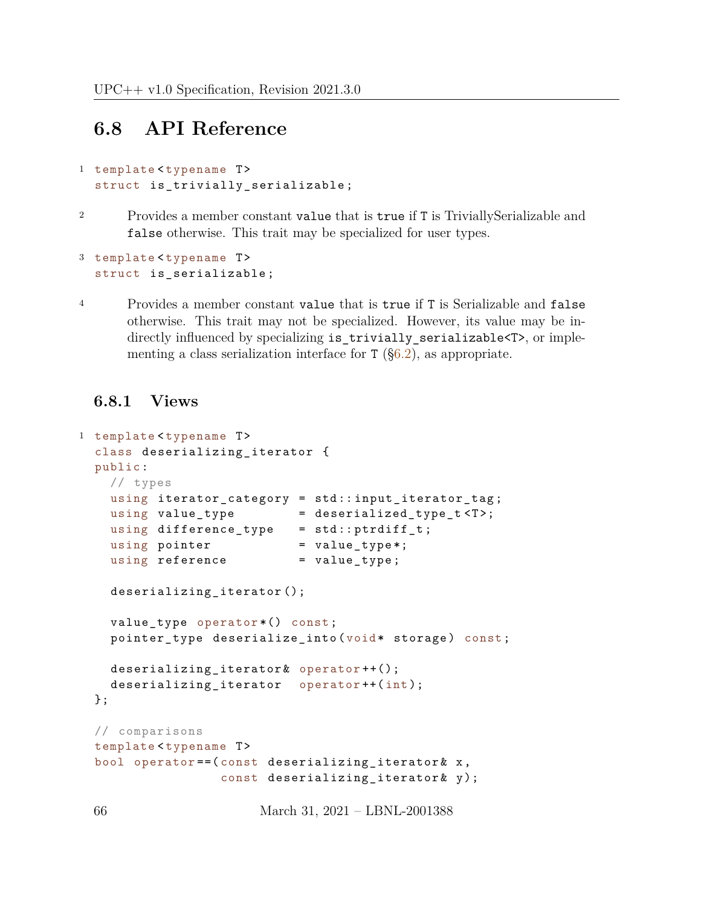## 6.8 API Reference

```
template<typename T>
struct is_trivially_serializable;
```

Provides a member constant `value` that is `true` if `T` is TriviallySerializable and `false` otherwise. This trait may be specialized for user types.

```
template<typename T>
struct is_serializable;
```

Provides a member constant `value` that is `true` if `T` is Serializable and `false` otherwise. This trait may not be specialized. However, its value may be indirectly influenced by specializing `is_trivially_serializable<T>`, or implementing a class serialization interface for `T` (§6.2), as appropriate.

### 6.8.1 Views

```
template<typename T>
class deserializing_iterator {
public:
  // types
  using iterator_category = std::input_iterator_tag;
  using value_type        = deserialized_type_t<T>;
  using difference_type   = std::ptrdiff_t;
  using pointer           = value_type*;
  using reference         = value_type;

  deserializing_iterator();

  value_type operator*() const;
  pointer_type deserialize_into(void* storage) const;

  deserializing_iterator& operator++();
  deserializing_iterator  operator++(int);
};

// comparisons
template<typename T>
bool operator==(const deserializing_iterator& x,
                const deserializing_iterator& y);
```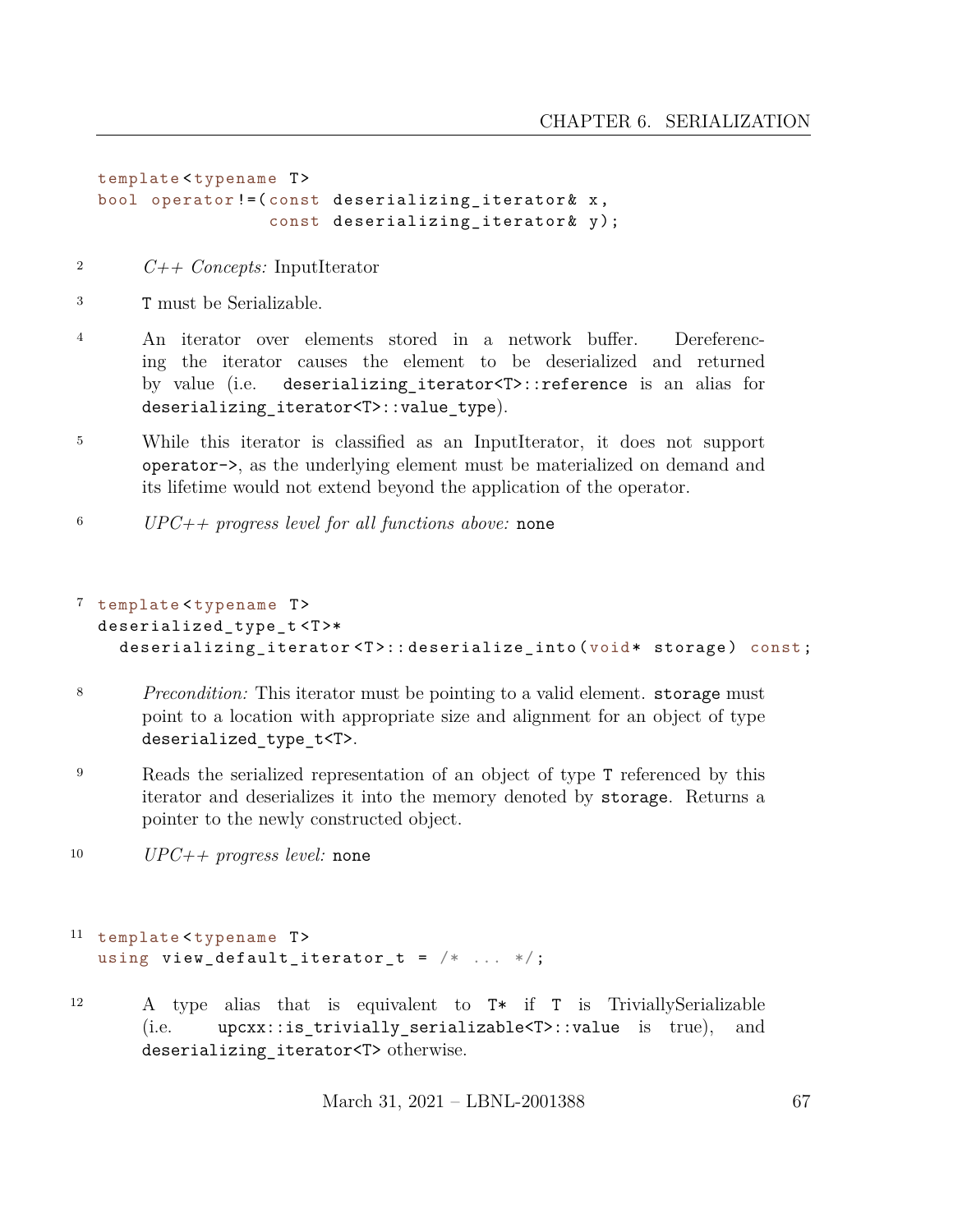```
template<typename T>
bool operator!=(const deserializing_iterator& x,
                const deserializing_iterator& y);
```

2 *C++ Concepts:* InputIterator

3 T must be Serializable.

4 An iterator over elements stored in a network buffer. Dereferencing the iterator causes the element to be deserialized and returned by value (i.e. `deserializing_iterator<T>::reference` is an alias for `deserializing_iterator<T>::value_type`).

5 While this iterator is classified as an InputIterator, it does not support `operator->`, as the underlying element must be materialized on demand and its lifetime would not extend beyond the application of the operator.

6 *UPC++ progress level for all functions above:* `none`

7
```
template<typename T>
deserialized_type_t<T>*
  deserializing_iterator<T>::deserialize_into(void* storage) const;
```

8 *Precondition:* This iterator must be pointing to a valid element. `storage` must point to a location with appropriate size and alignment for an object of type `deserialized_type_t<T>`.

9 Reads the serialized representation of an object of type T referenced by this iterator and deserializes it into the memory denoted by `storage`. Returns a pointer to the newly constructed object.

10 *UPC++ progress level:* `none`

11
```
template<typename T>
using view_default_iterator_t = /* ... */;
```

12 A type alias that is equivalent to `T*` if T is TriviallySerializable (i.e. `upcxx::is_trivially_serializable<T>::value` is true), and `deserializing_iterator<T>` otherwise.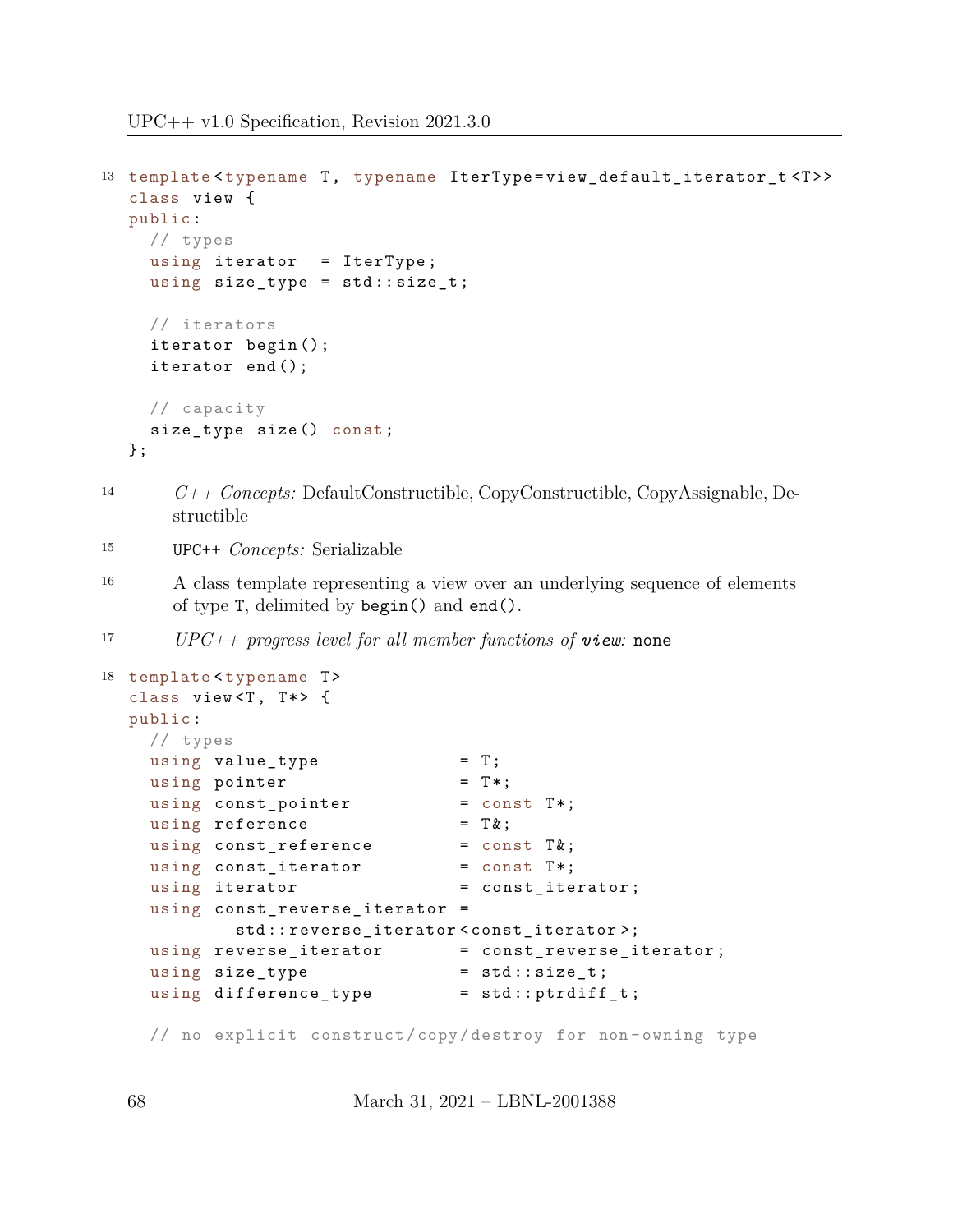13
```
template<typename T, typename IterType=view_default_iterator_t<T>>
class view {
public:
  // types
  using iterator  = IterType;
  using size_type = std::size_t;

  // iterators
  iterator begin();
  iterator end();

  // capacity
  size_type size() const;
};
```

14 *C++ Concepts:* DefaultConstructible, CopyConstructible, CopyAssignable, Destructible

15 UPC++ *Concepts:* Serializable

16 A class template representing a view over an underlying sequence of elements of type `T`, delimited by `begin()` and `end()`.

17 *UPC++ progress level for all member functions of* ***view****:* `none`

18
```
template<typename T>
class view<T, T*> {
public:
  // types
  using value_type             = T;
  using pointer                = T*;
  using const_pointer          = const T*;
  using reference              = T&;
  using const_reference        = const T&;
  using const_iterator         = const T*;
  using iterator               = const_iterator;
  using const_reverse_iterator =
          std::reverse_iterator<const_iterator>;
  using reverse_iterator       = const_reverse_iterator;
  using size_type              = std::size_t;
  using difference_type        = std::ptrdiff_t;

  // no explicit construct/copy/destroy for non-owning type
```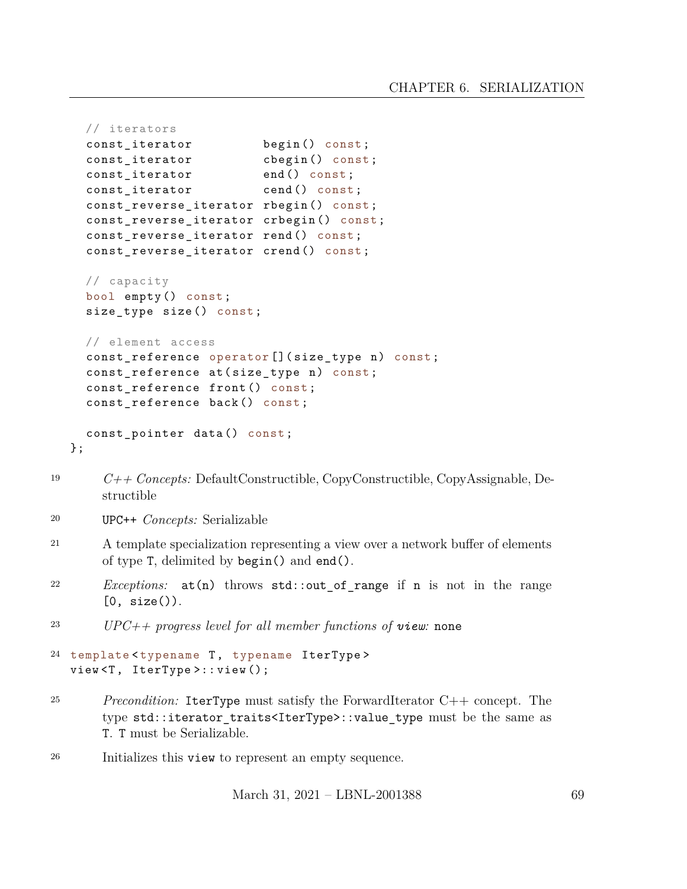```
  // iterators
  const_iterator         begin() const;
  const_iterator         cbegin() const;
  const_iterator         end() const;
  const_iterator         cend() const;
  const_reverse_iterator rbegin() const;
  const_reverse_iterator crbegin() const;
  const_reverse_iterator rend() const;
  const_reverse_iterator crend() const;

  // capacity
  bool empty() const;
  size_type size() const;

  // element access
  const_reference operator[](size_type n) const;
  const_reference at(size_type n) const;
  const_reference front() const;
  const_reference back() const;

  const_pointer data() const;
};
```

19 *C++ Concepts:* DefaultConstructible, CopyConstructible, CopyAssignable, Destructible

20 `UPC++` *Concepts:* Serializable

21 A template specialization representing a view over a network buffer of elements of type `T`, delimited by `begin()` and `end()`.

22 *Exceptions:* `at(n)` throws `std::out_of_range` if `n` is not in the range `[0, size())`.

23 *UPC++ progress level for all member functions of* ***`view`****:* `none`

24
```
template<typename T, typename IterType>
view<T, IterType>::view();
```

25 *Precondition:* `IterType` must satisfy the ForwardIterator C++ concept. The type `std::iterator_traits<IterType>::value_type` must be the same as `T`. `T` must be Serializable.

26 Initializes this `view` to represent an empty sequence.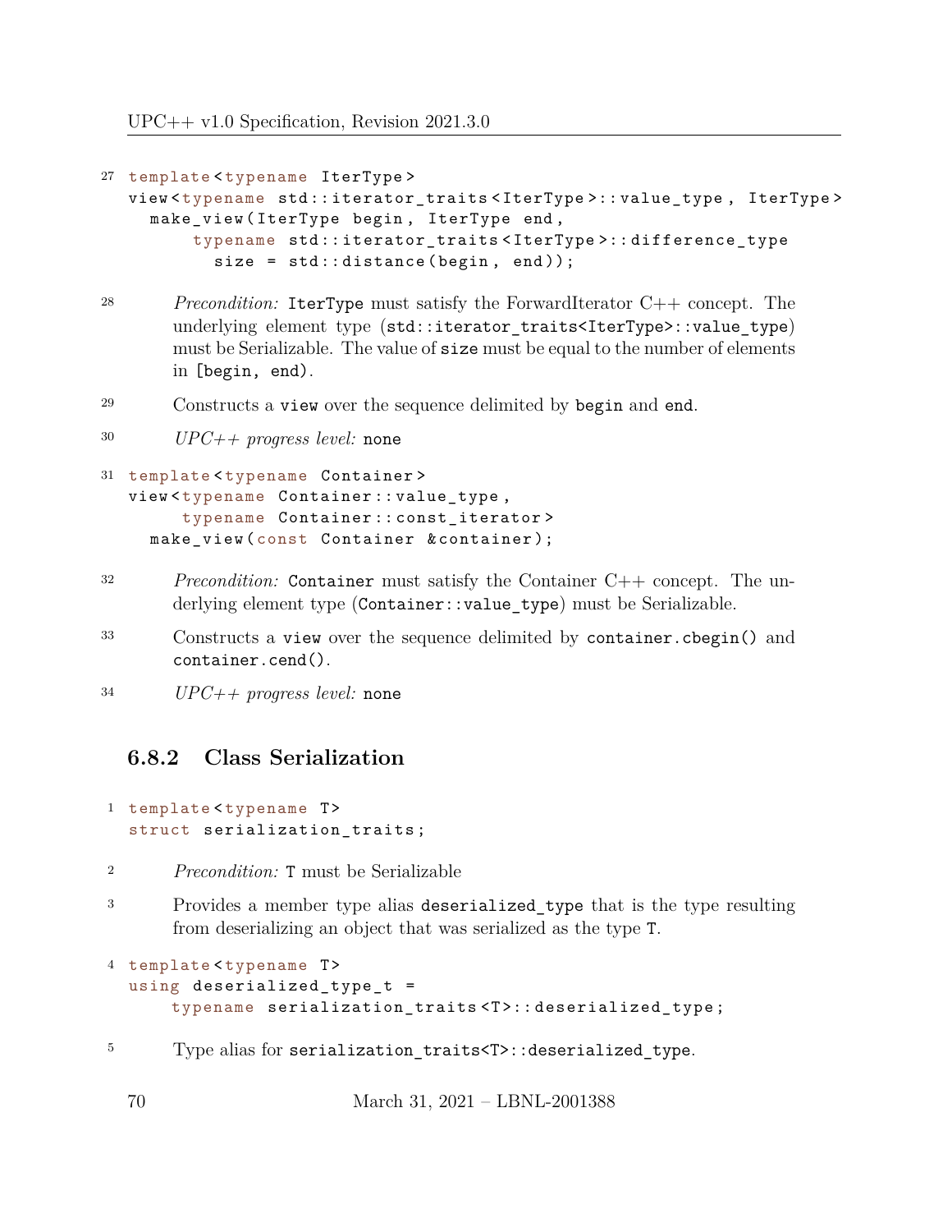```
template<typename IterType>
view<typename std::iterator_traits<IterType>::value_type, IterType>
  make_view(IterType begin, IterType end,
      typename std::iterator_traits<IterType>::difference_type
        size = std::distance(begin, end));
```

*Precondition:* `IterType` must satisfy the ForwardIterator C++ concept. The underlying element type (`std::iterator_traits<IterType>::value_type`) must be Serializable. The value of `size` must be equal to the number of elements in `[begin, end)`.

Constructs a `view` over the sequence delimited by `begin` and `end`.

*UPC++ progress level:* `none`

```
template<typename Container>
view<typename Container::value_type,
     typename Container::const_iterator>
  make_view(const Container &container);
```

*Precondition:* `Container` must satisfy the Container C++ concept. The underlying element type (`Container::value_type`) must be Serializable.

Constructs a `view` over the sequence delimited by `container.cbegin()` and `container.cend()`.

*UPC++ progress level:* `none`

### 6.8.2 Class Serialization

```
template<typename T>
struct serialization_traits;
```

*Precondition:* `T` must be Serializable

Provides a member type alias `deserialized_type` that is the type resulting from deserializing an object that was serialized as the type `T`.

```
template<typename T>
using deserialized_type_t =
    typename serialization_traits<T>::deserialized_type;
```

Type alias for `serialization_traits<T>::deserialized_type`.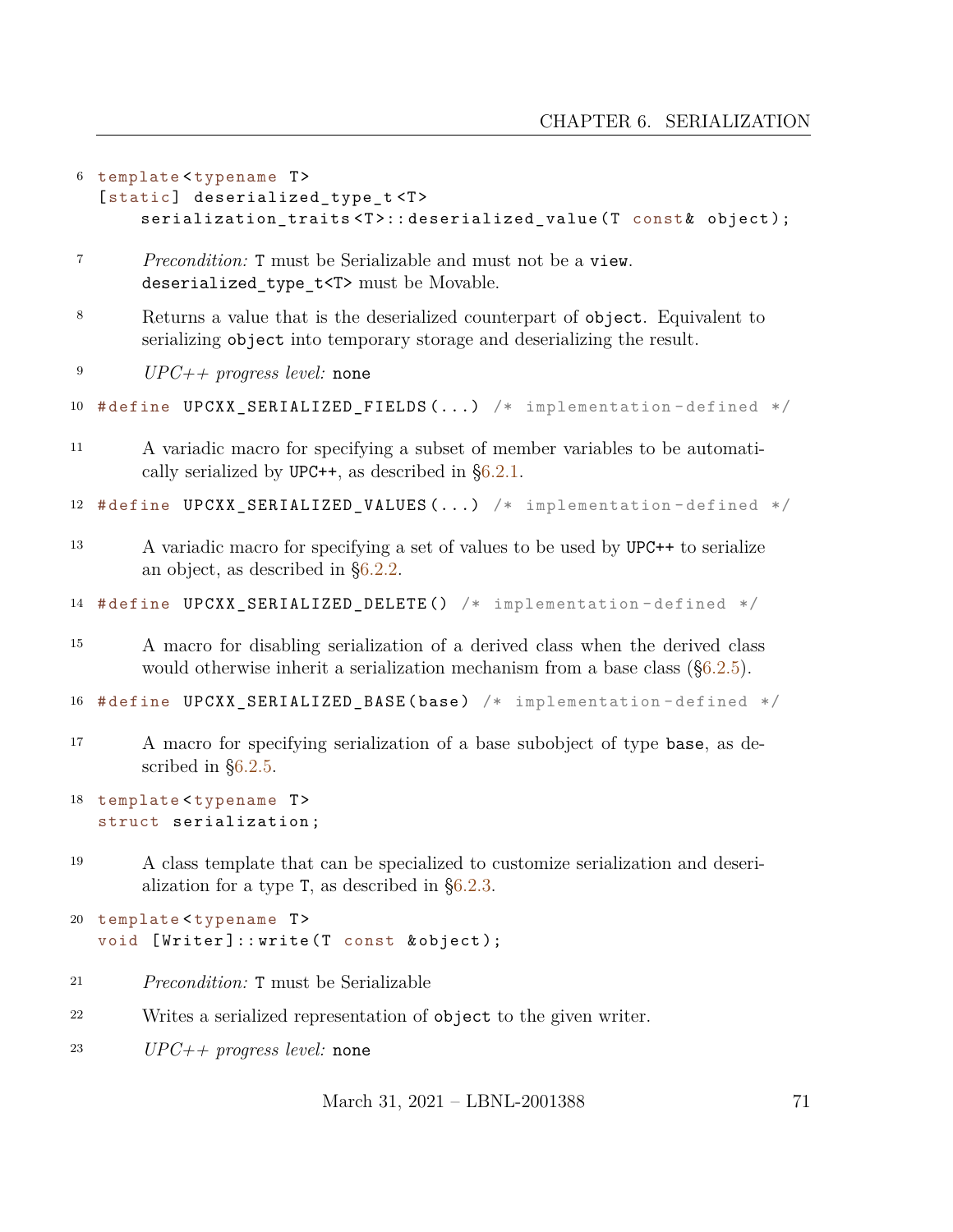```
template<typename T>
[static] deserialized_type_t<T>
    serialization_traits<T>::deserialized_value(T const& object);
```

*Precondition:* `T` must be Serializable and must not be a `view`. `deserialized_type_t<T>` must be Movable.

Returns a value that is the deserialized counterpart of `object`. Equivalent to serializing `object` into temporary storage and deserializing the result.

*UPC++ progress level:* `none`

```
#define UPCXX_SERIALIZED_FIELDS(...) /* implementation-defined */
```

A variadic macro for specifying a subset of member variables to be automatically serialized by `UPC++`, as described in §6.2.1.

```
#define UPCXX_SERIALIZED_VALUES(...) /* implementation-defined */
```

A variadic macro for specifying a set of values to be used by `UPC++` to serialize an object, as described in §6.2.2.

```
#define UPCXX_SERIALIZED_DELETE() /* implementation-defined */
```

A macro for disabling serialization of a derived class when the derived class would otherwise inherit a serialization mechanism from a base class (§6.2.5).

```
#define UPCXX_SERIALIZED_BASE(base) /* implementation-defined */
```

A macro for specifying serialization of a base subobject of type `base`, as described in §6.2.5.

```
template<typename T>
struct serialization;
```

A class template that can be specialized to customize serialization and deserialization for a type `T`, as described in §6.2.3.

```
template<typename T>
void [Writer]::write(T const &object);
```

*Precondition:* `T` must be Serializable

Writes a serialized representation of `object` to the given writer.

*UPC++ progress level:* `none`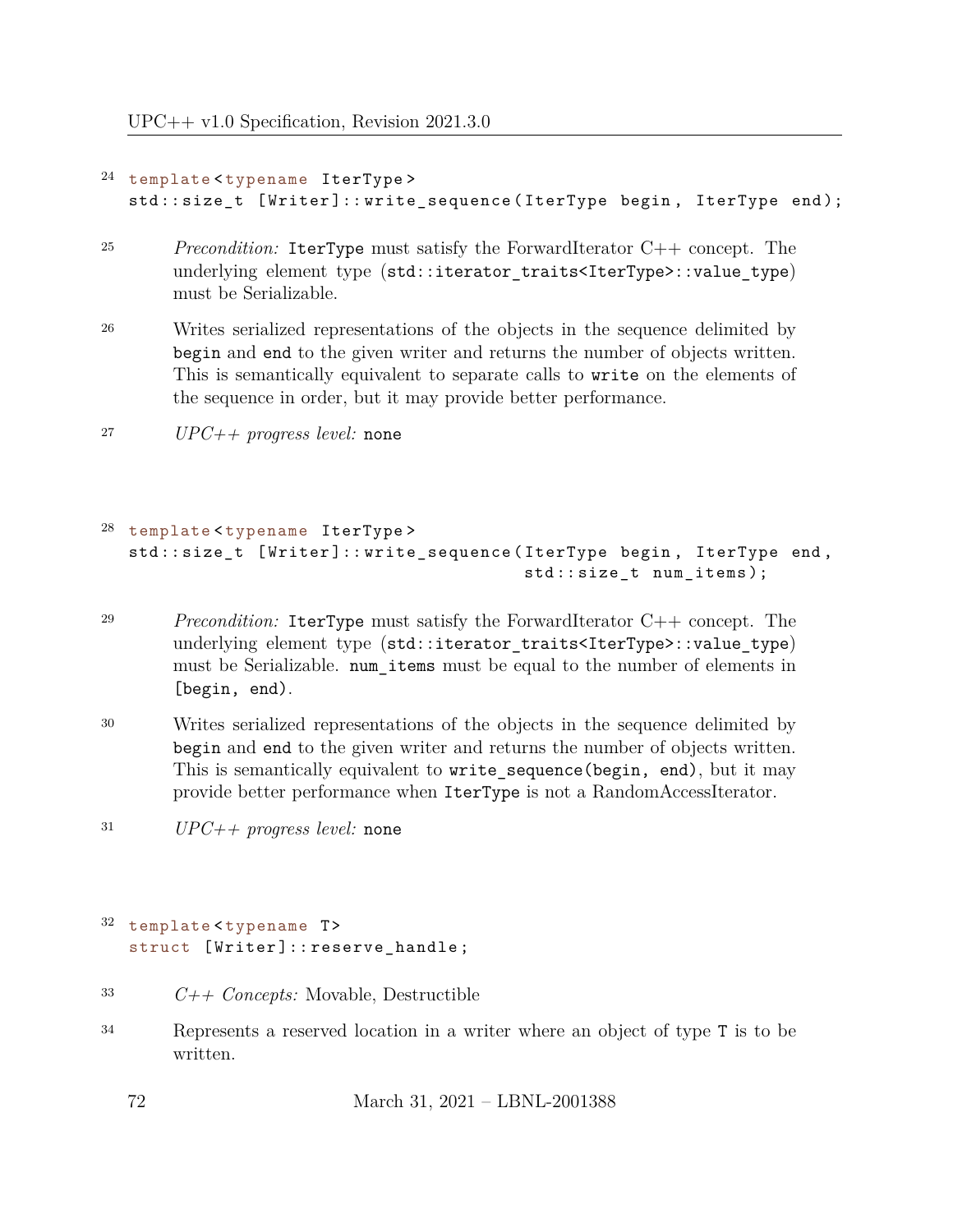24
```
template<typename IterType>
std::size_t [Writer]::write_sequence(IterType begin, IterType end);
```

25 *Precondition:* `IterType` must satisfy the ForwardIterator C++ concept. The underlying element type (`std::iterator_traits<IterType>::value_type`) must be Serializable.

26 Writes serialized representations of the objects in the sequence delimited by `begin` and `end` to the given writer and returns the number of objects written. This is semantically equivalent to separate calls to `write` on the elements of the sequence in order, but it may provide better performance.

27 *UPC++ progress level:* `none`

28
```
template<typename IterType>
std::size_t [Writer]::write_sequence(IterType begin, IterType end,
                                      std::size_t num_items);
```

29 *Precondition:* `IterType` must satisfy the ForwardIterator C++ concept. The underlying element type (`std::iterator_traits<IterType>::value_type`) must be Serializable. `num_items` must be equal to the number of elements in `[begin, end)`.

30 Writes serialized representations of the objects in the sequence delimited by `begin` and `end` to the given writer and returns the number of objects written. This is semantically equivalent to `write_sequence(begin, end)`, but it may provide better performance when `IterType` is not a RandomAccessIterator.

31 *UPC++ progress level:* `none`

32
```
template<typename T>
struct [Writer]::reserve_handle;
```

33 *C++ Concepts:* Movable, Destructible

34 Represents a reserved location in a writer where an object of type `T` is to be written.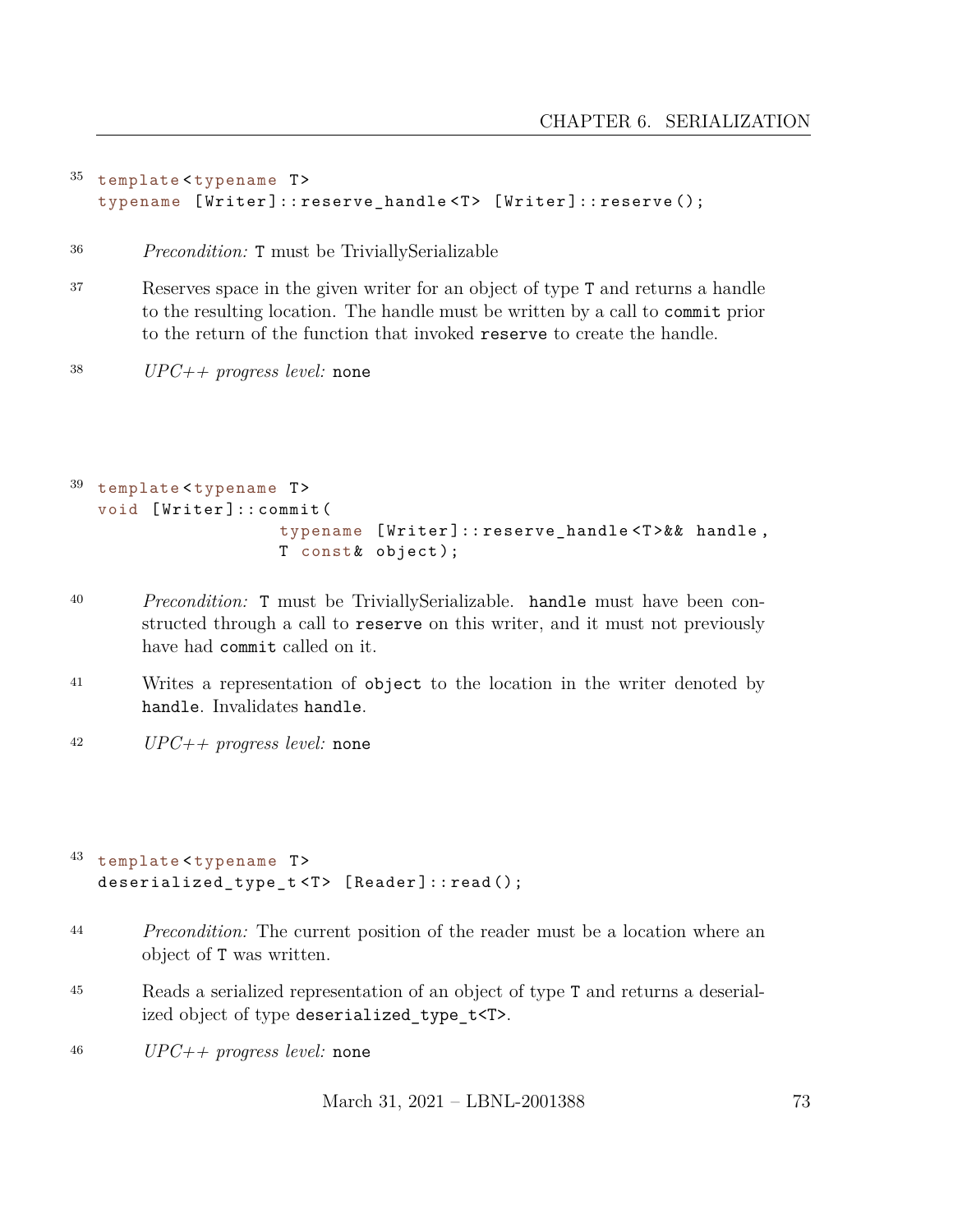```
template<typename T>
typename [Writer]::reserve_handle<T> [Writer]::reserve();
```

*Precondition:* `T` must be TriviallySerializable

Reserves space in the given writer for an object of type `T` and returns a handle to the resulting location. The handle must be written by a call to `commit` prior to the return of the function that invoked `reserve` to create the handle.

*UPC++ progress level:* `none`

```
template<typename T>
void [Writer]::commit(
                typename [Writer]::reserve_handle<T>&& handle,
                T const& object);
```

*Precondition:* `T` must be TriviallySerializable. `handle` must have been constructed through a call to `reserve` on this writer, and it must not previously have had `commit` called on it.

Writes a representation of `object` to the location in the writer denoted by `handle`. Invalidates `handle`.

*UPC++ progress level:* `none`

```
template<typename T>
deserialized_type_t<T> [Reader]::read();
```

*Precondition:* The current position of the reader must be a location where an object of `T` was written.

Reads a serialized representation of an object of type `T` and returns a deserialized object of type `deserialized_type_t<T>`.

*UPC++ progress level:* `none`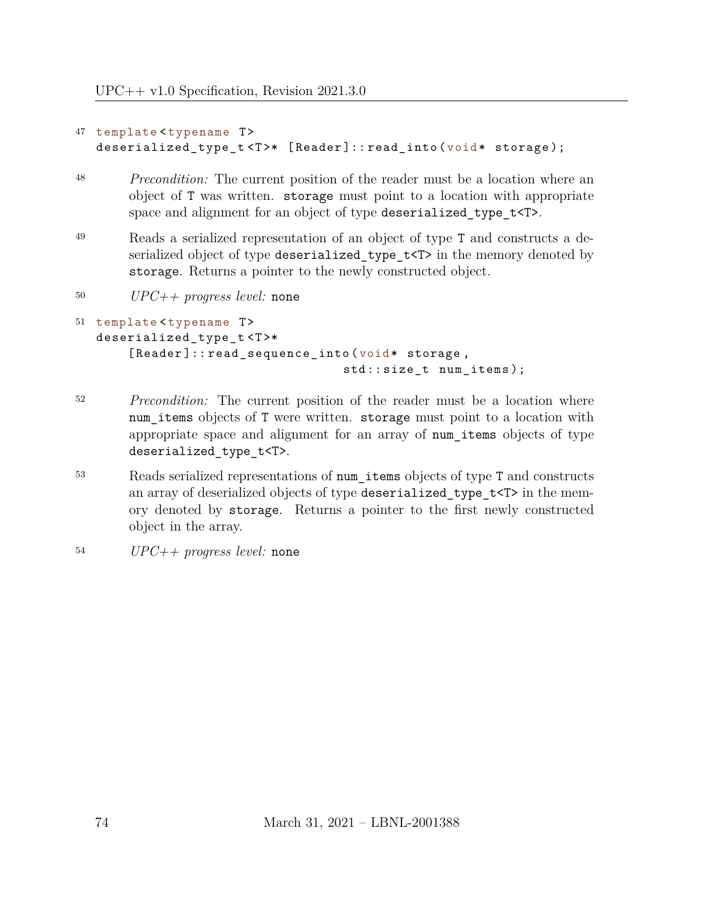47
```
template<typename T>
deserialized_type_t<T>* [Reader]::read_into(void* storage);
```

48 *Precondition:* The current position of the reader must be a location where an object of `T` was written. `storage` must point to a location with appropriate space and alignment for an object of type `deserialized_type_t<T>`.

49 Reads a serialized representation of an object of type `T` and constructs a deserialized object of type `deserialized_type_t<T>` in the memory denoted by `storage`. Returns a pointer to the newly constructed object.

50 *UPC++ progress level:* `none`

51
```
template<typename T>
deserialized_type_t<T>*
    [Reader]::read_sequence_into(void* storage,
                                 std::size_t num_items);
```

52 *Precondition:* The current position of the reader must be a location where `num_items` objects of `T` were written. `storage` must point to a location with appropriate space and alignment for an array of `num_items` objects of type `deserialized_type_t<T>`.

53 Reads serialized representations of `num_items` objects of type `T` and constructs an array of deserialized objects of type `deserialized_type_t<T>` in the memory denoted by `storage`. Returns a pointer to the first newly constructed object in the array.

54 *UPC++ progress level:* `none`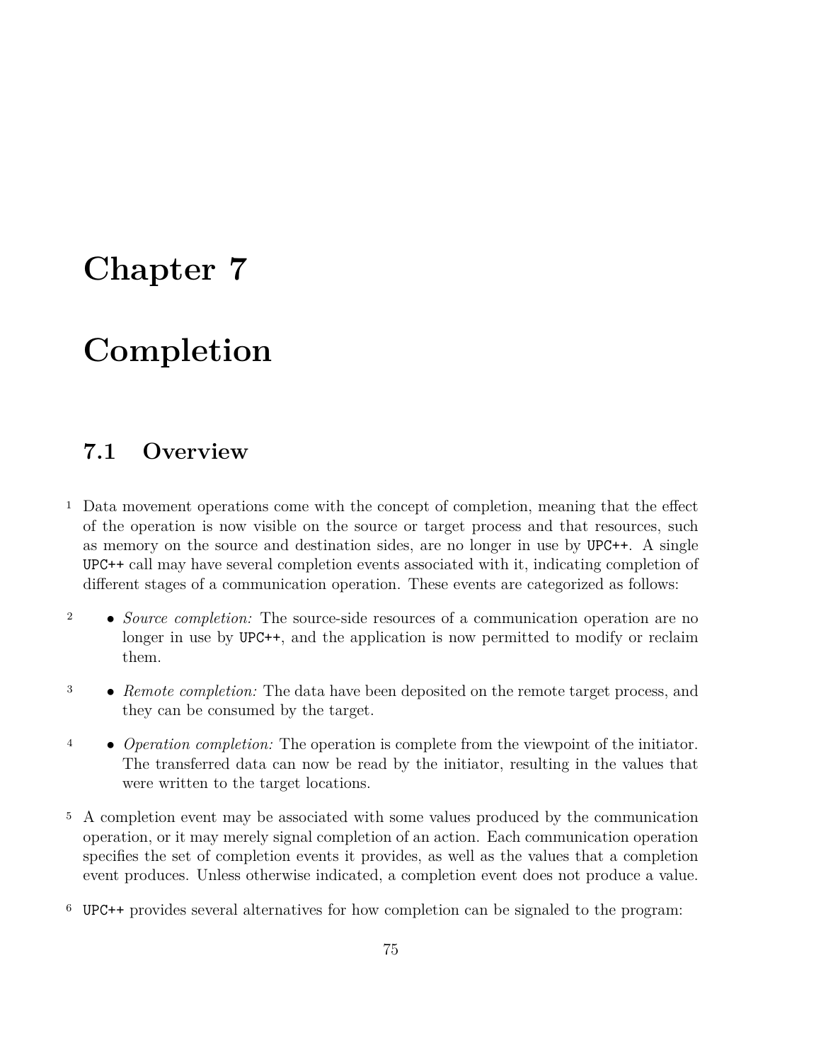# Chapter 7

# Completion

## 7.1 Overview

1 Data movement operations come with the concept of completion, meaning that the effect of the operation is now visible on the source or target process and that resources, such as memory on the source and destination sides, are no longer in use by UPC++. A single UPC++ call may have several completion events associated with it, indicating completion of different stages of a communication operation. These events are categorized as follows:

2 • *Source completion:* The source-side resources of a communication operation are no longer in use by UPC++, and the application is now permitted to modify or reclaim them.

3 • *Remote completion:* The data have been deposited on the remote target process, and they can be consumed by the target.

4 • *Operation completion:* The operation is complete from the viewpoint of the initiator. The transferred data can now be read by the initiator, resulting in the values that were written to the target locations.

5 A completion event may be associated with some values produced by the communication operation, or it may merely signal completion of an action. Each communication operation specifies the set of completion events it provides, as well as the values that a completion event produces. Unless otherwise indicated, a completion event does not produce a value.

6 UPC++ provides several alternatives for how completion can be signaled to the program: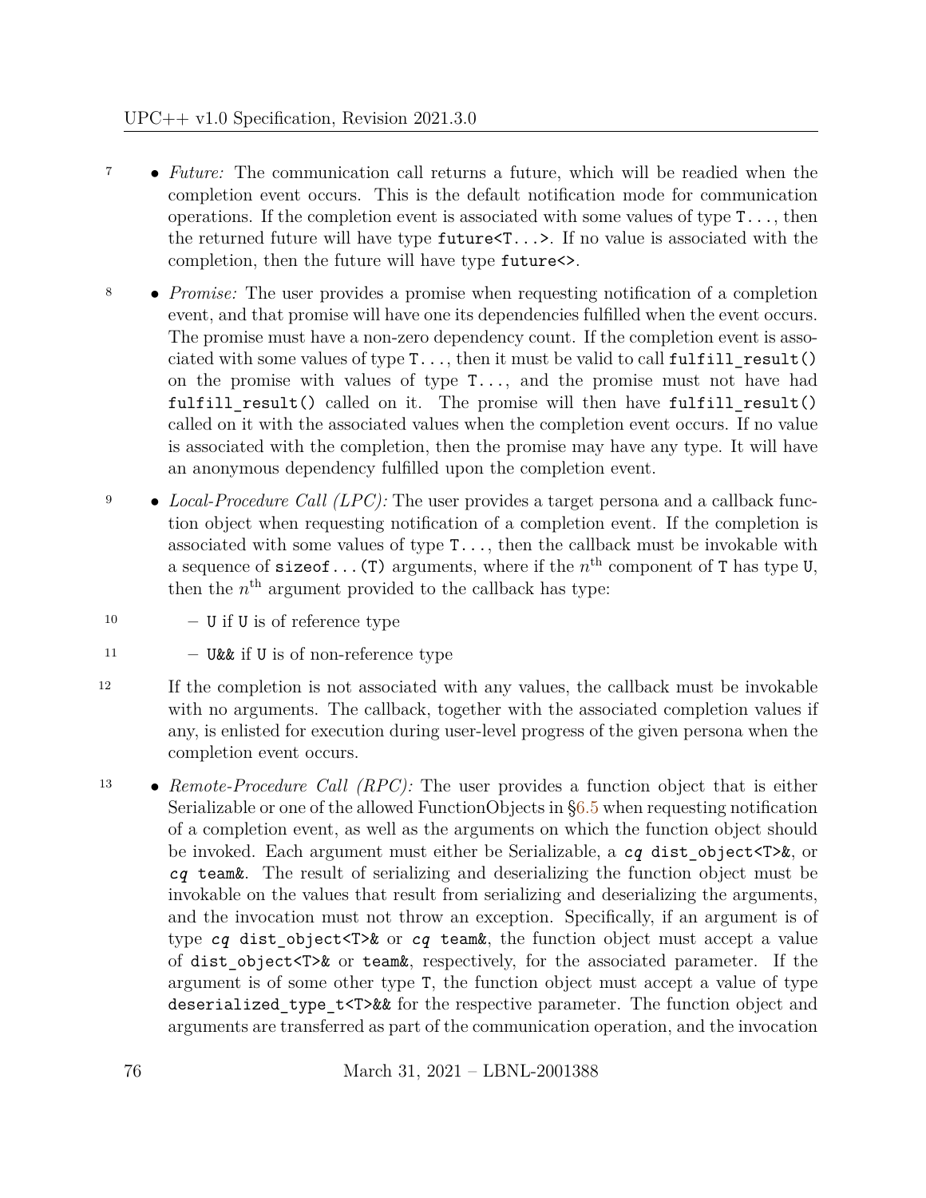- *Future:* The communication call returns a future, which will be readied when the completion event occurs. This is the default notification mode for communication operations. If the completion event is associated with some values of type `T...`, then the returned future will have type `future<T...>`. If no value is associated with the completion, then the future will have type `future<>`.

- *Promise:* The user provides a promise when requesting notification of a completion event, and that promise will have one its dependencies fulfilled when the event occurs. The promise must have a non-zero dependency count. If the completion event is associated with some values of type `T...`, then it must be valid to call `fulfill_result()` on the promise with values of type `T...`, and the promise must not have had `fulfill_result()` called on it. The promise will then have `fulfill_result()` called on it with the associated values when the completion event occurs. If no value is associated with the completion, then the promise may have any type. It will have an anonymous dependency fulfilled upon the completion event.

- *Local-Procedure Call (LPC):* The user provides a target persona and a callback function object when requesting notification of a completion event. If the completion is associated with some values of type `T...`, then the callback must be invokable with a sequence of `sizeof...(T)` arguments, where if the $n^{\text{th}}$ component of `T` has type `U`, then the $n^{\text{th}}$ argument provided to the callback has type:

  - `U` if `U` is of reference type
  - `U&&` if `U` is of non-reference type

  If the completion is not associated with any values, the callback must be invokable with no arguments. The callback, together with the associated completion values if any, is enlisted for execution during user-level progress of the given persona when the completion event occurs.

- *Remote-Procedure Call (RPC):* The user provides a function object that is either Serializable or one of the allowed FunctionObjects in §6.5 when requesting notification of a completion event, as well as the arguments on which the function object should be invoked. Each argument must either be Serializable, a *cq* `dist_object<T>&`, or *cq* `team&`. The result of serializing and deserializing the function object must be invokable on the values that result from serializing and deserializing the arguments, and the invocation must not throw an exception. Specifically, if an argument is of type *cq* `dist_object<T>&` or *cq* `team&`, the function object must accept a value of `dist_object<T>&` or `team&`, respectively, for the associated parameter. If the argument is of some other type `T`, the function object must accept a value of type `deserialized_type_t<T>&&` for the respective parameter. The function object and arguments are transferred as part of the communication operation, and the invocation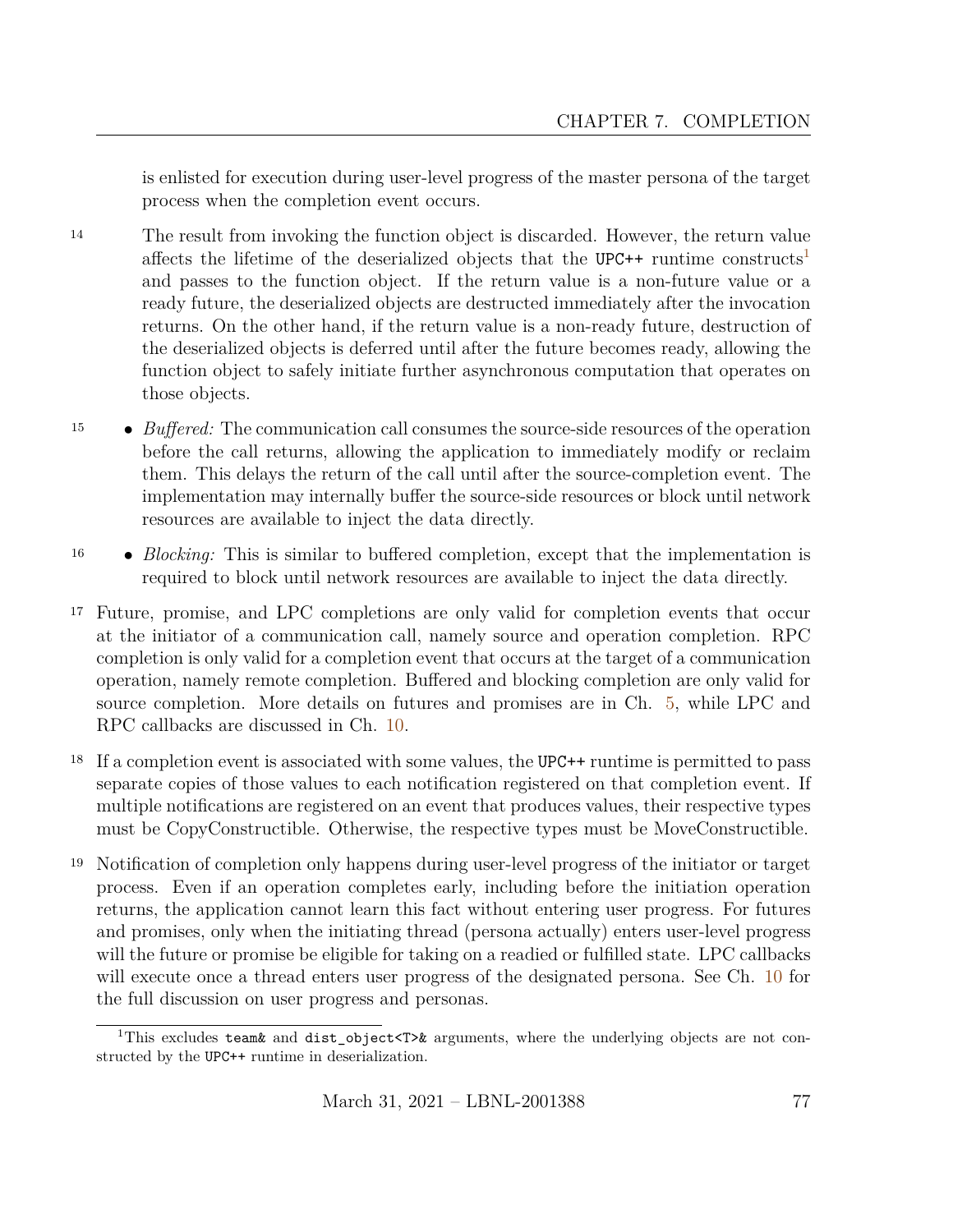is enlisted for execution during user-level progress of the master persona of the target process when the completion event occurs.

14 The result from invoking the function object is discarded. However, the return value affects the lifetime of the deserialized objects that the UPC++ runtime constructs[1] and passes to the function object. If the return value is a non-future value or a ready future, the deserialized objects are destructed immediately after the invocation returns. On the other hand, if the return value is a non-ready future, destruction of the deserialized objects is deferred until after the future becomes ready, allowing the function object to safely initiate further asynchronous computation that operates on those objects.

15 • *Buffered:* The communication call consumes the source-side resources of the operation before the call returns, allowing the application to immediately modify or reclaim them. This delays the return of the call until after the source-completion event. The implementation may internally buffer the source-side resources or block until network resources are available to inject the data directly.

16 • *Blocking:* This is similar to buffered completion, except that the implementation is required to block until network resources are available to inject the data directly.

17 Future, promise, and LPC completions are only valid for completion events that occur at the initiator of a communication call, namely source and operation completion. RPC completion is only valid for a completion event that occurs at the target of a communication operation, namely remote completion. Buffered and blocking completion are only valid for source completion. More details on futures and promises are in Ch. 5, while LPC and RPC callbacks are discussed in Ch. 10.

18 If a completion event is associated with some values, the UPC++ runtime is permitted to pass separate copies of those values to each notification registered on that completion event. If multiple notifications are registered on an event that produces values, their respective types must be CopyConstructible. Otherwise, the respective types must be MoveConstructible.

19 Notification of completion only happens during user-level progress of the initiator or target process. Even if an operation completes early, including before the initiation operation returns, the application cannot learn this fact without entering user progress. For futures and promises, only when the initiating thread (persona actually) enters user-level progress will the future or promise be eligible for taking on a readied or fulfilled state. LPC callbacks will execute once a thread enters user progress of the designated persona. See Ch. 10 for the full discussion on user progress and personas.

[1] This excludes `team&` and `dist_object<T>&` arguments, where the underlying objects are not constructed by the UPC++ runtime in deserialization.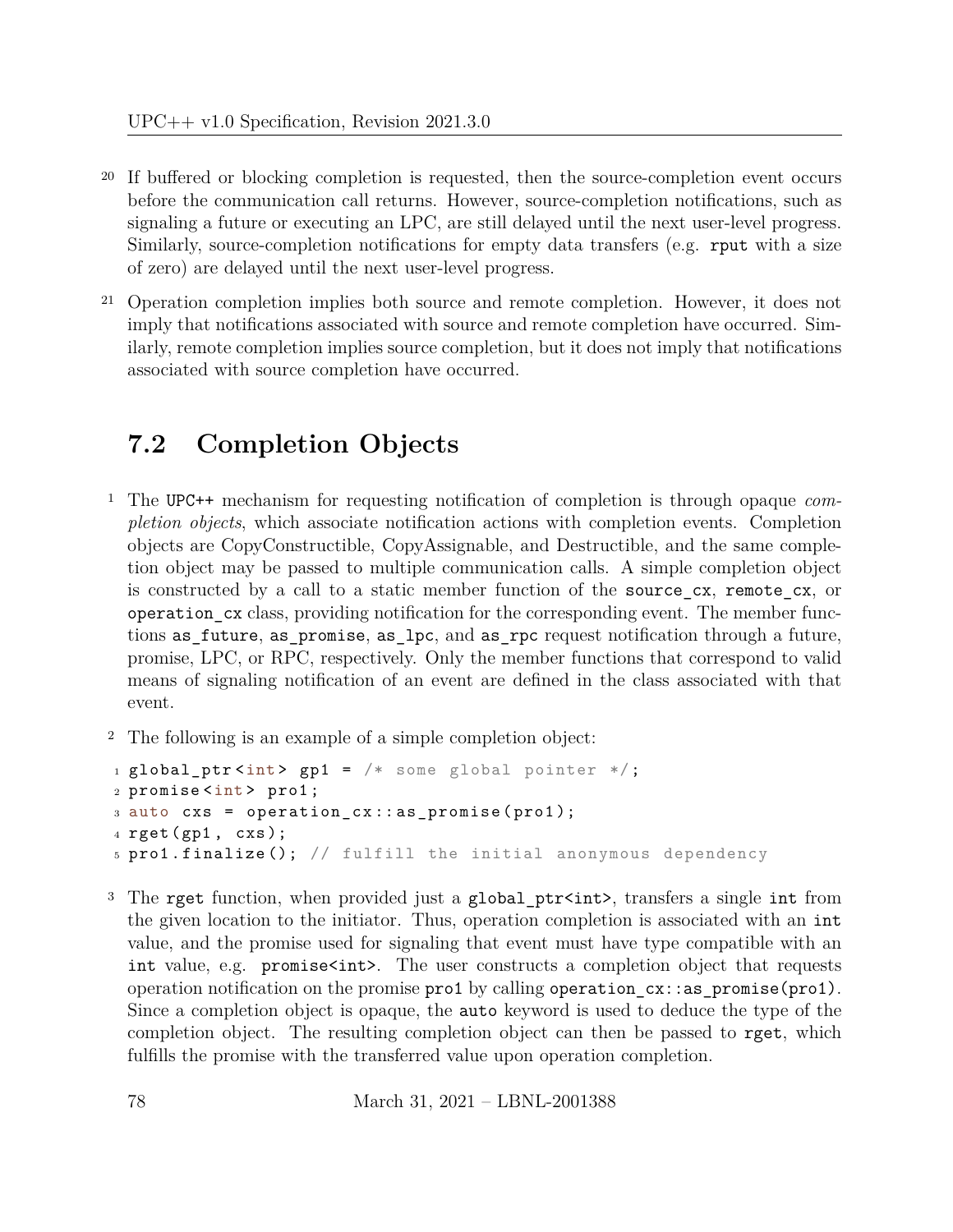20 If buffered or blocking completion is requested, then the source-completion event occurs before the communication call returns. However, source-completion notifications, such as signaling a future or executing an LPC, are still delayed until the next user-level progress. Similarly, source-completion notifications for empty data transfers (e.g. `rput` with a size of zero) are delayed until the next user-level progress.

21 Operation completion implies both source and remote completion. However, it does not imply that notifications associated with source and remote completion have occurred. Similarly, remote completion implies source completion, but it does not imply that notifications associated with source completion have occurred.

## 7.2 Completion Objects

1 The UPC++ mechanism for requesting notification of completion is through opaque *completion objects*, which associate notification actions with completion events. Completion objects are CopyConstructible, CopyAssignable, and Destructible, and the same completion object may be passed to multiple communication calls. A simple completion object is constructed by a call to a static member function of the `source_cx`, `remote_cx`, or `operation_cx` class, providing notification for the corresponding event. The member functions `as_future`, `as_promise`, `as_lpc`, and `as_rpc` request notification through a future, promise, LPC, or RPC, respectively. Only the member functions that correspond to valid means of signaling notification of an event are defined in the class associated with that event.

2 The following is an example of a simple completion object:

```
1 global_ptr<int> gp1 = /* some global pointer */;
2 promise<int> pro1;
3 auto cxs = operation_cx::as_promise(pro1);
4 rget(gp1, cxs);
5 pro1.finalize(); // fulfill the initial anonymous dependency
```

3 The `rget` function, when provided just a `global_ptr<int>`, transfers a single `int` from the given location to the initiator. Thus, operation completion is associated with an `int` value, and the promise used for signaling that event must have type compatible with an `int` value, e.g. `promise<int>`. The user constructs a completion object that requests operation notification on the promise `pro1` by calling `operation_cx::as_promise(pro1)`. Since a completion object is opaque, the `auto` keyword is used to deduce the type of the completion object. The resulting completion object can then be passed to `rget`, which fulfills the promise with the transferred value upon operation completion.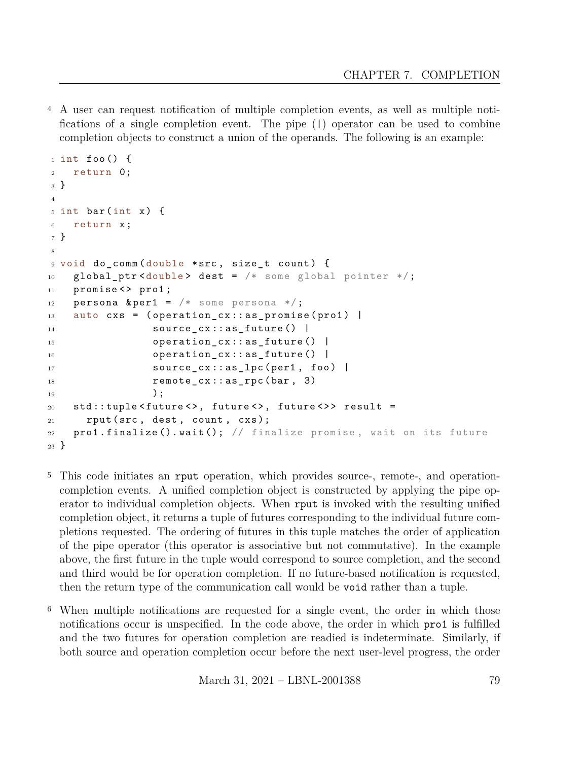4 A user can request notification of multiple completion events, as well as multiple notifications of a single completion event. The pipe (|) operator can be used to combine completion objects to construct a union of the operands. The following is an example:

```
int foo() {
  return 0;
}

int bar(int x) {
  return x;
}

void do_comm(double *src, size_t count) {
  global_ptr<double> dest = /* some global pointer */;
  promise<> pro1;
  persona &per1 = /* some persona */;
  auto cxs = (operation_cx::as_promise(pro1) |
              source_cx::as_future() |
              operation_cx::as_future() |
              operation_cx::as_future() |
              source_cx::as_lpc(per1, foo) |
              remote_cx::as_rpc(bar, 3)
              );
  std::tuple<future<>, future<>, future<>> result =
    rput(src, dest, count, cxs);
  pro1.finalize().wait(); // finalize promise, wait on its future
}
```

5 This code initiates an `rput` operation, which provides source-, remote-, and operation-completion events. A unified completion object is constructed by applying the pipe operator to individual completion objects. When `rput` is invoked with the resulting unified completion object, it returns a tuple of futures corresponding to the individual future completions requested. The ordering of futures in this tuple matches the order of application of the pipe operator (this operator is associative but not commutative). In the example above, the first future in the tuple would correspond to source completion, and the second and third would be for operation completion. If no future-based notification is requested, then the return type of the communication call would be `void` rather than a tuple.

6 When multiple notifications are requested for a single event, the order in which those notifications occur is unspecified. In the code above, the order in which `pro1` is fulfilled and the two futures for operation completion are readied is indeterminate. Similarly, if both source and operation completion occur before the next user-level progress, the order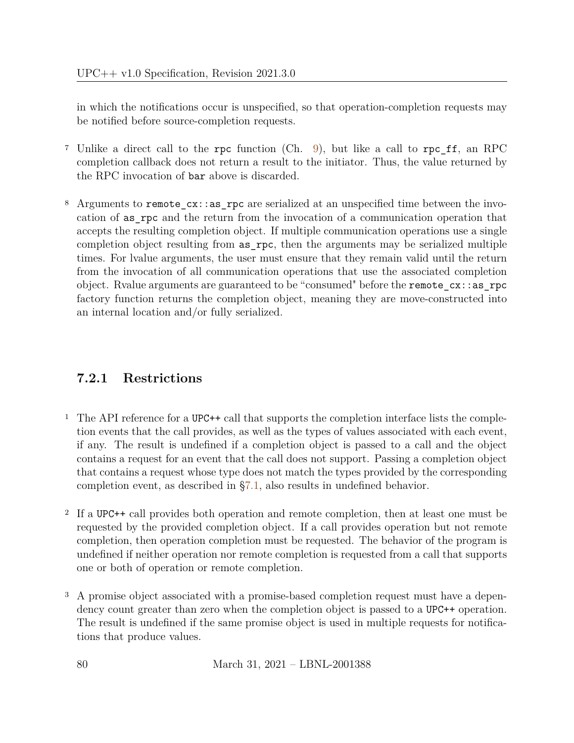in which the notifications occur is unspecified, so that operation-completion requests may be notified before source-completion requests.

7 Unlike a direct call to the `rpc` function (Ch. 9), but like a call to `rpc_ff`, an RPC completion callback does not return a result to the initiator. Thus, the value returned by the RPC invocation of `bar` above is discarded.

8 Arguments to `remote_cx::as_rpc` are serialized at an unspecified time between the invocation of `as_rpc` and the return from the invocation of a communication operation that accepts the resulting completion object. If multiple communication operations use a single completion object resulting from `as_rpc`, then the arguments may be serialized multiple times. For lvalue arguments, the user must ensure that they remain valid until the return from the invocation of all communication operations that use the associated completion object. Rvalue arguments are guaranteed to be "consumed" before the `remote_cx::as_rpc` factory function returns the completion object, meaning they are move-constructed into an internal location and/or fully serialized.

### 7.2.1 Restrictions

1 The API reference for a UPC++ call that supports the completion interface lists the completion events that the call provides, as well as the types of values associated with each event, if any. The result is undefined if a completion object is passed to a call and the object contains a request for an event that the call does not support. Passing a completion object that contains a request whose type does not match the types provided by the corresponding completion event, as described in §7.1, also results in undefined behavior.

2 If a UPC++ call provides both operation and remote completion, then at least one must be requested by the provided completion object. If a call provides operation but not remote completion, then operation completion must be requested. The behavior of the program is undefined if neither operation nor remote completion is requested from a call that supports one or both of operation or remote completion.

3 A promise object associated with a promise-based completion request must have a dependency count greater than zero when the completion object is passed to a UPC++ operation. The result is undefined if the same promise object is used in multiple requests for notifications that produce values.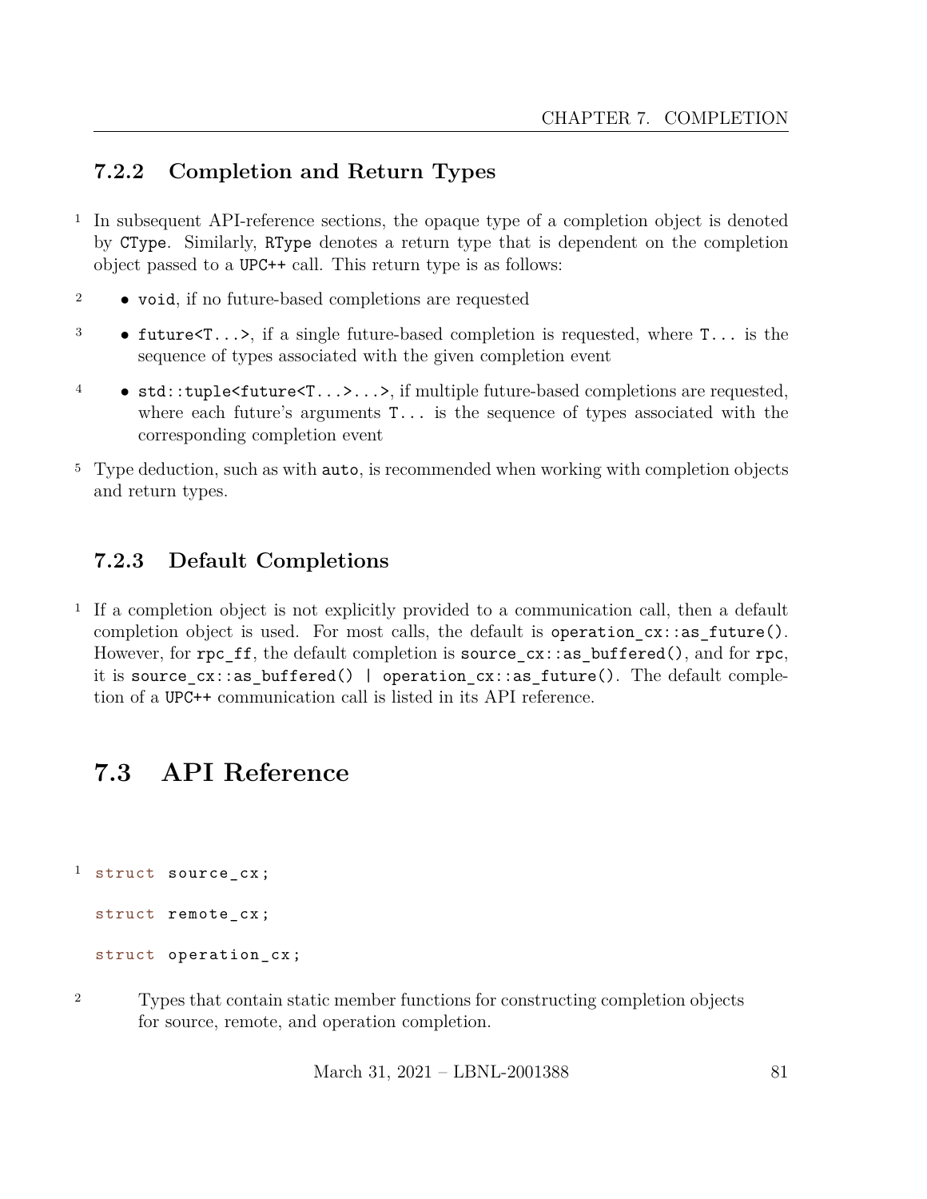### 7.2.2 Completion and Return Types

1 In subsequent API-reference sections, the opaque type of a completion object is denoted by `CType`. Similarly, `RType` denotes a return type that is dependent on the completion object passed to a `UPC++` call. This return type is as follows:

2 - `void`, if no future-based completions are requested

3 - `future<T...>`, if a single future-based completion is requested, where `T...` is the sequence of types associated with the given completion event

4 - `std::tuple<future<T...>...>`, if multiple future-based completions are requested, where each future's arguments `T...` is the sequence of types associated with the corresponding completion event

5 Type deduction, such as with `auto`, is recommended when working with completion objects and return types.

### 7.2.3 Default Completions

1 If a completion object is not explicitly provided to a communication call, then a default completion object is used. For most calls, the default is `operation_cx::as_future()`. However, for `rpc_ff`, the default completion is `source_cx::as_buffered()`, and for `rpc`, it is `source_cx::as_buffered() | operation_cx::as_future()`. The default completion of a `UPC++` communication call is listed in its API reference.

## 7.3 API Reference

1
```
struct source_cx;

struct remote_cx;

struct operation_cx;
```

2 Types that contain static member functions for constructing completion objects for source, remote, and operation completion.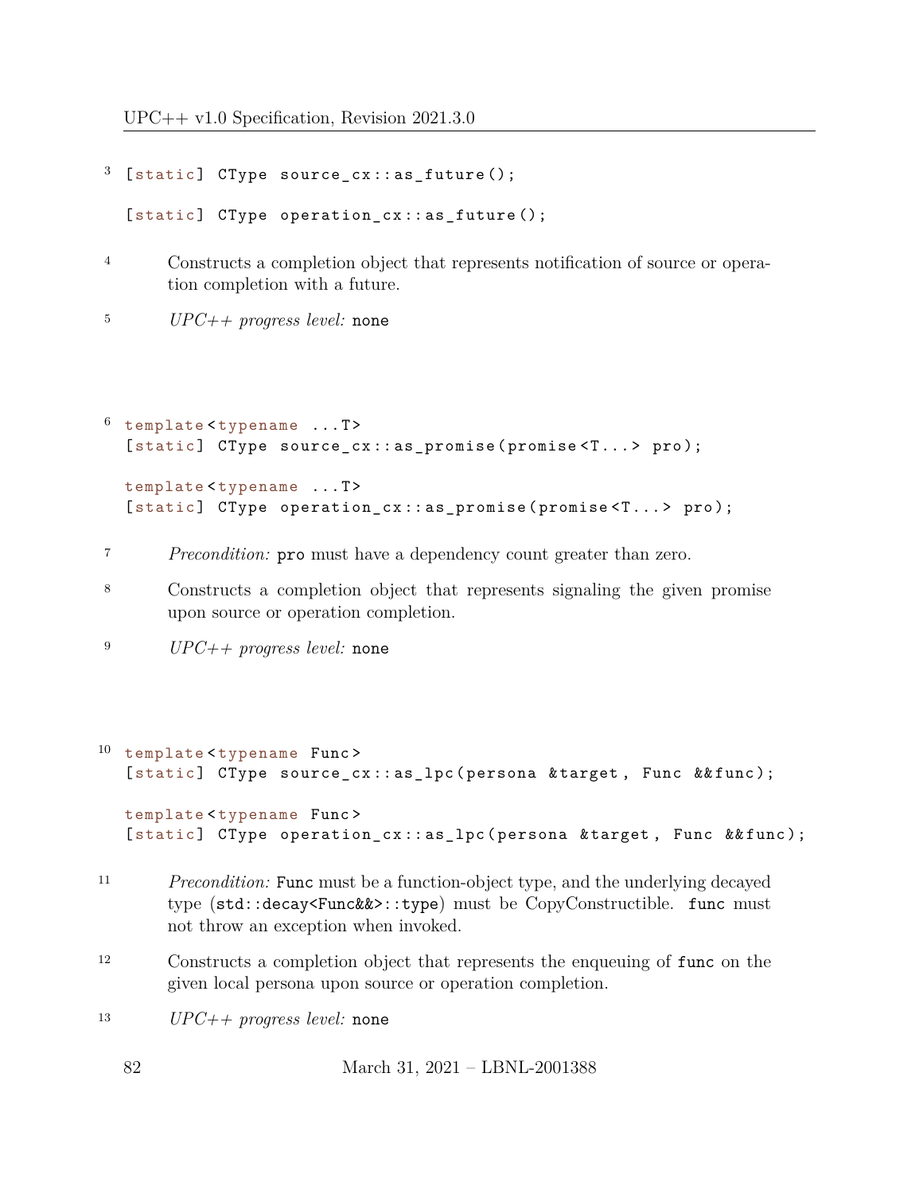3
```
[static] CType source_cx::as_future();

[static] CType operation_cx::as_future();
```

4 Constructs a completion object that represents notification of source or operation completion with a future.

5 *UPC++ progress level:* `none`

6
```
template<typename ...T>
[static] CType source_cx::as_promise(promise<T...> pro);

template<typename ...T>
[static] CType operation_cx::as_promise(promise<T...> pro);
```

7 *Precondition:* `pro` must have a dependency count greater than zero.

8 Constructs a completion object that represents signaling the given promise upon source or operation completion.

9 *UPC++ progress level:* `none`

10
```
template<typename Func>
[static] CType source_cx::as_lpc(persona &target, Func &&func);

template<typename Func>
[static] CType operation_cx::as_lpc(persona &target, Func &&func);
```

11 *Precondition:* `Func` must be a function-object type, and the underlying decayed type (`std::decay<Func&&>::type`) must be CopyConstructible. `func` must not throw an exception when invoked.

12 Constructs a completion object that represents the enqueuing of `func` on the given local persona upon source or operation completion.

13 *UPC++ progress level:* `none`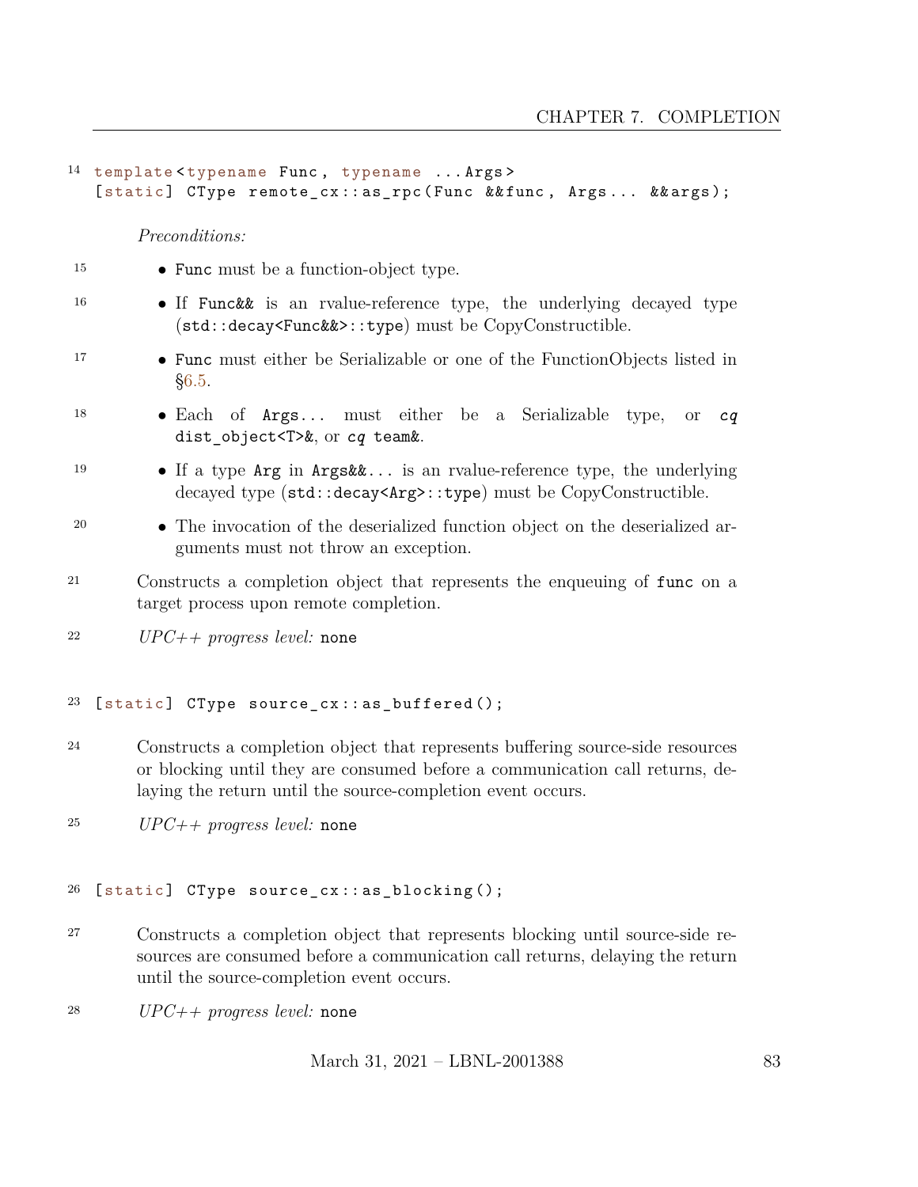```
template<typename Func, typename ...Args>
[static] CType remote_cx::as_rpc(Func &&func, Args... &&args);
```

*Preconditions:*

- `Func` must be a function-object type.
- If `Func&&` is an rvalue-reference type, the underlying decayed type (`std::decay<Func&&>::type`) must be CopyConstructible.
- `Func` must either be Serializable or one of the FunctionObjects listed in §6.5.
- Each of `Args...` must either be a Serializable type, or *cq* `dist_object<T>&`, or *cq* `team&`.
- If a type `Arg` in `Args&&...` is an rvalue-reference type, the underlying decayed type (`std::decay<Arg>::type`) must be CopyConstructible.
- The invocation of the deserialized function object on the deserialized arguments must not throw an exception.

Constructs a completion object that represents the enqueuing of `func` on a target process upon remote completion.

*UPC++ progress level:* `none`

```
[static] CType source_cx::as_buffered();
```

Constructs a completion object that represents buffering source-side resources or blocking until they are consumed before a communication call returns, delaying the return until the source-completion event occurs.

*UPC++ progress level:* `none`

```
[static] CType source_cx::as_blocking();
```

Constructs a completion object that represents blocking until source-side resources are consumed before a communication call returns, delaying the return until the source-completion event occurs.

*UPC++ progress level:* `none`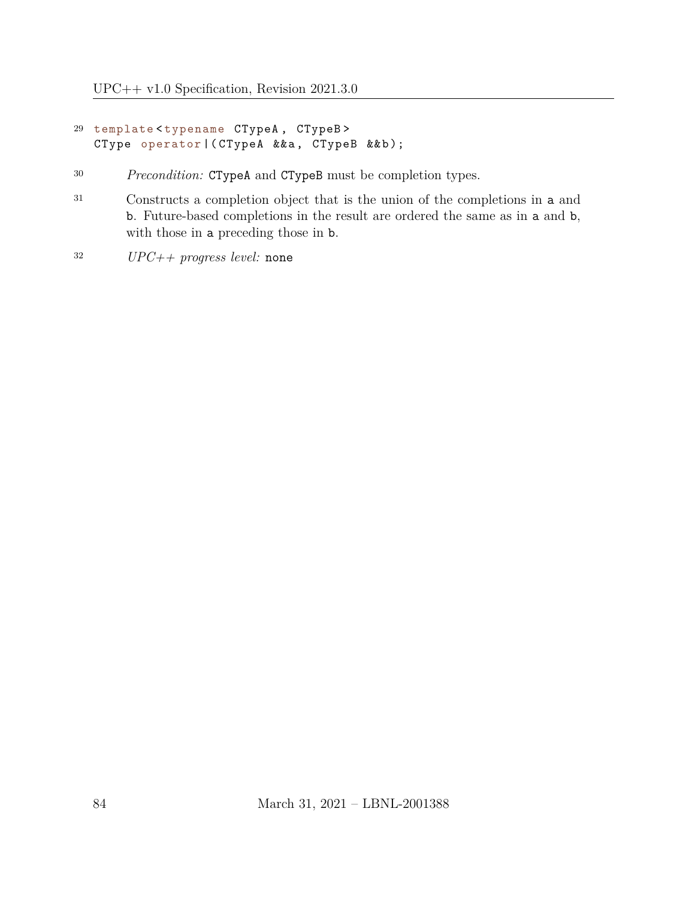```
template<typename CTypeA, CTypeB>
CType operator|(CTypeA &&a, CTypeB &&b);
```

*Precondition:* `CTypeA` and `CTypeB` must be completion types.

Constructs a completion object that is the union of the completions in `a` and `b`. Future-based completions in the result are ordered the same as in `a` and `b`, with those in `a` preceding those in `b`.

*UPC++ progress level:* `none`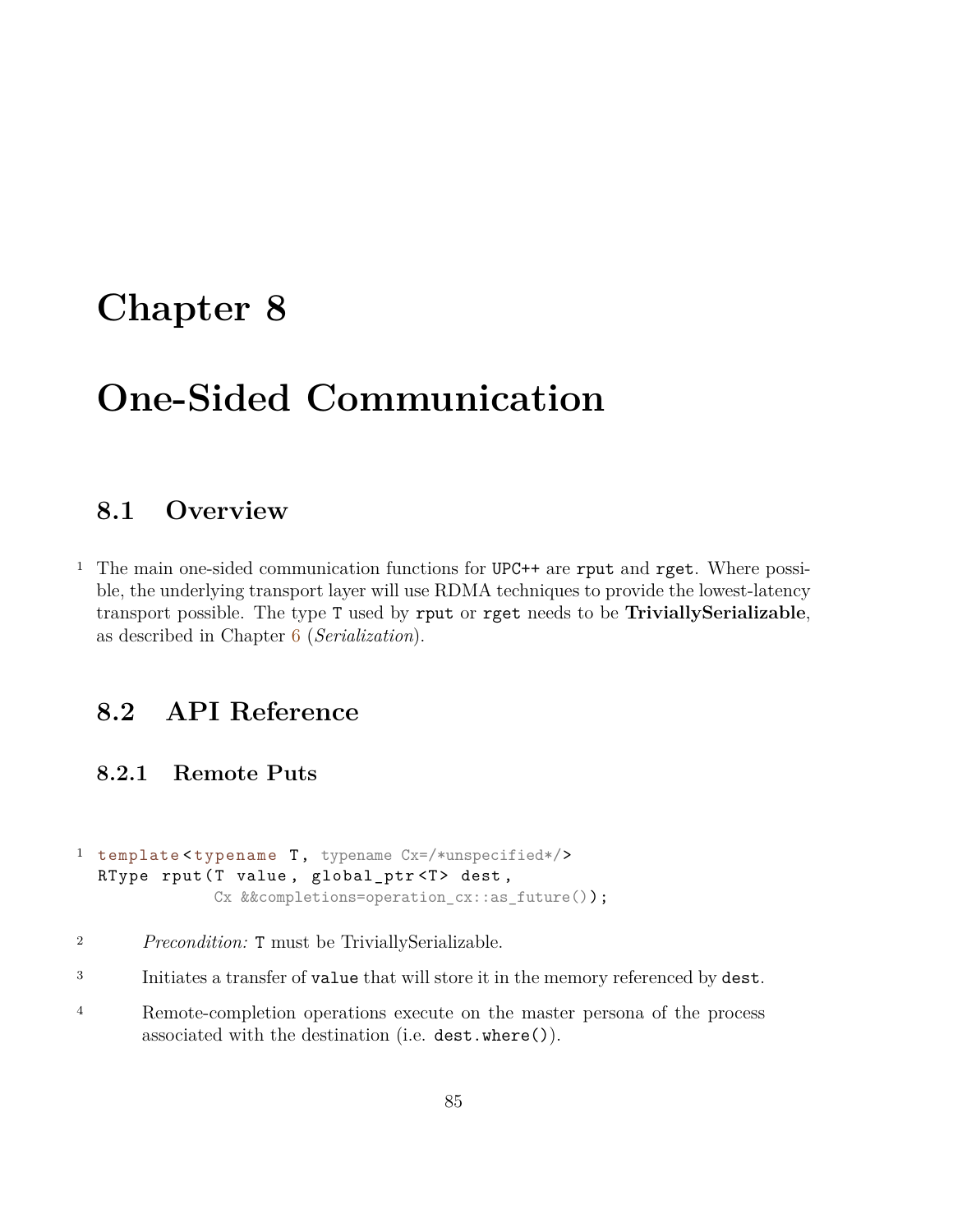# Chapter 8

# One-Sided Communication

## 8.1 Overview

1 The main one-sided communication functions for UPC++ are `rput` and `rget`. Where possible, the underlying transport layer will use RDMA techniques to provide the lowest-latency transport possible. The type `T` used by `rput` or `rget` needs to be **TriviallySerializable**, as described in Chapter 6 (*Serialization*).

## 8.2 API Reference

### 8.2.1 Remote Puts

```
template<typename T, typename Cx=/*unspecified*/>
RType rput(T value, global_ptr<T> dest,
           Cx &&completions=operation_cx::as_future());
```

2 *Precondition:* `T` must be TriviallySerializable.

3 Initiates a transfer of `value` that will store it in the memory referenced by `dest`.

4 Remote-completion operations execute on the master persona of the process associated with the destination (i.e. `dest.where()`).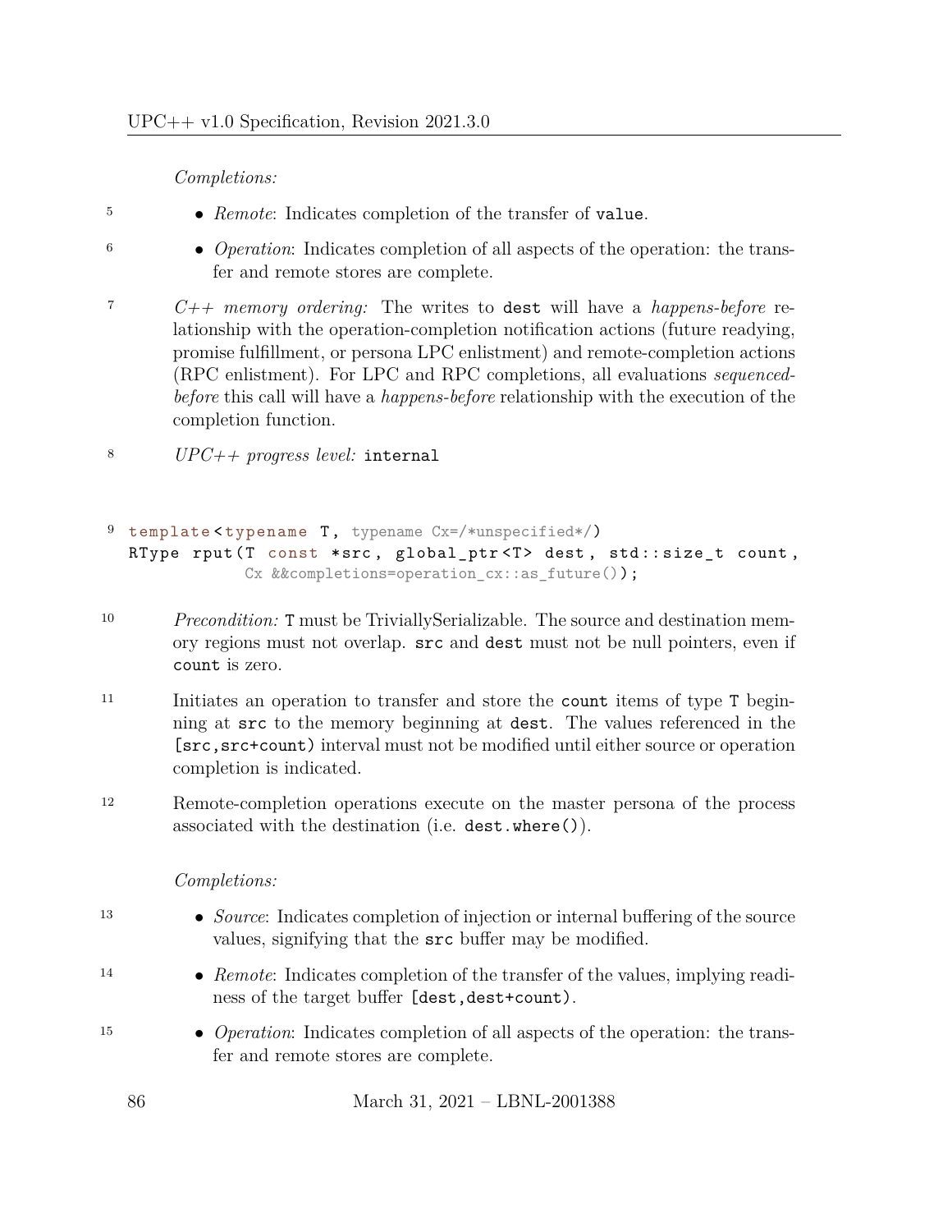*Completions:*

- *Remote*: Indicates completion of the transfer of `value`.
- *Operation*: Indicates completion of all aspects of the operation: the transfer and remote stores are complete.

*C++ memory ordering:* The writes to `dest` will have a *happens-before* relationship with the operation-completion notification actions (future readying, promise fulfillment, or persona LPC enlistment) and remote-completion actions (RPC enlistment). For LPC and RPC completions, all evaluations *sequenced-before* this call will have a *happens-before* relationship with the execution of the completion function.

*UPC++ progress level:* `internal`

```
template<typename T, typename Cx=/*unspecified*/)
RType rput(T const *src, global_ptr<T> dest, std::size_t count,
           Cx &&completions=operation_cx::as_future());
```

*Precondition:* `T` must be TriviallySerializable. The source and destination memory regions must not overlap. `src` and `dest` must not be null pointers, even if `count` is zero.

Initiates an operation to transfer and store the `count` items of type `T` beginning at `src` to the memory beginning at `dest`. The values referenced in the `[src,src+count)` interval must not be modified until either source or operation completion is indicated.

Remote-completion operations execute on the master persona of the process associated with the destination (i.e. `dest.where()`).

*Completions:*

- *Source*: Indicates completion of injection or internal buffering of the source values, signifying that the `src` buffer may be modified.
- *Remote*: Indicates completion of the transfer of the values, implying readiness of the target buffer `[dest,dest+count)`.
- *Operation*: Indicates completion of all aspects of the operation: the transfer and remote stores are complete.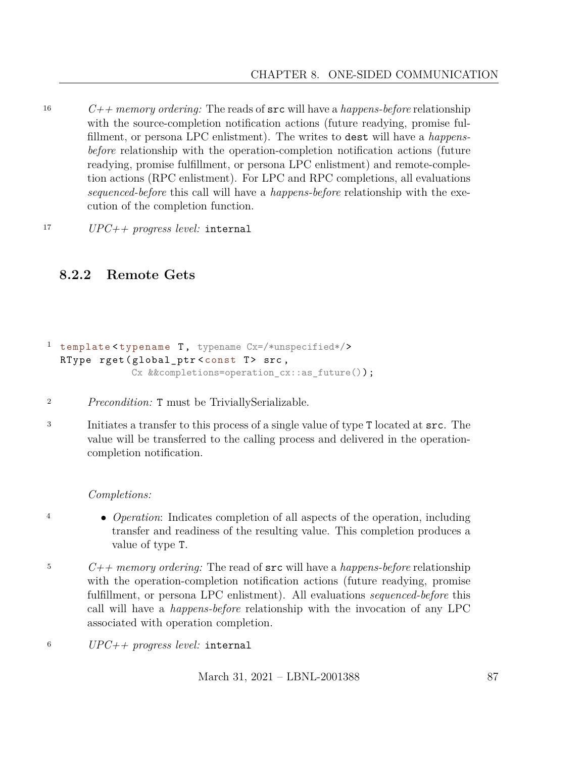16 *C++ memory ordering:* The reads of `src` will have a *happens-before* relationship with the source-completion notification actions (future readying, promise fulfillment, or persona LPC enlistment). The writes to `dest` will have a *happens-before* relationship with the operation-completion notification actions (future readying, promise fulfillment, or persona LPC enlistment) and remote-completion actions (RPC enlistment). For LPC and RPC completions, all evaluations *sequenced-before* this call will have a *happens-before* relationship with the execution of the completion function.

17 *UPC++ progress level:* `internal`

### 8.2.2 Remote Gets

```
template<typename T, typename Cx=/*unspecified*/>
RType rget(global_ptr<const T> src,
           Cx &&completions=operation_cx::as_future());
```

2 *Precondition:* `T` must be TriviallySerializable.

3 Initiates a transfer to this process of a single value of type `T` located at `src`. The value will be transferred to the calling process and delivered in the operation-completion notification.

*Completions:*

4
- *Operation*: Indicates completion of all aspects of the operation, including transfer and readiness of the resulting value. This completion produces a value of type `T`.

5 *C++ memory ordering:* The read of `src` will have a *happens-before* relationship with the operation-completion notification actions (future readying, promise fulfillment, or persona LPC enlistment). All evaluations *sequenced-before* this call will have a *happens-before* relationship with the invocation of any LPC associated with operation completion.

6 *UPC++ progress level:* `internal`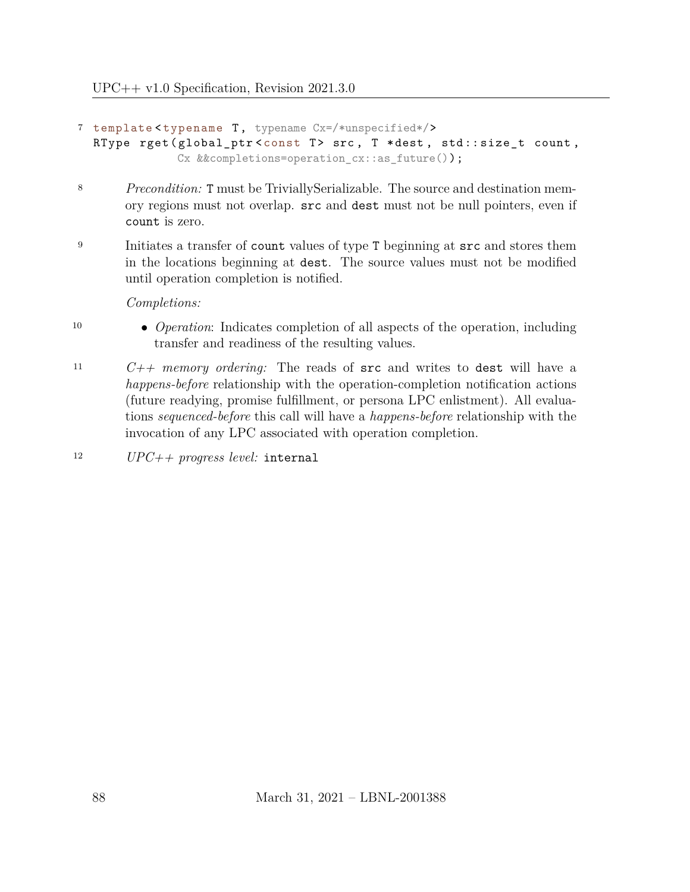```
template<typename T, typename Cx=/*unspecified*/>
RType rget(global_ptr<const T> src, T *dest, std::size_t count,
           Cx &&completions=operation_cx::as_future());
```

*Precondition:* T must be TriviallySerializable. The source and destination memory regions must not overlap. src and dest must not be null pointers, even if count is zero.

Initiates a transfer of count values of type T beginning at src and stores them in the locations beginning at dest. The source values must not be modified until operation completion is notified.

*Completions:*

- *Operation*: Indicates completion of all aspects of the operation, including transfer and readiness of the resulting values.

*C++ memory ordering:* The reads of src and writes to dest will have a *happens-before* relationship with the operation-completion notification actions (future readying, promise fulfillment, or persona LPC enlistment). All evaluations *sequenced-before* this call will have a *happens-before* relationship with the invocation of any LPC associated with operation completion.

*UPC++ progress level:* internal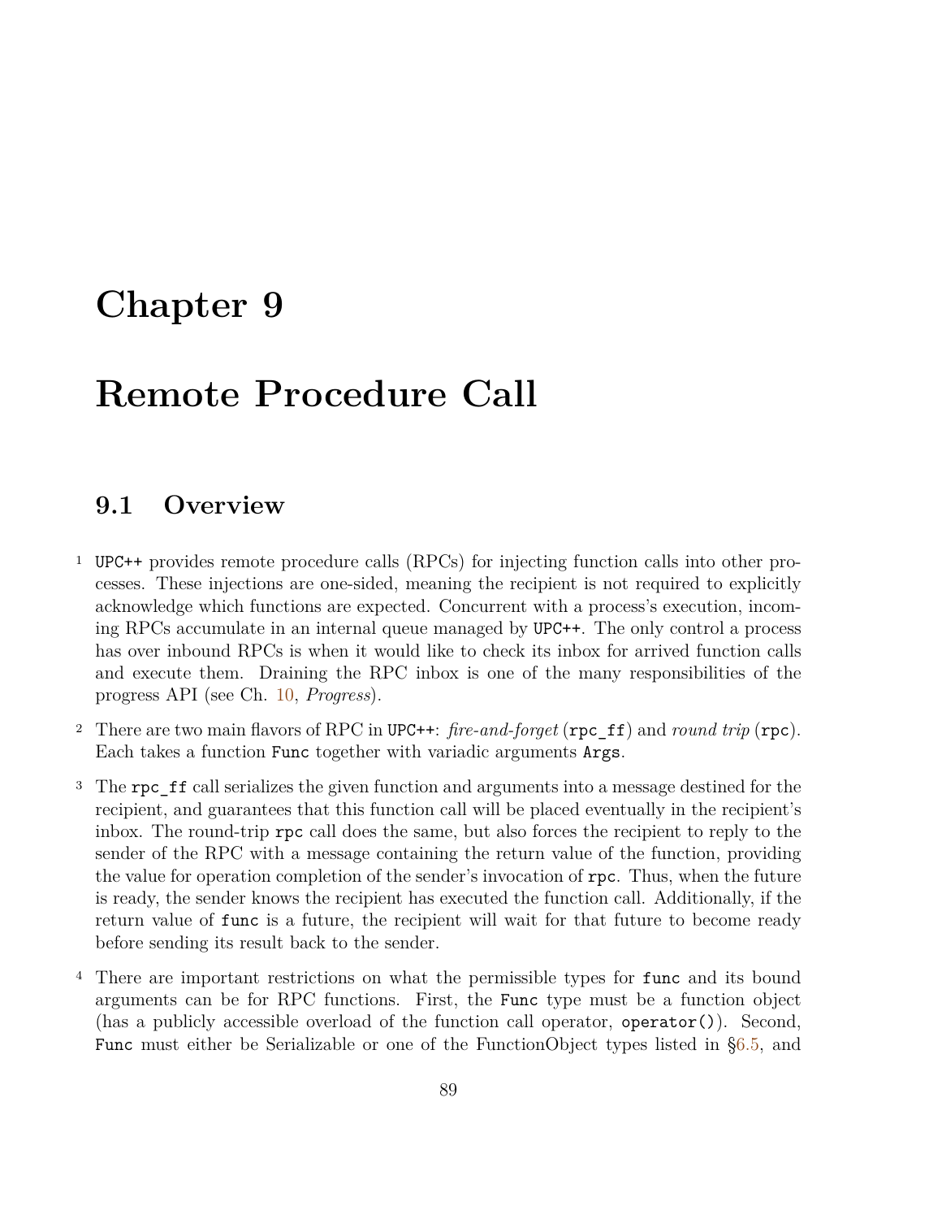# Chapter 9

# Remote Procedure Call

## 9.1 Overview

1 UPC++ provides remote procedure calls (RPCs) for injecting function calls into other processes. These injections are one-sided, meaning the recipient is not required to explicitly acknowledge which functions are expected. Concurrent with a process's execution, incoming RPCs accumulate in an internal queue managed by UPC++. The only control a process has over inbound RPCs is when it would like to check its inbox for arrived function calls and execute them. Draining the RPC inbox is one of the many responsibilities of the progress API (see Ch. 10, *Progress*).

2 There are two main flavors of RPC in UPC++: *fire-and-forget* (`rpc_ff`) and *round trip* (`rpc`). Each takes a function `Func` together with variadic arguments `Args`.

3 The `rpc_ff` call serializes the given function and arguments into a message destined for the recipient, and guarantees that this function call will be placed eventually in the recipient's inbox. The round-trip `rpc` call does the same, but also forces the recipient to reply to the sender of the RPC with a message containing the return value of the function, providing the value for operation completion of the sender's invocation of `rpc`. Thus, when the future is ready, the sender knows the recipient has executed the function call. Additionally, if the return value of `func` is a future, the recipient will wait for that future to become ready before sending its result back to the sender.

4 There are important restrictions on what the permissible types for `func` and its bound arguments can be for RPC functions. First, the `Func` type must be a function object (has a publicly accessible overload of the function call operator, `operator()`). Second, `Func` must either be Serializable or one of the FunctionObject types listed in §6.5, and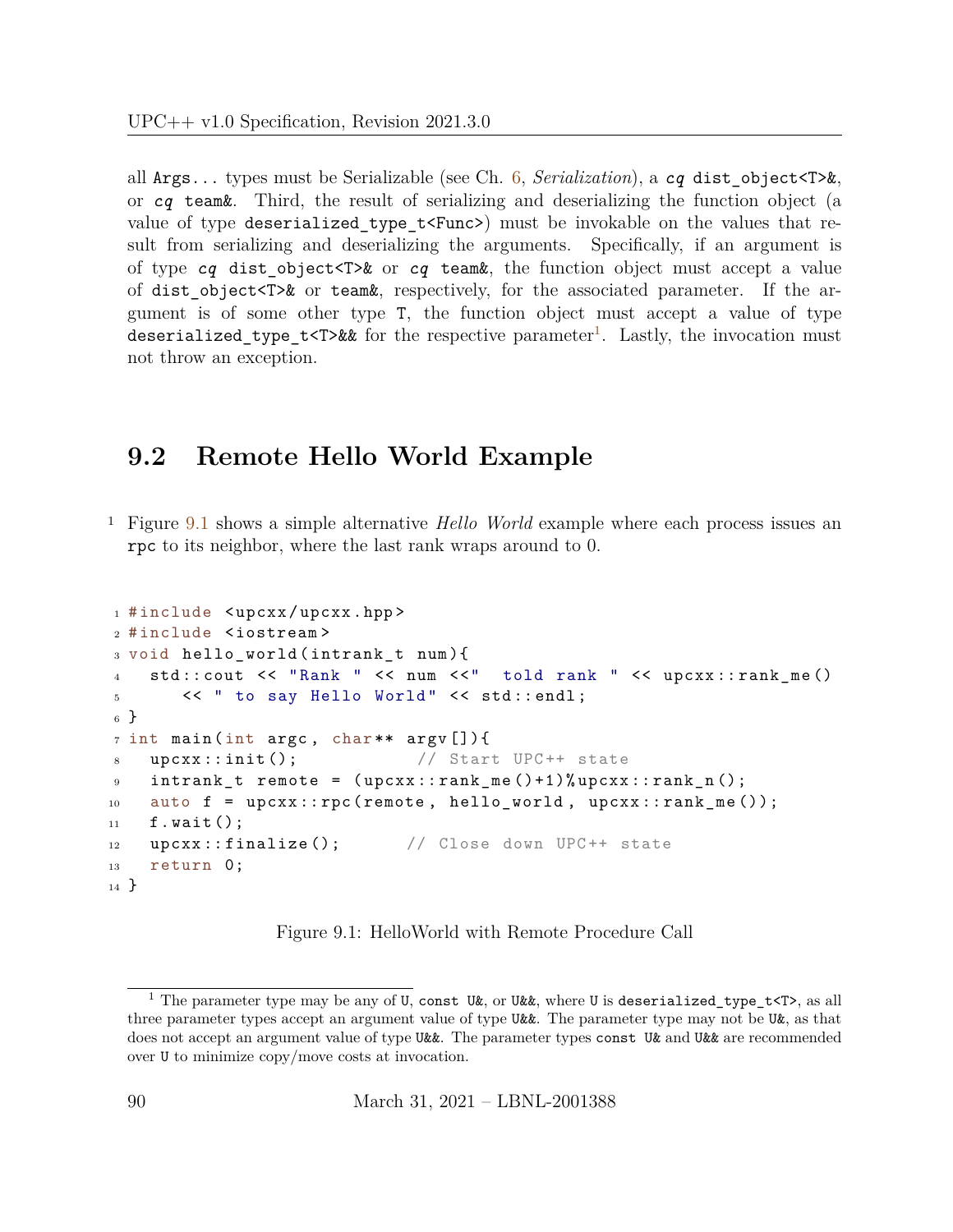all `Args...` types must be Serializable (see Ch. 6, *Serialization*), a *cq* `dist_object<T>&`, or *cq* `team&`. Third, the result of serializing and deserializing the function object (a value of type `deserialized_type_t<Func>`) must be invokable on the values that result from serializing and deserializing the arguments. Specifically, if an argument is of type *cq* `dist_object<T>&` or *cq* `team&`, the function object must accept a value of `dist_object<T>&` or `team&`, respectively, for the associated parameter. If the argument is of some other type `T`, the function object must accept a value of type `deserialized_type_t<T>&&` for the respective parameter[1]. Lastly, the invocation must not throw an exception.

## 9.2 Remote Hello World Example

1 Figure 9.1 shows a simple alternative *Hello World* example where each process issues an `rpc` to its neighbor, where the last rank wraps around to 0.

```
#include <upcxx/upcxx.hpp>
#include <iostream>
void hello_world(intrank_t num){
  std::cout << "Rank " << num <<"  told rank " << upcxx::rank_me()
      << " to say Hello World" << std::endl;
}
int main(int argc, char** argv[]){
  upcxx::init();            // Start UPC++ state
  intrank_t remote = (upcxx::rank_me()+1)%upcxx::rank_n();
  auto f = upcxx::rpc(remote, hello_world, upcxx::rank_me());
  f.wait();
  upcxx::finalize();       // Close down UPC++ state
  return 0;
}
```

Figure 9.1: HelloWorld with Remote Procedure Call

---

[1] The parameter type may be any of `U`, `const U&`, or `U&&`, where `U` is `deserialized_type_t<T>`, as all three parameter types accept an argument value of type `U&&`. The parameter type may not be `U&`, as that does not accept an argument value of type `U&&`. The parameter types `const U&` and `U&&` are recommended over `U` to minimize copy/move costs at invocation.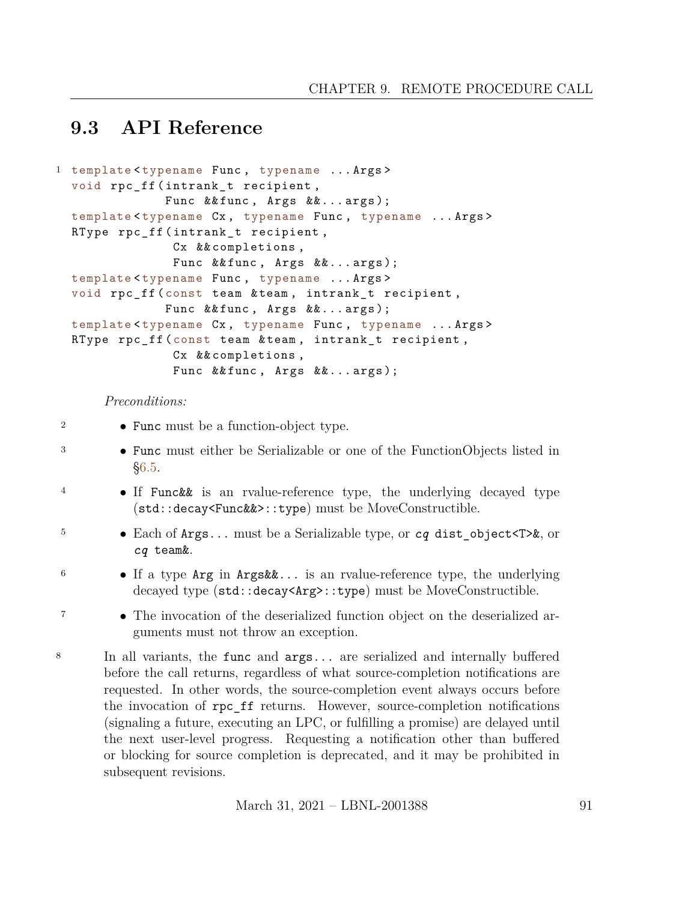## 9.3 API Reference

```
template<typename Func, typename ...Args>
void rpc_ff(intrank_t recipient,
            Func &&func, Args &&...args);
template<typename Cx, typename Func, typename ...Args>
RType rpc_ff(intrank_t recipient,
             Cx &&completions,
             Func &&func, Args &&...args);
template<typename Func, typename ...Args>
void rpc_ff(const team &team, intrank_t recipient,
            Func &&func, Args &&...args);
template<typename Cx, typename Func, typename ...Args>
RType rpc_ff(const team &team, intrank_t recipient,
             Cx &&completions,
             Func &&func, Args &&...args);
```

*Preconditions:*

- `Func` must be a function-object type.
- `Func` must either be Serializable or one of the FunctionObjects listed in §6.5.
- If `Func&&` is an rvalue-reference type, the underlying decayed type (`std::decay<Func&&>::type`) must be MoveConstructible.
- Each of `Args...` must be a Serializable type, or *cq* `dist_object<T>&`, or *cq* `team&`.
- If a type `Arg` in `Args&&...` is an rvalue-reference type, the underlying decayed type (`std::decay<Arg>::type`) must be MoveConstructible.
- The invocation of the deserialized function object on the deserialized arguments must not throw an exception.

In all variants, the `func` and `args...` are serialized and internally buffered before the call returns, regardless of what source-completion notifications are requested. In other words, the source-completion event always occurs before the invocation of `rpc_ff` returns. However, source-completion notifications (signaling a future, executing an LPC, or fulfilling a promise) are delayed until the next user-level progress. Requesting a notification other than buffered or blocking for source completion is deprecated, and it may be prohibited in subsequent revisions.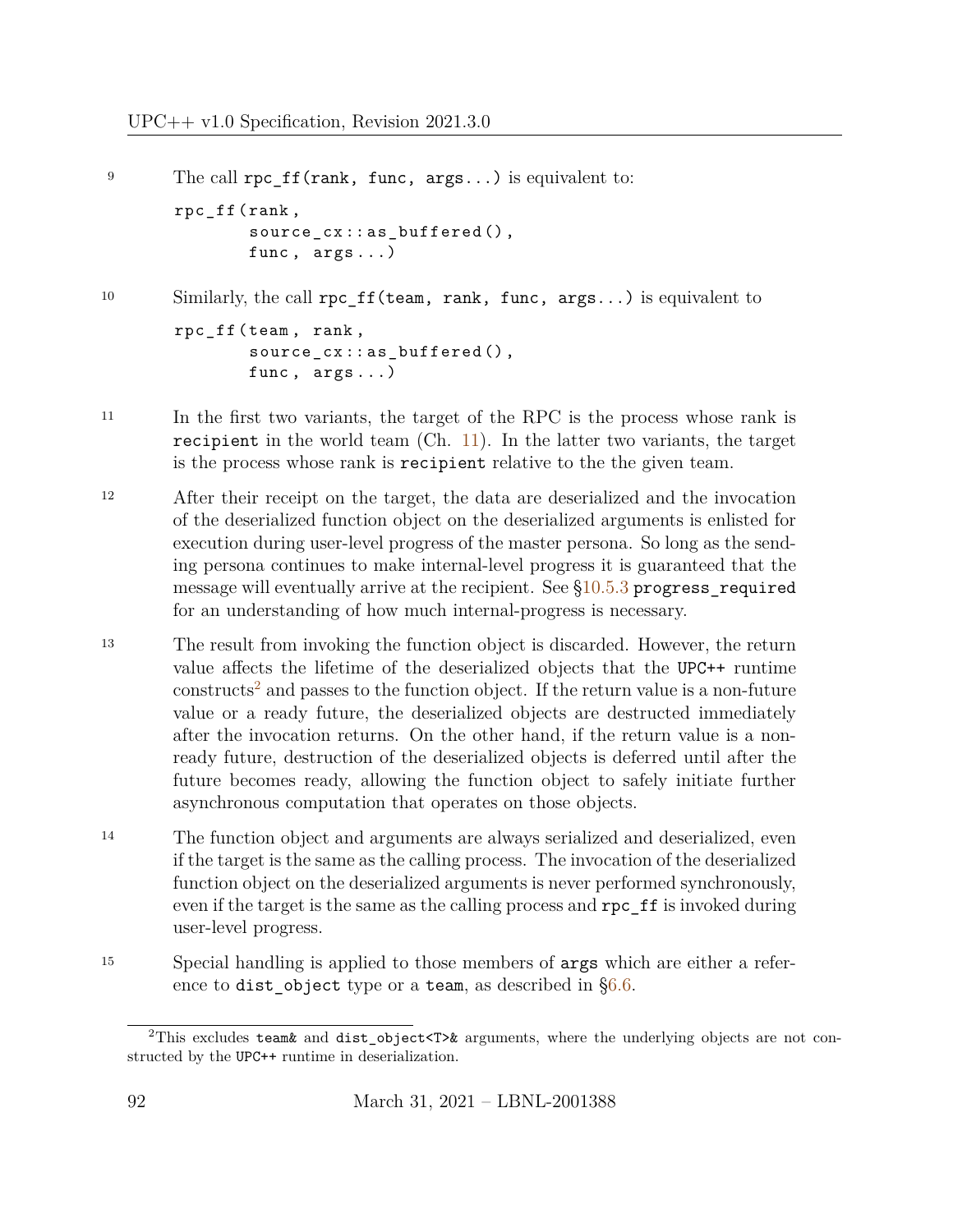9 The call `rpc_ff(rank, func, args...)` is equivalent to:

```
rpc_ff(rank,
       source_cx::as_buffered(),
       func, args...)
```

10 Similarly, the call `rpc_ff(team, rank, func, args...)` is equivalent to

```
rpc_ff(team, rank,
       source_cx::as_buffered(),
       func, args...)
```

11 In the first two variants, the target of the RPC is the process whose rank is `recipient` in the world team (Ch. 11). In the latter two variants, the target is the process whose rank is `recipient` relative to the the given team.

12 After their receipt on the target, the data are deserialized and the invocation of the deserialized function object on the deserialized arguments is enlisted for execution during user-level progress of the master persona. So long as the sending persona continues to make internal-level progress it is guaranteed that the message will eventually arrive at the recipient. See §10.5.3 `progress_required` for an understanding of how much internal-progress is necessary.

13 The result from invoking the function object is discarded. However, the return value affects the lifetime of the deserialized objects that the UPC++ runtime constructs[2] and passes to the function object. If the return value is a non-future value or a ready future, the deserialized objects are destructed immediately after the invocation returns. On the other hand, if the return value is a non-ready future, destruction of the deserialized objects is deferred until after the future becomes ready, allowing the function object to safely initiate further asynchronous computation that operates on those objects.

14 The function object and arguments are always serialized and deserialized, even if the target is the same as the calling process. The invocation of the deserialized function object on the deserialized arguments is never performed synchronously, even if the target is the same as the calling process and `rpc_ff` is invoked during user-level progress.

15 Special handling is applied to those members of `args` which are either a reference to `dist_object` type or a `team`, as described in §6.6.

[2] This excludes `team&` and `dist_object<T>&` arguments, where the underlying objects are not constructed by the UPC++ runtime in deserialization.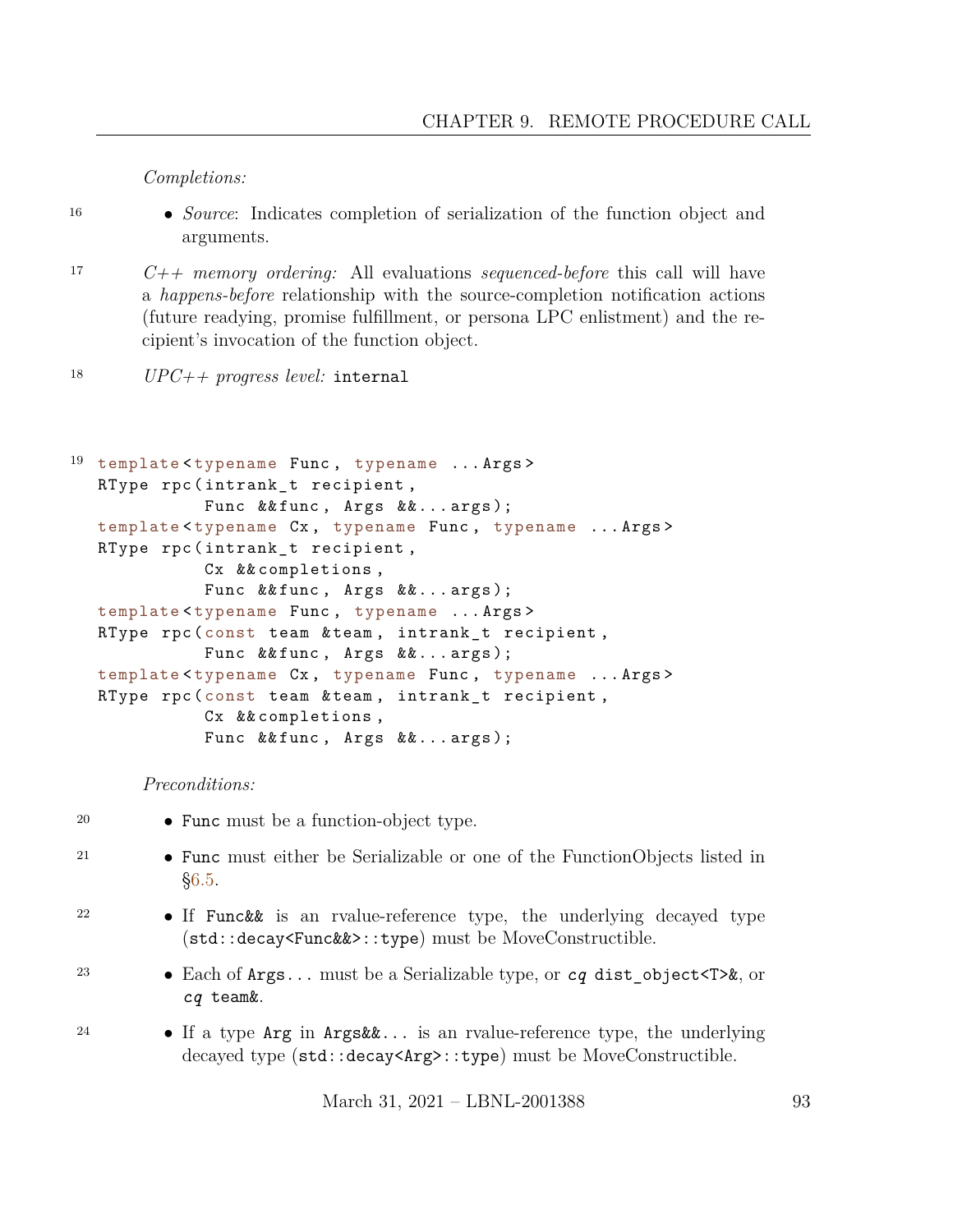*Completions:*

- *Source*: Indicates completion of serialization of the function object and arguments.

*C++ memory ordering:* All evaluations *sequenced-before* this call will have a *happens-before* relationship with the source-completion notification actions (future readying, promise fulfillment, or persona LPC enlistment) and the recipient's invocation of the function object.

*UPC++ progress level:* `internal`

```
template<typename Func, typename ...Args>
RType rpc(intrank_t recipient,
          Func &&func, Args &&...args);
template<typename Cx, typename Func, typename ...Args>
RType rpc(intrank_t recipient,
          Cx &&completions,
          Func &&func, Args &&...args);
template<typename Func, typename ...Args>
RType rpc(const team &team, intrank_t recipient,
          Func &&func, Args &&...args);
template<typename Cx, typename Func, typename ...Args>
RType rpc(const team &team, intrank_t recipient,
          Cx &&completions,
          Func &&func, Args &&...args);
```

*Preconditions:*

- `Func` must be a function-object type.
- `Func` must either be Serializable or one of the FunctionObjects listed in §6.5.
- If `Func&&` is an rvalue-reference type, the underlying decayed type (`std::decay<Func&&>::type`) must be MoveConstructible.
- Each of `Args...` must be a Serializable type, or *cq* `dist_object<T>&`, or *cq* `team&`.
- If a type `Arg` in `Args&&...` is an rvalue-reference type, the underlying decayed type (`std::decay<Arg>::type`) must be MoveConstructible.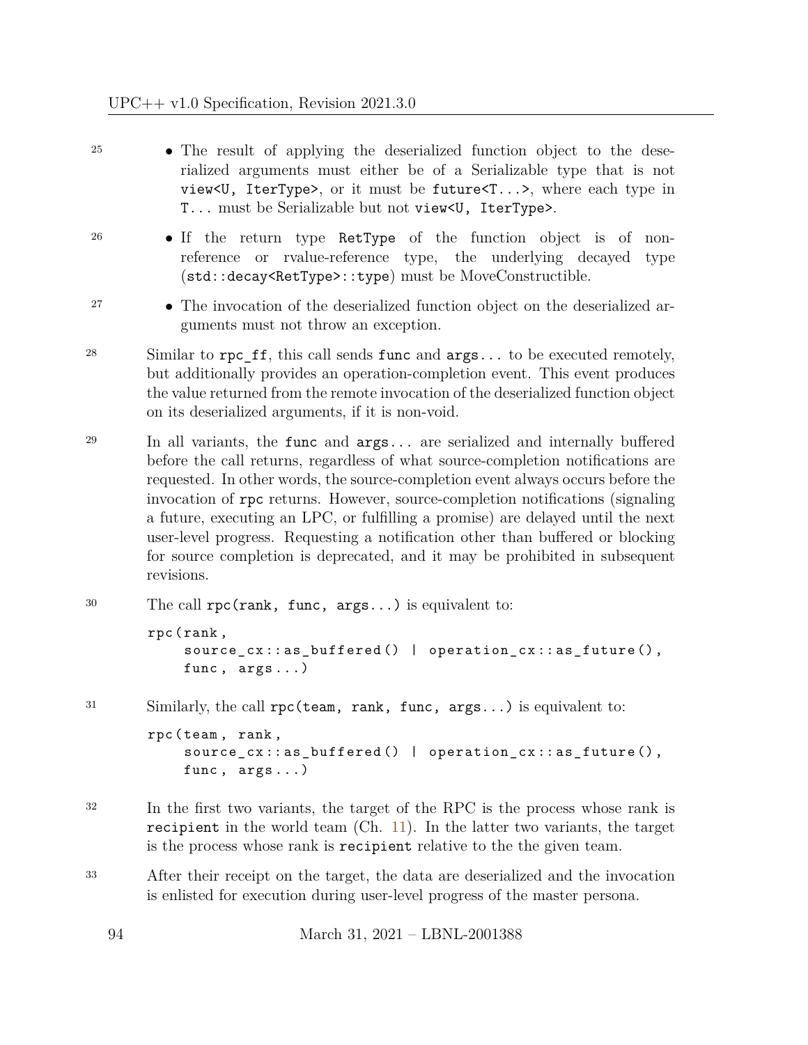- The result of applying the deserialized function object to the deserialized arguments must either be of a Serializable type that is not `view<U, IterType>`, or it must be `future<T...>`, where each type in `T...` must be Serializable but not `view<U, IterType>`.
- If the return type `RetType` of the function object is of non-reference or rvalue-reference type, the underlying decayed type (`std::decay<RetType>::type`) must be MoveConstructible.
- The invocation of the deserialized function object on the deserialized arguments must not throw an exception.

Similar to `rpc_ff`, this call sends `func` and `args...` to be executed remotely, but additionally provides an operation-completion event. This event produces the value returned from the remote invocation of the deserialized function object on its deserialized arguments, if it is non-void.

In all variants, the `func` and `args...` are serialized and internally buffered before the call returns, regardless of what source-completion notifications are requested. In other words, the source-completion event always occurs before the invocation of `rpc` returns. However, source-completion notifications (signaling a future, executing an LPC, or fulfilling a promise) are delayed until the next user-level progress. Requesting a notification other than buffered or blocking for source completion is deprecated, and it may be prohibited in subsequent revisions.

The call `rpc(rank, func, args...)` is equivalent to:

```
rpc(rank,
    source_cx::as_buffered() | operation_cx::as_future(),
    func, args...)
```

Similarly, the call `rpc(team, rank, func, args...)` is equivalent to:

```
rpc(team, rank,
    source_cx::as_buffered() | operation_cx::as_future(),
    func, args...)
```

In the first two variants, the target of the RPC is the process whose rank is `recipient` in the world team (Ch. 11). In the latter two variants, the target is the process whose rank is `recipient` relative to the the given team.

After their receipt on the target, the data are deserialized and the invocation is enlisted for execution during user-level progress of the master persona.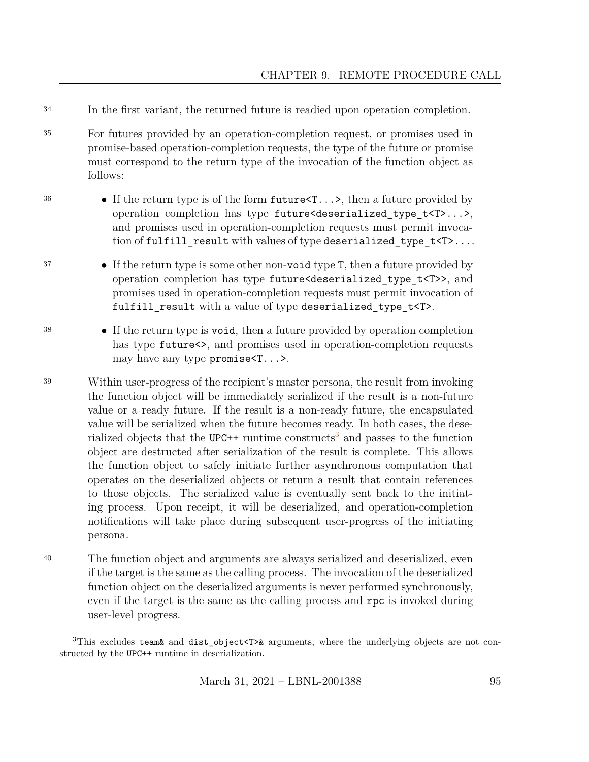34 In the first variant, the returned future is readied upon operation completion.

35 For futures provided by an operation-completion request, or promises used in promise-based operation-completion requests, the type of the future or promise must correspond to the return type of the invocation of the function object as follows:

36
- If the return type is of the form `future<T...>`, then a future provided by operation completion has type `future<deserialized_type_t<T>...>`, and promises used in operation-completion requests must permit invocation of `fulfill_result` with values of type `deserialized_type_t<T>...`.

37
- If the return type is some other non-`void` type `T`, then a future provided by operation completion has type `future<deserialized_type_t<T>>`, and promises used in operation-completion requests must permit invocation of `fulfill_result` with a value of type `deserialized_type_t<T>`.

38
- If the return type is `void`, then a future provided by operation completion has type `future<>`, and promises used in operation-completion requests may have any type `promise<T...>`.

39 Within user-progress of the recipient's master persona, the result from invoking the function object will be immediately serialized if the result is a non-future value or a ready future. If the result is a non-ready future, the encapsulated value will be serialized when the future becomes ready. In both cases, the deserialized objects that the UPC++ runtime constructs[3] and passes to the function object are destructed after serialization of the result is complete. This allows the function object to safely initiate further asynchronous computation that operates on the deserialized objects or return a result that contain references to those objects. The serialized value is eventually sent back to the initiating process. Upon receipt, it will be deserialized, and operation-completion notifications will take place during subsequent user-progress of the initiating persona.

40 The function object and arguments are always serialized and deserialized, even if the target is the same as the calling process. The invocation of the deserialized function object on the deserialized arguments is never performed synchronously, even if the target is the same as the calling process and `rpc` is invoked during user-level progress.

[3] This excludes `team&` and `dist_object<T>&` arguments, where the underlying objects are not constructed by the UPC++ runtime in deserialization.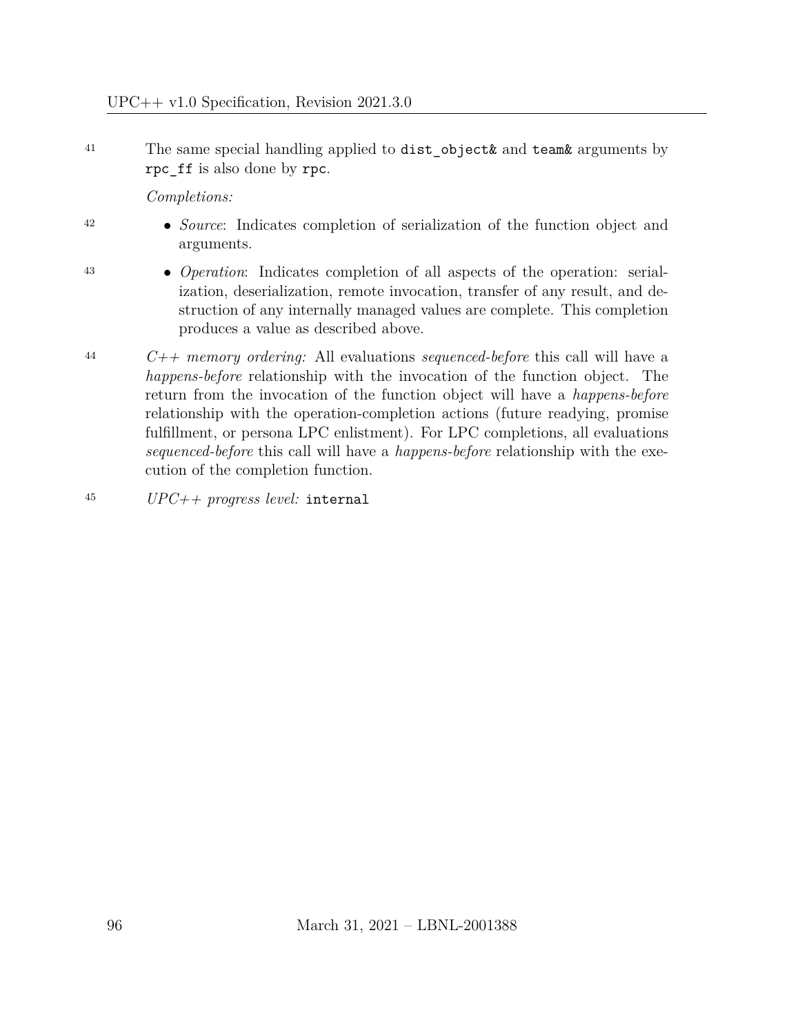41 The same special handling applied to `dist_object&` and `team&` arguments by `rpc_ff` is also done by `rpc`.

*Completions:*

42
- *Source*: Indicates completion of serialization of the function object and arguments.

43
- *Operation*: Indicates completion of all aspects of the operation: serialization, deserialization, remote invocation, transfer of any result, and destruction of any internally managed values are complete. This completion produces a value as described above.

44 *C++ memory ordering:* All evaluations *sequenced-before* this call will have a *happens-before* relationship with the invocation of the function object. The return from the invocation of the function object will have a *happens-before* relationship with the operation-completion actions (future readying, promise fulfillment, or persona LPC enlistment). For LPC completions, all evaluations *sequenced-before* this call will have a *happens-before* relationship with the execution of the completion function.

45 *UPC++ progress level:* `internal`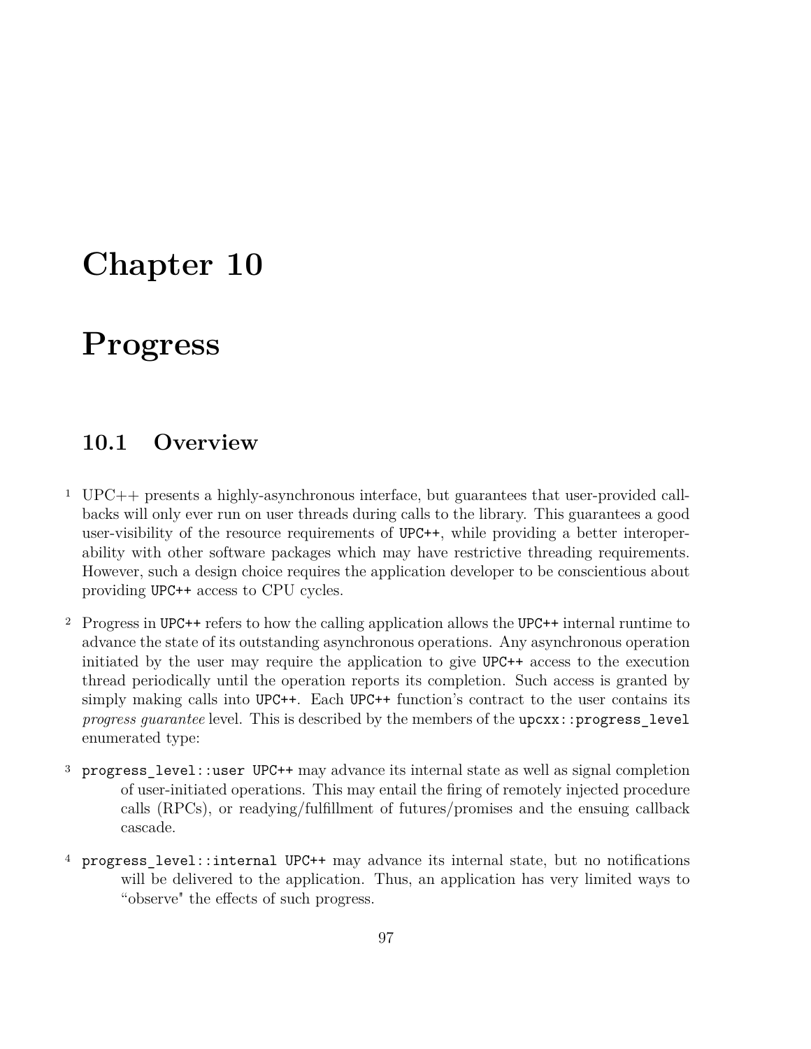# Chapter 10

# Progress

## 10.1 Overview

1 UPC++ presents a highly-asynchronous interface, but guarantees that user-provided callbacks will only ever run on user threads during calls to the library. This guarantees a good user-visibility of the resource requirements of `UPC++`, while providing a better interoperability with other software packages which may have restrictive threading requirements. However, such a design choice requires the application developer to be conscientious about providing `UPC++` access to CPU cycles.

2 Progress in `UPC++` refers to how the calling application allows the `UPC++` internal runtime to advance the state of its outstanding asynchronous operations. Any asynchronous operation initiated by the user may require the application to give `UPC++` access to the execution thread periodically until the operation reports its completion. Such access is granted by simply making calls into `UPC++`. Each `UPC++` function's contract to the user contains its *progress guarantee* level. This is described by the members of the `upcxx::progress_level` enumerated type:

3 `progress_level::user` `UPC++` may advance its internal state as well as signal completion of user-initiated operations. This may entail the firing of remotely injected procedure calls (RPCs), or readying/fulfillment of futures/promises and the ensuing callback cascade.

4 `progress_level::internal` `UPC++` may advance its internal state, but no notifications will be delivered to the application. Thus, an application has very limited ways to "observe" the effects of such progress.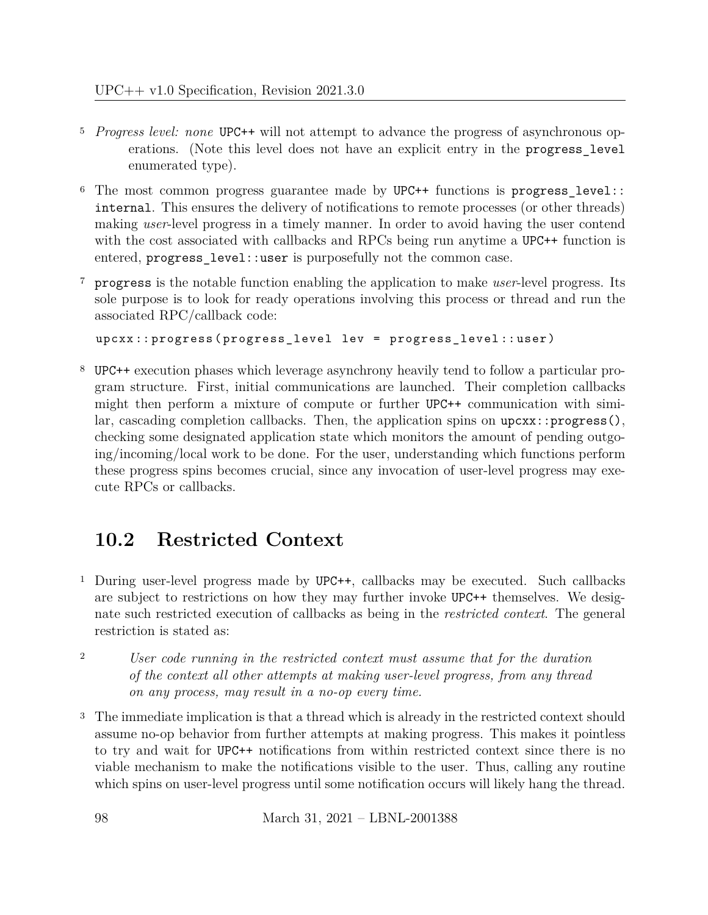5 *Progress level: none* UPC++ will not attempt to advance the progress of asynchronous operations. (Note this level does not have an explicit entry in the `progress_level` enumerated type).

6 The most common progress guarantee made by UPC++ functions is `progress_level::internal`. This ensures the delivery of notifications to remote processes (or other threads) making *user*-level progress in a timely manner. In order to avoid having the user contend with the cost associated with callbacks and RPCs being run anytime a UPC++ function is entered, `progress_level::user` is purposefully not the common case.

7 `progress` is the notable function enabling the application to make *user*-level progress. Its sole purpose is to look for ready operations involving this process or thread and run the associated RPC/callback code:

```
upcxx::progress(progress_level lev = progress_level::user)
```

8 UPC++ execution phases which leverage asynchrony heavily tend to follow a particular program structure. First, initial communications are launched. Their completion callbacks might then perform a mixture of compute or further UPC++ communication with similar, cascading completion callbacks. Then, the application spins on `upcxx::progress()`, checking some designated application state which monitors the amount of pending outgoing/incoming/local work to be done. For the user, understanding which functions perform these progress spins becomes crucial, since any invocation of user-level progress may execute RPCs or callbacks.

## 10.2 Restricted Context

1 During user-level progress made by UPC++, callbacks may be executed. Such callbacks are subject to restrictions on how they may further invoke UPC++ themselves. We designate such restricted execution of callbacks as being in the *restricted context*. The general restriction is stated as:

2 *User code running in the restricted context must assume that for the duration of the context all other attempts at making user-level progress, from any thread on any process, may result in a no-op every time.*

3 The immediate implication is that a thread which is already in the restricted context should assume no-op behavior from further attempts at making progress. This makes it pointless to try and wait for UPC++ notifications from within restricted context since there is no viable mechanism to make the notifications visible to the user. Thus, calling any routine which spins on user-level progress until some notification occurs will likely hang the thread.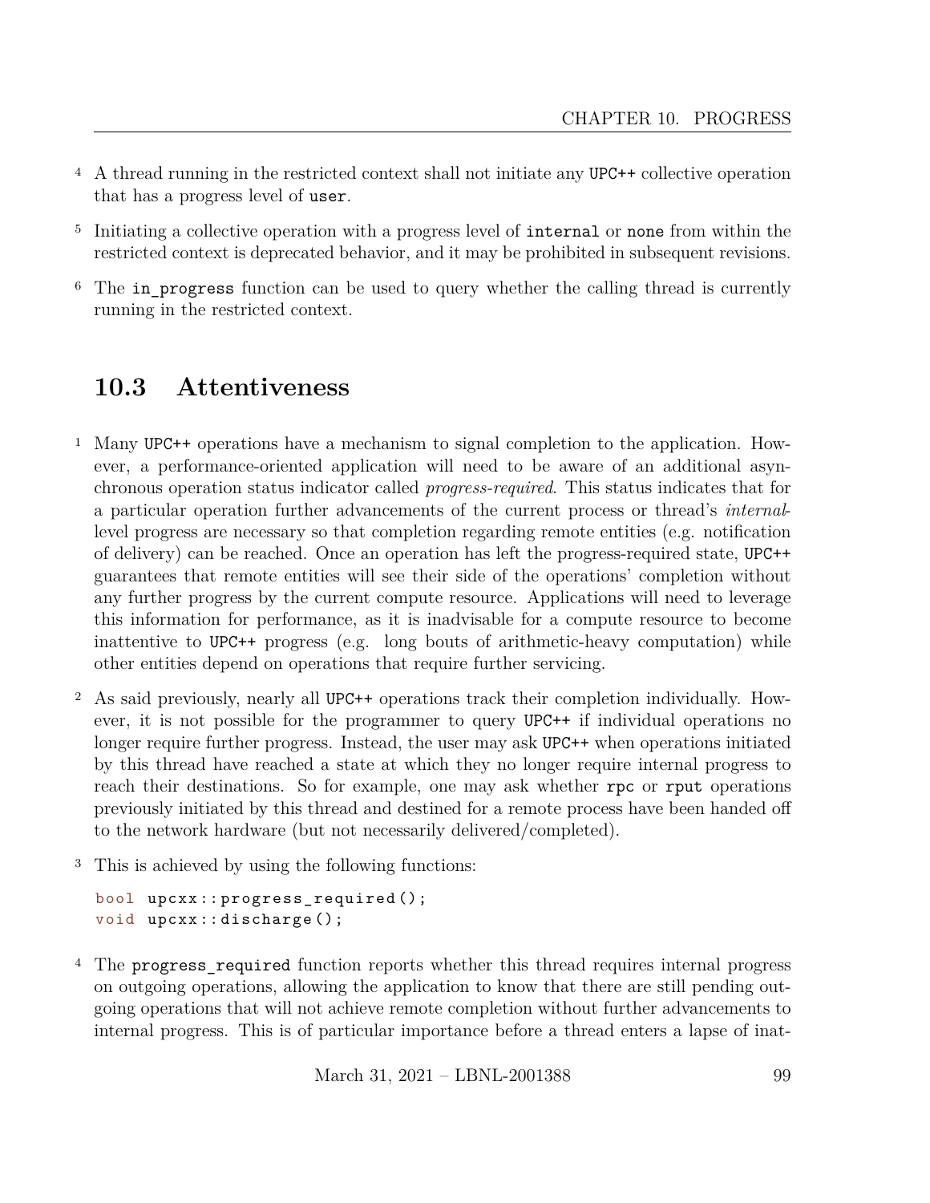4 A thread running in the restricted context shall not initiate any UPC++ collective operation that has a progress level of `user`.

5 Initiating a collective operation with a progress level of `internal` or `none` from within the restricted context is deprecated behavior, and it may be prohibited in subsequent revisions.

6 The `in_progress` function can be used to query whether the calling thread is currently running in the restricted context.

## 10.3 Attentiveness

1 Many UPC++ operations have a mechanism to signal completion to the application. However, a performance-oriented application will need to be aware of an additional asynchronous operation status indicator called *progress-required*. This status indicates that for a particular operation further advancements of the current process or thread's *internal*-level progress are necessary so that completion regarding remote entities (e.g. notification of delivery) can be reached. Once an operation has left the progress-required state, UPC++ guarantees that remote entities will see their side of the operations' completion without any further progress by the current compute resource. Applications will need to leverage this information for performance, as it is inadvisable for a compute resource to become inattentive to UPC++ progress (e.g. long bouts of arithmetic-heavy computation) while other entities depend on operations that require further servicing.

2 As said previously, nearly all UPC++ operations track their completion individually. However, it is not possible for the programmer to query UPC++ if individual operations no longer require further progress. Instead, the user may ask UPC++ when operations initiated by this thread have reached a state at which they no longer require internal progress to reach their destinations. So for example, one may ask whether `rpc` or `rput` operations previously initiated by this thread and destined for a remote process have been handed off to the network hardware (but not necessarily delivered/completed).

3 This is achieved by using the following functions:

```
bool upcxx::progress_required();
void upcxx::discharge();
```

4 The `progress_required` function reports whether this thread requires internal progress on outgoing operations, allowing the application to know that there are still pending outgoing operations that will not achieve remote completion without further advancements to internal progress. This is of particular importance before a thread enters a lapse of inat-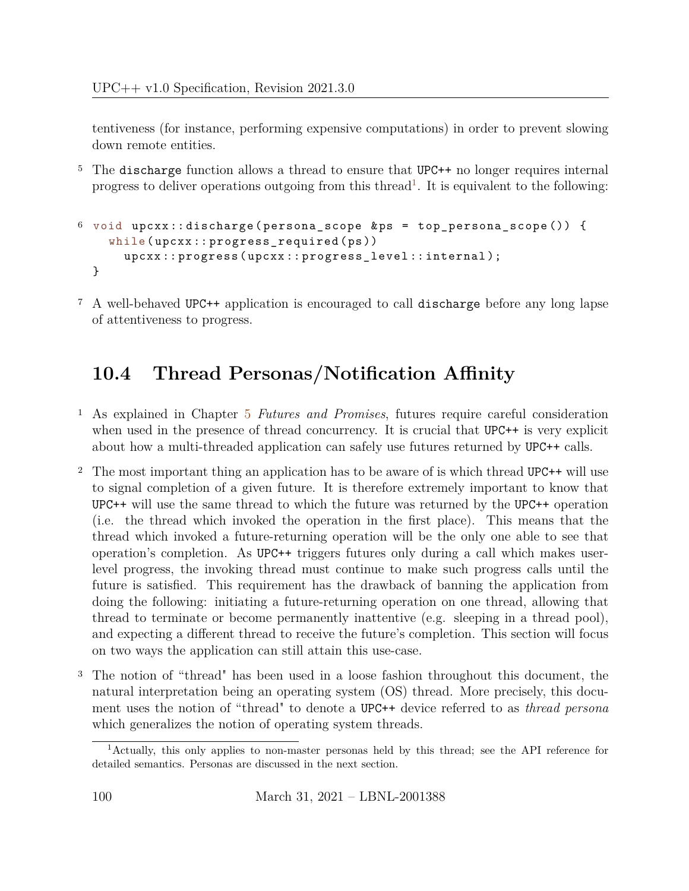tentiveness (for instance, performing expensive computations) in order to prevent slowing down remote entities.

5 The discharge function allows a thread to ensure that UPC++ no longer requires internal progress to deliver operations outgoing from this thread[1]. It is equivalent to the following:

6
```
void upcxx::discharge(persona_scope &ps = top_persona_scope()) {
  while(upcxx::progress_required(ps))
    upcxx::progress(upcxx::progress_level::internal);
}
```

7 A well-behaved UPC++ application is encouraged to call discharge before any long lapse of attentiveness to progress.

## 10.4 Thread Personas/Notification Affinity

1 As explained in Chapter 5 *Futures and Promises*, futures require careful consideration when used in the presence of thread concurrency. It is crucial that UPC++ is very explicit about how a multi-threaded application can safely use futures returned by UPC++ calls.

2 The most important thing an application has to be aware of is which thread UPC++ will use to signal completion of a given future. It is therefore extremely important to know that UPC++ will use the same thread to which the future was returned by the UPC++ operation (i.e. the thread which invoked the operation in the first place). This means that the thread which invoked a future-returning operation will be the only one able to see that operation's completion. As UPC++ triggers futures only during a call which makes user-level progress, the invoking thread must continue to make such progress calls until the future is satisfied. This requirement has the drawback of banning the application from doing the following: initiating a future-returning operation on one thread, allowing that thread to terminate or become permanently inattentive (e.g. sleeping in a thread pool), and expecting a different thread to receive the future's completion. This section will focus on two ways the application can still attain this use-case.

3 The notion of "thread" has been used in a loose fashion throughout this document, the natural interpretation being an operating system (OS) thread. More precisely, this document uses the notion of "thread" to denote a UPC++ device referred to as *thread persona* which generalizes the notion of operating system threads.

[1] Actually, this only applies to non-master personas held by this thread; see the API reference for detailed semantics. Personas are discussed in the next section.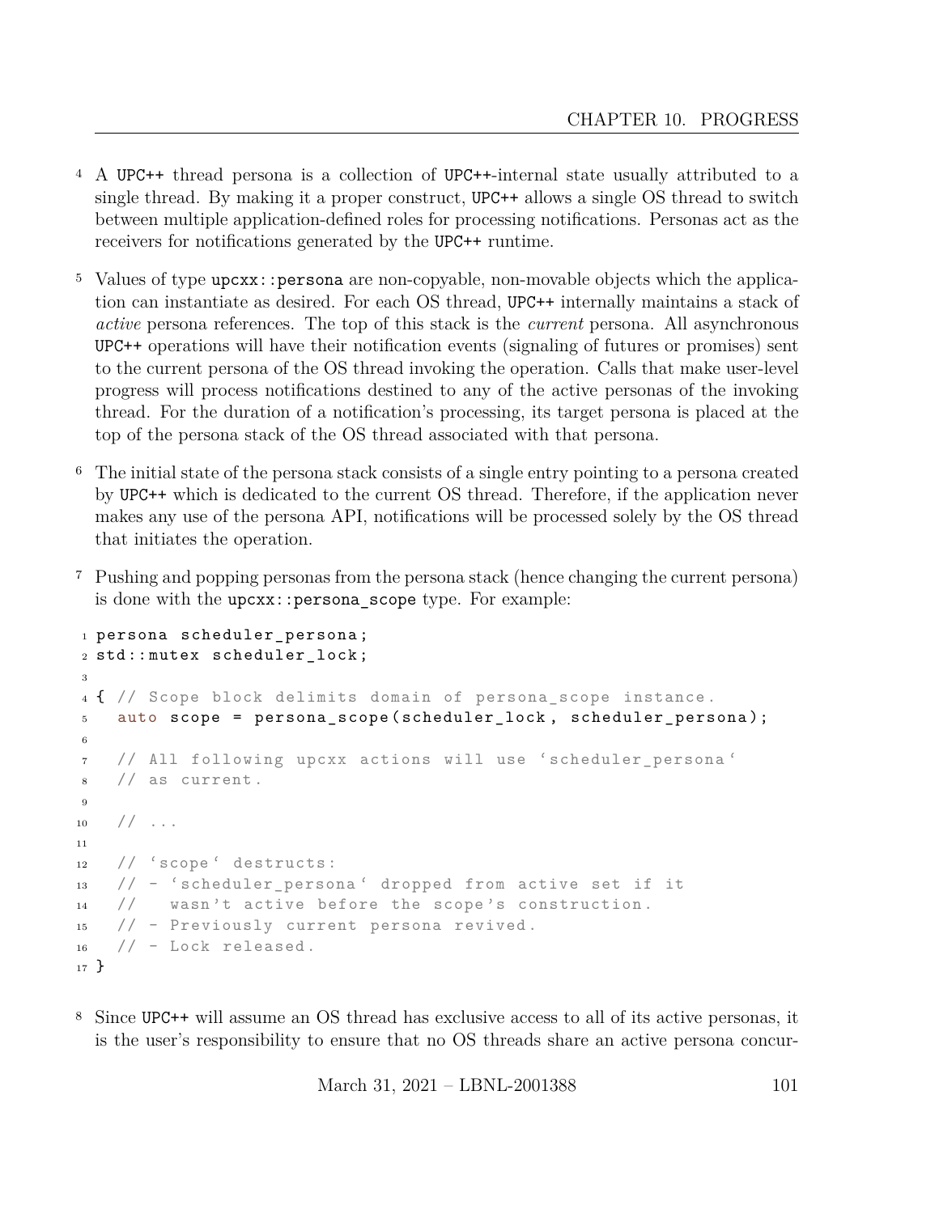4 A UPC++ thread persona is a collection of UPC++-internal state usually attributed to a single thread. By making it a proper construct, UPC++ allows a single OS thread to switch between multiple application-defined roles for processing notifications. Personas act as the receivers for notifications generated by the UPC++ runtime.

5 Values of type `upcxx::persona` are non-copyable, non-movable objects which the application can instantiate as desired. For each OS thread, UPC++ internally maintains a stack of *active* persona references. The top of this stack is the *current* persona. All asynchronous UPC++ operations will have their notification events (signaling of futures or promises) sent to the current persona of the OS thread invoking the operation. Calls that make user-level progress will process notifications destined to any of the active personas of the invoking thread. For the duration of a notification's processing, its target persona is placed at the top of the persona stack of the OS thread associated with that persona.

6 The initial state of the persona stack consists of a single entry pointing to a persona created by UPC++ which is dedicated to the current OS thread. Therefore, if the application never makes any use of the persona API, notifications will be processed solely by the OS thread that initiates the operation.

7 Pushing and popping personas from the persona stack (hence changing the current persona) is done with the `upcxx::persona_scope` type. For example:

```
persona scheduler_persona;
std::mutex scheduler_lock;

{ // Scope block delimits domain of persona_scope instance.
  auto scope = persona_scope(scheduler_lock, scheduler_persona);

  // All following upcxx actions will use `scheduler_persona`
  // as current.

  // ...

  // `scope` destructs:
  // - `scheduler_persona` dropped from active set if it
  //   wasn't active before the scope's construction.
  // - Previously current persona revived.
  // - Lock released.
}
```

8 Since UPC++ will assume an OS thread has exclusive access to all of its active personas, it is the user's responsibility to ensure that no OS threads share an active persona concur-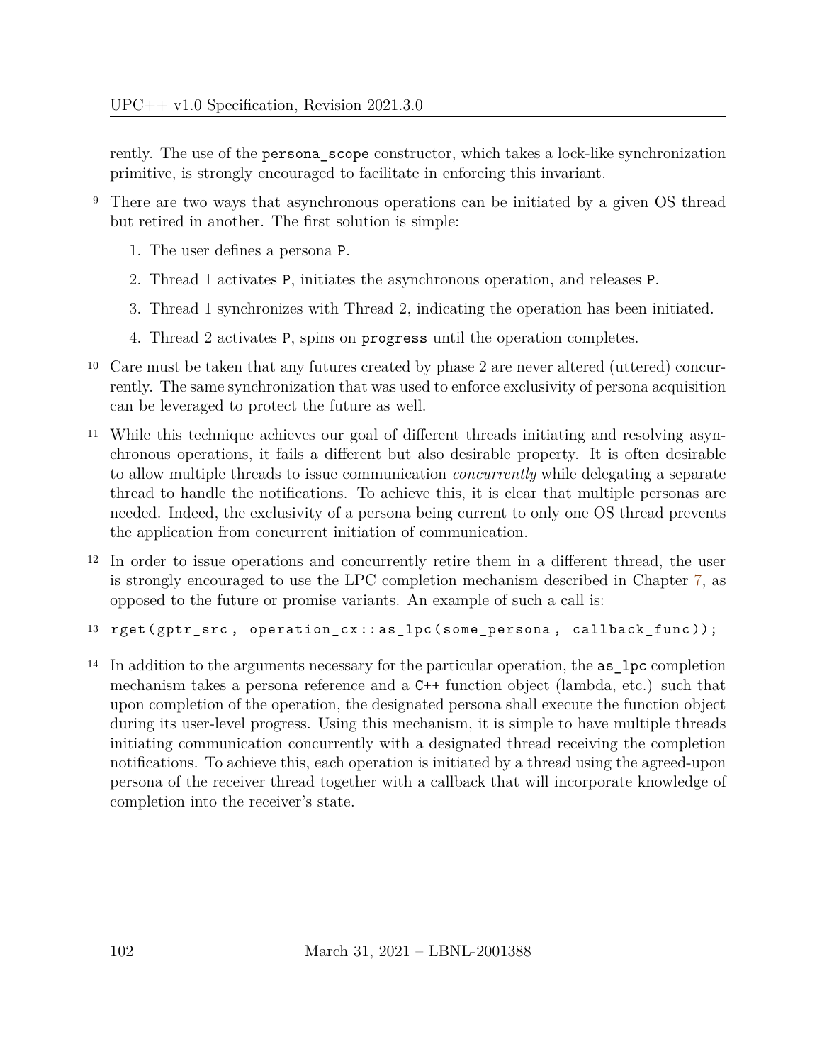rently. The use of the `persona_scope` constructor, which takes a lock-like synchronization primitive, is strongly encouraged to facilitate in enforcing this invariant.

9 There are two ways that asynchronous operations can be initiated by a given OS thread but retired in another. The first solution is simple:

1. The user defines a persona `P`.
2. Thread 1 activates `P`, initiates the asynchronous operation, and releases `P`.
3. Thread 1 synchronizes with Thread 2, indicating the operation has been initiated.
4. Thread 2 activates `P`, spins on `progress` until the operation completes.

10 Care must be taken that any futures created by phase 2 are never altered (uttered) concurrently. The same synchronization that was used to enforce exclusivity of persona acquisition can be leveraged to protect the future as well.

11 While this technique achieves our goal of different threads initiating and resolving asynchronous operations, it fails a different but also desirable property. It is often desirable to allow multiple threads to issue communication *concurrently* while delegating a separate thread to handle the notifications. To achieve this, it is clear that multiple personas are needed. Indeed, the exclusivity of a persona being current to only one OS thread prevents the application from concurrent initiation of communication.

12 In order to issue operations and concurrently retire them in a different thread, the user is strongly encouraged to use the LPC completion mechanism described in Chapter 7, as opposed to the future or promise variants. An example of such a call is:

```
13 rget(gptr_src, operation_cx::as_lpc(some_persona, callback_func));
```

14 In addition to the arguments necessary for the particular operation, the `as_lpc` completion mechanism takes a persona reference and a `C++` function object (lambda, etc.) such that upon completion of the operation, the designated persona shall execute the function object during its user-level progress. Using this mechanism, it is simple to have multiple threads initiating communication concurrently with a designated thread receiving the completion notifications. To achieve this, each operation is initiated by a thread using the agreed-upon persona of the receiver thread together with a callback that will incorporate knowledge of completion into the receiver's state.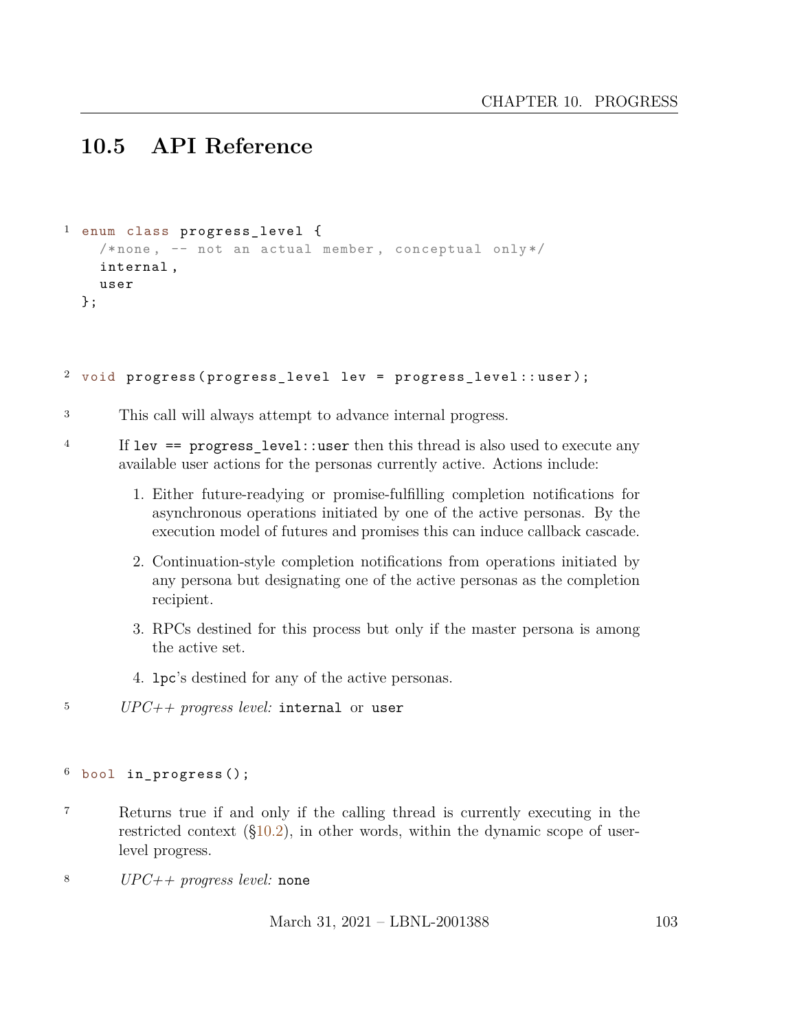## 10.5 API Reference

```
enum class progress_level {
  /*none, -- not an actual member, conceptual only*/
  internal,
  user
};
```

```
void progress(progress_level lev = progress_level::user);
```

This call will always attempt to advance internal progress.

If `lev == progress_level::user` then this thread is also used to execute any available user actions for the personas currently active. Actions include:

1. Either future-readying or promise-fulfilling completion notifications for asynchronous operations initiated by one of the active personas. By the execution model of futures and promises this can induce callback cascade.
2. Continuation-style completion notifications from operations initiated by any persona but designating one of the active personas as the completion recipient.
3. RPCs destined for this process but only if the master persona is among the active set.
4. `lpc`'s destined for any of the active personas.

*UPC++ progress level:* `internal` or `user`

```
bool in_progress();
```

Returns true if and only if the calling thread is currently executing in the restricted context (§10.2), in other words, within the dynamic scope of user-level progress.

*UPC++ progress level:* `none`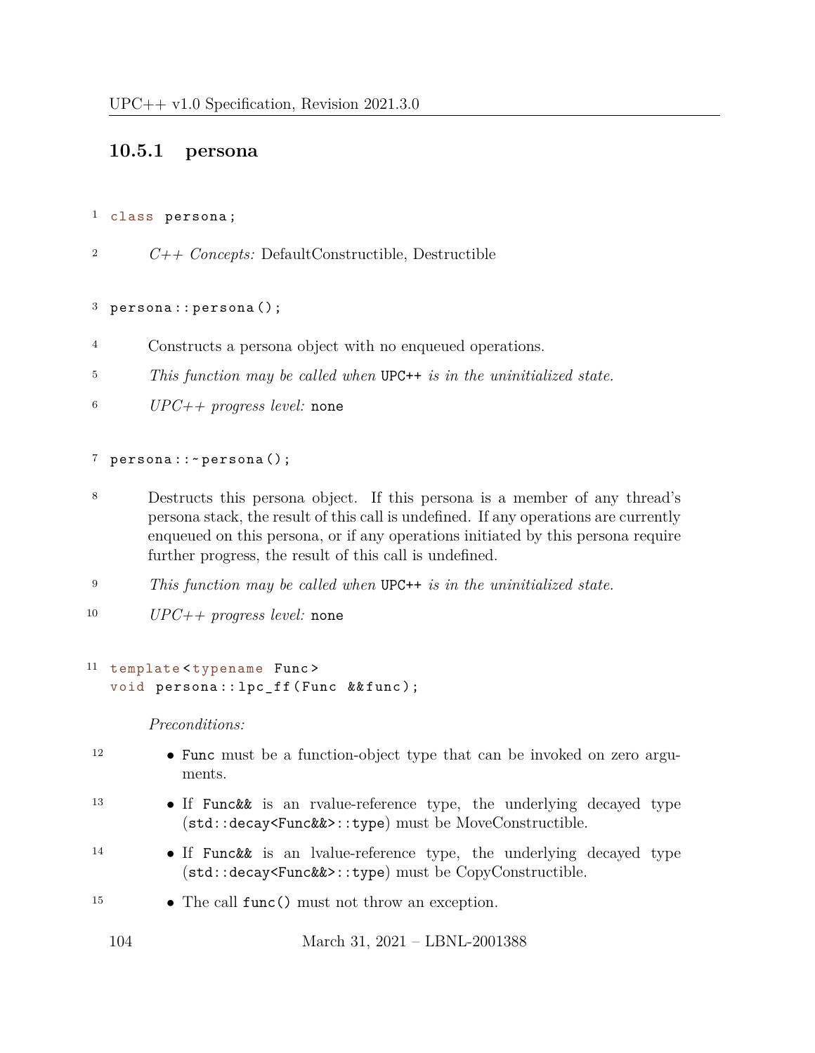### 10.5.1 persona

```
class persona;
```

*C++ Concepts:* DefaultConstructible, Destructible

```
persona::persona();
```

Constructs a persona object with no enqueued operations.

*This function may be called when* `UPC++` *is in the uninitialized state.*

*UPC++ progress level:* `none`

```
persona::~persona();
```

Destructs this persona object. If this persona is a member of any thread's persona stack, the result of this call is undefined. If any operations are currently enqueued on this persona, or if any operations initiated by this persona require further progress, the result of this call is undefined.

*This function may be called when* `UPC++` *is in the uninitialized state.*

*UPC++ progress level:* `none`

```
template<typename Func>
void persona::lpc_ff(Func &&func);
```

*Preconditions:*

- `Func` must be a function-object type that can be invoked on zero arguments.
- If `Func&&` is an rvalue-reference type, the underlying decayed type (`std::decay<Func&&>::type`) must be MoveConstructible.
- If `Func&&` is an lvalue-reference type, the underlying decayed type (`std::decay<Func&&>::type`) must be CopyConstructible.
- The call `func()` must not throw an exception.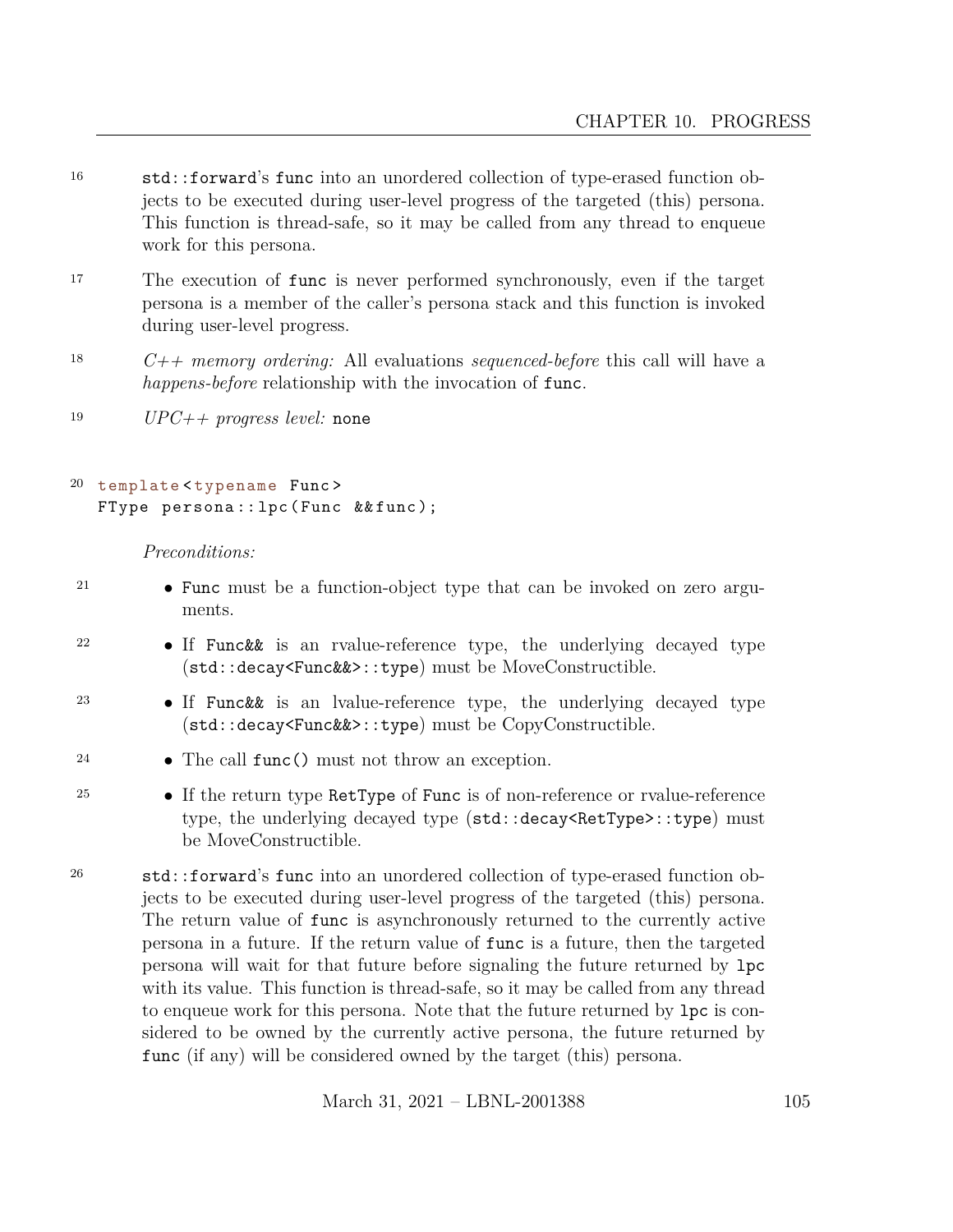`std::forward`'s `func` into an unordered collection of type-erased function objects to be executed during user-level progress of the targeted (this) persona. This function is thread-safe, so it may be called from any thread to enqueue work for this persona.

The execution of `func` is never performed synchronously, even if the target persona is a member of the caller's persona stack and this function is invoked during user-level progress.

*C++ memory ordering:* All evaluations *sequenced-before* this call will have a *happens-before* relationship with the invocation of `func`.

*UPC++ progress level:* `none`

```
template<typename Func>
FType persona::lpc(Func &&func);
```

*Preconditions:*

- `Func` must be a function-object type that can be invoked on zero arguments.
- If `Func&&` is an rvalue-reference type, the underlying decayed type (`std::decay<Func&&>::type`) must be MoveConstructible.
- If `Func&&` is an lvalue-reference type, the underlying decayed type (`std::decay<Func&&>::type`) must be CopyConstructible.
- The call `func()` must not throw an exception.
- If the return type `RetType` of `Func` is of non-reference or rvalue-reference type, the underlying decayed type (`std::decay<RetType>::type`) must be MoveConstructible.

`std::forward`'s `func` into an unordered collection of type-erased function objects to be executed during user-level progress of the targeted (this) persona. The return value of `func` is asynchronously returned to the currently active persona in a future. If the return value of `func` is a future, then the targeted persona will wait for that future before signaling the future returned by `lpc` with its value. This function is thread-safe, so it may be called from any thread to enqueue work for this persona. Note that the future returned by `lpc` is considered to be owned by the currently active persona, the future returned by `func` (if any) will be considered owned by the target (this) persona.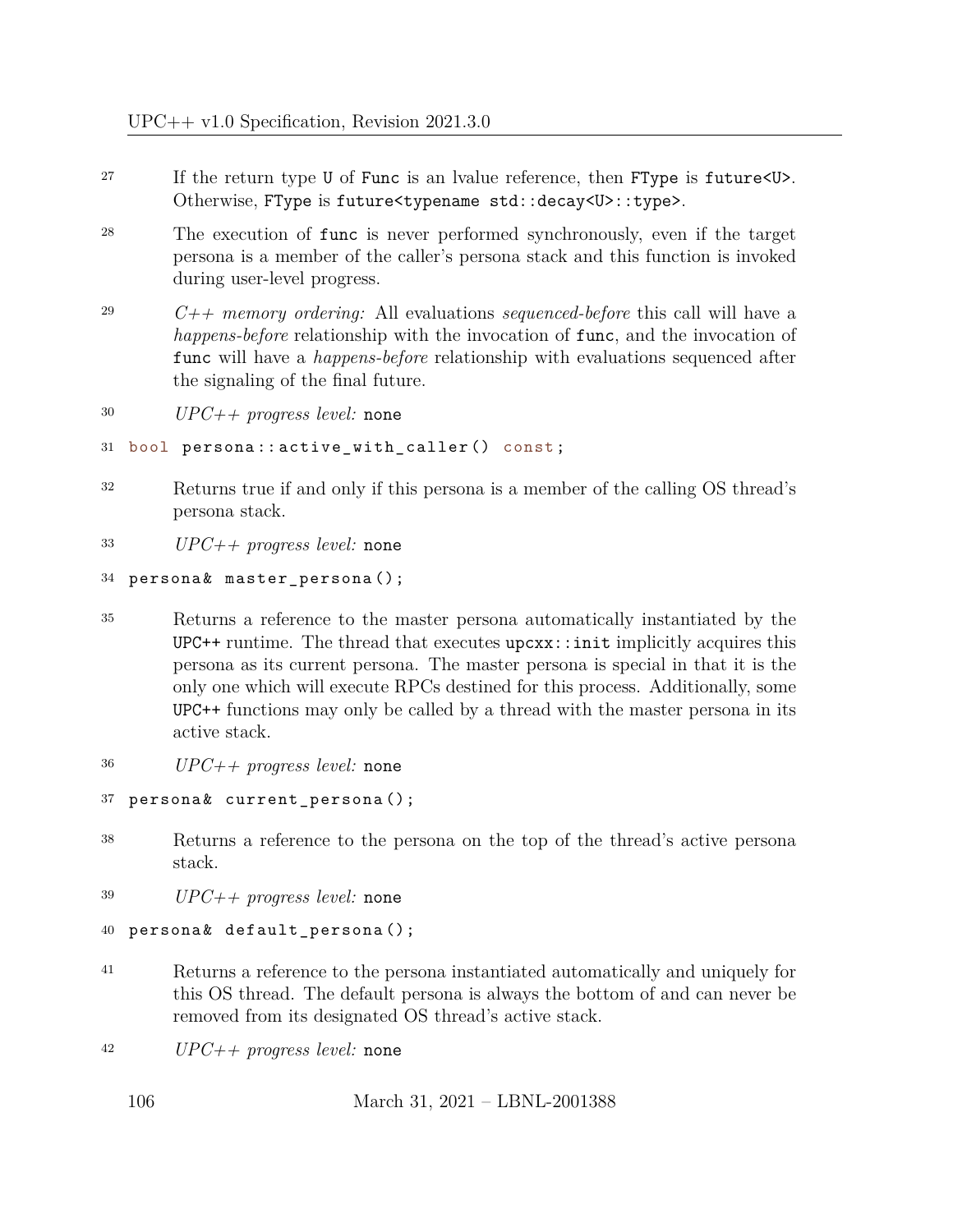27 If the return type `U` of `Func` is an lvalue reference, then `FType` is `future<U>`. Otherwise, `FType` is `future<typename std::decay<U>::type>`.

28 The execution of `func` is never performed synchronously, even if the target persona is a member of the caller's persona stack and this function is invoked during user-level progress.

29 *C++ memory ordering:* All evaluations *sequenced-before* this call will have a *happens-before* relationship with the invocation of `func`, and the invocation of `func` will have a *happens-before* relationship with evaluations sequenced after the signaling of the final future.

30 *UPC++ progress level:* `none`

```
31 bool persona::active_with_caller() const;
```

32 Returns true if and only if this persona is a member of the calling OS thread's persona stack.

33 *UPC++ progress level:* `none`

```
34 persona& master_persona();
```

35 Returns a reference to the master persona automatically instantiated by the `UPC++` runtime. The thread that executes `upcxx::init` implicitly acquires this persona as its current persona. The master persona is special in that it is the only one which will execute RPCs destined for this process. Additionally, some `UPC++` functions may only be called by a thread with the master persona in its active stack.

36 *UPC++ progress level:* `none`

```
37 persona& current_persona();
```

38 Returns a reference to the persona on the top of the thread's active persona stack.

39 *UPC++ progress level:* `none`

```
40 persona& default_persona();
```

41 Returns a reference to the persona instantiated automatically and uniquely for this OS thread. The default persona is always the bottom of and can never be removed from its designated OS thread's active stack.

42 *UPC++ progress level:* `none`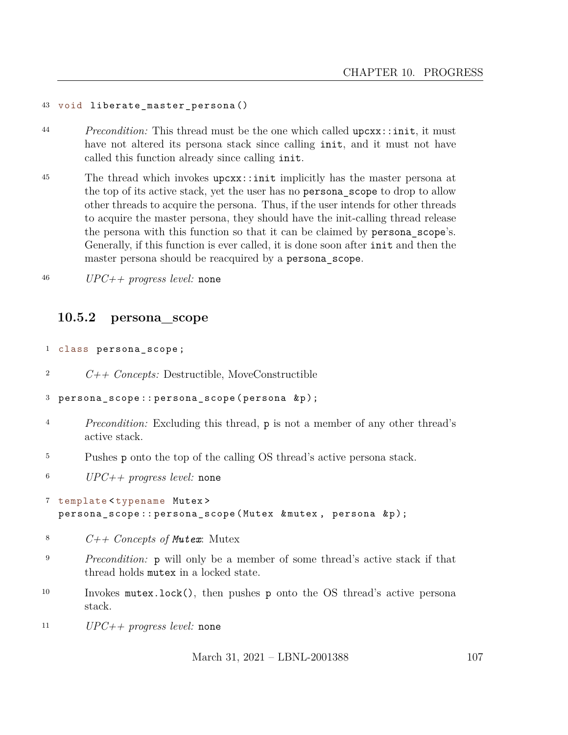43 `void liberate_master_persona()`

44 *Precondition:* This thread must be the one which called `upcxx::init`, it must have not altered its persona stack since calling `init`, and it must not have called this function already since calling `init`.

45 The thread which invokes `upcxx::init` implicitly has the master persona at the top of its active stack, yet the user has no `persona_scope` to drop to allow other threads to acquire the persona. Thus, if the user intends for other threads to acquire the master persona, they should have the init-calling thread release the persona with this function so that it can be claimed by `persona_scope`'s. Generally, if this function is ever called, it is done soon after `init` and then the master persona should be reacquired by a `persona_scope`.

46 *UPC++ progress level:* `none`

### 10.5.2 persona_scope

1 `class persona_scope;`

2 *C++ Concepts:* Destructible, MoveConstructible

3 `persona_scope::persona_scope(persona &p);`

4 *Precondition:* Excluding this thread, `p` is not a member of any other thread's active stack.

5 Pushes `p` onto the top of the calling OS thread's active persona stack.

6 *UPC++ progress level:* `none`

7
```
template<typename Mutex>
persona_scope::persona_scope(Mutex &mutex, persona &p);
```

8 *C++ Concepts of* ***`Mutex`***: Mutex

9 *Precondition:* `p` will only be a member of some thread's active stack if that thread holds `mutex` in a locked state.

10 Invokes `mutex.lock()`, then pushes `p` onto the OS thread's active persona stack.

11 *UPC++ progress level:* `none`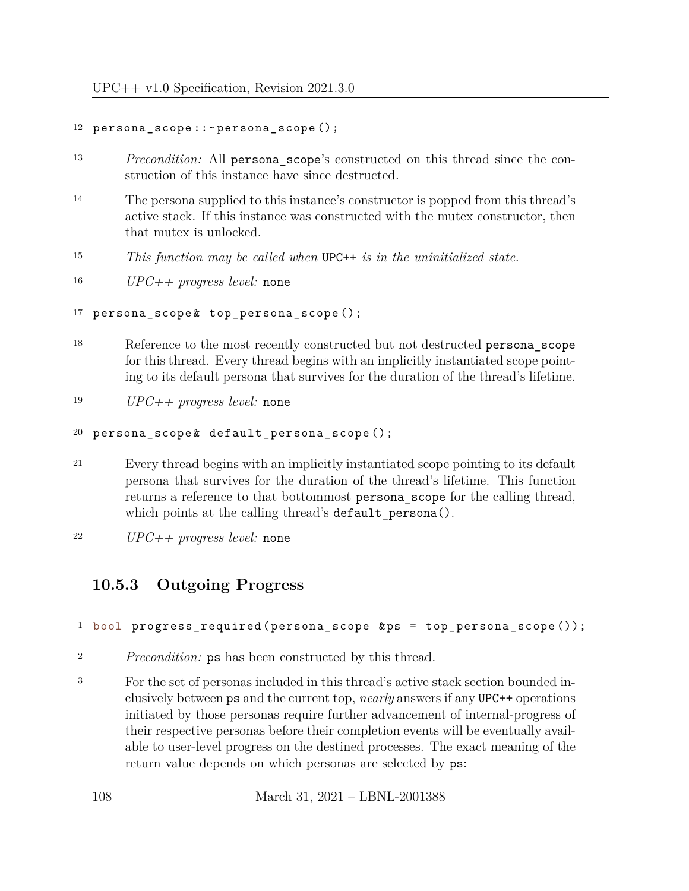```
persona_scope::~persona_scope();
```

*Precondition:* All `persona_scope`'s constructed on this thread since the construction of this instance have since destructed.

The persona supplied to this instance's constructor is popped from this thread's active stack. If this instance was constructed with the mutex constructor, then that mutex is unlocked.

*This function may be called when* `UPC++` *is in the uninitialized state.*

*UPC++ progress level:* `none`

```
persona_scope& top_persona_scope();
```

Reference to the most recently constructed but not destructed `persona_scope` for this thread. Every thread begins with an implicitly instantiated scope pointing to its default persona that survives for the duration of the thread's lifetime.

*UPC++ progress level:* `none`

```
persona_scope& default_persona_scope();
```

Every thread begins with an implicitly instantiated scope pointing to its default persona that survives for the duration of the thread's lifetime. This function returns a reference to that bottommost `persona_scope` for the calling thread, which points at the calling thread's `default_persona()`.

*UPC++ progress level:* `none`

### 10.5.3 Outgoing Progress

```
bool progress_required(persona_scope &ps = top_persona_scope());
```

*Precondition:* `ps` has been constructed by this thread.

For the set of personas included in this thread's active stack section bounded inclusively between `ps` and the current top, *nearly* answers if any `UPC++` operations initiated by those personas require further advancement of internal-progress of their respective personas before their completion events will be eventually available to user-level progress on the destined processes. The exact meaning of the return value depends on which personas are selected by `ps`: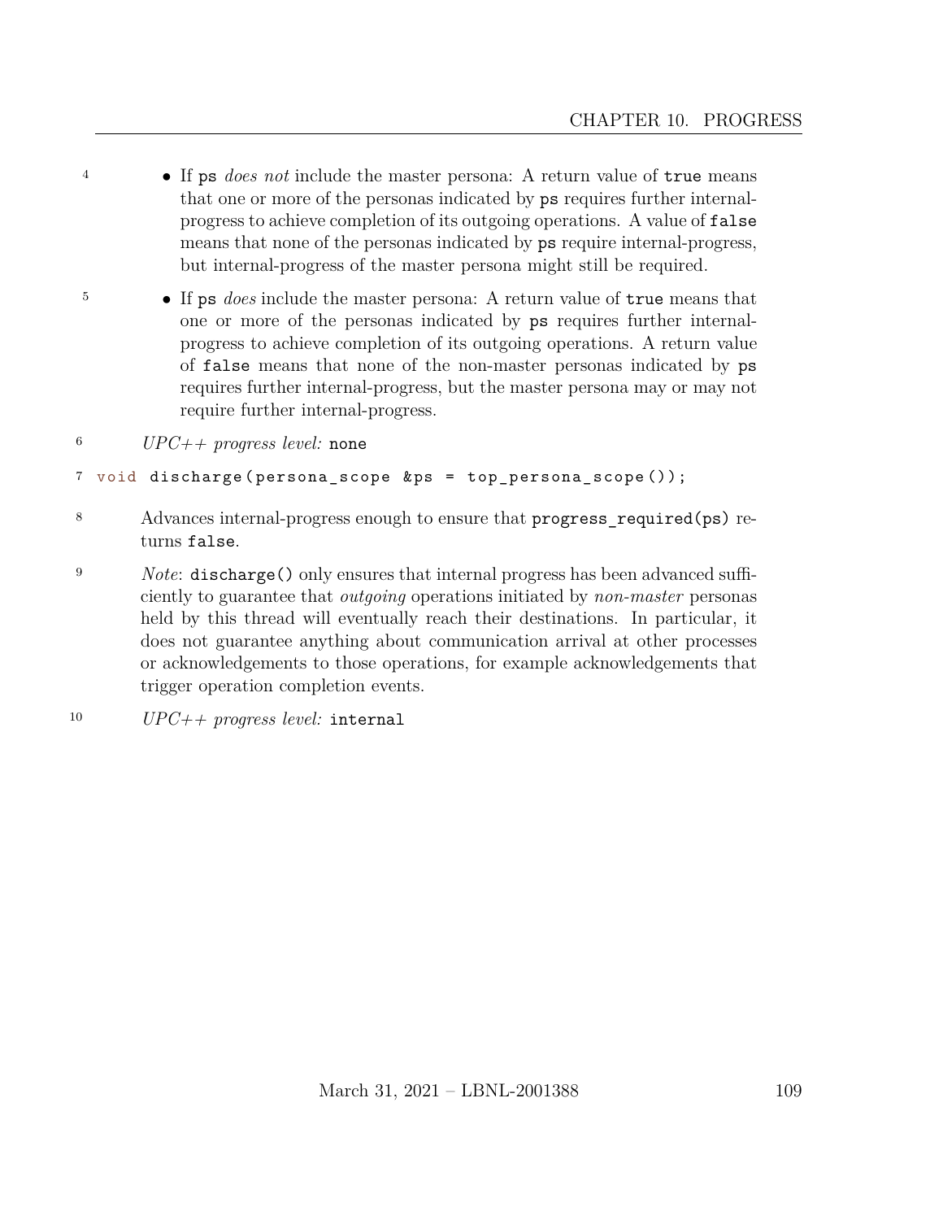- If `ps` *does not* include the master persona: A return value of `true` means that one or more of the personas indicated by `ps` requires further internal-progress to achieve completion of its outgoing operations. A value of `false` means that none of the personas indicated by `ps` require internal-progress, but internal-progress of the master persona might still be required.

- If `ps` *does* include the master persona: A return value of `true` means that one or more of the personas indicated by `ps` requires further internal-progress to achieve completion of its outgoing operations. A return value of `false` means that none of the non-master personas indicated by `ps` requires further internal-progress, but the master persona may or may not require further internal-progress.

*UPC++ progress level:* `none`

```
void discharge(persona_scope &ps = top_persona_scope());
```

Advances internal-progress enough to ensure that `progress_required(ps)` returns `false`.

*Note*: `discharge()` only ensures that internal progress has been advanced sufficiently to guarantee that *outgoing* operations initiated by *non-master* personas held by this thread will eventually reach their destinations. In particular, it does not guarantee anything about communication arrival at other processes or acknowledgements to those operations, for example acknowledgements that trigger operation completion events.

*UPC++ progress level:* `internal`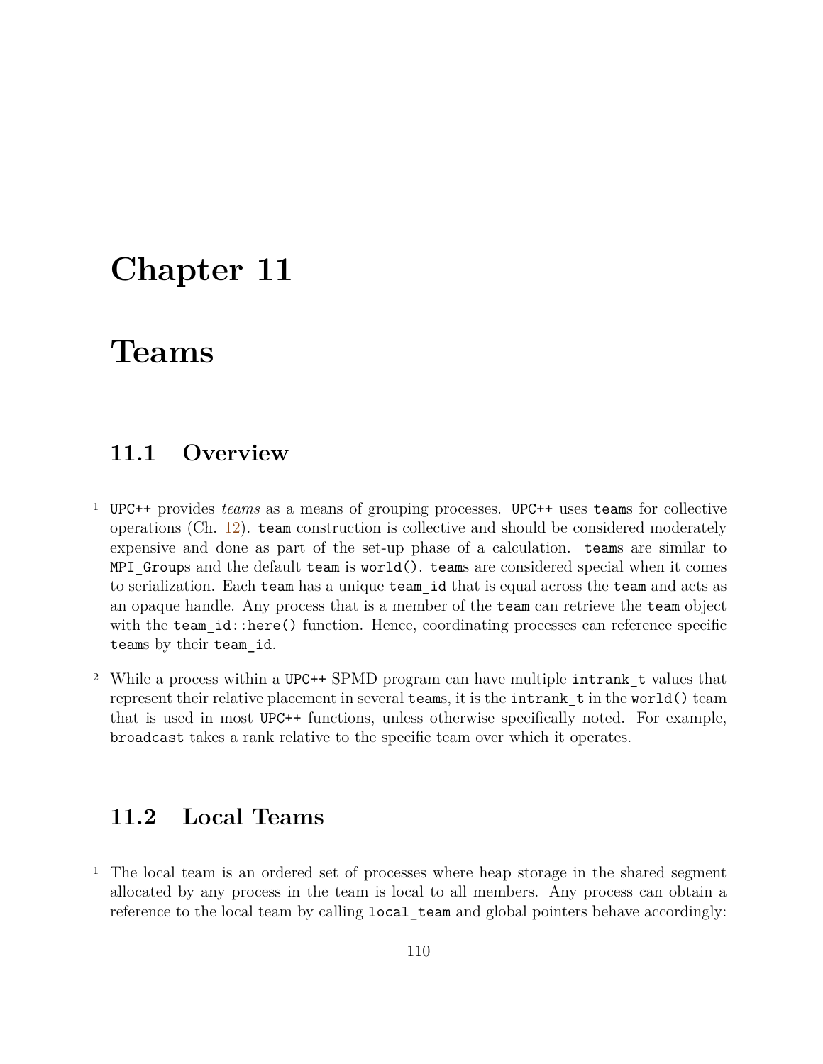# Chapter 11

# Teams

## 11.1 Overview

1 UPC++ provides *teams* as a means of grouping processes. UPC++ uses `team`s for collective operations (Ch. 12). `team` construction is collective and should be considered moderately expensive and done as part of the set-up phase of a calculation. `team`s are similar to `MPI_Group`s and the default `team` is `world()`. `team`s are considered special when it comes to serialization. Each `team` has a unique `team_id` that is equal across the `team` and acts as an opaque handle. Any process that is a member of the `team` can retrieve the `team` object with the `team_id::here()` function. Hence, coordinating processes can reference specific `team`s by their `team_id`.

2 While a process within a UPC++ SPMD program can have multiple `intrank_t` values that represent their relative placement in several `team`s, it is the `intrank_t` in the `world()` team that is used in most UPC++ functions, unless otherwise specifically noted. For example, `broadcast` takes a rank relative to the specific team over which it operates.

## 11.2 Local Teams

1 The local team is an ordered set of processes where heap storage in the shared segment allocated by any process in the team is local to all members. Any process can obtain a reference to the local team by calling `local_team` and global pointers behave accordingly: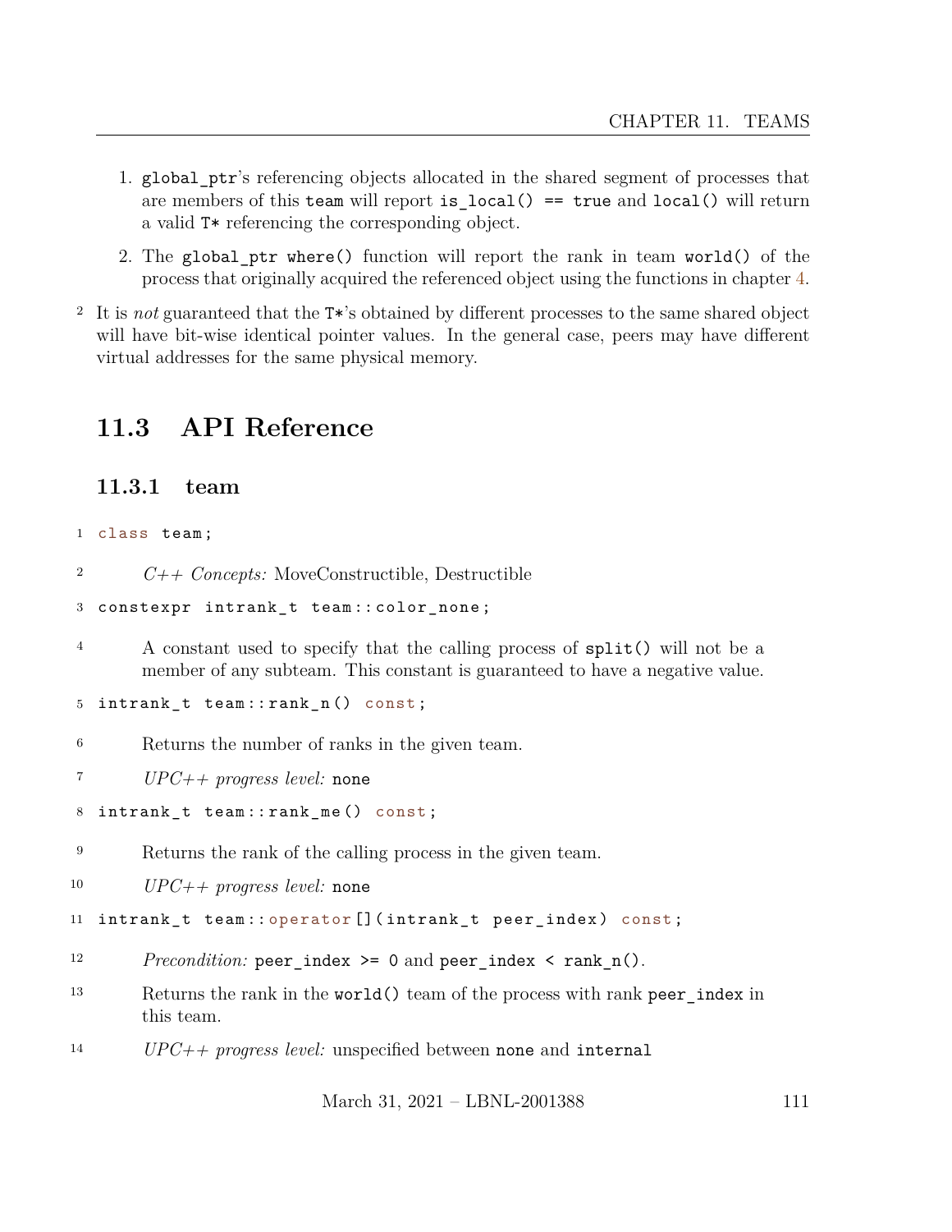1. `global_ptr`'s referencing objects allocated in the shared segment of processes that are members of this `team` will report `is_local() == true` and `local()` will return a valid `T*` referencing the corresponding object.

2. The `global_ptr where()` function will report the rank in team `world()` of the process that originally acquired the referenced object using the functions in chapter 4.

It is *not* guaranteed that the `T*`'s obtained by different processes to the same shared object will have bit-wise identical pointer values. In the general case, peers may have different virtual addresses for the same physical memory.

## 11.3 API Reference

### 11.3.1 team

```
class team;
```

*C++ Concepts:* MoveConstructible, Destructible

```
constexpr intrank_t team::color_none;
```

A constant used to specify that the calling process of `split()` will not be a member of any subteam. This constant is guaranteed to have a negative value.

```
intrank_t team::rank_n() const;
```

Returns the number of ranks in the given team.

*UPC++ progress level:* `none`

```
intrank_t team::rank_me() const;
```

Returns the rank of the calling process in the given team.

*UPC++ progress level:* `none`

```
intrank_t team::operator[](intrank_t peer_index) const;
```

*Precondition:* `peer_index >= 0` and `peer_index < rank_n()`.

Returns the rank in the `world()` team of the process with rank `peer_index` in this team.

*UPC++ progress level:* unspecified between `none` and `internal`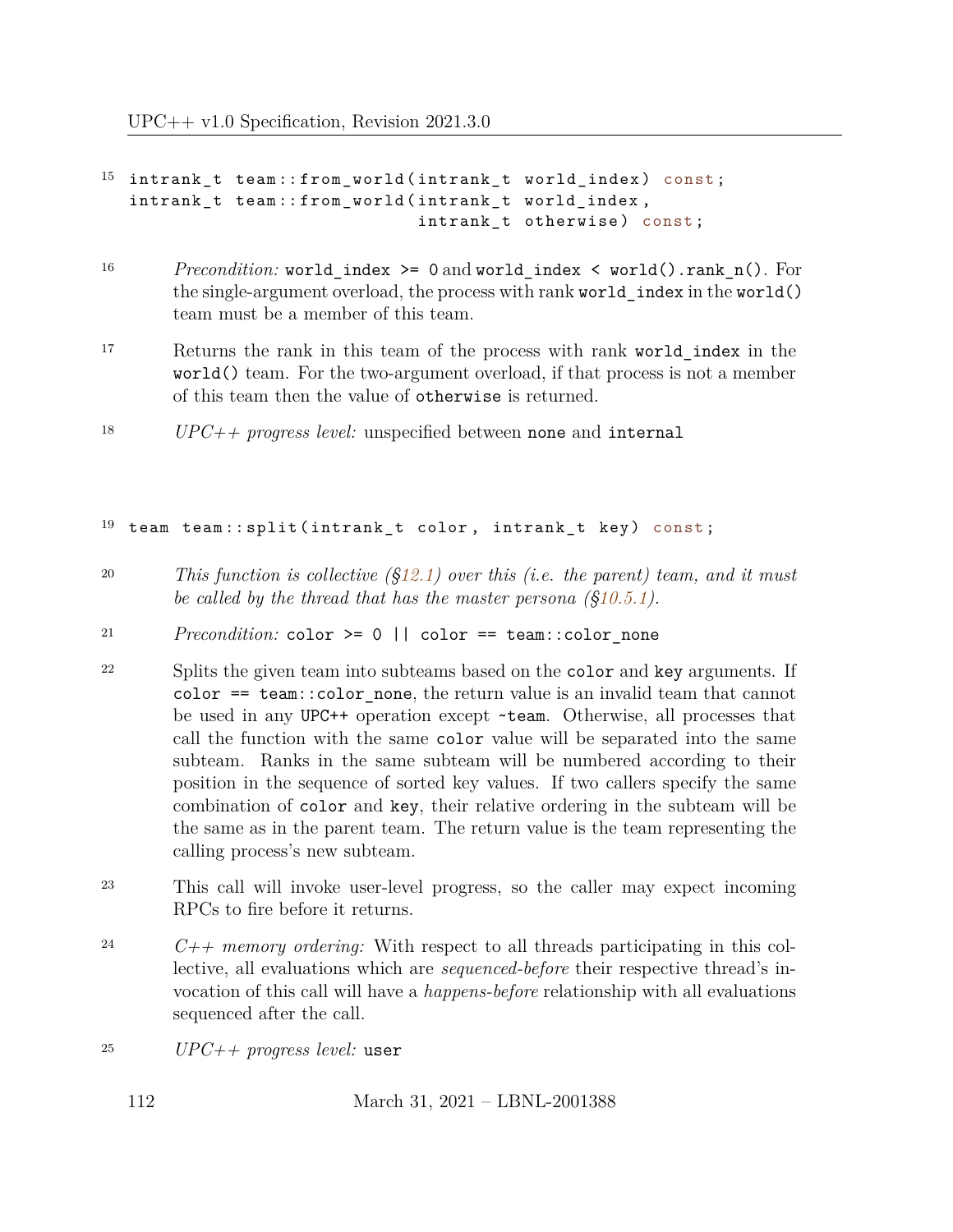15
```
intrank_t team::from_world(intrank_t world_index) const;
intrank_t team::from_world(intrank_t world_index,
                           intrank_t otherwise) const;
```

16 *Precondition:* `world_index >= 0` and `world_index < world().rank_n()`. For the single-argument overload, the process with rank `world_index` in the `world()` team must be a member of this team.

17 Returns the rank in this team of the process with rank `world_index` in the `world()` team. For the two-argument overload, if that process is not a member of this team then the value of `otherwise` is returned.

18 *UPC++ progress level:* unspecified between `none` and `internal`

19
```
team team::split(intrank_t color, intrank_t key) const;
```

20 *This function is collective (§12.1) over this (i.e. the parent) team, and it must be called by the thread that has the master persona (§10.5.1).*

21 *Precondition:* `color >= 0 || color == team::color_none`

22 Splits the given team into subteams based on the `color` and `key` arguments. If `color == team::color_none`, the return value is an invalid team that cannot be used in any UPC++ operation except `~team`. Otherwise, all processes that call the function with the same `color` value will be separated into the same subteam. Ranks in the same subteam will be numbered according to their position in the sequence of sorted key values. If two callers specify the same combination of `color` and `key`, their relative ordering in the subteam will be the same as in the parent team. The return value is the team representing the calling process's new subteam.

23 This call will invoke user-level progress, so the caller may expect incoming RPCs to fire before it returns.

24 *C++ memory ordering:* With respect to all threads participating in this collective, all evaluations which are *sequenced-before* their respective thread's invocation of this call will have a *happens-before* relationship with all evaluations sequenced after the call.

25 *UPC++ progress level:* `user`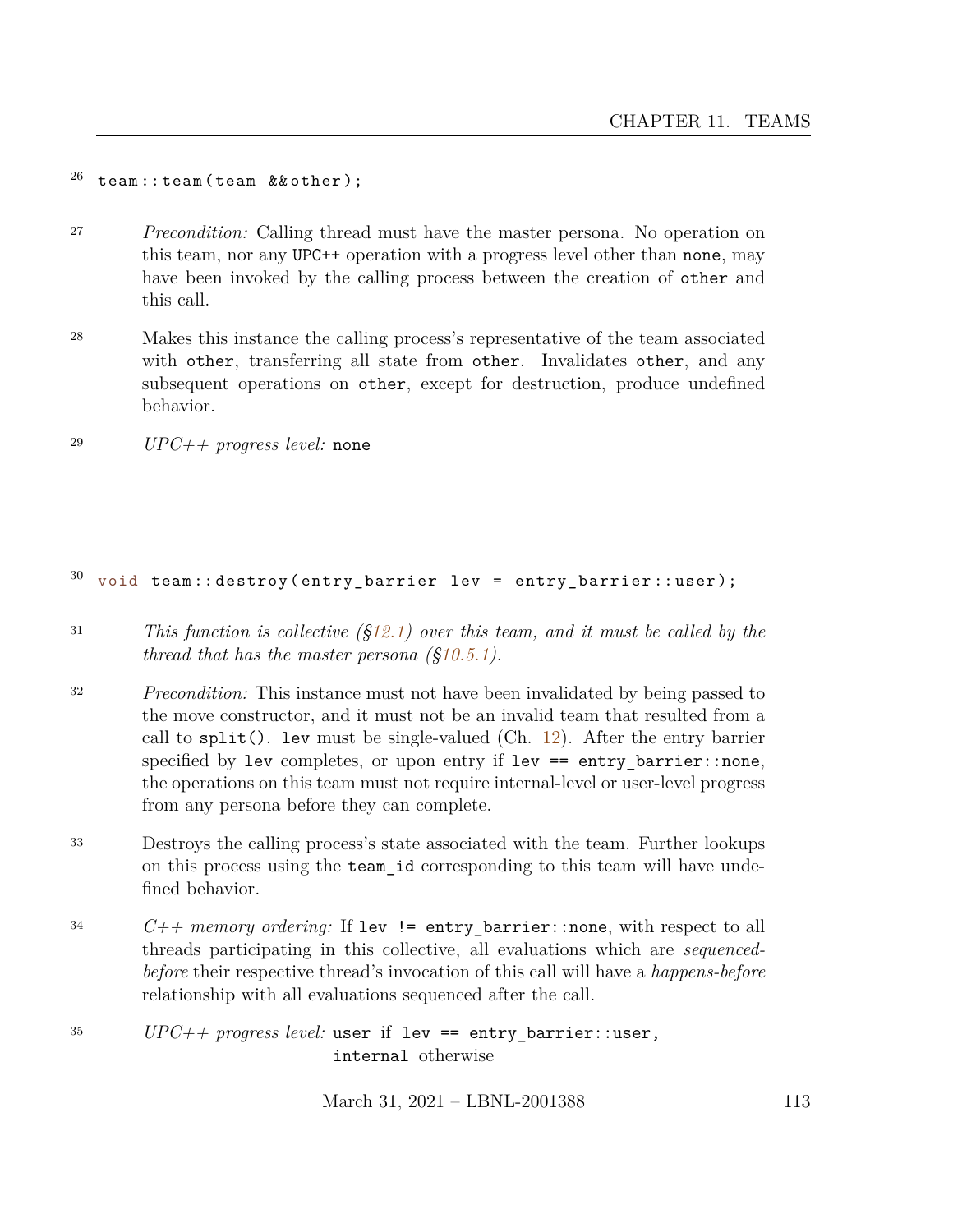```
team::team(team &&other);
```

*Precondition:* Calling thread must have the master persona. No operation on this team, nor any UPC++ operation with a progress level other than `none`, may have been invoked by the calling process between the creation of `other` and this call.

Makes this instance the calling process's representative of the team associated with `other`, transferring all state from `other`. Invalidates `other`, and any subsequent operations on `other`, except for destruction, produce undefined behavior.

*UPC++ progress level:* `none`

```
void team::destroy(entry_barrier lev = entry_barrier::user);
```

*This function is collective (§12.1) over this team, and it must be called by the thread that has the master persona (§10.5.1).*

*Precondition:* This instance must not have been invalidated by being passed to the move constructor, and it must not be an invalid team that resulted from a call to `split()`. `lev` must be single-valued (Ch. 12). After the entry barrier specified by `lev` completes, or upon entry if `lev == entry_barrier::none`, the operations on this team must not require internal-level or user-level progress from any persona before they can complete.

Destroys the calling process's state associated with the team. Further lookups on this process using the `team_id` corresponding to this team will have undefined behavior.

*C++ memory ordering:* If `lev != entry_barrier::none`, with respect to all threads participating in this collective, all evaluations which are *sequenced-before* their respective thread's invocation of this call will have a *happens-before* relationship with all evaluations sequenced after the call.

*UPC++ progress level:* `user` if `lev == entry_barrier::user`, `internal` otherwise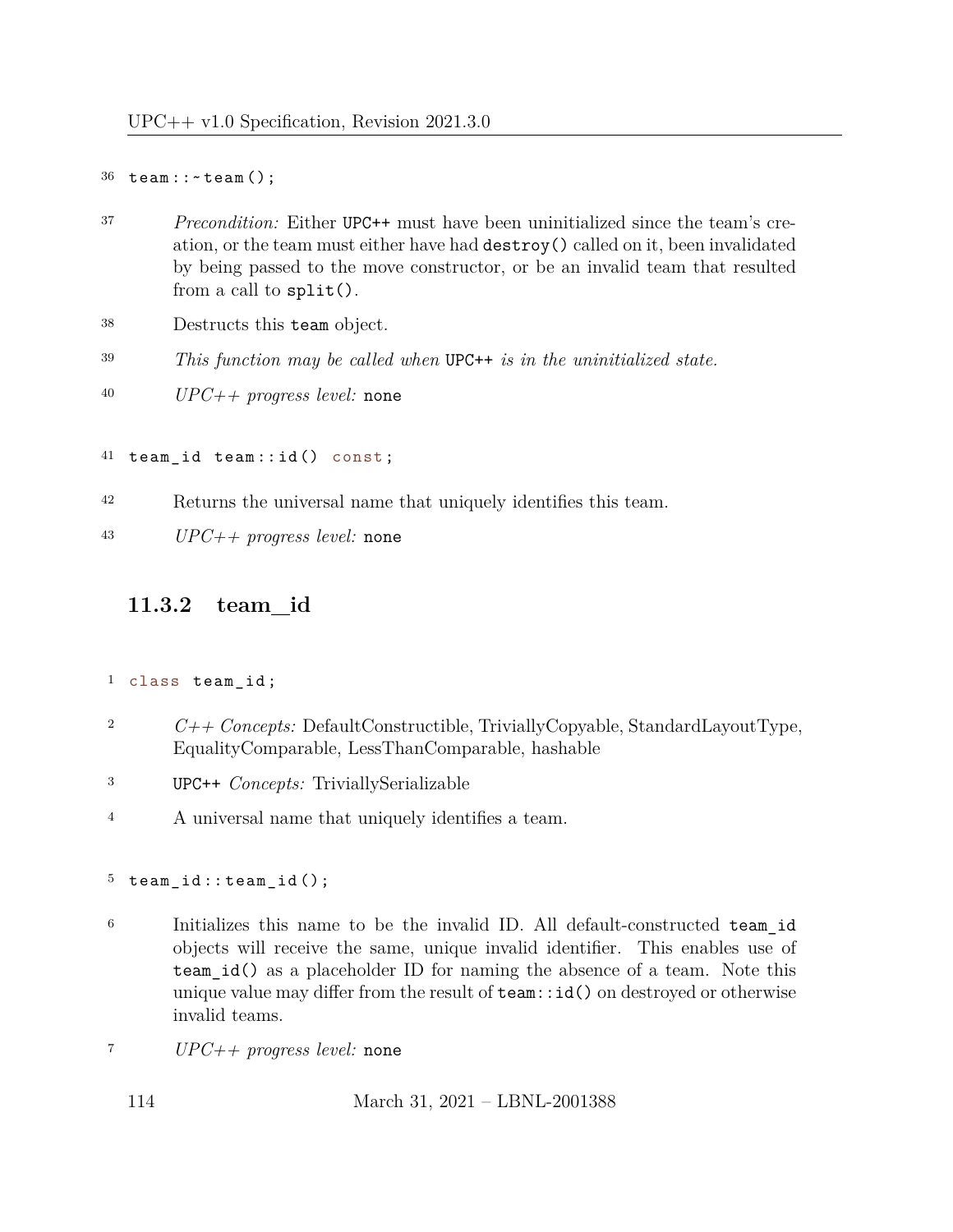```
team::~team();
```

*Precondition:* Either UPC++ must have been uninitialized since the team's creation, or the team must either have had `destroy()` called on it, been invalidated by being passed to the move constructor, or be an invalid team that resulted from a call to `split()`.

Destructs this `team` object.

*This function may be called when* UPC++ *is in the uninitialized state.*

*UPC++ progress level:* `none`

```
team_id team::id() const;
```

Returns the universal name that uniquely identifies this team.

*UPC++ progress level:* `none`

### 11.3.2 team_id

```
class team_id;
```

*C++ Concepts:* DefaultConstructible, TriviallyCopyable, StandardLayoutType, EqualityComparable, LessThanComparable, hashable

UPC++ *Concepts:* TriviallySerializable

A universal name that uniquely identifies a team.

```
team_id::team_id();
```

Initializes this name to be the invalid ID. All default-constructed `team_id` objects will receive the same, unique invalid identifier. This enables use of `team_id()` as a placeholder ID for naming the absence of a team. Note this unique value may differ from the result of `team::id()` on destroyed or otherwise invalid teams.

*UPC++ progress level:* `none`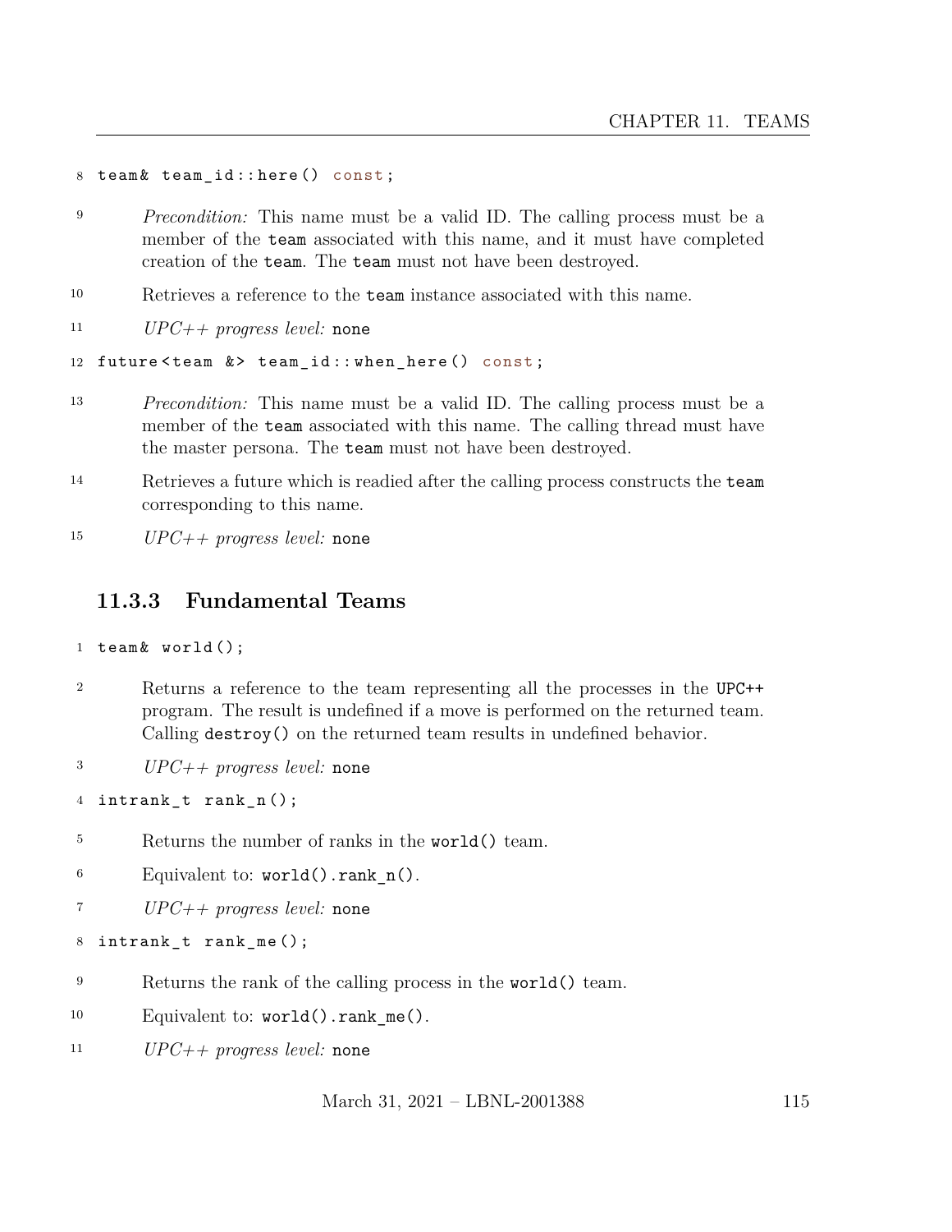```
team& team_id::here() const;
```

*Precondition:* This name must be a valid ID. The calling process must be a member of the `team` associated with this name, and it must have completed creation of the `team`. The `team` must not have been destroyed.

Retrieves a reference to the `team` instance associated with this name.

*UPC++ progress level:* `none`

```
future<team &> team_id::when_here() const;
```

*Precondition:* This name must be a valid ID. The calling process must be a member of the `team` associated with this name. The calling thread must have the master persona. The `team` must not have been destroyed.

Retrieves a future which is readied after the calling process constructs the `team` corresponding to this name.

*UPC++ progress level:* `none`

### 11.3.3 Fundamental Teams

```
team& world();
```

Returns a reference to the team representing all the processes in the UPC++ program. The result is undefined if a move is performed on the returned team. Calling `destroy()` on the returned team results in undefined behavior.

*UPC++ progress level:* `none`

```
intrank_t rank_n();
```

Returns the number of ranks in the `world()` team.

Equivalent to: `world().rank_n()`.

*UPC++ progress level:* `none`

```
intrank_t rank_me();
```

Returns the rank of the calling process in the `world()` team.

Equivalent to: `world().rank_me()`.

*UPC++ progress level:* `none`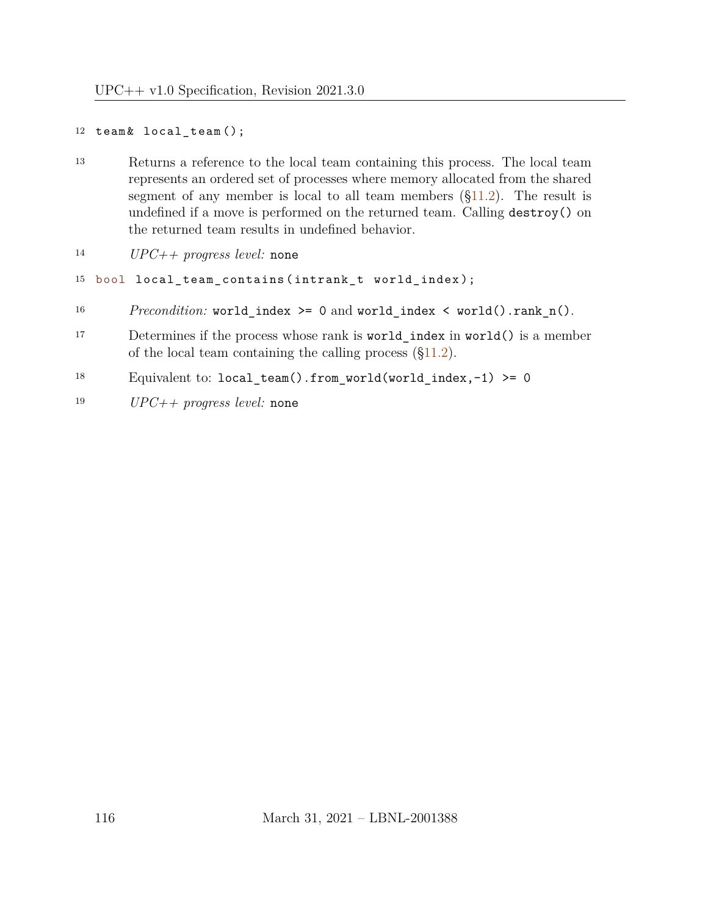12
```
team& local_team();
```

13 Returns a reference to the local team containing this process. The local team represents an ordered set of processes where memory allocated from the shared segment of any member is local to all team members (§11.2). The result is undefined if a move is performed on the returned team. Calling `destroy()` on the returned team results in undefined behavior.

14 *UPC++ progress level:* `none`

15
```
bool local_team_contains(intrank_t world_index);
```

16 *Precondition:* `world_index >= 0` and `world_index < world().rank_n()`.

17 Determines if the process whose rank is `world_index` in `world()` is a member of the local team containing the calling process (§11.2).

18 Equivalent to: `local_team().from_world(world_index,-1) >= 0`

19 *UPC++ progress level:* `none`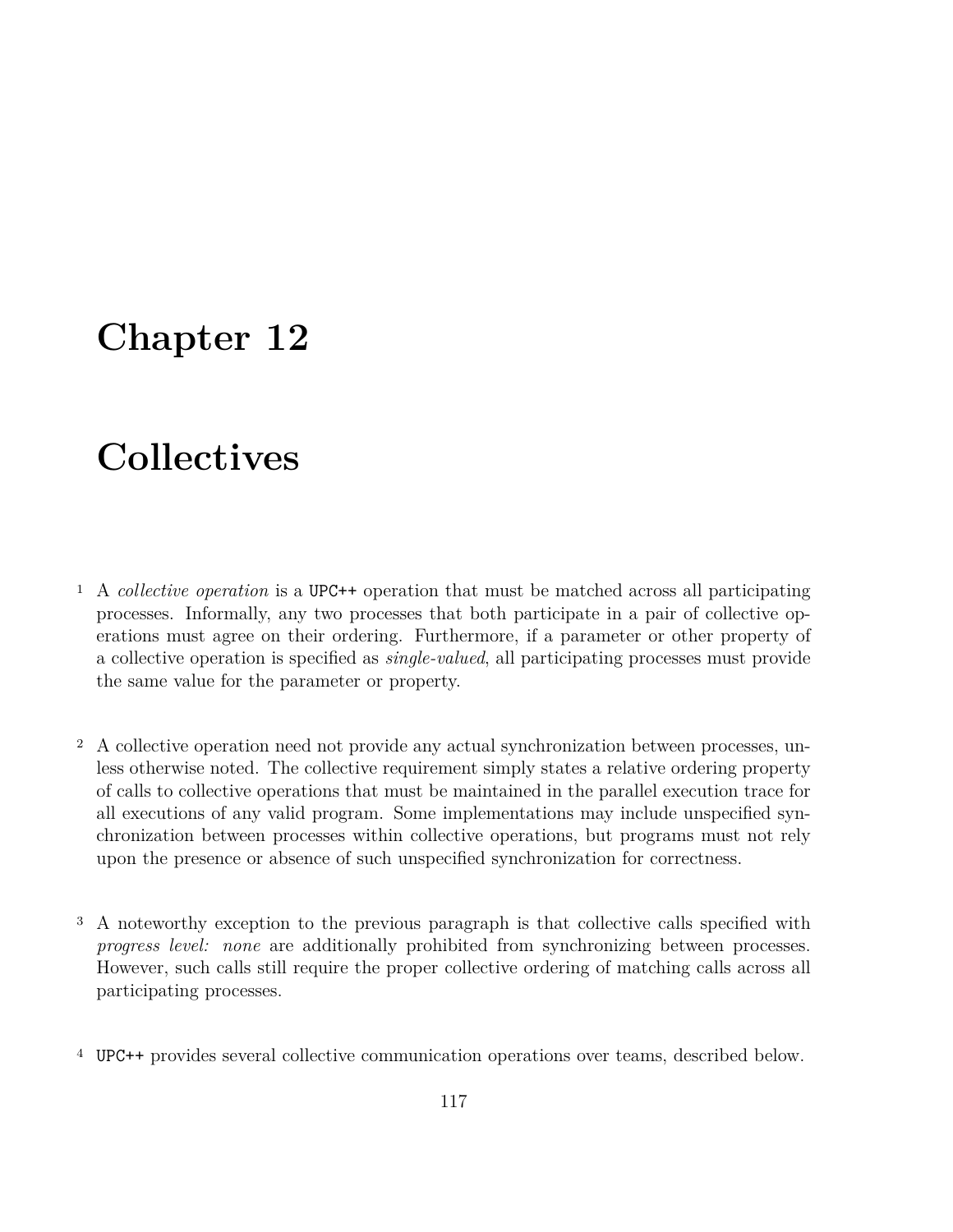# Chapter 12

# Collectives

1 A *collective operation* is a UPC++ operation that must be matched across all participating processes. Informally, any two processes that both participate in a pair of collective operations must agree on their ordering. Furthermore, if a parameter or other property of a collective operation is specified as *single-valued*, all participating processes must provide the same value for the parameter or property.

2 A collective operation need not provide any actual synchronization between processes, unless otherwise noted. The collective requirement simply states a relative ordering property of calls to collective operations that must be maintained in the parallel execution trace for all executions of any valid program. Some implementations may include unspecified synchronization between processes within collective operations, but programs must not rely upon the presence or absence of such unspecified synchronization for correctness.

3 A noteworthy exception to the previous paragraph is that collective calls specified with *progress level: none* are additionally prohibited from synchronizing between processes. However, such calls still require the proper collective ordering of matching calls across all participating processes.

4 UPC++ provides several collective communication operations over teams, described below.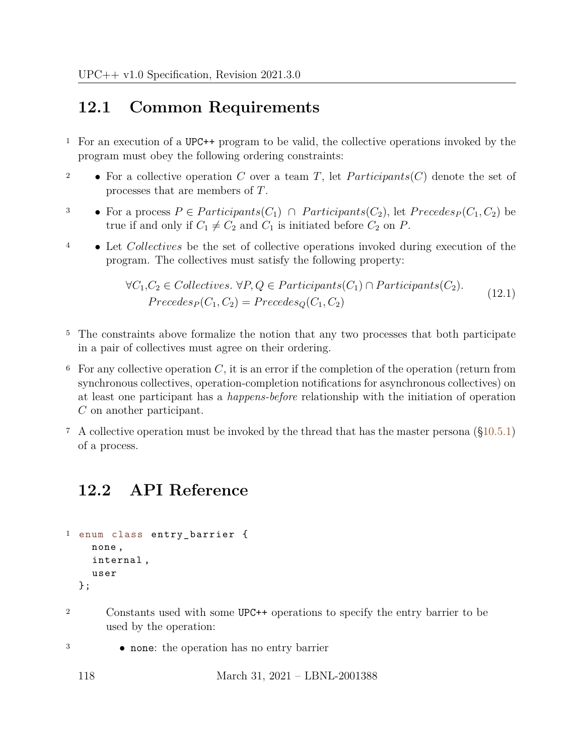## 12.1 Common Requirements

1 For an execution of a UPC++ program to be valid, the collective operations invoked by the program must obey the following ordering constraints:

2 • For a collective operation $C$ over a team $T$, let $Participants(C)$ denote the set of processes that are members of $T$.

3 • For a process $P \in Participants(C_1) \cap Participants(C_2)$, let $Precedes_P(C_1, C_2)$ be true if and only if $C_1 \neq C_2$ and $C_1$ is initiated before $C_2$ on $P$.

4 • Let *Collectives* be the set of collective operations invoked during execution of the program. The collectives must satisfy the following property:

$$\forall C_1, C_2 \in Collectives.\ \forall P, Q \in Participants(C_1) \cap Participants(C_2). \\ Precedes_P(C_1, C_2) = Precedes_Q(C_1, C_2) \tag{12.1}$$

5 The constraints above formalize the notion that any two processes that both participate in a pair of collectives must agree on their ordering.

6 For any collective operation $C$, it is an error if the completion of the operation (return from synchronous collectives, operation-completion notifications for asynchronous collectives) on at least one participant has a *happens-before* relationship with the initiation of operation $C$ on another participant.

7 A collective operation must be invoked by the thread that has the master persona (§10.5.1) of a process.

## 12.2 API Reference

```
1 enum class entry_barrier {
    none,
    internal,
    user
  };
```

2 Constants used with some UPC++ operations to specify the entry barrier to be used by the operation:

3 • none: the operation has no entry barrier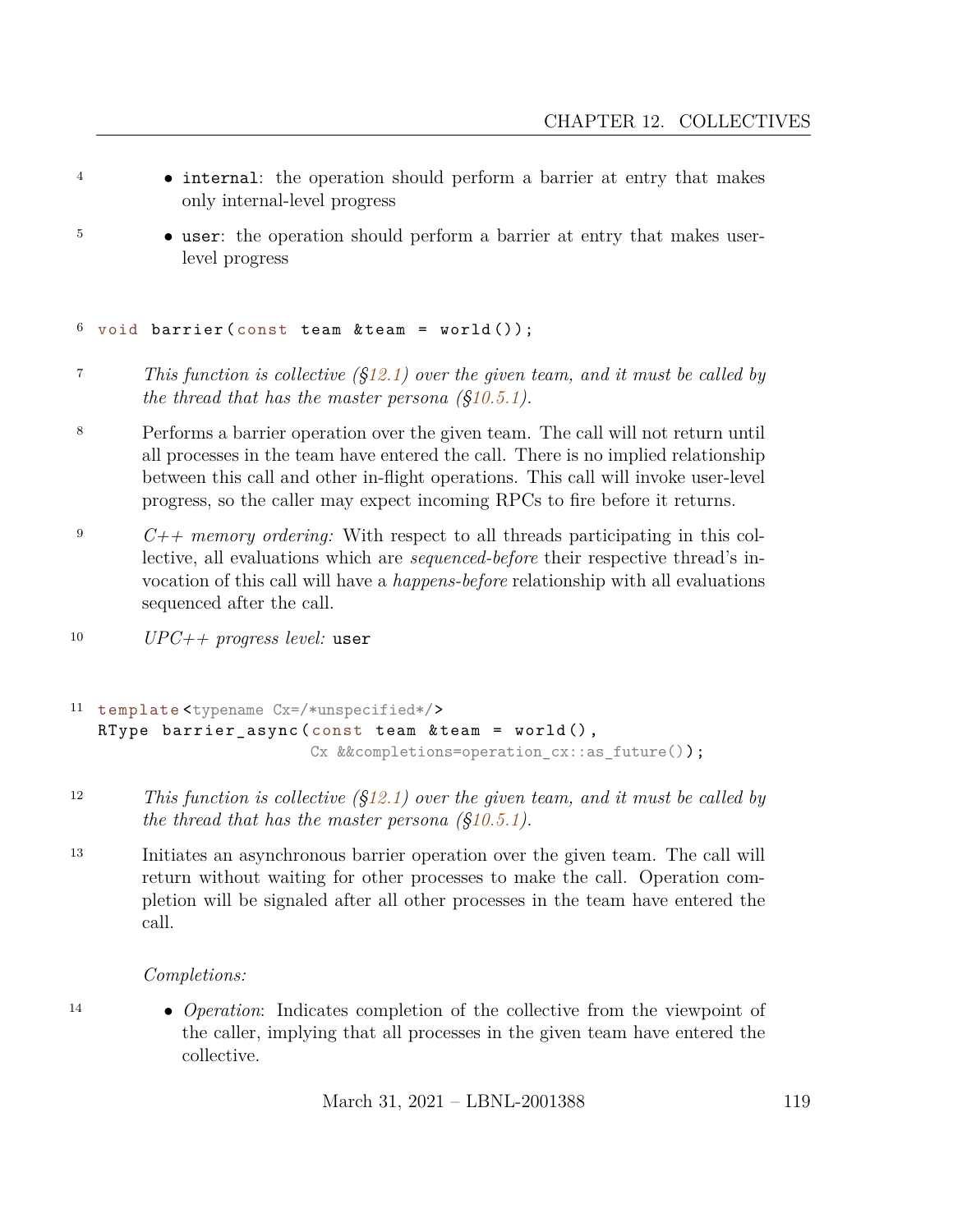- `internal`: the operation should perform a barrier at entry that makes only internal-level progress
- `user`: the operation should perform a barrier at entry that makes user-level progress

```
void barrier(const team &team = world());
```

*This function is collective (§12.1) over the given team, and it must be called by the thread that has the master persona (§10.5.1).*

Performs a barrier operation over the given team. The call will not return until all processes in the team have entered the call. There is no implied relationship between this call and other in-flight operations. This call will invoke user-level progress, so the caller may expect incoming RPCs to fire before it returns.

*C++ memory ordering:* With respect to all threads participating in this collective, all evaluations which are *sequenced-before* their respective thread's invocation of this call will have a *happens-before* relationship with all evaluations sequenced after the call.

*UPC++ progress level:* `user`

```
template<typename Cx=/*unspecified*/>
RType barrier_async(const team &team = world(),
                    Cx &&completions=operation_cx::as_future());
```

*This function is collective (§12.1) over the given team, and it must be called by the thread that has the master persona (§10.5.1).*

Initiates an asynchronous barrier operation over the given team. The call will return without waiting for other processes to make the call. Operation completion will be signaled after all other processes in the team have entered the call.

*Completions:*

- *Operation*: Indicates completion of the collective from the viewpoint of the caller, implying that all processes in the given team have entered the collective.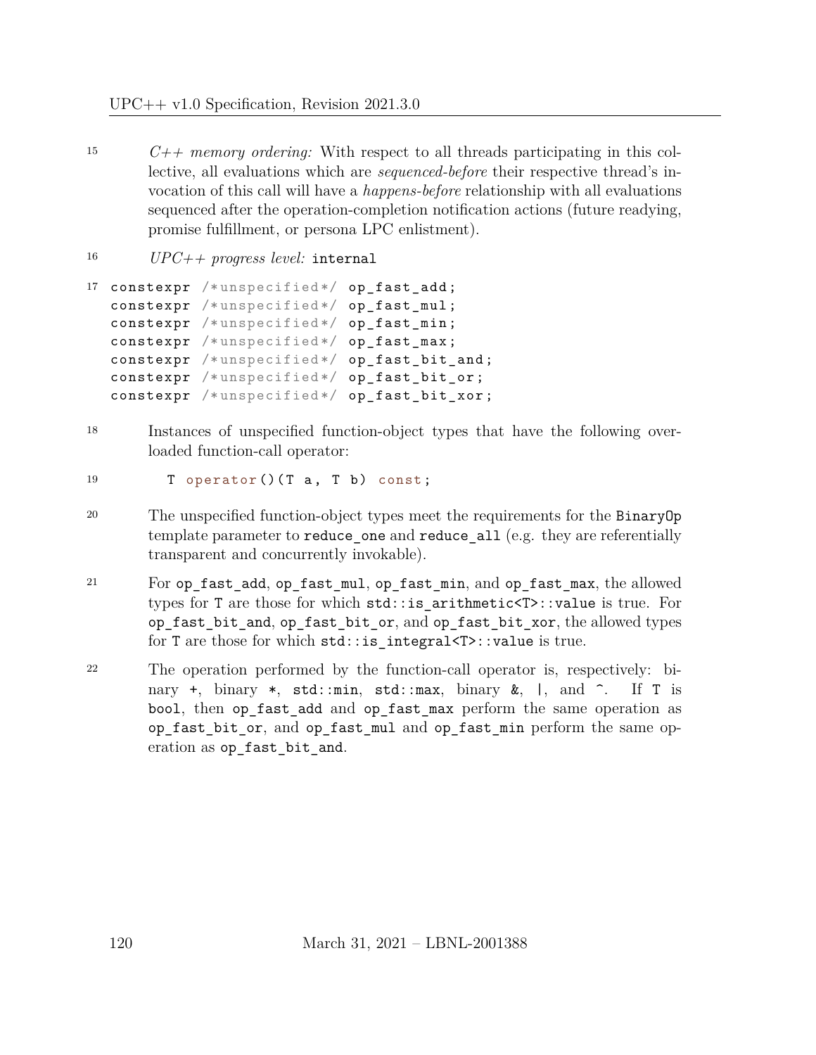15 *C++ memory ordering:* With respect to all threads participating in this collective, all evaluations which are *sequenced-before* their respective thread's invocation of this call will have a *happens-before* relationship with all evaluations sequenced after the operation-completion notification actions (future readying, promise fulfillment, or persona LPC enlistment).

16 *UPC++ progress level:* `internal`

17
```
constexpr /*unspecified*/ op_fast_add;
constexpr /*unspecified*/ op_fast_mul;
constexpr /*unspecified*/ op_fast_min;
constexpr /*unspecified*/ op_fast_max;
constexpr /*unspecified*/ op_fast_bit_and;
constexpr /*unspecified*/ op_fast_bit_or;
constexpr /*unspecified*/ op_fast_bit_xor;
```

18 Instances of unspecified function-object types that have the following overloaded function-call operator:

19
```
T operator()(T a, T b) const;
```

20 The unspecified function-object types meet the requirements for the `BinaryOp` template parameter to `reduce_one` and `reduce_all` (e.g. they are referentially transparent and concurrently invokable).

21 For `op_fast_add`, `op_fast_mul`, `op_fast_min`, and `op_fast_max`, the allowed types for `T` are those for which `std::is_arithmetic<T>::value` is true. For `op_fast_bit_and`, `op_fast_bit_or`, and `op_fast_bit_xor`, the allowed types for `T` are those for which `std::is_integral<T>::value` is true.

22 The operation performed by the function-call operator is, respectively: binary `+`, binary `*`, `std::min`, `std::max`, binary `&`, `|`, and `^`. If `T` is `bool`, then `op_fast_add` and `op_fast_max` perform the same operation as `op_fast_bit_or`, and `op_fast_mul` and `op_fast_min` perform the same operation as `op_fast_bit_and`.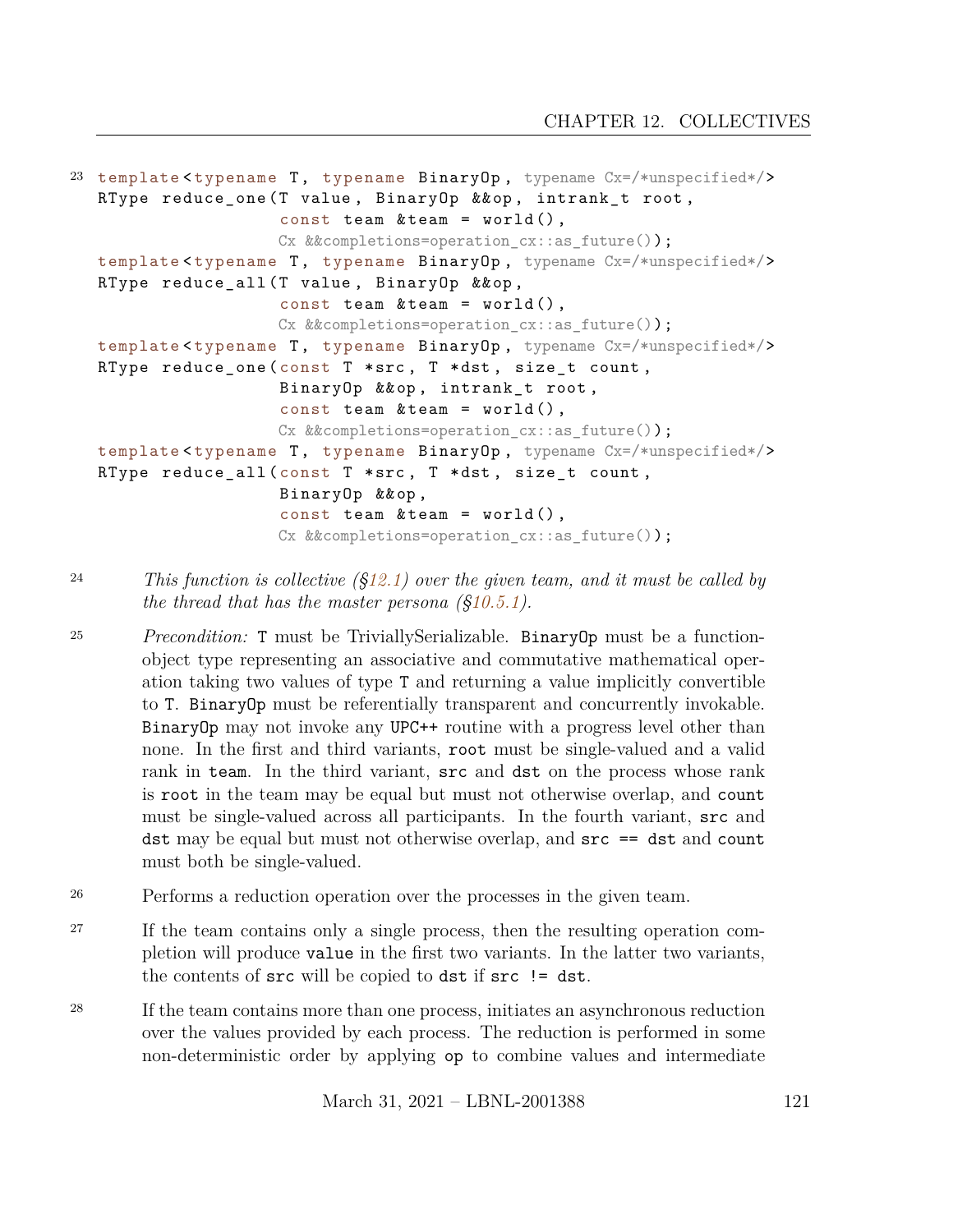23
```
template<typename T, typename BinaryOp, typename Cx=/*unspecified*/>
RType reduce_one(T value, BinaryOp &&op, intrank_t root,
                 const team &team = world(),
                 Cx &&completions=operation_cx::as_future());
template<typename T, typename BinaryOp, typename Cx=/*unspecified*/>
RType reduce_all(T value, BinaryOp &&op,
                 const team &team = world(),
                 Cx &&completions=operation_cx::as_future());
template<typename T, typename BinaryOp, typename Cx=/*unspecified*/>
RType reduce_one(const T *src, T *dst, size_t count,
                 BinaryOp &&op, intrank_t root,
                 const team &team = world(),
                 Cx &&completions=operation_cx::as_future());
template<typename T, typename BinaryOp, typename Cx=/*unspecified*/>
RType reduce_all(const T *src, T *dst, size_t count,
                 BinaryOp &&op,
                 const team &team = world(),
                 Cx &&completions=operation_cx::as_future());
```

24 *This function is collective (§12.1) over the given team, and it must be called by the thread that has the master persona (§10.5.1).*

25 *Precondition:* `T` must be TriviallySerializable. `BinaryOp` must be a function-object type representing an associative and commutative mathematical operation taking two values of type `T` and returning a value implicitly convertible to `T`. `BinaryOp` must be referentially transparent and concurrently invokable. `BinaryOp` may not invoke any `UPC++` routine with a progress level other than none. In the first and third variants, `root` must be single-valued and a valid rank in `team`. In the third variant, `src` and `dst` on the process whose rank is `root` in the team may be equal but must not otherwise overlap, and `count` must be single-valued across all participants. In the fourth variant, `src` and `dst` may be equal but must not otherwise overlap, and `src == dst` and `count` must both be single-valued.

26 Performs a reduction operation over the processes in the given team.

27 If the team contains only a single process, then the resulting operation completion will produce `value` in the first two variants. In the latter two variants, the contents of `src` will be copied to `dst` if `src != dst`.

28 If the team contains more than one process, initiates an asynchronous reduction over the values provided by each process. The reduction is performed in some non-deterministic order by applying `op` to combine values and intermediate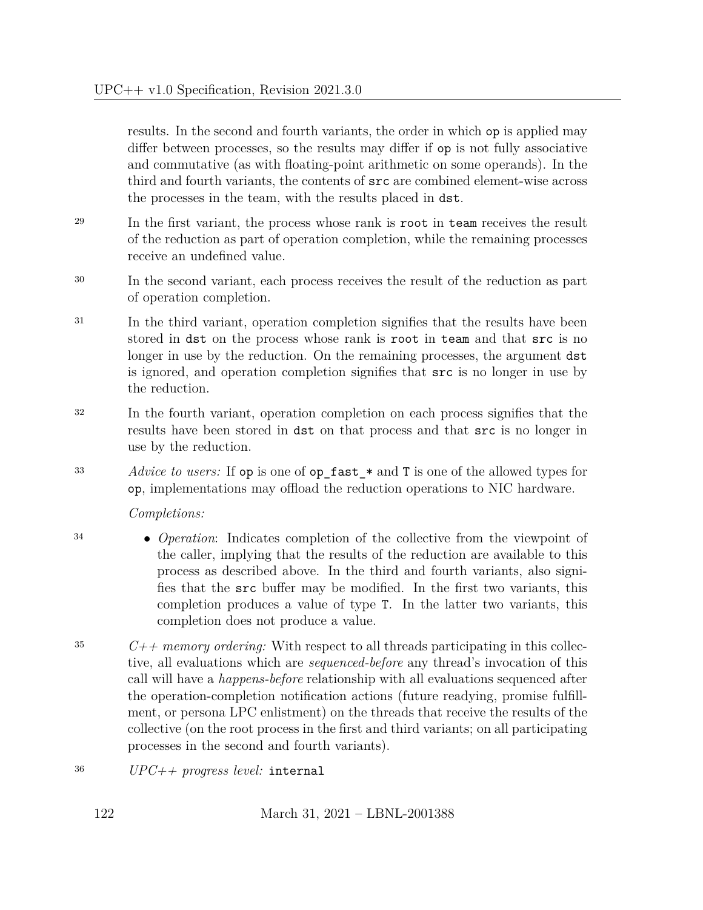results. In the second and fourth variants, the order in which `op` is applied may differ between processes, so the results may differ if `op` is not fully associative and commutative (as with floating-point arithmetic on some operands). In the third and fourth variants, the contents of `src` are combined element-wise across the processes in the team, with the results placed in `dst`.

29 In the first variant, the process whose rank is `root` in `team` receives the result of the reduction as part of operation completion, while the remaining processes receive an undefined value.

30 In the second variant, each process receives the result of the reduction as part of operation completion.

31 In the third variant, operation completion signifies that the results have been stored in `dst` on the process whose rank is `root` in `team` and that `src` is no longer in use by the reduction. On the remaining processes, the argument `dst` is ignored, and operation completion signifies that `src` is no longer in use by the reduction.

32 In the fourth variant, operation completion on each process signifies that the results have been stored in `dst` on that process and that `src` is no longer in use by the reduction.

33 *Advice to users:* If `op` is one of `op_fast_*` and `T` is one of the allowed types for `op`, implementations may offload the reduction operations to NIC hardware.

*Completions:*

34
- *Operation*: Indicates completion of the collective from the viewpoint of the caller, implying that the results of the reduction are available to this process as described above. In the third and fourth variants, also signifies that the `src` buffer may be modified. In the first two variants, this completion produces a value of type `T`. In the latter two variants, this completion does not produce a value.

35 *C++ memory ordering:* With respect to all threads participating in this collective, all evaluations which are *sequenced-before* any thread's invocation of this call will have a *happens-before* relationship with all evaluations sequenced after the operation-completion notification actions (future readying, promise fulfillment, or persona LPC enlistment) on the threads that receive the results of the collective (on the root process in the first and third variants; on all participating processes in the second and fourth variants).

36 *UPC++ progress level:* `internal`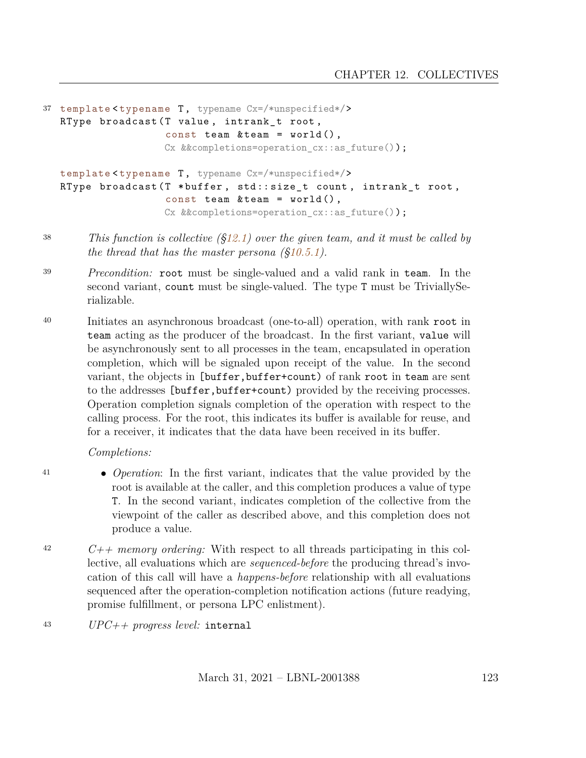37

```
template<typename T, typename Cx=/*unspecified*/>
RType broadcast(T value, intrank_t root,
                const team &team = world(),
                Cx &&completions=operation_cx::as_future());

template<typename T, typename Cx=/*unspecified*/>
RType broadcast(T *buffer, std::size_t count, intrank_t root,
                const team &team = world(),
                Cx &&completions=operation_cx::as_future());
```

38 *This function is collective (§12.1) over the given team, and it must be called by the thread that has the master persona (§10.5.1).*

39 *Precondition:* `root` must be single-valued and a valid rank in `team`. In the second variant, `count` must be single-valued. The type `T` must be TriviallySerializable.

40 Initiates an asynchronous broadcast (one-to-all) operation, with rank `root` in `team` acting as the producer of the broadcast. In the first variant, `value` will be asynchronously sent to all processes in the team, encapsulated in operation completion, which will be signaled upon receipt of the value. In the second variant, the objects in `[buffer,buffer+count)` of rank `root` in `team` are sent to the addresses `[buffer,buffer+count)` provided by the receiving processes. Operation completion signals completion of the operation with respect to the calling process. For the root, this indicates its buffer is available for reuse, and for a receiver, it indicates that the data have been received in its buffer.

*Completions:*

41
- *Operation*: In the first variant, indicates that the value provided by the root is available at the caller, and this completion produces a value of type `T`. In the second variant, indicates completion of the collective from the viewpoint of the caller as described above, and this completion does not produce a value.

42 *C++ memory ordering:* With respect to all threads participating in this collective, all evaluations which are *sequenced-before* the producing thread's invocation of this call will have a *happens-before* relationship with all evaluations sequenced after the operation-completion notification actions (future readying, promise fulfillment, or persona LPC enlistment).

43 *UPC++ progress level:* `internal`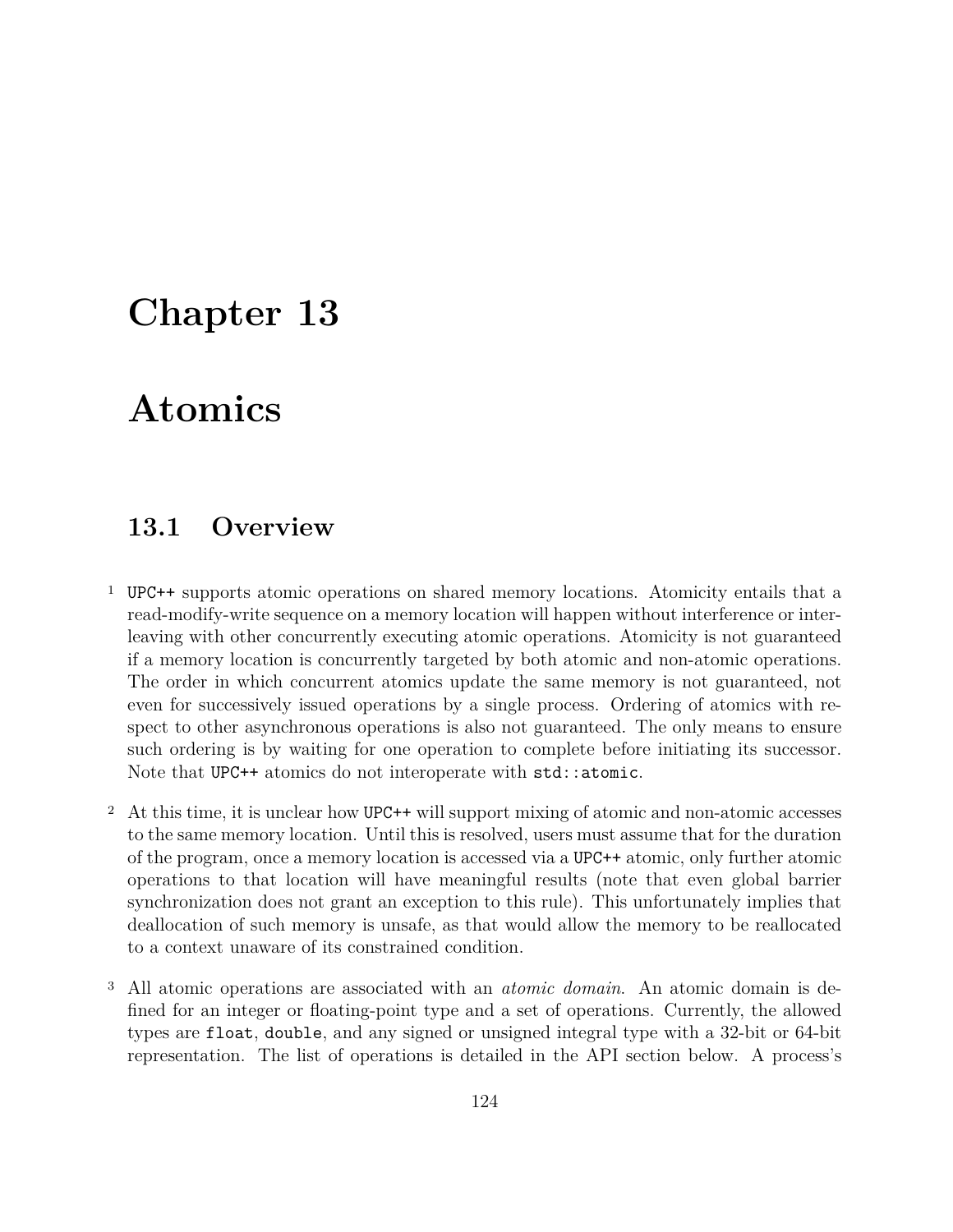# Chapter 13

# Atomics

## 13.1 Overview

1 UPC++ supports atomic operations on shared memory locations. Atomicity entails that a read-modify-write sequence on a memory location will happen without interference or interleaving with other concurrently executing atomic operations. Atomicity is not guaranteed if a memory location is concurrently targeted by both atomic and non-atomic operations. The order in which concurrent atomics update the same memory is not guaranteed, not even for successively issued operations by a single process. Ordering of atomics with respect to other asynchronous operations is also not guaranteed. The only means to ensure such ordering is by waiting for one operation to complete before initiating its successor. Note that UPC++ atomics do not interoperate with `std::atomic`.

2 At this time, it is unclear how UPC++ will support mixing of atomic and non-atomic accesses to the same memory location. Until this is resolved, users must assume that for the duration of the program, once a memory location is accessed via a UPC++ atomic, only further atomic operations to that location will have meaningful results (note that even global barrier synchronization does not grant an exception to this rule). This unfortunately implies that deallocation of such memory is unsafe, as that would allow the memory to be reallocated to a context unaware of its constrained condition.

3 All atomic operations are associated with an *atomic domain*. An atomic domain is defined for an integer or floating-point type and a set of operations. Currently, the allowed types are `float`, `double`, and any signed or unsigned integral type with a 32-bit or 64-bit representation. The list of operations is detailed in the API section below. A process's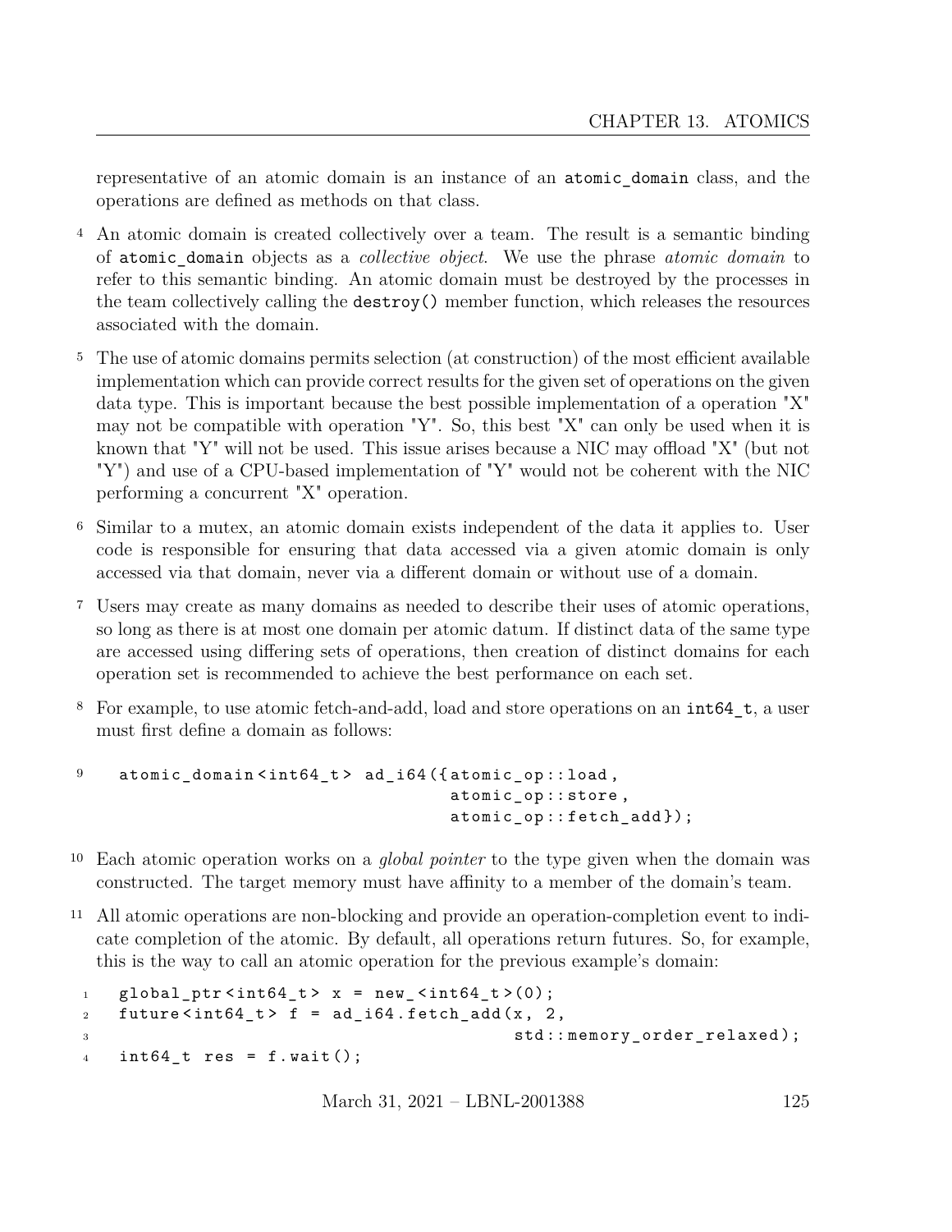representative of an atomic domain is an instance of an `atomic_domain` class, and the operations are defined as methods on that class.

4 An atomic domain is created collectively over a team. The result is a semantic binding of `atomic_domain` objects as a *collective object*. We use the phrase *atomic domain* to refer to this semantic binding. An atomic domain must be destroyed by the processes in the team collectively calling the `destroy()` member function, which releases the resources associated with the domain.

5 The use of atomic domains permits selection (at construction) of the most efficient available implementation which can provide correct results for the given set of operations on the given data type. This is important because the best possible implementation of a operation "X" may not be compatible with operation "Y". So, this best "X" can only be used when it is known that "Y" will not be used. This issue arises because a NIC may offload "X" (but not "Y") and use of a CPU-based implementation of "Y" would not be coherent with the NIC performing a concurrent "X" operation.

6 Similar to a mutex, an atomic domain exists independent of the data it applies to. User code is responsible for ensuring that data accessed via a given atomic domain is only accessed via that domain, never via a different domain or without use of a domain.

7 Users may create as many domains as needed to describe their uses of atomic operations, so long as there is at most one domain per atomic datum. If distinct data of the same type are accessed using differing sets of operations, then creation of distinct domains for each operation set is recommended to achieve the best performance on each set.

8 For example, to use atomic fetch-and-add, load and store operations on an `int64_t`, a user must first define a domain as follows:

9
```
atomic_domain<int64_t> ad_i64({atomic_op::load,
                               atomic_op::store,
                               atomic_op::fetch_add});
```

10 Each atomic operation works on a *global pointer* to the type given when the domain was constructed. The target memory must have affinity to a member of the domain's team.

11 All atomic operations are non-blocking and provide an operation-completion event to indicate completion of the atomic. By default, all operations return futures. So, for example, this is the way to call an atomic operation for the previous example's domain:

```
global_ptr<int64_t> x = new_<int64_t>(0);
future<int64_t> f = ad_i64.fetch_add(x, 2,
                                     std::memory_order_relaxed);
int64_t res = f.wait();
```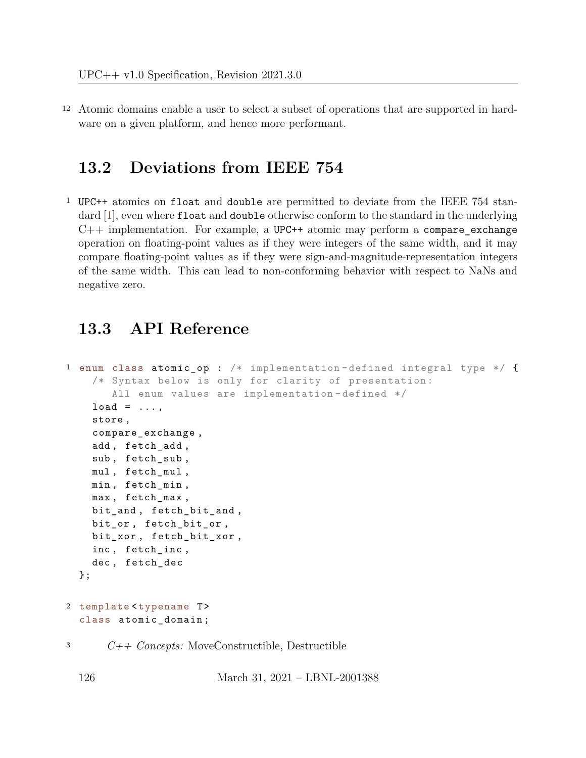12 Atomic domains enable a user to select a subset of operations that are supported in hardware on a given platform, and hence more performant.

## 13.2 Deviations from IEEE 754

1 UPC++ atomics on `float` and `double` are permitted to deviate from the IEEE 754 standard [1], even where `float` and `double` otherwise conform to the standard in the underlying C++ implementation. For example, a UPC++ atomic may perform a `compare_exchange` operation on floating-point values as if they were integers of the same width, and it may compare floating-point values as if they were sign-and-magnitude-representation integers of the same width. This can lead to non-conforming behavior with respect to NaNs and negative zero.

## 13.3 API Reference

1
```
enum class atomic_op : /* implementation-defined integral type */ {
  /* Syntax below is only for clarity of presentation:
     All enum values are implementation-defined */
  load = ...,
  store,
  compare_exchange,
  add, fetch_add,
  sub, fetch_sub,
  mul, fetch_mul,
  min, fetch_min,
  max, fetch_max,
  bit_and, fetch_bit_and,
  bit_or, fetch_bit_or,
  bit_xor, fetch_bit_xor,
  inc, fetch_inc,
  dec, fetch_dec
};
```

2
```
template<typename T>
class atomic_domain;
```

3 *C++ Concepts:* MoveConstructible, Destructible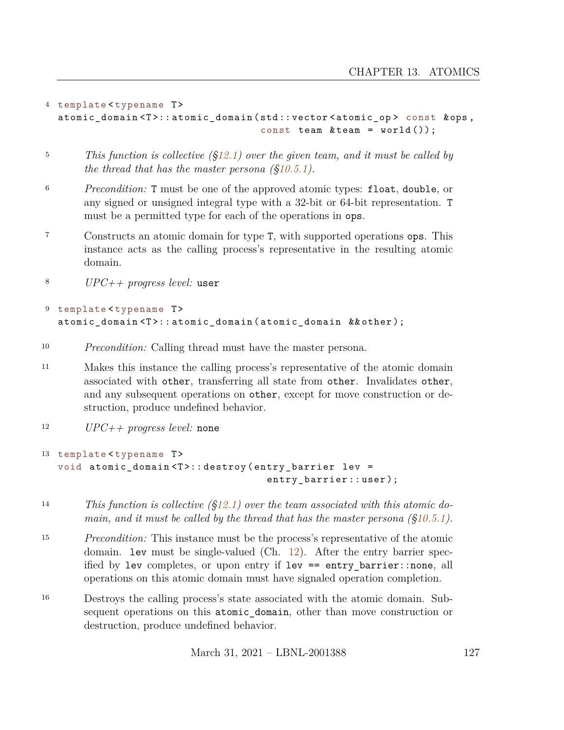4
```
template<typename T>
atomic_domain<T>::atomic_domain(std::vector<atomic_op> const &ops,
                                const team &team = world());
```

5 *This function is collective (§12.1) over the given team, and it must be called by the thread that has the master persona (§10.5.1).*

6 *Precondition:* T must be one of the approved atomic types: `float`, `double`, or any signed or unsigned integral type with a 32-bit or 64-bit representation. T must be a permitted type for each of the operations in `ops`.

7 Constructs an atomic domain for type T, with supported operations `ops`. This instance acts as the calling process's representative in the resulting atomic domain.

8 *UPC++ progress level:* `user`

9
```
template<typename T>
atomic_domain<T>::atomic_domain(atomic_domain &&other);
```

10 *Precondition:* Calling thread must have the master persona.

11 Makes this instance the calling process's representative of the atomic domain associated with `other`, transferring all state from `other`. Invalidates `other`, and any subsequent operations on `other`, except for move construction or destruction, produce undefined behavior.

12 *UPC++ progress level:* `none`

13
```
template<typename T>
void atomic_domain<T>::destroy(entry_barrier lev =
                                entry_barrier::user);
```

14 *This function is collective (§12.1) over the team associated with this atomic domain, and it must be called by the thread that has the master persona (§10.5.1).*

15 *Precondition:* This instance must be the process's representative of the atomic domain. `lev` must be single-valued (Ch. 12). After the entry barrier specified by `lev` completes, or upon entry if `lev == entry_barrier::none`, all operations on this atomic domain must have signaled operation completion.

16 Destroys the calling process's state associated with the atomic domain. Subsequent operations on this `atomic_domain`, other than move construction or destruction, produce undefined behavior.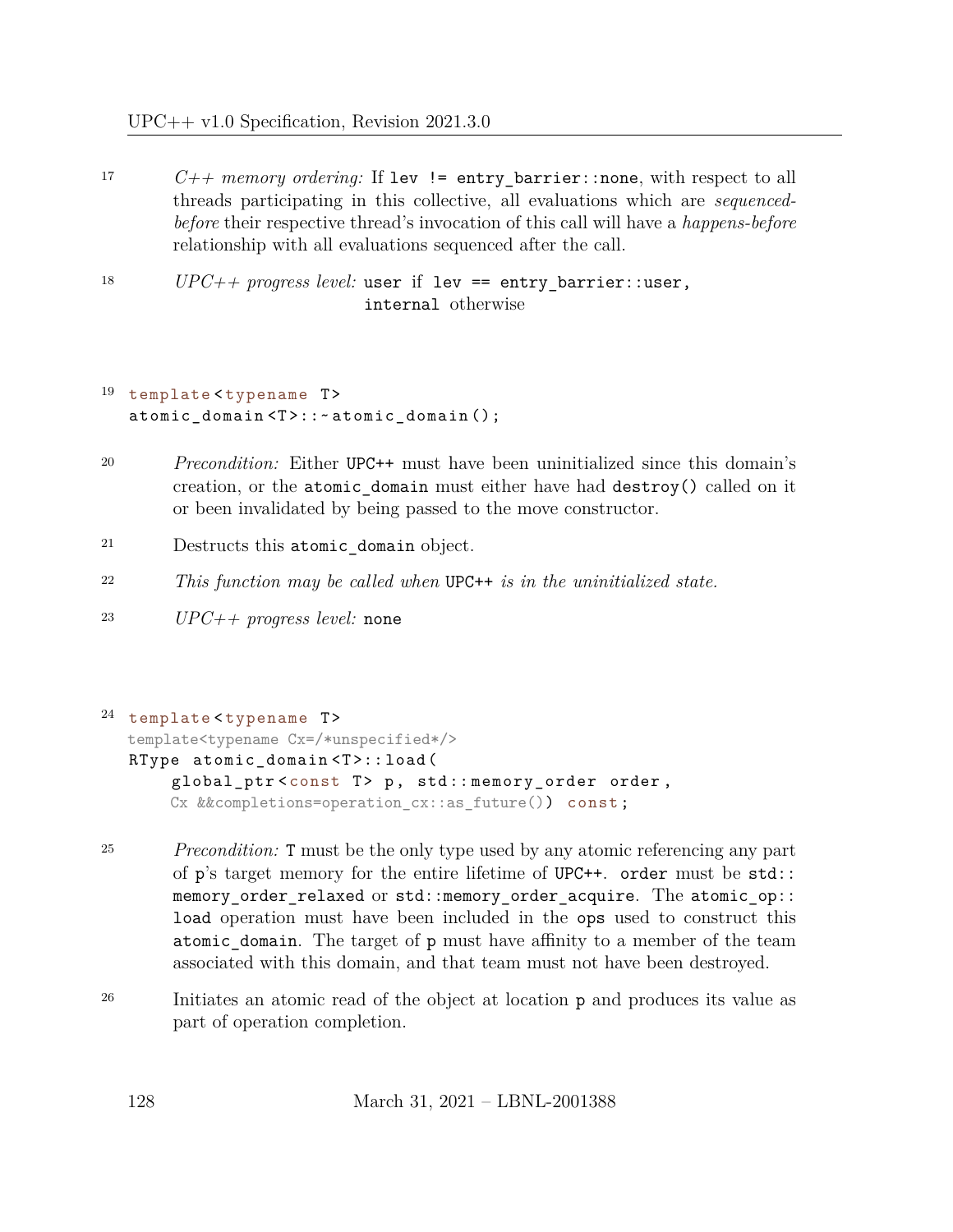17 *C++ memory ordering:* If `lev != entry_barrier::none`, with respect to all threads participating in this collective, all evaluations which are *sequenced-before* their respective thread's invocation of this call will have a *happens-before* relationship with all evaluations sequenced after the call.

18 *UPC++ progress level:* `user` if `lev == entry_barrier::user`, `internal` otherwise

19
```
template<typename T>
atomic_domain<T>::~atomic_domain();
```

20 *Precondition:* Either UPC++ must have been uninitialized since this domain's creation, or the `atomic_domain` must either have had `destroy()` called on it or been invalidated by being passed to the move constructor.

21 Destructs this `atomic_domain` object.

22 *This function may be called when* UPC++ *is in the uninitialized state.*

23 *UPC++ progress level:* `none`

24
```
template<typename T>
template<typename Cx=/*unspecified*/>
RType atomic_domain<T>::load(
    global_ptr<const T> p, std::memory_order order,
    Cx &&completions=operation_cx::as_future()) const;
```

25 *Precondition:* `T` must be the only type used by any atomic referencing any part of `p`'s target memory for the entire lifetime of UPC++. `order` must be `std::memory_order_relaxed` or `std::memory_order_acquire`. The `atomic_op::load` operation must have been included in the `ops` used to construct this `atomic_domain`. The target of `p` must have affinity to a member of the team associated with this domain, and that team must not have been destroyed.

26 Initiates an atomic read of the object at location `p` and produces its value as part of operation completion.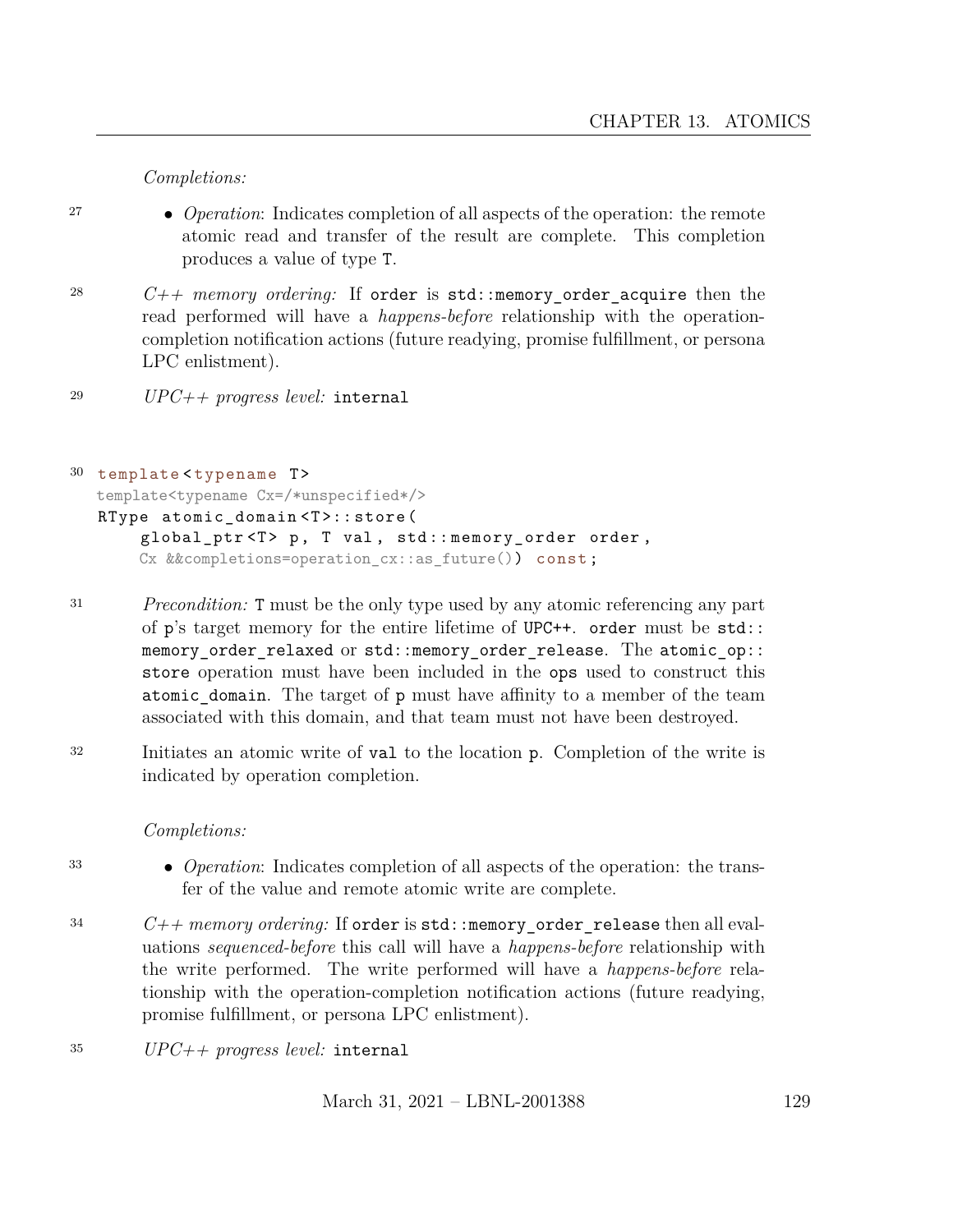*Completions:*

- *Operation*: Indicates completion of all aspects of the operation: the remote atomic read and transfer of the result are complete. This completion produces a value of type `T`.

*C++ memory ordering:* If `order` is `std::memory_order_acquire` then the read performed will have a *happens-before* relationship with the operation-completion notification actions (future readying, promise fulfillment, or persona LPC enlistment).

*UPC++ progress level:* `internal`

```
template<typename T>
template<typename Cx=/*unspecified*/>
RType atomic_domain<T>::store(
    global_ptr<T> p, T val, std::memory_order order,
    Cx &&completions=operation_cx::as_future()) const;
```

*Precondition:* `T` must be the only type used by any atomic referencing any part of `p`'s target memory for the entire lifetime of UPC++. `order` must be `std::memory_order_relaxed` or `std::memory_order_release`. The `atomic_op::store` operation must have been included in the `ops` used to construct this `atomic_domain`. The target of `p` must have affinity to a member of the team associated with this domain, and that team must not have been destroyed.

Initiates an atomic write of `val` to the location `p`. Completion of the write is indicated by operation completion.

*Completions:*

- *Operation*: Indicates completion of all aspects of the operation: the transfer of the value and remote atomic write are complete.

*C++ memory ordering:* If `order` is `std::memory_order_release` then all evaluations *sequenced-before* this call will have a *happens-before* relationship with the write performed. The write performed will have a *happens-before* relationship with the operation-completion notification actions (future readying, promise fulfillment, or persona LPC enlistment).

*UPC++ progress level:* `internal`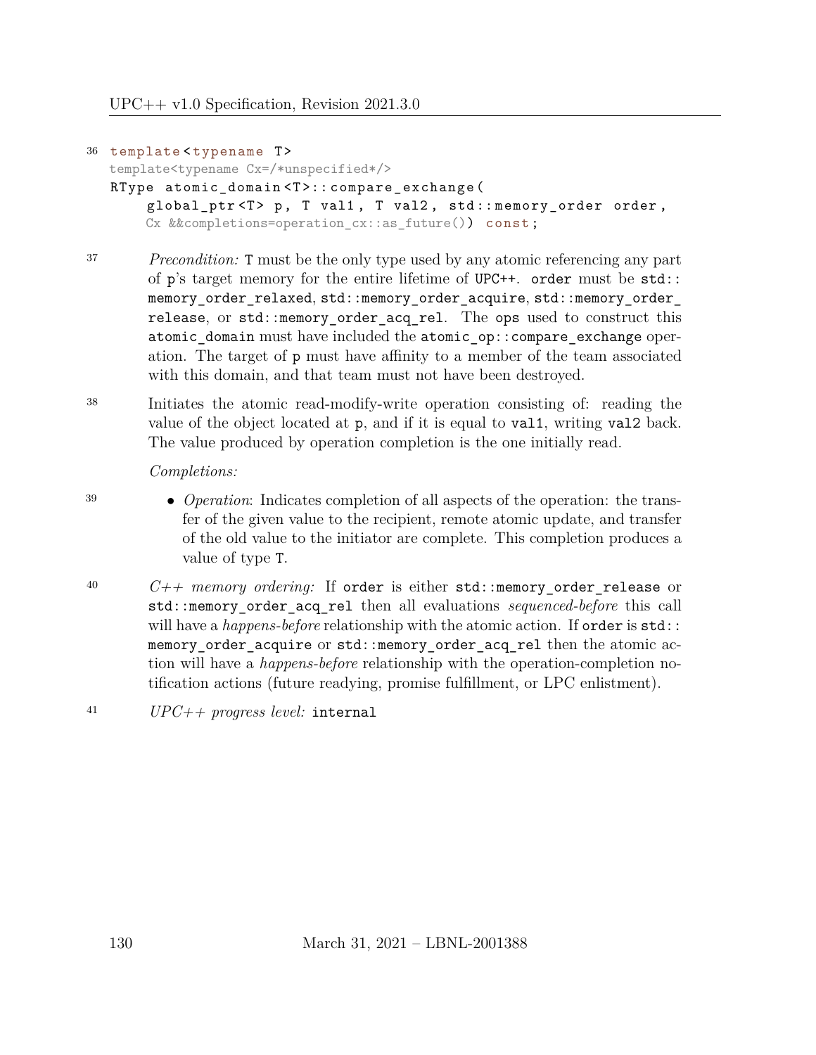36
```
template<typename T>
template<typename Cx=/*unspecified*/>
RType atomic_domain<T>::compare_exchange(
    global_ptr<T> p, T val1, T val2, std::memory_order order,
    Cx &&completions=operation_cx::as_future()) const;
```

37 *Precondition:* `T` must be the only type used by any atomic referencing any part of `p`'s target memory for the entire lifetime of UPC++. `order` must be `std::memory_order_relaxed`, `std::memory_order_acquire`, `std::memory_order_release`, or `std::memory_order_acq_rel`. The `ops` used to construct this `atomic_domain` must have included the `atomic_op::compare_exchange` operation. The target of `p` must have affinity to a member of the team associated with this domain, and that team must not have been destroyed.

38 Initiates the atomic read-modify-write operation consisting of: reading the value of the object located at `p`, and if it is equal to `val1`, writing `val2` back. The value produced by operation completion is the one initially read.

*Completions:*

39
- *Operation*: Indicates completion of all aspects of the operation: the transfer of the given value to the recipient, remote atomic update, and transfer of the old value to the initiator are complete. This completion produces a value of type `T`.

40 *C++ memory ordering:* If `order` is either `std::memory_order_release` or `std::memory_order_acq_rel` then all evaluations *sequenced-before* this call will have a *happens-before* relationship with the atomic action. If `order` is `std::memory_order_acquire` or `std::memory_order_acq_rel` then the atomic action will have a *happens-before* relationship with the operation-completion notification actions (future readying, promise fulfillment, or LPC enlistment).

41 *UPC++ progress level:* `internal`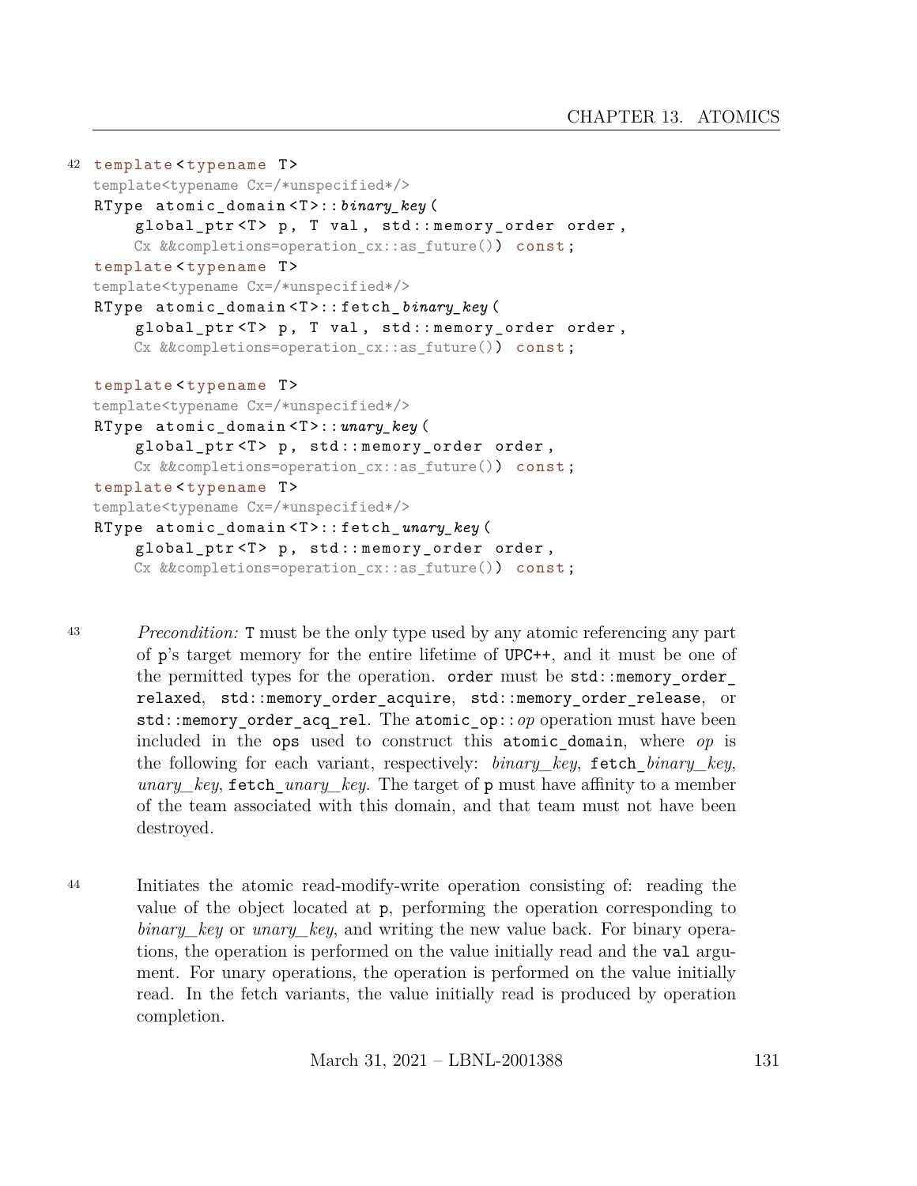42

```
template<typename T>
template<typename Cx=/*unspecified*/>
RType atomic_domain<T>::binary_key(
    global_ptr<T> p, T val, std::memory_order order,
    Cx &&completions=operation_cx::as_future()) const;
template<typename T>
template<typename Cx=/*unspecified*/>
RType atomic_domain<T>::fetch_binary_key(
    global_ptr<T> p, T val, std::memory_order order,
    Cx &&completions=operation_cx::as_future()) const;

template<typename T>
template<typename Cx=/*unspecified*/>
RType atomic_domain<T>::unary_key(
    global_ptr<T> p, std::memory_order order,
    Cx &&completions=operation_cx::as_future()) const;
template<typename T>
template<typename Cx=/*unspecified*/>
RType atomic_domain<T>::fetch_unary_key(
    global_ptr<T> p, std::memory_order order,
    Cx &&completions=operation_cx::as_future()) const;
```

43 *Precondition:* `T` must be the only type used by any atomic referencing any part of `p`'s target memory for the entire lifetime of UPC++, and it must be one of the permitted types for the operation. `order` must be `std::memory_order_relaxed`, `std::memory_order_acquire`, `std::memory_order_release`, or `std::memory_order_acq_rel`. The `atomic_op::`*op* operation must have been included in the `ops` used to construct this `atomic_domain`, where *op* is the following for each variant, respectively: *binary_key*, `fetch_`*binary_key*, *unary_key*, `fetch_`*unary_key*. The target of `p` must have affinity to a member of the team associated with this domain, and that team must not have been destroyed.

44 Initiates the atomic read-modify-write operation consisting of: reading the value of the object located at `p`, performing the operation corresponding to *binary_key* or *unary_key*, and writing the new value back. For binary operations, the operation is performed on the value initially read and the `val` argument. For unary operations, the operation is performed on the value initially read. In the fetch variants, the value initially read is produced by operation completion.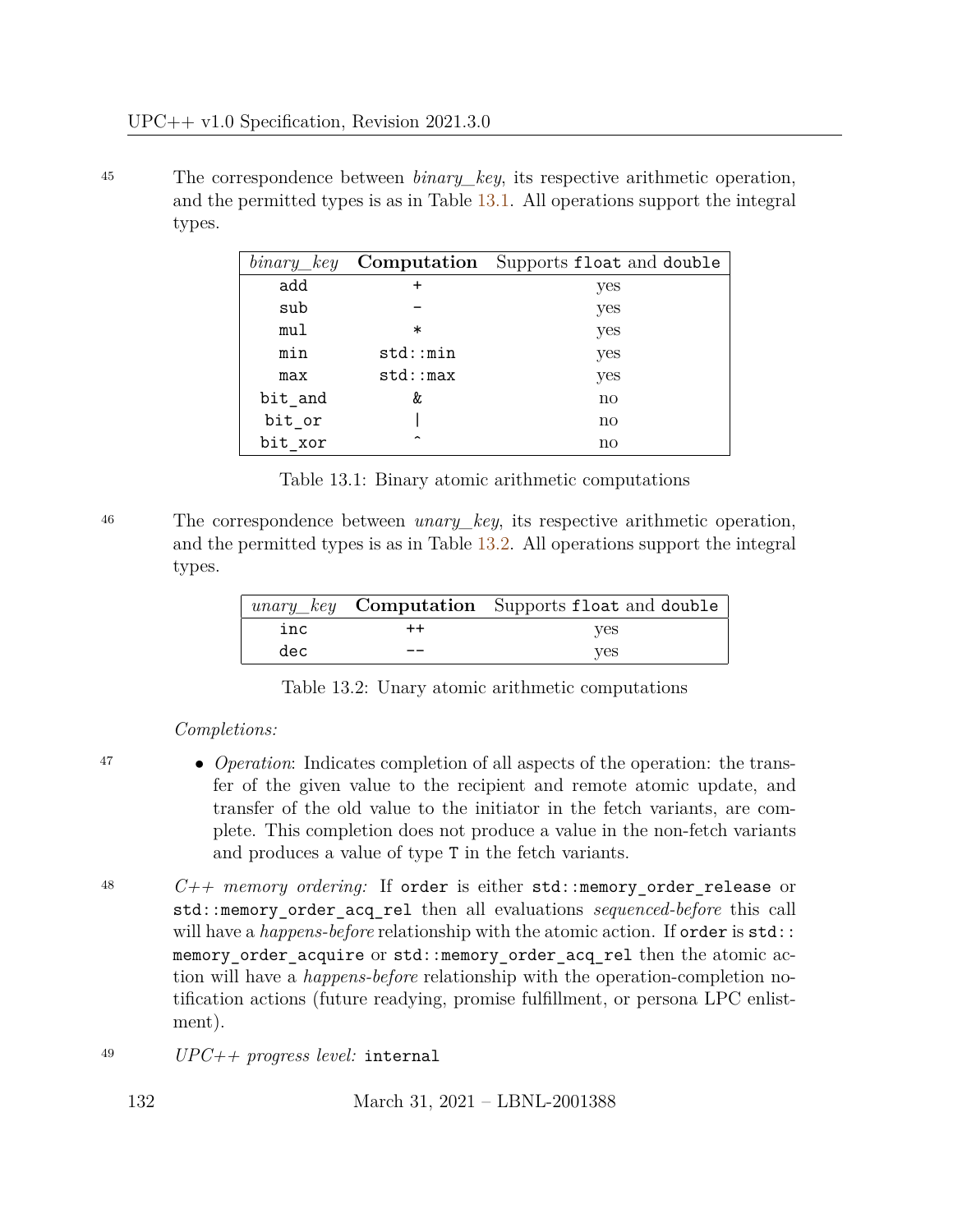45 The correspondence between *binary_key*, its respective arithmetic operation, and the permitted types is as in Table 13.1. All operations support the integral types.

| *binary_key* | **Computation** | Supports `float` and `double` |
|---|---|---|
| `add` | `+` | yes |
| `sub` | `-` | yes |
| `mul` | `*` | yes |
| `min` | `std::min` | yes |
| `max` | `std::max` | yes |
| `bit_and` | `&` | no |
| `bit_or` | `\|` | no |
| `bit_xor` | `^` | no |

Table 13.1: Binary atomic arithmetic computations

46 The correspondence between *unary_key*, its respective arithmetic operation, and the permitted types is as in Table 13.2. All operations support the integral types.

| *unary_key* | **Computation** | Supports `float` and `double` |
|---|---|---|
| `inc` | `++` | yes |
| `dec` | `--` | yes |

Table 13.2: Unary atomic arithmetic computations

*Completions:*

47 • *Operation*: Indicates completion of all aspects of the operation: the transfer of the given value to the recipient and remote atomic update, and transfer of the old value to the initiator in the fetch variants, are complete. This completion does not produce a value in the non-fetch variants and produces a value of type `T` in the fetch variants.

48 *C++ memory ordering:* If `order` is either `std::memory_order_release` or `std::memory_order_acq_rel` then all evaluations *sequenced-before* this call will have a *happens-before* relationship with the atomic action. If `order` is `std::memory_order_acquire` or `std::memory_order_acq_rel` then the atomic action will have a *happens-before* relationship with the operation-completion notification actions (future readying, promise fulfillment, or persona LPC enlistment).

49 *UPC++ progress level:* `internal`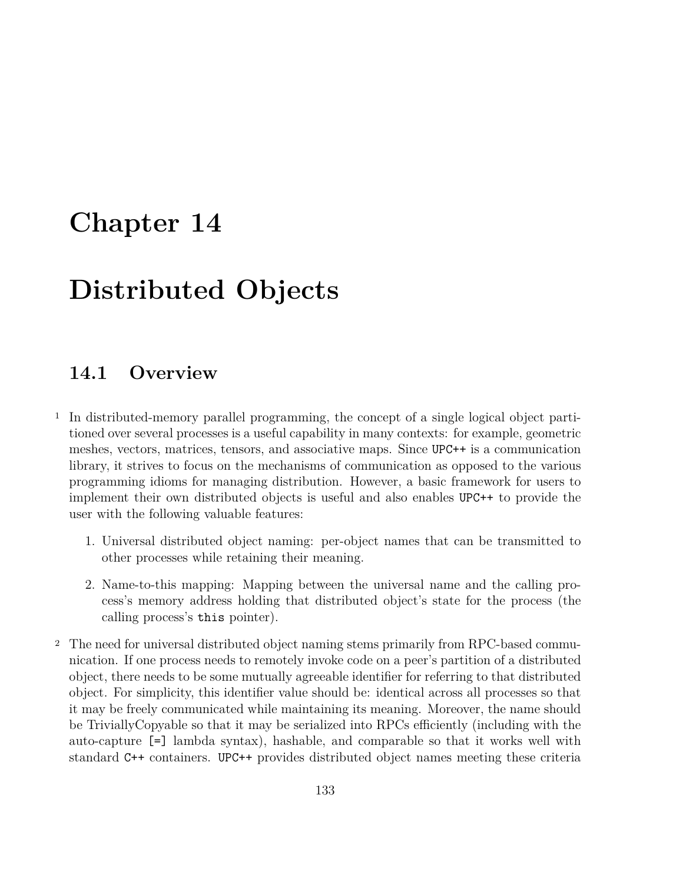# Chapter 14

# Distributed Objects

## 14.1 Overview

1 In distributed-memory parallel programming, the concept of a single logical object partitioned over several processes is a useful capability in many contexts: for example, geometric meshes, vectors, matrices, tensors, and associative maps. Since UPC++ is a communication library, it strives to focus on the mechanisms of communication as opposed to the various programming idioms for managing distribution. However, a basic framework for users to implement their own distributed objects is useful and also enables UPC++ to provide the user with the following valuable features:

1. Universal distributed object naming: per-object names that can be transmitted to other processes while retaining their meaning.
2. Name-to-this mapping: Mapping between the universal name and the calling process's memory address holding that distributed object's state for the process (the calling process's `this` pointer).

2 The need for universal distributed object naming stems primarily from RPC-based communication. If one process needs to remotely invoke code on a peer's partition of a distributed object, there needs to be some mutually agreeable identifier for referring to that distributed object. For simplicity, this identifier value should be: identical across all processes so that it may be freely communicated while maintaining its meaning. Moreover, the name should be TriviallyCopyable so that it may be serialized into RPCs efficiently (including with the auto-capture `[=]` lambda syntax), hashable, and comparable so that it works well with standard C++ containers. UPC++ provides distributed object names meeting these criteria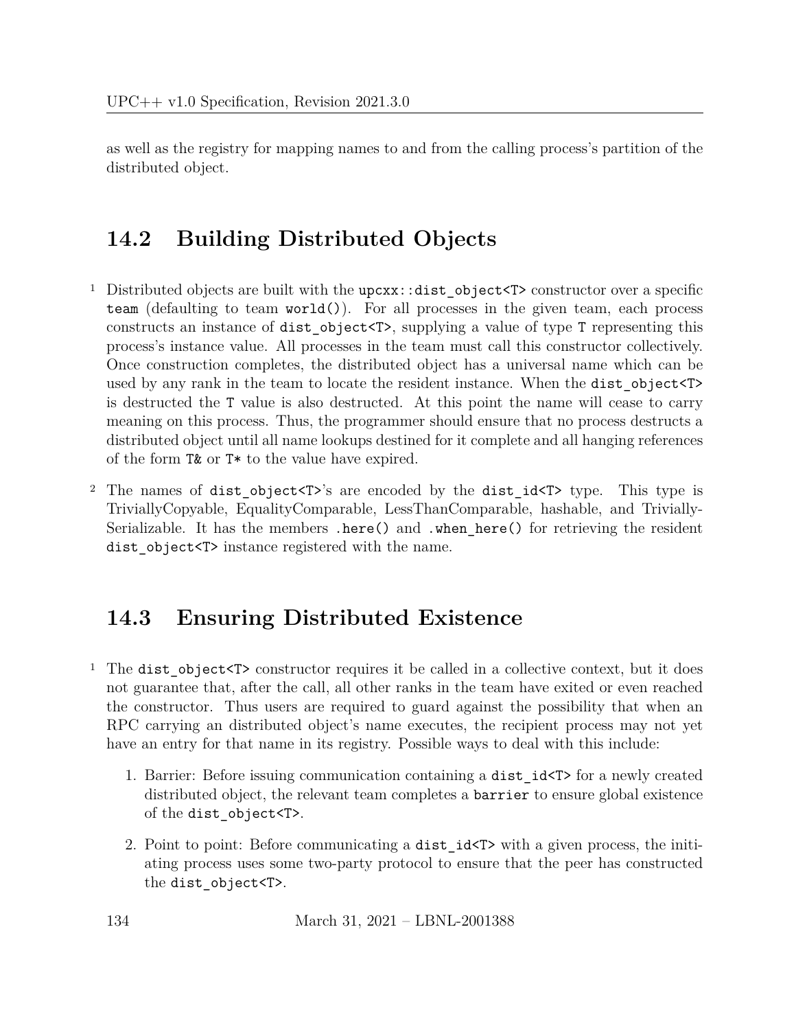as well as the registry for mapping names to and from the calling process's partition of the distributed object.

## 14.2 Building Distributed Objects

1 Distributed objects are built with the `upcxx::dist_object<T>` constructor over a specific `team` (defaulting to team `world()`). For all processes in the given team, each process constructs an instance of `dist_object<T>`, supplying a value of type `T` representing this process's instance value. All processes in the team must call this constructor collectively. Once construction completes, the distributed object has a universal name which can be used by any rank in the team to locate the resident instance. When the `dist_object<T>` is destructed the `T` value is also destructed. At this point the name will cease to carry meaning on this process. Thus, the programmer should ensure that no process destructs a distributed object until all name lookups destined for it complete and all hanging references of the form `T&` or `T*` to the value have expired.

2 The names of `dist_object<T>`'s are encoded by the `dist_id<T>` type. This type is TriviallyCopyable, EqualityComparable, LessThanComparable, hashable, and TriviallySerializable. It has the members `.here()` and `.when_here()` for retrieving the resident `dist_object<T>` instance registered with the name.

## 14.3 Ensuring Distributed Existence

1 The `dist_object<T>` constructor requires it be called in a collective context, but it does not guarantee that, after the call, all other ranks in the team have exited or even reached the constructor. Thus users are required to guard against the possibility that when an RPC carrying an distributed object's name executes, the recipient process may not yet have an entry for that name in its registry. Possible ways to deal with this include:

1. Barrier: Before issuing communication containing a `dist_id<T>` for a newly created distributed object, the relevant team completes a `barrier` to ensure global existence of the `dist_object<T>`.
2. Point to point: Before communicating a `dist_id<T>` with a given process, the initiating process uses some two-party protocol to ensure that the peer has constructed the `dist_object<T>`.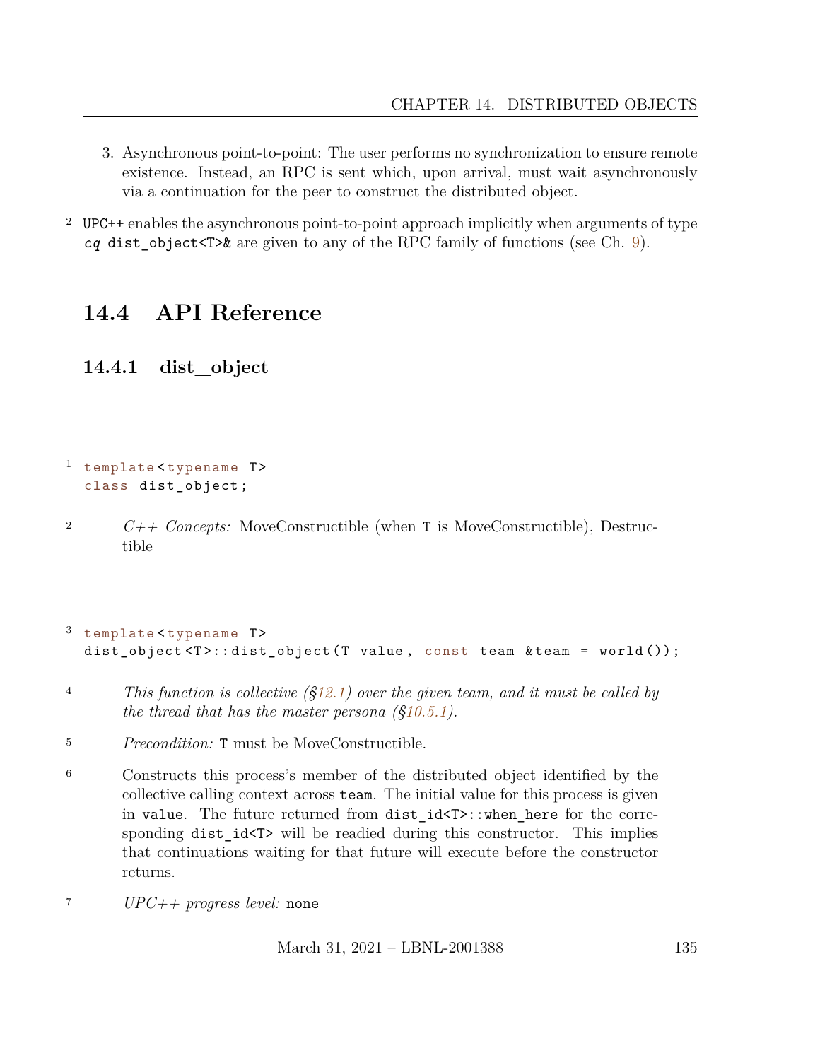3. Asynchronous point-to-point: The user performs no synchronization to ensure remote existence. Instead, an RPC is sent which, upon arrival, must wait asynchronously via a continuation for the peer to construct the distributed object.

2 UPC++ enables the asynchronous point-to-point approach implicitly when arguments of type *cq* `dist_object<T>&` are given to any of the RPC family of functions (see Ch. 9).

## 14.4 API Reference

### 14.4.1 dist_object

```
1 template<typename T>
  class dist_object;
```

2 *C++ Concepts:* MoveConstructible (when `T` is MoveConstructible), Destructible

```
3 template<typename T>
  dist_object<T>::dist_object(T value, const team &team = world());
```

4 *This function is collective (§12.1) over the given team, and it must be called by the thread that has the master persona (§10.5.1).*

5 *Precondition:* `T` must be MoveConstructible.

6 Constructs this process's member of the distributed object identified by the collective calling context across `team`. The initial value for this process is given in `value`. The future returned from `dist_id<T>::when_here` for the corresponding `dist_id<T>` will be readied during this constructor. This implies that continuations waiting for that future will execute before the constructor returns.

7 *UPC++ progress level:* `none`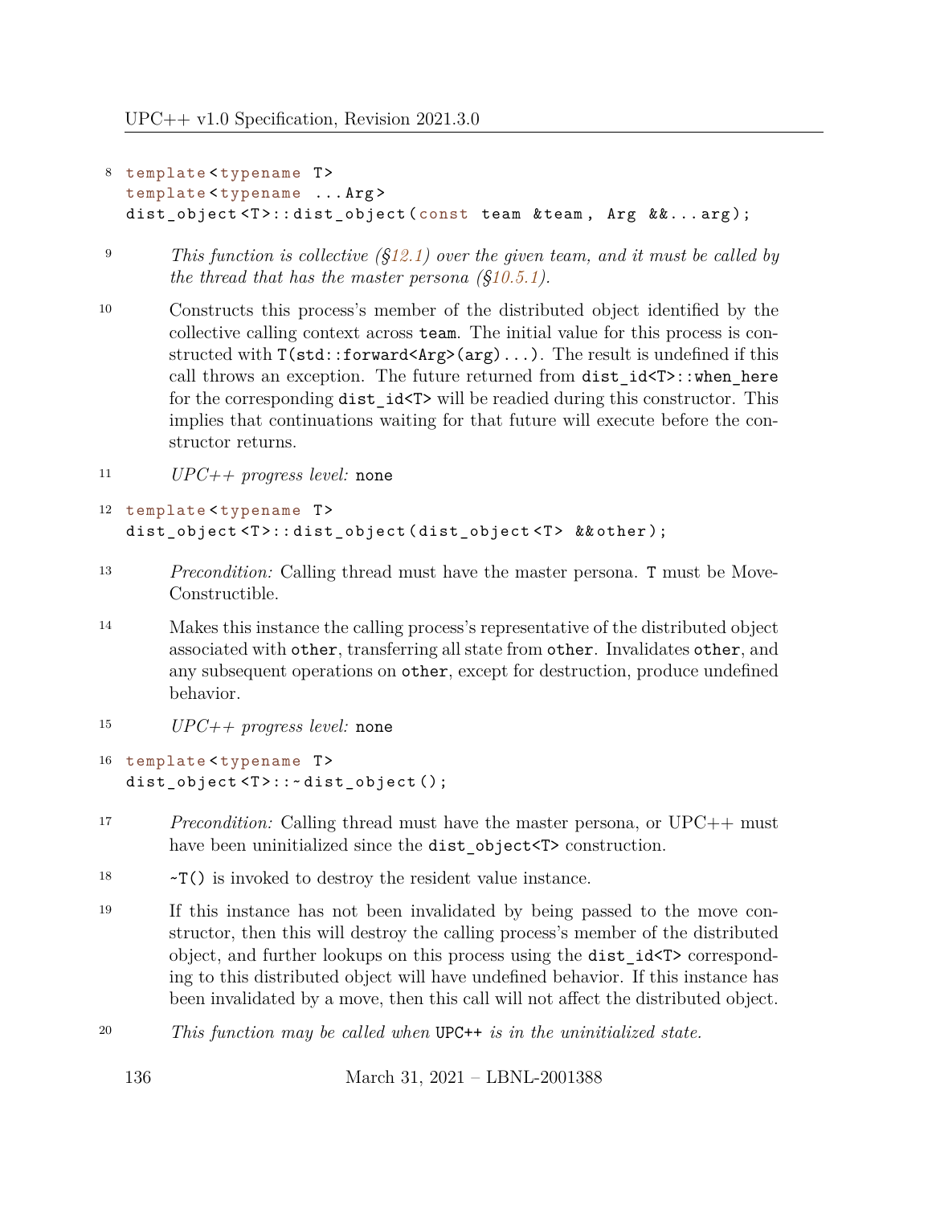8
```
template<typename T>
template<typename ...Arg>
dist_object<T>::dist_object(const team &team, Arg &&...arg);
```

9 *This function is collective (§12.1) over the given team, and it must be called by the thread that has the master persona (§10.5.1).*

10 Constructs this process's member of the distributed object identified by the collective calling context across `team`. The initial value for this process is constructed with `T(std::forward<Arg>(arg)...)`. The result is undefined if this call throws an exception. The future returned from `dist_id<T>::when_here` for the corresponding `dist_id<T>` will be readied during this constructor. This implies that continuations waiting for that future will execute before the constructor returns.

11 *UPC++ progress level:* `none`

12
```
template<typename T>
dist_object<T>::dist_object(dist_object<T> &&other);
```

13 *Precondition:* Calling thread must have the master persona. `T` must be MoveConstructible.

14 Makes this instance the calling process's representative of the distributed object associated with `other`, transferring all state from `other`. Invalidates `other`, and any subsequent operations on `other`, except for destruction, produce undefined behavior.

15 *UPC++ progress level:* `none`

16
```
template<typename T>
dist_object<T>::~dist_object();
```

17 *Precondition:* Calling thread must have the master persona, or UPC++ must have been uninitialized since the `dist_object<T>` construction.

18 `~T()` is invoked to destroy the resident value instance.

19 If this instance has not been invalidated by being passed to the move constructor, then this will destroy the calling process's member of the distributed object, and further lookups on this process using the `dist_id<T>` corresponding to this distributed object will have undefined behavior. If this instance has been invalidated by a move, then this call will not affect the distributed object.

20 *This function may be called when* `UPC++` *is in the uninitialized state.*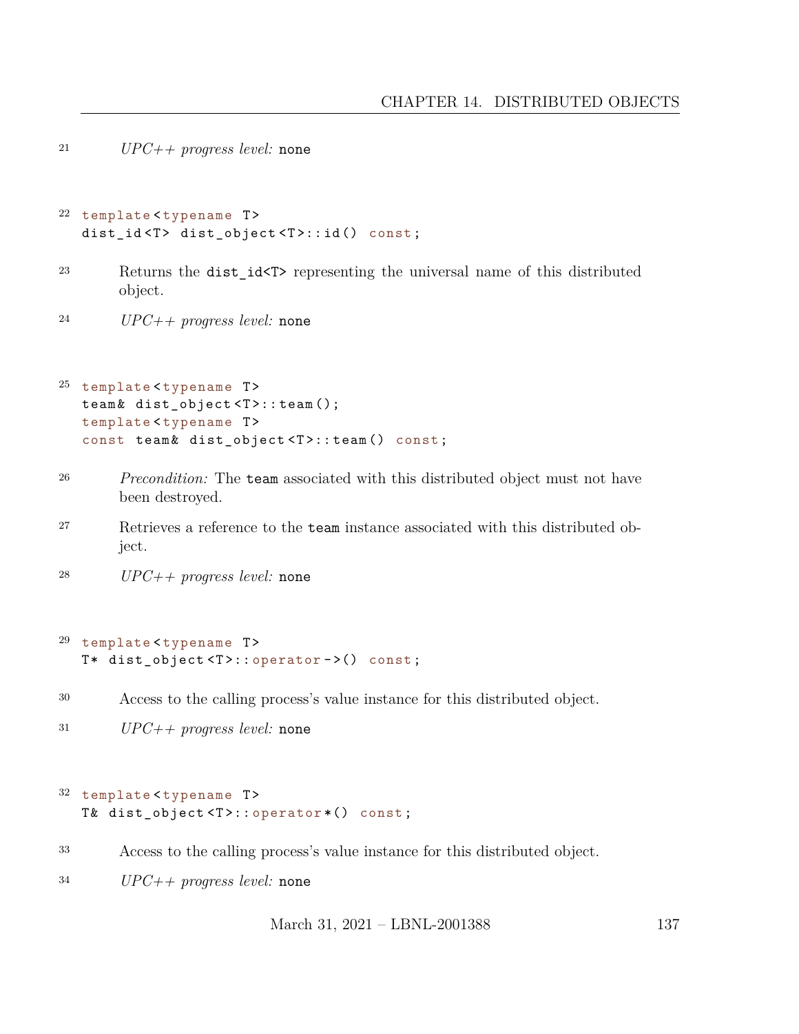21 *UPC++ progress level:* `none`

22
```
template<typename T>
dist_id<T> dist_object<T>::id() const;
```

23 Returns the `dist_id<T>` representing the universal name of this distributed object.

24 *UPC++ progress level:* `none`

25
```
template<typename T>
team& dist_object<T>::team();
template<typename T>
const team& dist_object<T>::team() const;
```

26 *Precondition:* The `team` associated with this distributed object must not have been destroyed.

27 Retrieves a reference to the `team` instance associated with this distributed object.

28 *UPC++ progress level:* `none`

29
```
template<typename T>
T* dist_object<T>::operator->() const;
```

30 Access to the calling process's value instance for this distributed object.

31 *UPC++ progress level:* `none`

32
```
template<typename T>
T& dist_object<T>::operator*() const;
```

33 Access to the calling process's value instance for this distributed object.

34 *UPC++ progress level:* `none`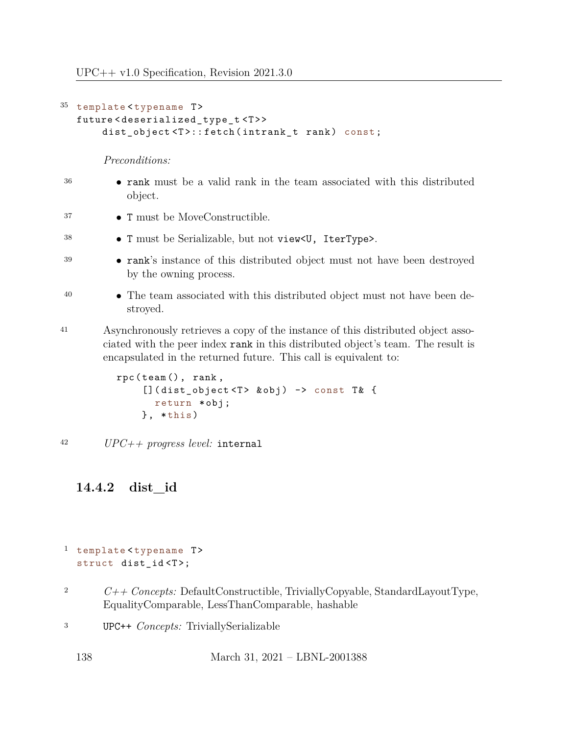```
template<typename T>
future<deserialized_type_t<T>>
    dist_object<T>::fetch(intrank_t rank) const;
```

*Preconditions:*

- `rank` must be a valid rank in the team associated with this distributed object.
- `T` must be MoveConstructible.
- `T` must be Serializable, but not `view<U, IterType>`.
- `rank`'s instance of this distributed object must not have been destroyed by the owning process.
- The team associated with this distributed object must not have been destroyed.

Asynchronously retrieves a copy of the instance of this distributed object associated with the peer index `rank` in this distributed object's team. The result is encapsulated in the returned future. This call is equivalent to:

```
rpc(team(), rank,
    [](dist_object<T> &obj) -> const T& {
      return *obj;
    }, *this)
```

*UPC++ progress level:* `internal`

### 14.4.2 dist_id

```
template<typename T>
struct dist_id<T>;
```

*C++ Concepts:* DefaultConstructible, TriviallyCopyable, StandardLayoutType, EqualityComparable, LessThanComparable, hashable

UPC++ *Concepts:* TriviallySerializable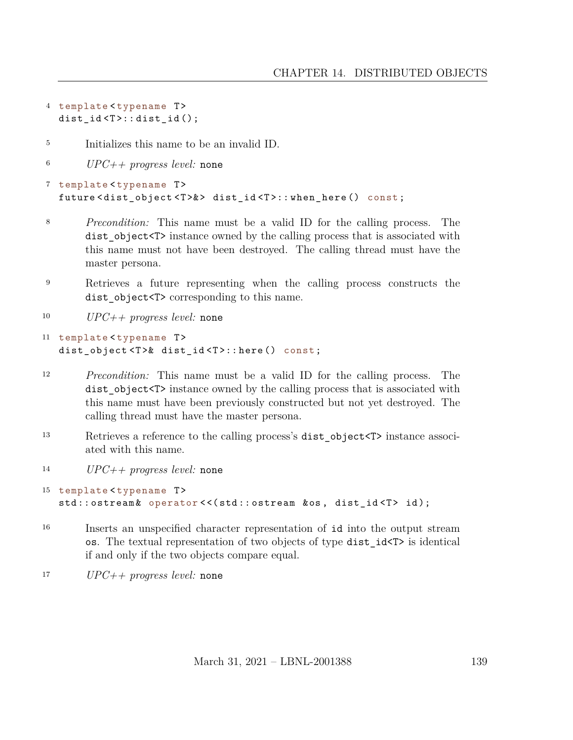```
template<typename T>
dist_id<T>::dist_id();
```

Initializes this name to be an invalid ID.

*UPC++ progress level:* `none`

```
template<typename T>
future<dist_object<T>&> dist_id<T>::when_here() const;
```

*Precondition:* This name must be a valid ID for the calling process. The `dist_object<T>` instance owned by the calling process that is associated with this name must not have been destroyed. The calling thread must have the master persona.

Retrieves a future representing when the calling process constructs the `dist_object<T>` corresponding to this name.

*UPC++ progress level:* `none`

```
template<typename T>
dist_object<T>& dist_id<T>::here() const;
```

*Precondition:* This name must be a valid ID for the calling process. The `dist_object<T>` instance owned by the calling process that is associated with this name must have been previously constructed but not yet destroyed. The calling thread must have the master persona.

Retrieves a reference to the calling process's `dist_object<T>` instance associated with this name.

*UPC++ progress level:* `none`

```
template<typename T>
std::ostream& operator<<(std::ostream &os, dist_id<T> id);
```

Inserts an unspecified character representation of `id` into the output stream `os`. The textual representation of two objects of type `dist_id<T>` is identical if and only if the two objects compare equal.

*UPC++ progress level:* `none`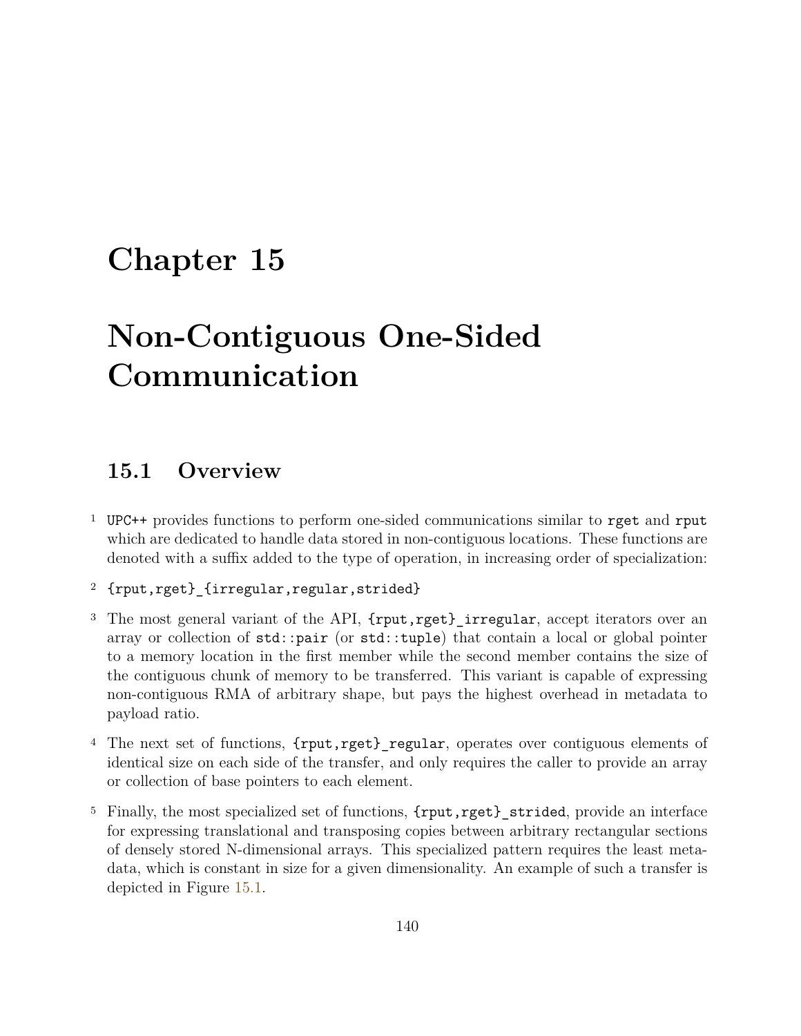# Chapter 15

# Non-Contiguous One-Sided Communication

## 15.1 Overview

1 UPC++ provides functions to perform one-sided communications similar to `rget` and `rput` which are dedicated to handle data stored in non-contiguous locations. These functions are denoted with a suffix added to the type of operation, in increasing order of specialization:

2 `{rput,rget}_{irregular,regular,strided}`

3 The most general variant of the API, `{rput,rget}_irregular`, accept iterators over an array or collection of `std::pair` (or `std::tuple`) that contain a local or global pointer to a memory location in the first member while the second member contains the size of the contiguous chunk of memory to be transferred. This variant is capable of expressing non-contiguous RMA of arbitrary shape, but pays the highest overhead in metadata to payload ratio.

4 The next set of functions, `{rput,rget}_regular`, operates over contiguous elements of identical size on each side of the transfer, and only requires the caller to provide an array or collection of base pointers to each element.

5 Finally, the most specialized set of functions, `{rput,rget}_strided`, provide an interface for expressing translational and transposing copies between arbitrary rectangular sections of densely stored N-dimensional arrays. This specialized pattern requires the least metadata, which is constant in size for a given dimensionality. An example of such a transfer is depicted in Figure 15.1.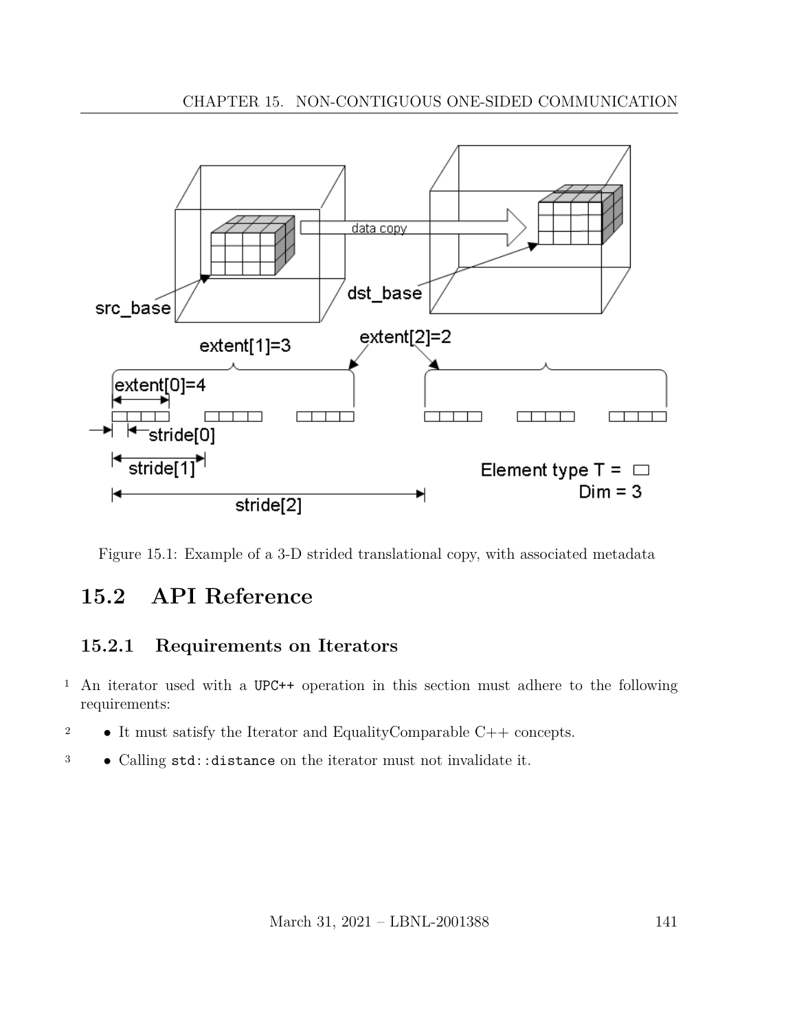Figure 15.1: Example of a 3-D strided translational copy, with associated metadata

## 15.2 API Reference

### 15.2.1 Requirements on Iterators

An iterator used with a UPC++ operation in this section must adhere to the following requirements:

- It must satisfy the Iterator and EqualityComparable C++ concepts.
- Calling `std::distance` on the iterator must not invalidate it.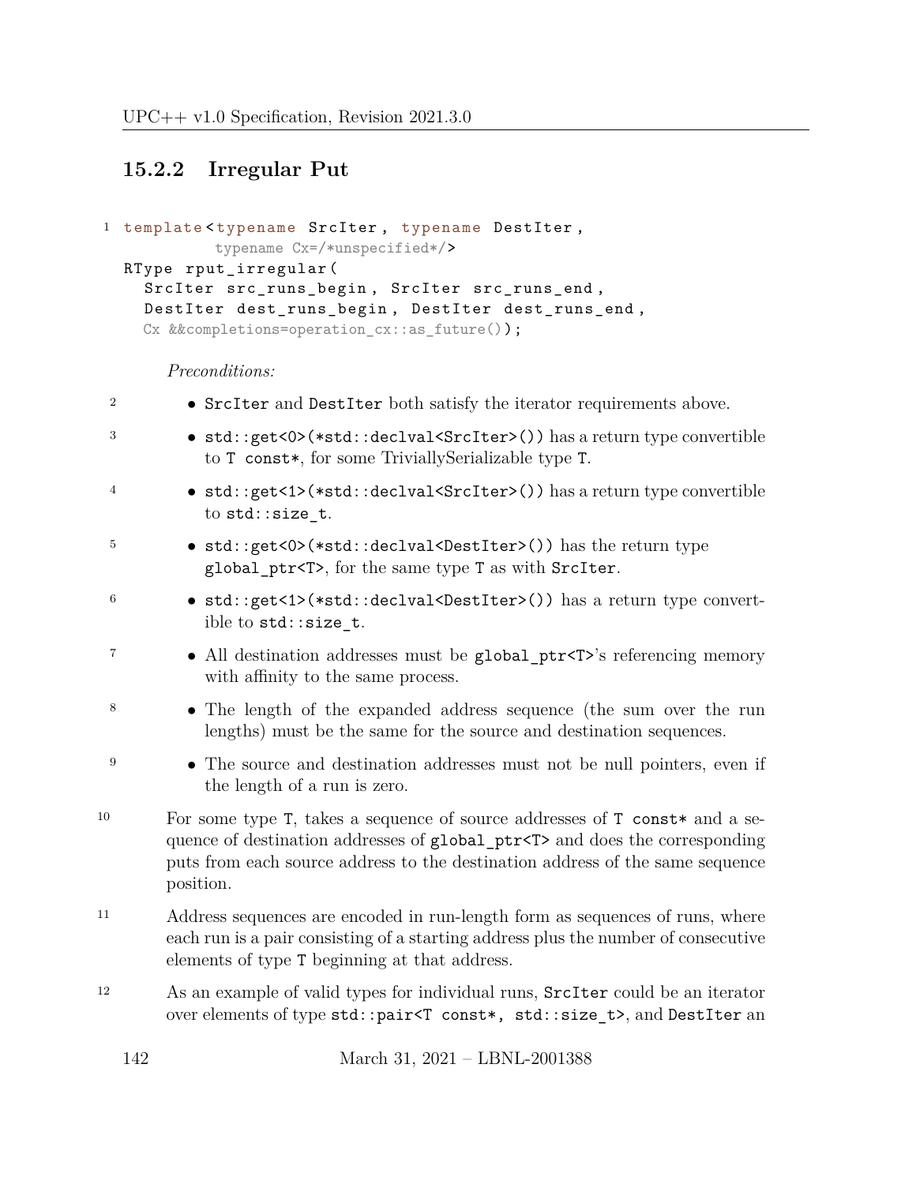### 15.2.2 Irregular Put

```
template<typename SrcIter, typename DestIter,
         typename Cx=/*unspecified*/>
RType rput_irregular(
  SrcIter src_runs_begin, SrcIter src_runs_end,
  DestIter dest_runs_begin, DestIter dest_runs_end,
  Cx &&completions=operation_cx::as_future());
```

*Preconditions:*

- `SrcIter` and `DestIter` both satisfy the iterator requirements above.
- `std::get<0>(*std::declval<SrcIter>())` has a return type convertible to `T const*`, for some TriviallySerializable type `T`.
- `std::get<1>(*std::declval<SrcIter>())` has a return type convertible to `std::size_t`.
- `std::get<0>(*std::declval<DestIter>())` has the return type `global_ptr<T>`, for the same type `T` as with `SrcIter`.
- `std::get<1>(*std::declval<DestIter>())` has a return type convertible to `std::size_t`.
- All destination addresses must be `global_ptr<T>`'s referencing memory with affinity to the same process.
- The length of the expanded address sequence (the sum over the run lengths) must be the same for the source and destination sequences.
- The source and destination addresses must not be null pointers, even if the length of a run is zero.

For some type `T`, takes a sequence of source addresses of `T const*` and a sequence of destination addresses of `global_ptr<T>` and does the corresponding puts from each source address to the destination address of the same sequence position.

Address sequences are encoded in run-length form as sequences of runs, where each run is a pair consisting of a starting address plus the number of consecutive elements of type `T` beginning at that address.

As an example of valid types for individual runs, `SrcIter` could be an iterator over elements of type `std::pair<T const*, std::size_t>`, and `DestIter` an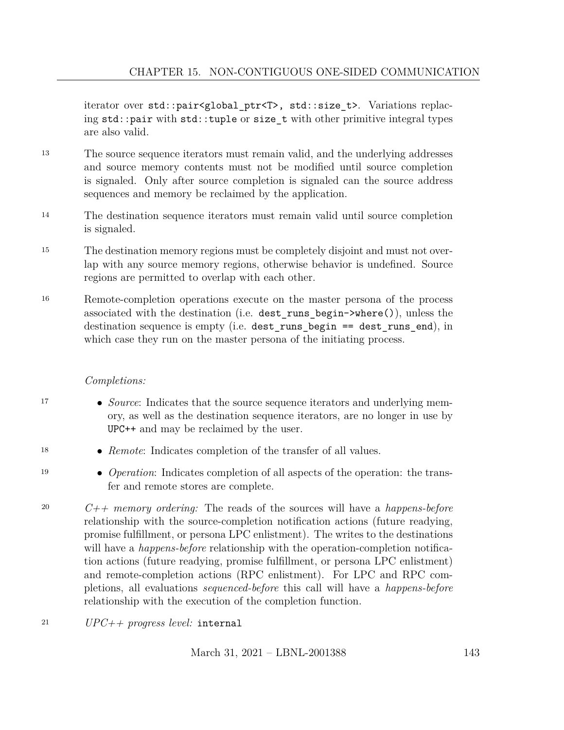iterator over `std::pair<global_ptr<T>, std::size_t>`. Variations replacing `std::pair` with `std::tuple` or `size_t` with other primitive integral types are also valid.

13 The source sequence iterators must remain valid, and the underlying addresses and source memory contents must not be modified until source completion is signaled. Only after source completion is signaled can the source address sequences and memory be reclaimed by the application.

14 The destination sequence iterators must remain valid until source completion is signaled.

15 The destination memory regions must be completely disjoint and must not overlap with any source memory regions, otherwise behavior is undefined. Source regions are permitted to overlap with each other.

16 Remote-completion operations execute on the master persona of the process associated with the destination (i.e. `dest_runs_begin->where()`), unless the destination sequence is empty (i.e. `dest_runs_begin == dest_runs_end`), in which case they run on the master persona of the initiating process.

*Completions:*

17
- *Source*: Indicates that the source sequence iterators and underlying memory, as well as the destination sequence iterators, are no longer in use by UPC++ and may be reclaimed by the user.

18
- *Remote*: Indicates completion of the transfer of all values.

19
- *Operation*: Indicates completion of all aspects of the operation: the transfer and remote stores are complete.

20 *C++ memory ordering:* The reads of the sources will have a *happens-before* relationship with the source-completion notification actions (future readying, promise fulfillment, or persona LPC enlistment). The writes to the destinations will have a *happens-before* relationship with the operation-completion notification actions (future readying, promise fulfillment, or persona LPC enlistment) and remote-completion actions (RPC enlistment). For LPC and RPC completions, all evaluations *sequenced-before* this call will have a *happens-before* relationship with the execution of the completion function.

21 *UPC++ progress level:* `internal`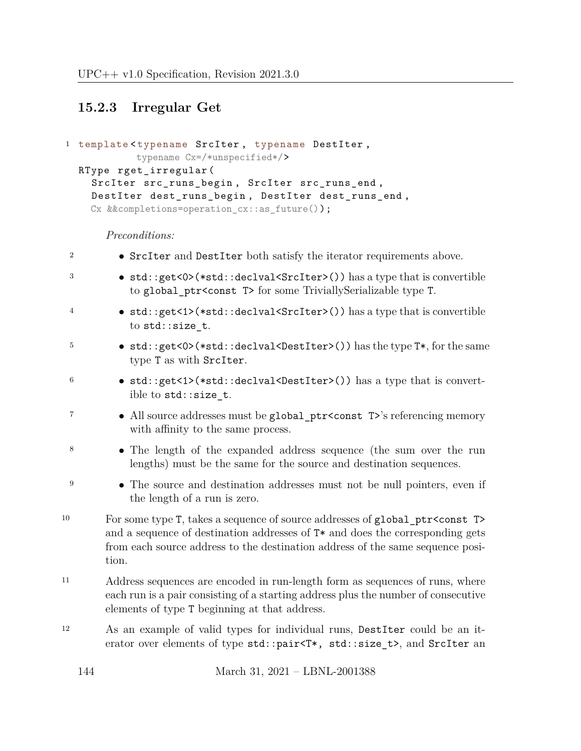### 15.2.3 Irregular Get

```
template<typename SrcIter, typename DestIter,
         typename Cx=/*unspecified*/>
RType rget_irregular(
  SrcIter src_runs_begin, SrcIter src_runs_end,
  DestIter dest_runs_begin, DestIter dest_runs_end,
  Cx &&completions=operation_cx::as_future());
```

*Preconditions:*

- `SrcIter` and `DestIter` both satisfy the iterator requirements above.
- `std::get<0>(*std::declval<SrcIter>())` has a type that is convertible to `global_ptr<const T>` for some TriviallySerializable type `T`.
- `std::get<1>(*std::declval<SrcIter>())` has a type that is convertible to `std::size_t`.
- `std::get<0>(*std::declval<DestIter>())` has the type `T*`, for the same type `T` as with `SrcIter`.
- `std::get<1>(*std::declval<DestIter>())` has a type that is convertible to `std::size_t`.
- All source addresses must be `global_ptr<const T>`'s referencing memory with affinity to the same process.
- The length of the expanded address sequence (the sum over the run lengths) must be the same for the source and destination sequences.
- The source and destination addresses must not be null pointers, even if the length of a run is zero.

For some type `T`, takes a sequence of source addresses of `global_ptr<const T>` and a sequence of destination addresses of `T*` and does the corresponding gets from each source address to the destination address of the same sequence position.

Address sequences are encoded in run-length form as sequences of runs, where each run is a pair consisting of a starting address plus the number of consecutive elements of type `T` beginning at that address.

As an example of valid types for individual runs, `DestIter` could be an iterator over elements of type `std::pair<T*, std::size_t>`, and `SrcIter` an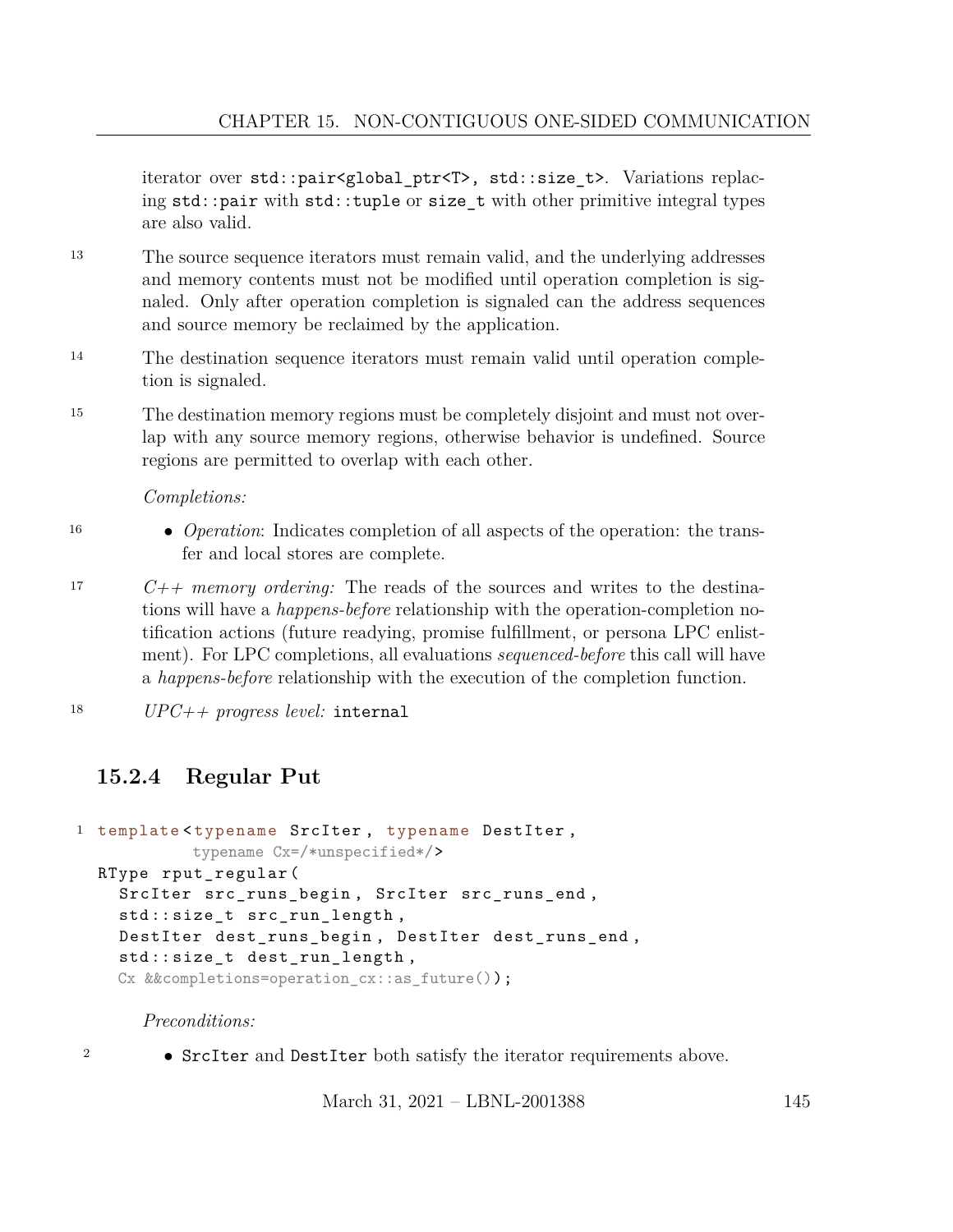iterator over `std::pair<global_ptr<T>, std::size_t>`. Variations replacing `std::pair` with `std::tuple` or `size_t` with other primitive integral types are also valid.

13 The source sequence iterators must remain valid, and the underlying addresses and memory contents must not be modified until operation completion is signaled. Only after operation completion is signaled can the address sequences and source memory be reclaimed by the application.

14 The destination sequence iterators must remain valid until operation completion is signaled.

15 The destination memory regions must be completely disjoint and must not overlap with any source memory regions, otherwise behavior is undefined. Source regions are permitted to overlap with each other.

*Completions:*

16
- *Operation*: Indicates completion of all aspects of the operation: the transfer and local stores are complete.

17 *C++ memory ordering:* The reads of the sources and writes to the destinations will have a *happens-before* relationship with the operation-completion notification actions (future readying, promise fulfillment, or persona LPC enlistment). For LPC completions, all evaluations *sequenced-before* this call will have a *happens-before* relationship with the execution of the completion function.

18 *UPC++ progress level:* `internal`

### 15.2.4 Regular Put

```
1 template<typename SrcIter, typename DestIter,
           typename Cx=/*unspecified*/>
  RType rput_regular(
    SrcIter src_runs_begin, SrcIter src_runs_end,
    std::size_t src_run_length,
    DestIter dest_runs_begin, DestIter dest_runs_end,
    std::size_t dest_run_length,
    Cx &&completions=operation_cx::as_future());
```

*Preconditions:*

2
- `SrcIter` and `DestIter` both satisfy the iterator requirements above.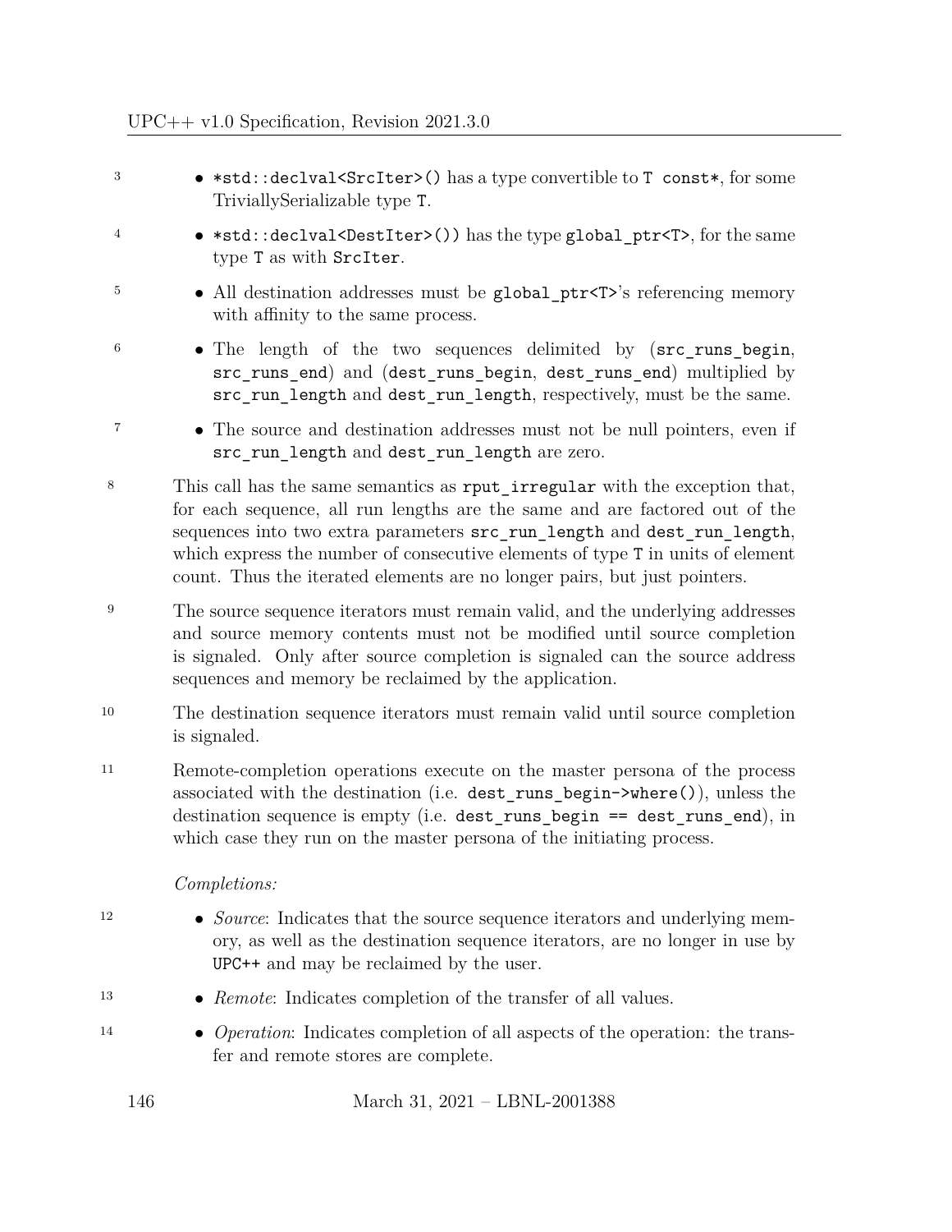- `*std::declval<SrcIter>()` has a type convertible to `T const*`, for some TriviallySerializable type `T`.
- `*std::declval<DestIter>())` has the type `global_ptr<T>`, for the same type `T` as with `SrcIter`.
- All destination addresses must be `global_ptr<T>`'s referencing memory with affinity to the same process.
- The length of the two sequences delimited by (`src_runs_begin`, `src_runs_end`) and (`dest_runs_begin`, `dest_runs_end`) multiplied by `src_run_length` and `dest_run_length`, respectively, must be the same.
- The source and destination addresses must not be null pointers, even if `src_run_length` and `dest_run_length` are zero.

This call has the same semantics as `rput_irregular` with the exception that, for each sequence, all run lengths are the same and are factored out of the sequences into two extra parameters `src_run_length` and `dest_run_length`, which express the number of consecutive elements of type `T` in units of element count. Thus the iterated elements are no longer pairs, but just pointers.

The source sequence iterators must remain valid, and the underlying addresses and source memory contents must not be modified until source completion is signaled. Only after source completion is signaled can the source address sequences and memory be reclaimed by the application.

The destination sequence iterators must remain valid until source completion is signaled.

Remote-completion operations execute on the master persona of the process associated with the destination (i.e. `dest_runs_begin->where()`), unless the destination sequence is empty (i.e. `dest_runs_begin == dest_runs_end`), in which case they run on the master persona of the initiating process.

*Completions:*

- *Source*: Indicates that the source sequence iterators and underlying memory, as well as the destination sequence iterators, are no longer in use by `UPC++` and may be reclaimed by the user.
- *Remote*: Indicates completion of the transfer of all values.
- *Operation*: Indicates completion of all aspects of the operation: the transfer and remote stores are complete.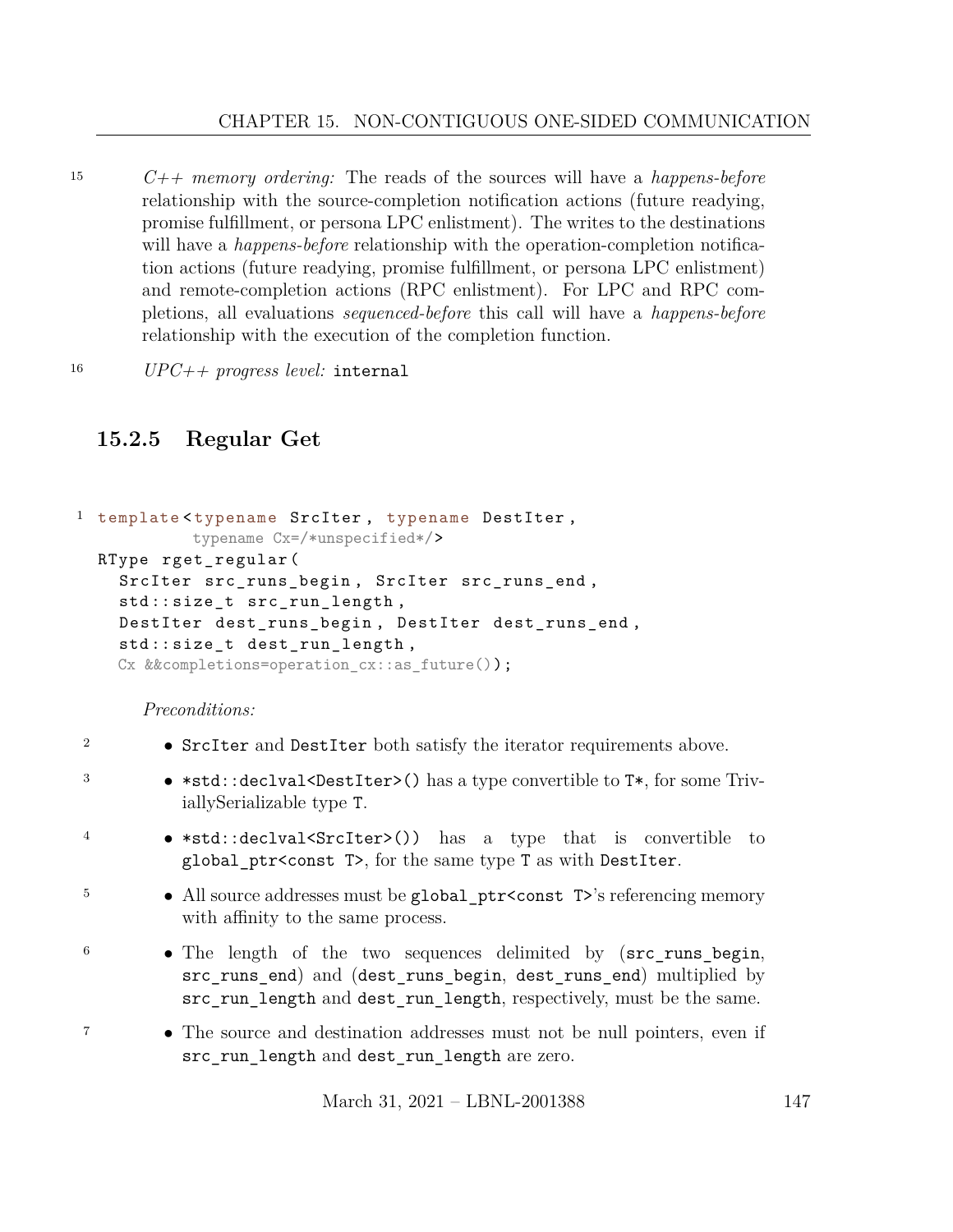*C++ memory ordering:* The reads of the sources will have a *happens-before* relationship with the source-completion notification actions (future readying, promise fulfillment, or persona LPC enlistment). The writes to the destinations will have a *happens-before* relationship with the operation-completion notification actions (future readying, promise fulfillment, or persona LPC enlistment) and remote-completion actions (RPC enlistment). For LPC and RPC completions, all evaluations *sequenced-before* this call will have a *happens-before* relationship with the execution of the completion function.

*UPC++ progress level:* `internal`

### 15.2.5 Regular Get

```
template<typename SrcIter, typename DestIter,
         typename Cx=/*unspecified*/>
RType rget_regular(
  SrcIter src_runs_begin, SrcIter src_runs_end,
  std::size_t src_run_length,
  DestIter dest_runs_begin, DestIter dest_runs_end,
  std::size_t dest_run_length,
  Cx &&completions=operation_cx::as_future());
```

*Preconditions:*

- `SrcIter` and `DestIter` both satisfy the iterator requirements above.
- `*std::declval<DestIter>()` has a type convertible to `T*`, for some TriviallySerializable type `T`.
- `*std::declval<SrcIter>())` has a type that is convertible to `global_ptr<const T>`, for the same type `T` as with `DestIter`.
- All source addresses must be `global_ptr<const T>`'s referencing memory with affinity to the same process.
- The length of the two sequences delimited by (`src_runs_begin`, `src_runs_end`) and (`dest_runs_begin`, `dest_runs_end`) multiplied by `src_run_length` and `dest_run_length`, respectively, must be the same.
- The source and destination addresses must not be null pointers, even if `src_run_length` and `dest_run_length` are zero.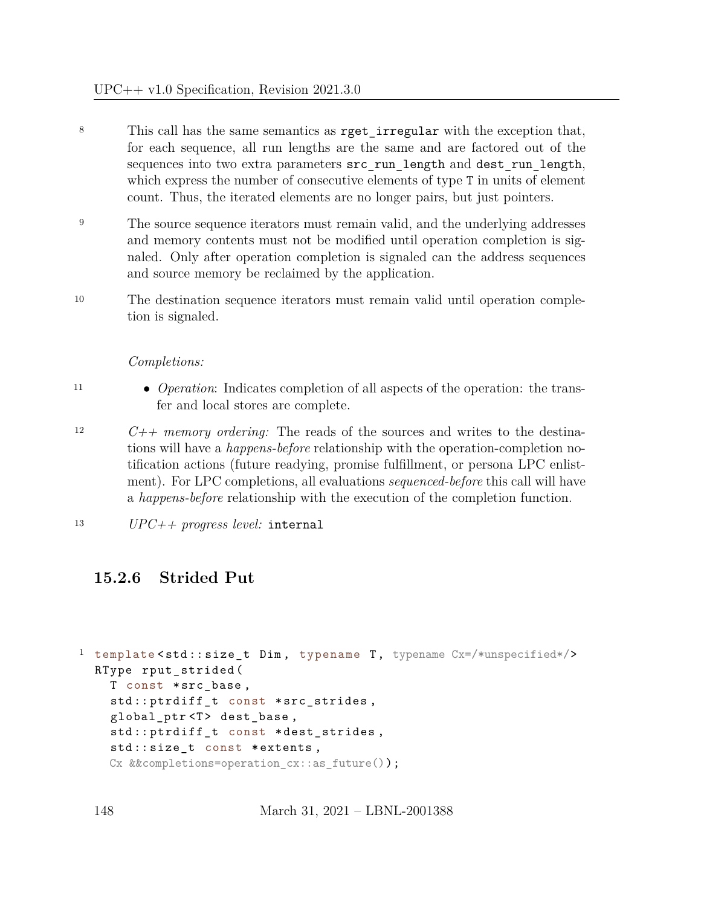8 This call has the same semantics as `rget_irregular` with the exception that, for each sequence, all run lengths are the same and are factored out of the sequences into two extra parameters `src_run_length` and `dest_run_length`, which express the number of consecutive elements of type `T` in units of element count. Thus, the iterated elements are no longer pairs, but just pointers.

9 The source sequence iterators must remain valid, and the underlying addresses and memory contents must not be modified until operation completion is signaled. Only after operation completion is signaled can the address sequences and source memory be reclaimed by the application.

10 The destination sequence iterators must remain valid until operation completion is signaled.

*Completions:*

11
- *Operation*: Indicates completion of all aspects of the operation: the transfer and local stores are complete.

12 *C++ memory ordering:* The reads of the sources and writes to the destinations will have a *happens-before* relationship with the operation-completion notification actions (future readying, promise fulfillment, or persona LPC enlistment). For LPC completions, all evaluations *sequenced-before* this call will have a *happens-before* relationship with the execution of the completion function.

13 *UPC++ progress level:* `internal`

### 15.2.6 Strided Put

```
1 template<std::size_t Dim, typename T, typename Cx=/*unspecified*/>
  RType rput_strided(
    T const *src_base,
    std::ptrdiff_t const *src_strides,
    global_ptr<T> dest_base,
    std::ptrdiff_t const *dest_strides,
    std::size_t const *extents,
    Cx &&completions=operation_cx::as_future());
```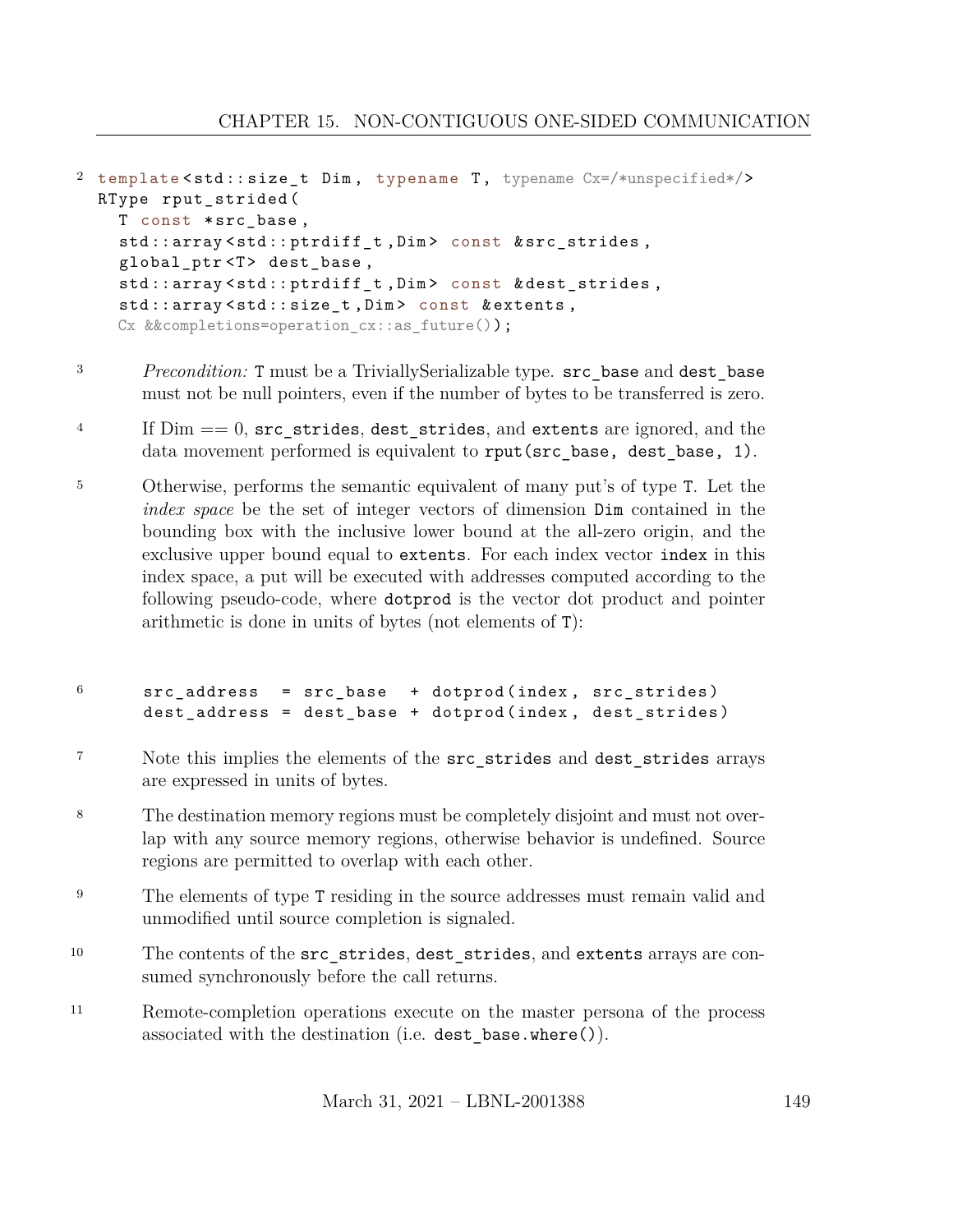```
template<std::size_t Dim, typename T, typename Cx=/*unspecified*/>
RType rput_strided(
  T const *src_base,
  std::array<std::ptrdiff_t,Dim> const &src_strides,
  global_ptr<T> dest_base,
  std::array<std::ptrdiff_t,Dim> const &dest_strides,
  std::array<std::size_t,Dim> const &extents,
  Cx &&completions=operation_cx::as_future());
```

*Precondition:* `T` must be a TriviallySerializable type. `src_base` and `dest_base` must not be null pointers, even if the number of bytes to be transferred is zero.

If Dim == 0, `src_strides`, `dest_strides`, and `extents` are ignored, and the data movement performed is equivalent to `rput(src_base, dest_base, 1)`.

Otherwise, performs the semantic equivalent of many put's of type `T`. Let the *index space* be the set of integer vectors of dimension `Dim` contained in the bounding box with the inclusive lower bound at the all-zero origin, and the exclusive upper bound equal to `extents`. For each index vector `index` in this index space, a put will be executed with addresses computed according to the following pseudo-code, where `dotprod` is the vector dot product and pointer arithmetic is done in units of bytes (not elements of `T`):

```
src_address  = src_base  + dotprod(index, src_strides)
dest_address = dest_base + dotprod(index, dest_strides)
```

Note this implies the elements of the `src_strides` and `dest_strides` arrays are expressed in units of bytes.

The destination memory regions must be completely disjoint and must not overlap with any source memory regions, otherwise behavior is undefined. Source regions are permitted to overlap with each other.

The elements of type `T` residing in the source addresses must remain valid and unmodified until source completion is signaled.

The contents of the `src_strides`, `dest_strides`, and `extents` arrays are consumed synchronously before the call returns.

Remote-completion operations execute on the master persona of the process associated with the destination (i.e. `dest_base.where()`).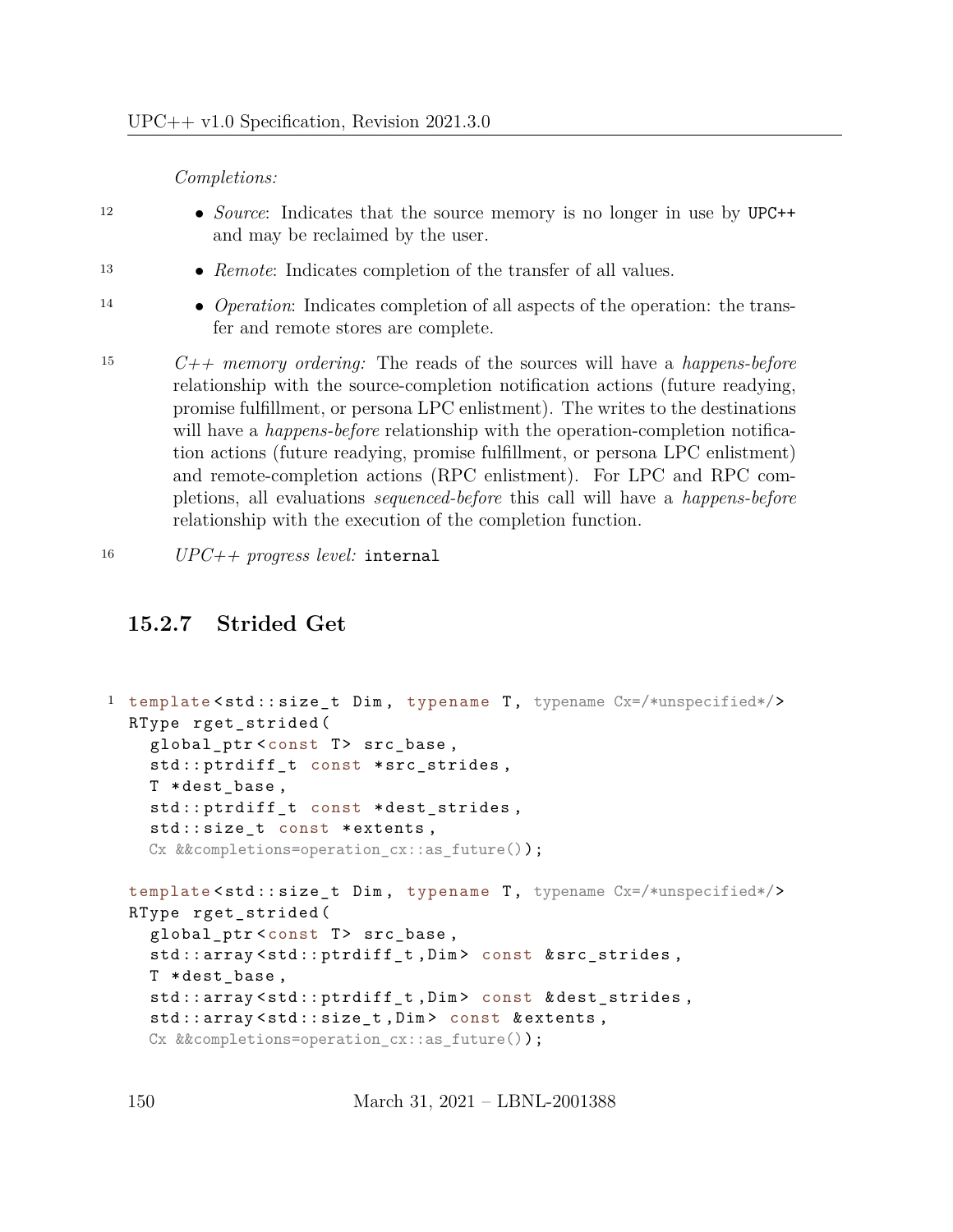*Completions:*

- *Source*: Indicates that the source memory is no longer in use by `UPC++` and may be reclaimed by the user.
- *Remote*: Indicates completion of the transfer of all values.
- *Operation*: Indicates completion of all aspects of the operation: the transfer and remote stores are complete.

*C++ memory ordering:* The reads of the sources will have a *happens-before* relationship with the source-completion notification actions (future readying, promise fulfillment, or persona LPC enlistment). The writes to the destinations will have a *happens-before* relationship with the operation-completion notification actions (future readying, promise fulfillment, or persona LPC enlistment) and remote-completion actions (RPC enlistment). For LPC and RPC completions, all evaluations *sequenced-before* this call will have a *happens-before* relationship with the execution of the completion function.

*UPC++ progress level:* `internal`

### 15.2.7 Strided Get

```
template<std::size_t Dim, typename T, typename Cx=/*unspecified*/>
RType rget_strided(
  global_ptr<const T> src_base,
  std::ptrdiff_t const *src_strides,
  T *dest_base,
  std::ptrdiff_t const *dest_strides,
  std::size_t const *extents,
  Cx &&completions=operation_cx::as_future());

template<std::size_t Dim, typename T, typename Cx=/*unspecified*/>
RType rget_strided(
  global_ptr<const T> src_base,
  std::array<std::ptrdiff_t,Dim> const &src_strides,
  T *dest_base,
  std::array<std::ptrdiff_t,Dim> const &dest_strides,
  std::array<std::size_t,Dim> const &extents,
  Cx &&completions=operation_cx::as_future());
```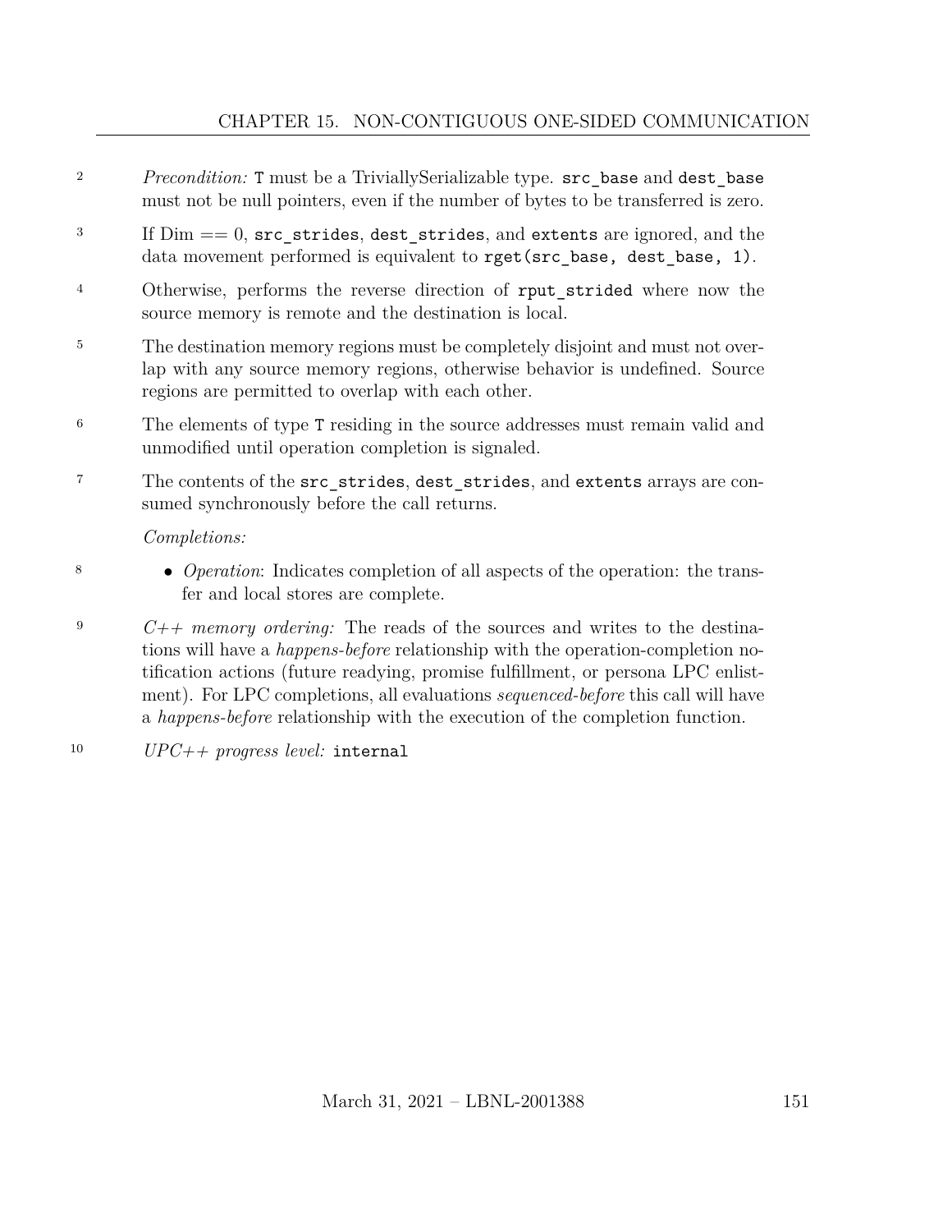*Precondition:* `T` must be a TriviallySerializable type. `src_base` and `dest_base` must not be null pointers, even if the number of bytes to be transferred is zero.

If Dim == 0, `src_strides`, `dest_strides`, and `extents` are ignored, and the data movement performed is equivalent to `rget(src_base, dest_base, 1)`.

Otherwise, performs the reverse direction of `rput_strided` where now the source memory is remote and the destination is local.

The destination memory regions must be completely disjoint and must not overlap with any source memory regions, otherwise behavior is undefined. Source regions are permitted to overlap with each other.

The elements of type `T` residing in the source addresses must remain valid and unmodified until operation completion is signaled.

The contents of the `src_strides`, `dest_strides`, and `extents` arrays are consumed synchronously before the call returns.

*Completions:*

- *Operation*: Indicates completion of all aspects of the operation: the transfer and local stores are complete.

*C++ memory ordering:* The reads of the sources and writes to the destinations will have a *happens-before* relationship with the operation-completion notification actions (future readying, promise fulfillment, or persona LPC enlistment). For LPC completions, all evaluations *sequenced-before* this call will have a *happens-before* relationship with the execution of the completion function.

*UPC++ progress level:* `internal`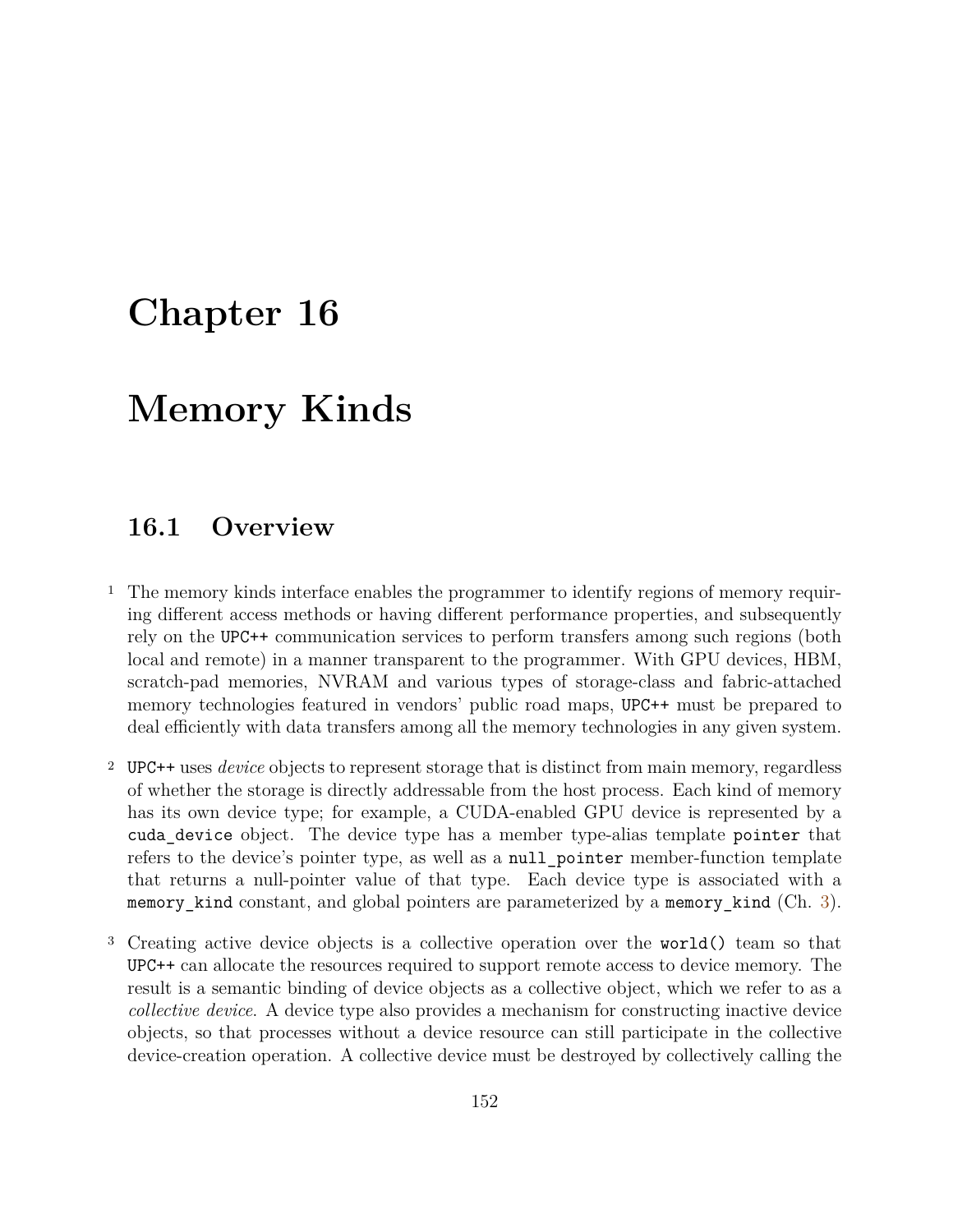# Chapter 16

# Memory Kinds

## 16.1 Overview

1 The memory kinds interface enables the programmer to identify regions of memory requiring different access methods or having different performance properties, and subsequently rely on the `UPC++` communication services to perform transfers among such regions (both local and remote) in a manner transparent to the programmer. With GPU devices, HBM, scratch-pad memories, NVRAM and various types of storage-class and fabric-attached memory technologies featured in vendors' public road maps, `UPC++` must be prepared to deal efficiently with data transfers among all the memory technologies in any given system.

2 `UPC++` uses *device* objects to represent storage that is distinct from main memory, regardless of whether the storage is directly addressable from the host process. Each kind of memory has its own device type; for example, a CUDA-enabled GPU device is represented by a `cuda_device` object. The device type has a member type-alias template `pointer` that refers to the device's pointer type, as well as a `null_pointer` member-function template that returns a null-pointer value of that type. Each device type is associated with a `memory_kind` constant, and global pointers are parameterized by a `memory_kind` (Ch. 3).

3 Creating active device objects is a collective operation over the `world()` team so that `UPC++` can allocate the resources required to support remote access to device memory. The result is a semantic binding of device objects as a collective object, which we refer to as a *collective device*. A device type also provides a mechanism for constructing inactive device objects, so that processes without a device resource can still participate in the collective device-creation operation. A collective device must be destroyed by collectively calling the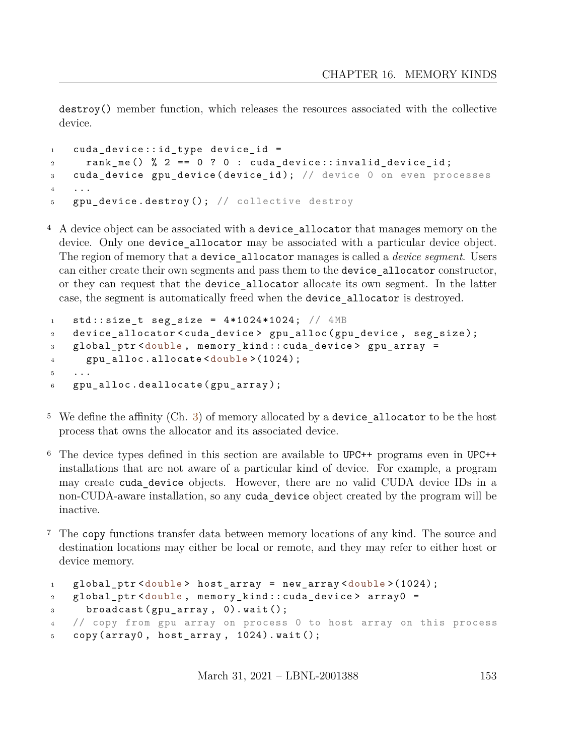destroy() member function, which releases the resources associated with the collective device.

```
cuda_device::id_type device_id =
  rank_me() % 2 == 0 ? 0 : cuda_device::invalid_device_id;
cuda_device gpu_device(device_id); // device 0 on even processes
...
gpu_device.destroy(); // collective destroy
```

4 A device object can be associated with a device_allocator that manages memory on the device. Only one device_allocator may be associated with a particular device object. The region of memory that a device_allocator manages is called a *device segment*. Users can either create their own segments and pass them to the device_allocator constructor, or they can request that the device_allocator allocate its own segment. In the latter case, the segment is automatically freed when the device_allocator is destroyed.

```
std::size_t seg_size = 4*1024*1024; // 4MB
device_allocator<cuda_device> gpu_alloc(gpu_device, seg_size);
global_ptr<double, memory_kind::cuda_device> gpu_array =
  gpu_alloc.allocate<double>(1024);
...
gpu_alloc.deallocate(gpu_array);
```

5 We define the affinity (Ch. 3) of memory allocated by a device_allocator to be the host process that owns the allocator and its associated device.

6 The device types defined in this section are available to UPC++ programs even in UPC++ installations that are not aware of a particular kind of device. For example, a program may create cuda_device objects. However, there are no valid CUDA device IDs in a non-CUDA-aware installation, so any cuda_device object created by the program will be inactive.

7 The copy functions transfer data between memory locations of any kind. The source and destination locations may either be local or remote, and they may refer to either host or device memory.

```
global_ptr<double> host_array = new_array<double>(1024);
global_ptr<double, memory_kind::cuda_device> array0 =
  broadcast(gpu_array, 0).wait();
// copy from gpu array on process 0 to host array on this process
copy(array0, host_array, 1024).wait();
```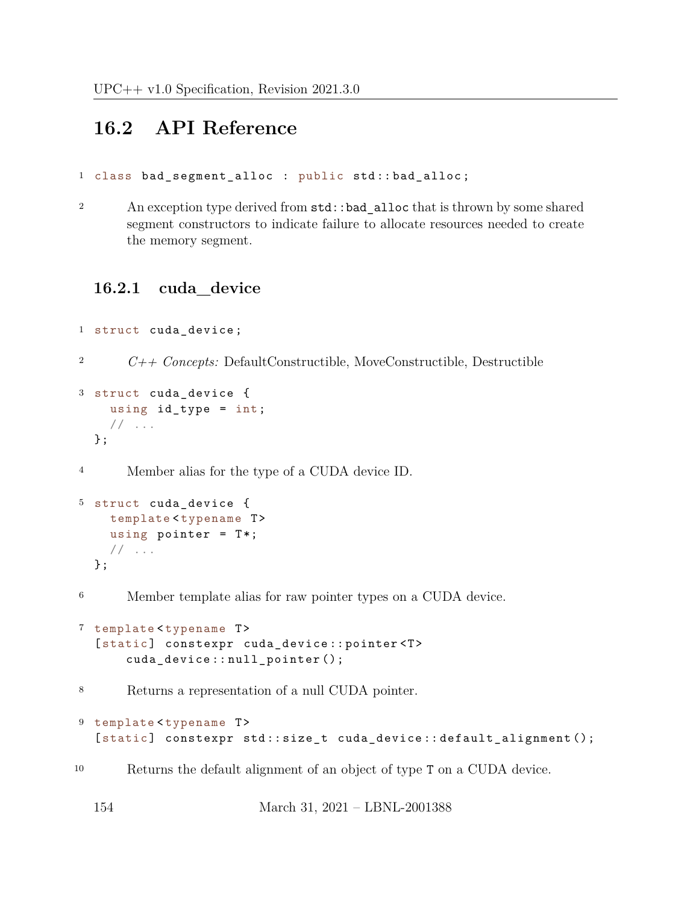## 16.2 API Reference

```
class bad_segment_alloc : public std::bad_alloc;
```

An exception type derived from `std::bad_alloc` that is thrown by some shared segment constructors to indicate failure to allocate resources needed to create the memory segment.

### 16.2.1 cuda_device

```
struct cuda_device;
```

*C++ Concepts:* DefaultConstructible, MoveConstructible, Destructible

```
struct cuda_device {
  using id_type = int;
  // ...
};
```

Member alias for the type of a CUDA device ID.

```
struct cuda_device {
  template<typename T>
  using pointer = T*;
  // ...
};
```

Member template alias for raw pointer types on a CUDA device.

```
template<typename T>
[static] constexpr cuda_device::pointer<T>
    cuda_device::null_pointer();
```

Returns a representation of a null CUDA pointer.

```
template<typename T>
[static] constexpr std::size_t cuda_device::default_alignment();
```

Returns the default alignment of an object of type `T` on a CUDA device.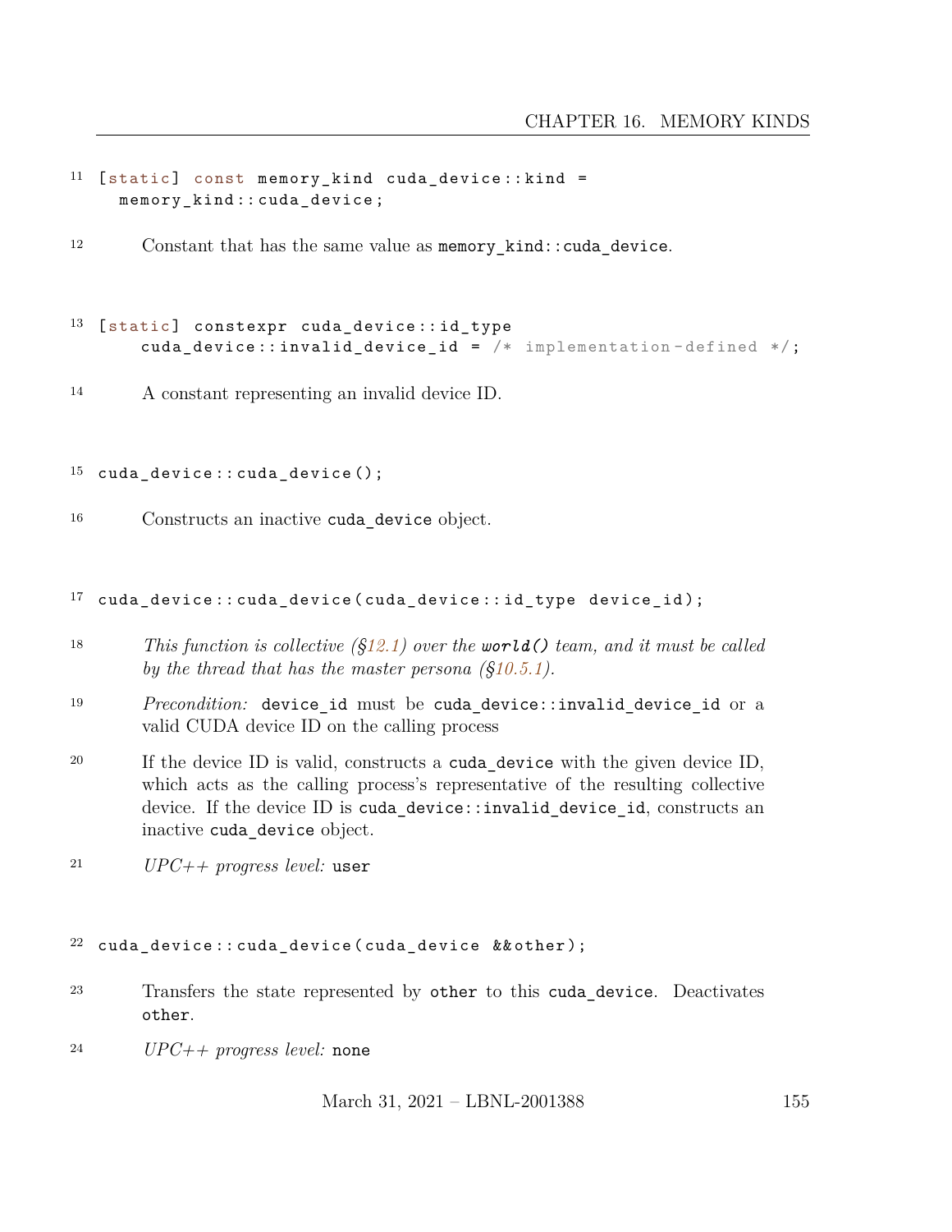```
[static] const memory_kind cuda_device::kind =
  memory_kind::cuda_device;
```

Constant that has the same value as `memory_kind::cuda_device`.

```
[static] constexpr cuda_device::id_type
    cuda_device::invalid_device_id = /* implementation-defined */;
```

A constant representing an invalid device ID.

```
cuda_device::cuda_device();
```

Constructs an inactive `cuda_device` object.

```
cuda_device::cuda_device(cuda_device::id_type device_id);
```

*This function is collective (§12.1) over the* ***`world()`*** *team, and it must be called by the thread that has the master persona (§10.5.1).*

*Precondition:* `device_id` must be `cuda_device::invalid_device_id` or a valid CUDA device ID on the calling process

If the device ID is valid, constructs a `cuda_device` with the given device ID, which acts as the calling process's representative of the resulting collective device. If the device ID is `cuda_device::invalid_device_id`, constructs an inactive `cuda_device` object.

*UPC++ progress level:* `user`

```
cuda_device::cuda_device(cuda_device &&other);
```

Transfers the state represented by `other` to this `cuda_device`. Deactivates `other`.

*UPC++ progress level:* `none`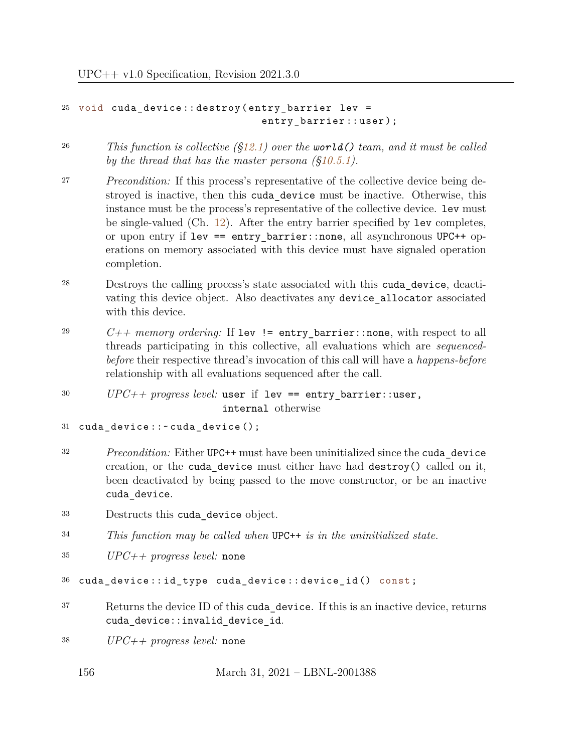```
void cuda_device::destroy(entry_barrier lev =
                          entry_barrier::user);
```

*This function is collective (§12.1) over the* **world()** *team, and it must be called by the thread that has the master persona (§10.5.1).*

*Precondition:* If this process's representative of the collective device being destroyed is inactive, then this `cuda_device` must be inactive. Otherwise, this instance must be the process's representative of the collective device. `lev` must be single-valued (Ch. 12). After the entry barrier specified by `lev` completes, or upon entry if `lev == entry_barrier::none`, all asynchronous `UPC++` operations on memory associated with this device must have signaled operation completion.

Destroys the calling process's state associated with this `cuda_device`, deactivating this device object. Also deactivates any `device_allocator` associated with this device.

*C++ memory ordering:* If `lev != entry_barrier::none`, with respect to all threads participating in this collective, all evaluations which are *sequenced-before* their respective thread's invocation of this call will have a *happens-before* relationship with all evaluations sequenced after the call.

*UPC++ progress level:* `user` if `lev == entry_barrier::user`,
`internal` otherwise

```
cuda_device::~cuda_device();
```

*Precondition:* Either `UPC++` must have been uninitialized since the `cuda_device` creation, or the `cuda_device` must either have had `destroy()` called on it, been deactivated by being passed to the move constructor, or be an inactive `cuda_device`.

Destructs this `cuda_device` object.

*This function may be called when* `UPC++` *is in the uninitialized state.*

*UPC++ progress level:* `none`

```
cuda_device::id_type cuda_device::device_id() const;
```

Returns the device ID of this `cuda_device`. If this is an inactive device, returns `cuda_device::invalid_device_id`.

*UPC++ progress level:* `none`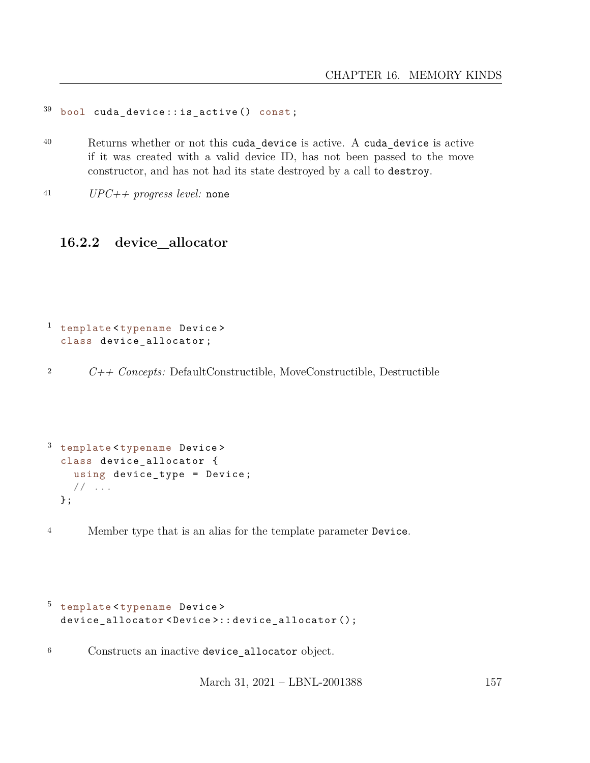39
```
bool cuda_device::is_active() const;
```

40 Returns whether or not this `cuda_device` is active. A `cuda_device` is active if it was created with a valid device ID, has not been passed to the move constructor, and has not had its state destroyed by a call to `destroy`.

41 *UPC++ progress level:* `none`

### 16.2.2 device_allocator

1
```
template<typename Device>
class device_allocator;
```

2 *C++ Concepts:* DefaultConstructible, MoveConstructible, Destructible

3
```
template<typename Device>
class device_allocator {
  using device_type = Device;
  // ...
};
```

4 Member type that is an alias for the template parameter `Device`.

5
```
template<typename Device>
device_allocator<Device>::device_allocator();
```

6 Constructs an inactive `device_allocator` object.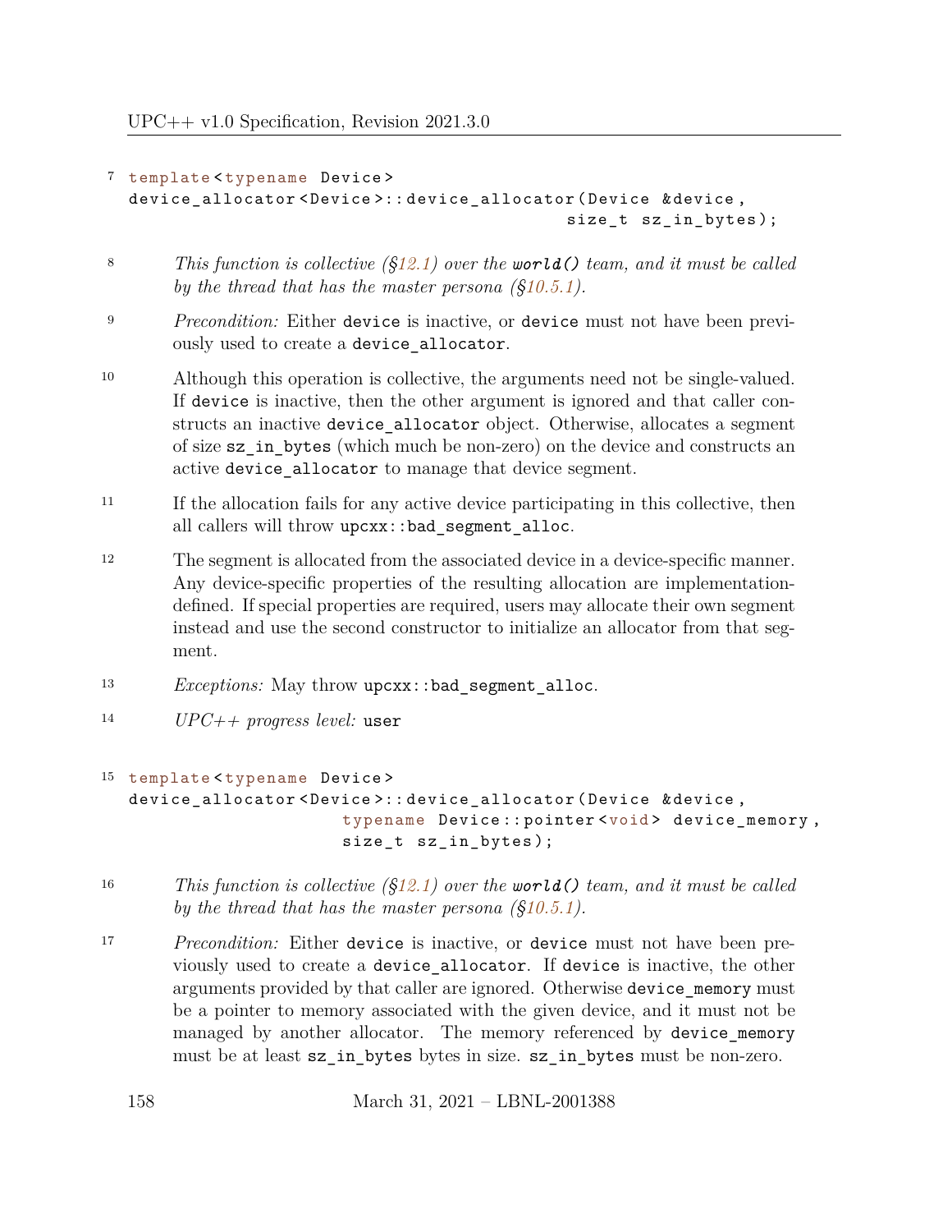7
```
template<typename Device>
device_allocator<Device>::device_allocator(Device &device,
                                           size_t sz_in_bytes);
```

8 *This function is collective (§12.1) over the `world()` team, and it must be called by the thread that has the master persona (§10.5.1).*

9 *Precondition:* Either `device` is inactive, or `device` must not have been previously used to create a `device_allocator`.

10 Although this operation is collective, the arguments need not be single-valued. If `device` is inactive, then the other argument is ignored and that caller constructs an inactive `device_allocator` object. Otherwise, allocates a segment of size `sz_in_bytes` (which much be non-zero) on the device and constructs an active `device_allocator` to manage that device segment.

11 If the allocation fails for any active device participating in this collective, then all callers will throw `upcxx::bad_segment_alloc`.

12 The segment is allocated from the associated device in a device-specific manner. Any device-specific properties of the resulting allocation are implementation-defined. If special properties are required, users may allocate their own segment instead and use the second constructor to initialize an allocator from that segment.

13 *Exceptions:* May throw `upcxx::bad_segment_alloc`.

14 *UPC++ progress level:* `user`

15
```
template<typename Device>
device_allocator<Device>::device_allocator(Device &device,
                     typename Device::pointer<void> device_memory,
                     size_t sz_in_bytes);
```

16 *This function is collective (§12.1) over the `world()` team, and it must be called by the thread that has the master persona (§10.5.1).*

17 *Precondition:* Either `device` is inactive, or `device` must not have been previously used to create a `device_allocator`. If `device` is inactive, the other arguments provided by that caller are ignored. Otherwise `device_memory` must be a pointer to memory associated with the given device, and it must not be managed by another allocator. The memory referenced by `device_memory` must be at least `sz_in_bytes` bytes in size. `sz_in_bytes` must be non-zero.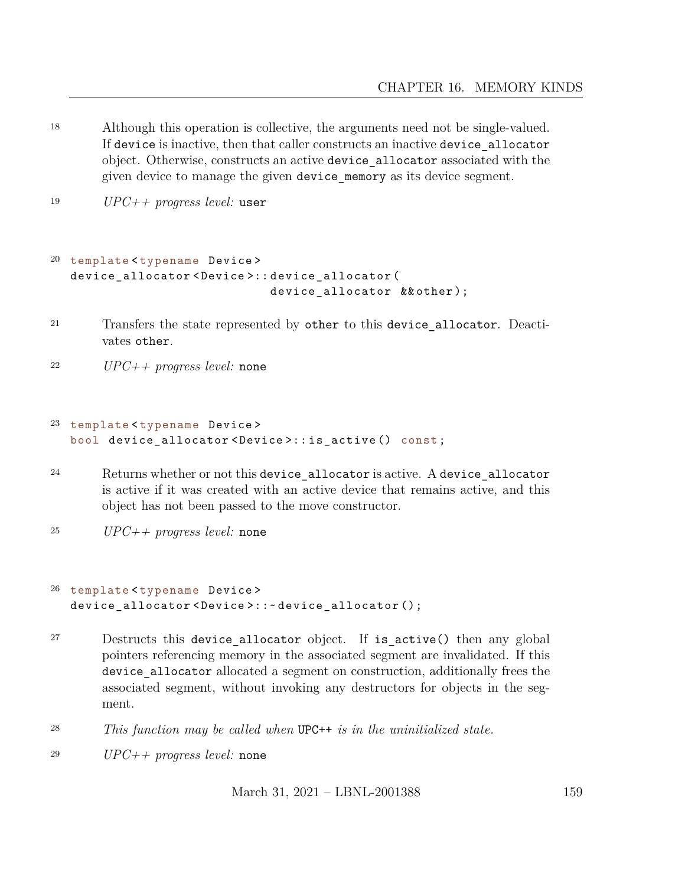18 Although this operation is collective, the arguments need not be single-valued. If `device` is inactive, then that caller constructs an inactive `device_allocator` object. Otherwise, constructs an active `device_allocator` associated with the given device to manage the given `device_memory` as its device segment.

19 *UPC++ progress level:* `user`

```
template<typename Device>
device_allocator<Device>::device_allocator(
                          device_allocator &&other);
```

21 Transfers the state represented by `other` to this `device_allocator`. Deactivates `other`.

22 *UPC++ progress level:* `none`

```
template<typename Device>
bool device_allocator<Device>::is_active() const;
```

24 Returns whether or not this `device_allocator` is active. A `device_allocator` is active if it was created with an active device that remains active, and this object has not been passed to the move constructor.

25 *UPC++ progress level:* `none`

```
template<typename Device>
device_allocator<Device>::~device_allocator();
```

27 Destructs this `device_allocator` object. If `is_active()` then any global pointers referencing memory in the associated segment are invalidated. If this `device_allocator` allocated a segment on construction, additionally frees the associated segment, without invoking any destructors for objects in the segment.

28 *This function may be called when* `UPC++` *is in the uninitialized state.*

29 *UPC++ progress level:* `none`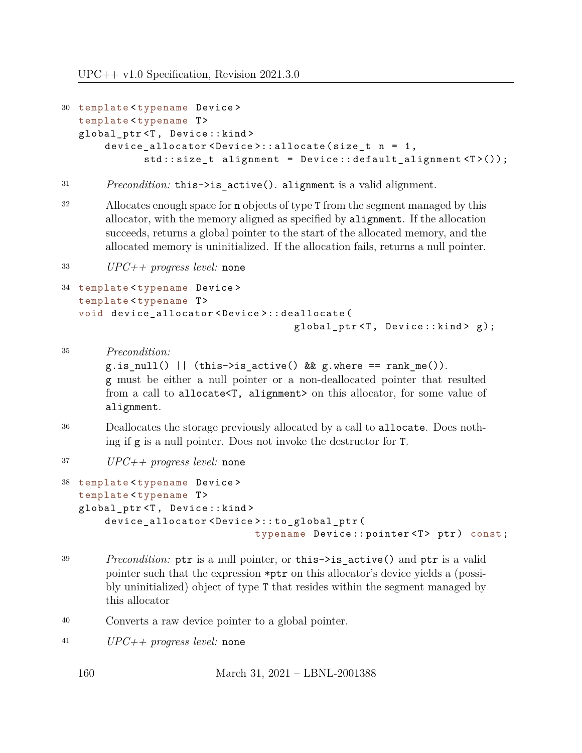```
template<typename Device>
template<typename T>
global_ptr<T, Device::kind>
    device_allocator<Device>::allocate(size_t n = 1,
          std::size_t alignment = Device::default_alignment<T>());
```

*Precondition:* `this->is_active()`. `alignment` is a valid alignment.

Allocates enough space for `n` objects of type `T` from the segment managed by this allocator, with the memory aligned as specified by `alignment`. If the allocation succeeds, returns a global pointer to the start of the allocated memory, and the allocated memory is uninitialized. If the allocation fails, returns a null pointer.

*UPC++ progress level:* `none`

```
template<typename Device>
template<typename T>
void device_allocator<Device>::deallocate(
                                  global_ptr<T, Device::kind> g);
```

*Precondition:*
`g.is_null() || (this->is_active() && g.where == rank_me())`.
`g` must be either a null pointer or a non-deallocated pointer that resulted from a call to `allocate<T, alignment>` on this allocator, for some value of `alignment`.

Deallocates the storage previously allocated by a call to `allocate`. Does nothing if `g` is a null pointer. Does not invoke the destructor for `T`.

*UPC++ progress level:* `none`

```
template<typename Device>
template<typename T>
global_ptr<T, Device::kind>
    device_allocator<Device>::to_global_ptr(
                             typename Device::pointer<T> ptr) const;
```

*Precondition:* `ptr` is a null pointer, or `this->is_active()` and `ptr` is a valid pointer such that the expression `*ptr` on this allocator's device yields a (possibly uninitialized) object of type `T` that resides within the segment managed by this allocator

Converts a raw device pointer to a global pointer.

*UPC++ progress level:* `none`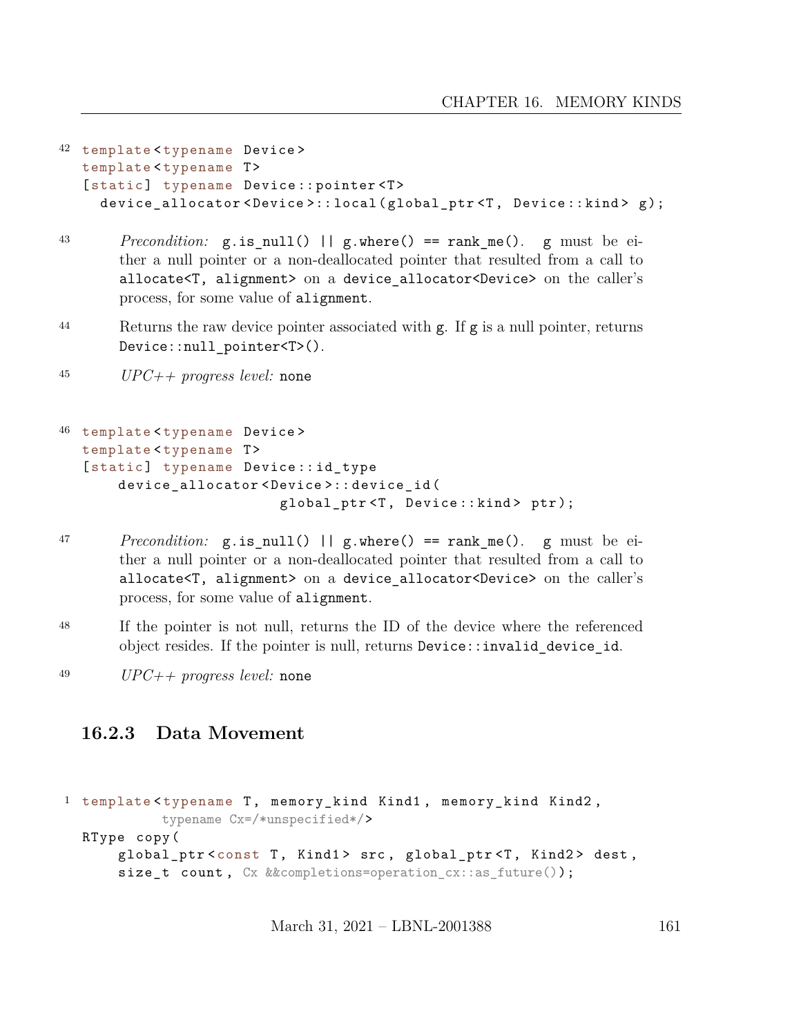42
```
template<typename Device>
template<typename T>
[static] typename Device::pointer<T>
  device_allocator<Device>::local(global_ptr<T, Device::kind> g);
```

43 *Precondition:* `g.is_null() || g.where() == rank_me()`. `g` must be either a null pointer or a non-deallocated pointer that resulted from a call to `allocate<T, alignment>` on a `device_allocator<Device>` on the caller's process, for some value of `alignment`.

44 Returns the raw device pointer associated with `g`. If `g` is a null pointer, returns `Device::null_pointer<T>()`.

45 *UPC++ progress level:* `none`

46
```
template<typename Device>
template<typename T>
[static] typename Device::id_type
    device_allocator<Device>::device_id(
                      global_ptr<T, Device::kind> ptr);
```

47 *Precondition:* `g.is_null() || g.where() == rank_me()`. `g` must be either a null pointer or a non-deallocated pointer that resulted from a call to `allocate<T, alignment>` on a `device_allocator<Device>` on the caller's process, for some value of `alignment`.

48 If the pointer is not null, returns the ID of the device where the referenced object resides. If the pointer is null, returns `Device::invalid_device_id`.

49 *UPC++ progress level:* `none`

### 16.2.3 Data Movement

1
```
template<typename T, memory_kind Kind1, memory_kind Kind2,
         typename Cx=/*unspecified*/>
RType copy(
    global_ptr<const T, Kind1> src, global_ptr<T, Kind2> dest,
    size_t count, Cx &&completions=operation_cx::as_future());
```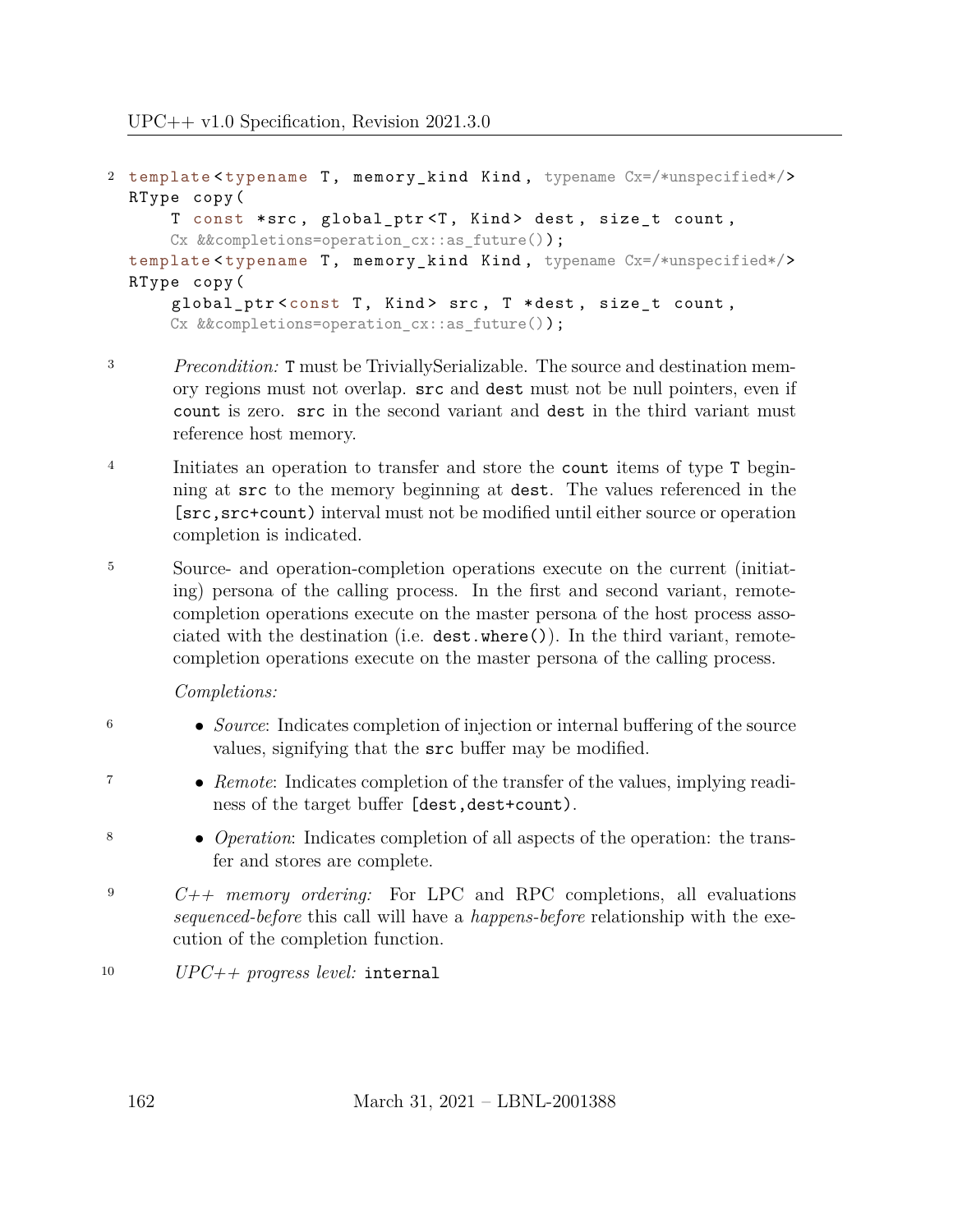2
```
template<typename T, memory_kind Kind, typename Cx=/*unspecified*/>
RType copy(
    T const *src, global_ptr<T, Kind> dest, size_t count,
    Cx &&completions=operation_cx::as_future());
template<typename T, memory_kind Kind, typename Cx=/*unspecified*/>
RType copy(
    global_ptr<const T, Kind> src, T *dest, size_t count,
    Cx &&completions=operation_cx::as_future());
```

3 *Precondition:* `T` must be TriviallySerializable. The source and destination memory regions must not overlap. `src` and `dest` must not be null pointers, even if `count` is zero. `src` in the second variant and `dest` in the third variant must reference host memory.

4 Initiates an operation to transfer and store the `count` items of type `T` beginning at `src` to the memory beginning at `dest`. The values referenced in the `[src,src+count)` interval must not be modified until either source or operation completion is indicated.

5 Source- and operation-completion operations execute on the current (initiating) persona of the calling process. In the first and second variant, remote-completion operations execute on the master persona of the host process associated with the destination (i.e. `dest.where()`). In the third variant, remote-completion operations execute on the master persona of the calling process.

*Completions:*

6
- *Source*: Indicates completion of injection or internal buffering of the source values, signifying that the `src` buffer may be modified.

7
- *Remote*: Indicates completion of the transfer of the values, implying readiness of the target buffer `[dest,dest+count)`.

8
- *Operation*: Indicates completion of all aspects of the operation: the transfer and stores are complete.

9 *C++ memory ordering:* For LPC and RPC completions, all evaluations *sequenced-before* this call will have a *happens-before* relationship with the execution of the completion function.

10 *UPC++ progress level:* `internal`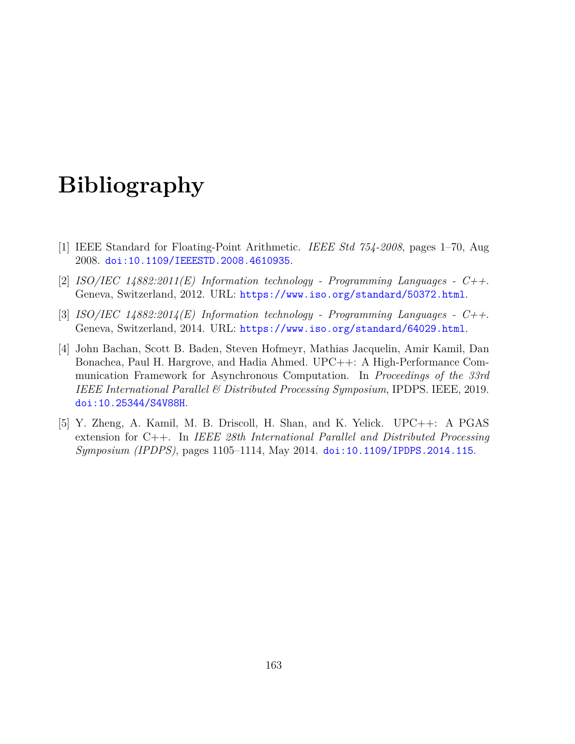# Bibliography

[1] IEEE Standard for Floating-Point Arithmetic. *IEEE Std 754-2008*, pages 1–70, Aug 2008. doi:10.1109/IEEESTD.2008.4610935.

[2] *ISO/IEC 14882:2011(E) Information technology - Programming Languages - C++*. Geneva, Switzerland, 2012. URL: https://www.iso.org/standard/50372.html.

[3] *ISO/IEC 14882:2014(E) Information technology - Programming Languages - C++*. Geneva, Switzerland, 2014. URL: https://www.iso.org/standard/64029.html.

[4] John Bachan, Scott B. Baden, Steven Hofmeyr, Mathias Jacquelin, Amir Kamil, Dan Bonachea, Paul H. Hargrove, and Hadia Ahmed. UPC++: A High-Performance Communication Framework for Asynchronous Computation. In *Proceedings of the 33rd IEEE International Parallel & Distributed Processing Symposium*, IPDPS. IEEE, 2019. doi:10.25344/S4V88H.

[5] Y. Zheng, A. Kamil, M. B. Driscoll, H. Shan, and K. Yelick. UPC++: A PGAS extension for C++. In *IEEE 28th International Parallel and Distributed Processing Symposium (IPDPS)*, pages 1105–1114, May 2014. doi:10.1109/IPDPS.2014.115.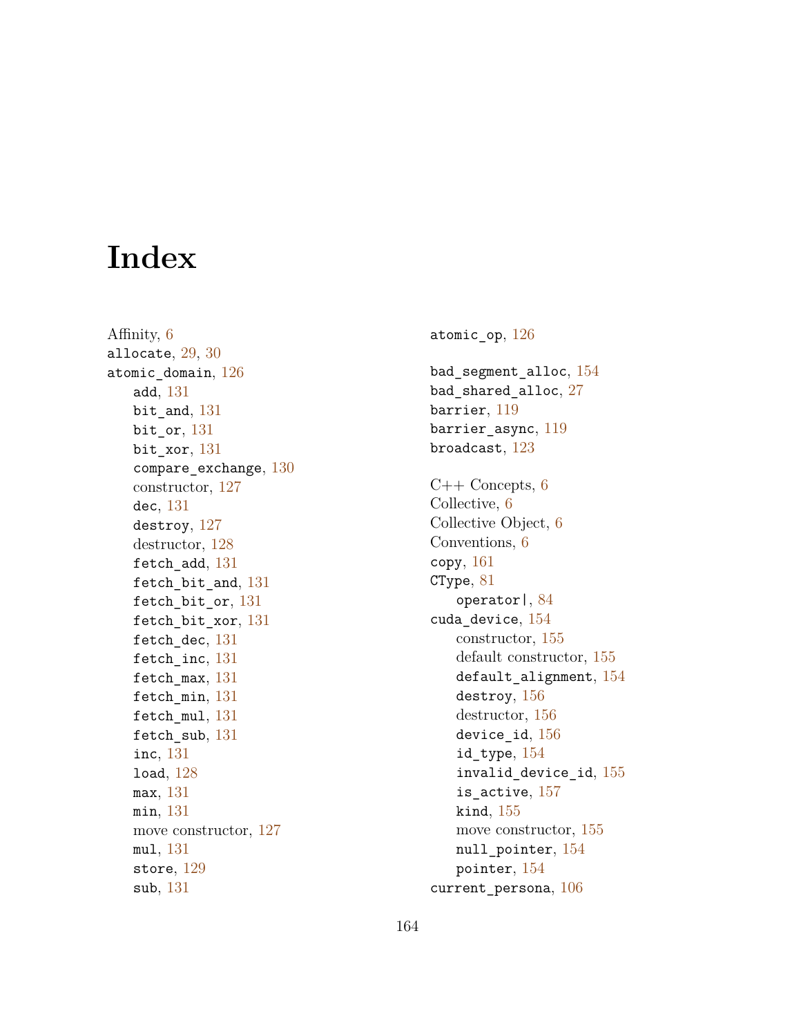# Index

Affinity, 6
allocate, 29, 30
atomic_domain, 126
- add, 131
- bit_and, 131
- bit_or, 131
- bit_xor, 131
- compare_exchange, 130
- constructor, 127
- dec, 131
- destroy, 127
- destructor, 128
- fetch_add, 131
- fetch_bit_and, 131
- fetch_bit_or, 131
- fetch_bit_xor, 131
- fetch_dec, 131
- fetch_inc, 131
- fetch_max, 131
- fetch_min, 131
- fetch_mul, 131
- fetch_sub, 131
- inc, 131
- load, 128
- max, 131
- min, 131
- move constructor, 127
- mul, 131
- store, 129
- sub, 131

atomic_op, 126

bad_segment_alloc, 154
bad_shared_alloc, 27
barrier, 119
barrier_async, 119
broadcast, 123

C++ Concepts, 6
Collective, 6
Collective Object, 6
Conventions, 6
copy, 161
CType, 81
- operator|, 84

cuda_device, 154
- constructor, 155
- default constructor, 155
- default_alignment, 154
- destroy, 156
- destructor, 156
- device_id, 156
- id_type, 154
- invalid_device_id, 155
- is_active, 157
- kind, 155
- move constructor, 155
- null_pointer, 154
- pointer, 154

current_persona, 106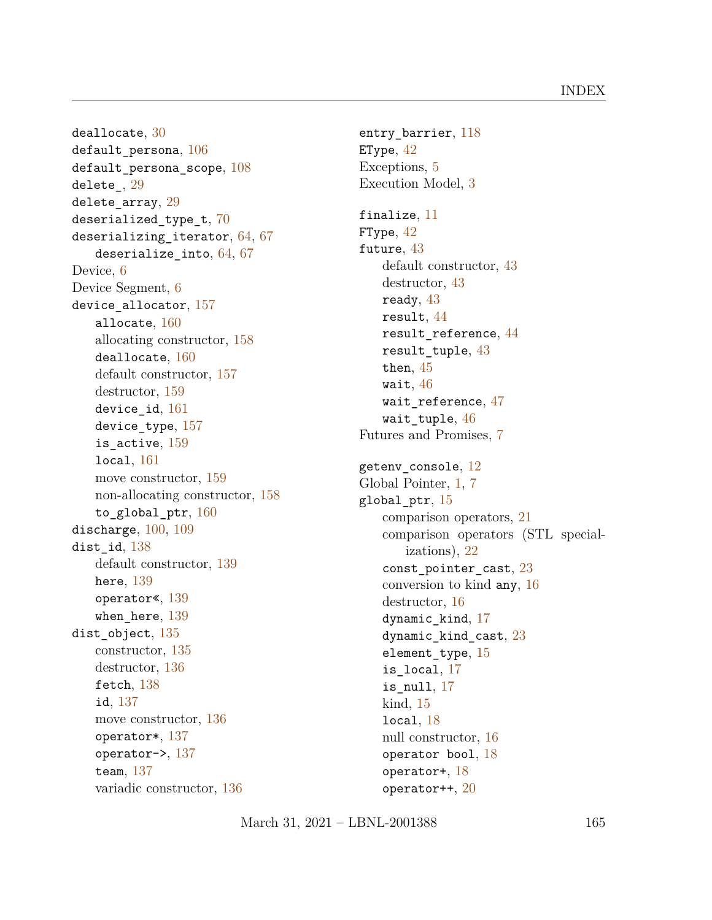deallocate, 30
default_persona, 106
default_persona_scope, 108
delete_, 29
delete_array, 29
deserialized_type_t, 70
deserializing_iterator, 64, 67
- deserialize_into, 64, 67

Device, 6
Device Segment, 6
device_allocator, 157
- allocate, 160
- allocating constructor, 158
- deallocate, 160
- default constructor, 157
- destructor, 159
- device_id, 161
- device_type, 157
- is_active, 159
- local, 161
- move constructor, 159
- non-allocating constructor, 158
- to_global_ptr, 160

discharge, 100, 109
dist_id, 138
- default constructor, 139
- here, 139
- operator«, 139
- when_here, 139

dist_object, 135
- constructor, 135
- destructor, 136
- fetch, 138
- id, 137
- move constructor, 136
- operator*, 137
- operator->, 137
- team, 137
- variadic constructor, 136

entry_barrier, 118
EType, 42
Exceptions, 5
Execution Model, 3

finalize, 11
FType, 42
future, 43
- default constructor, 43
- destructor, 43
- ready, 43
- result, 44
- result_reference, 44
- result_tuple, 43
- then, 45
- wait, 46
- wait_reference, 47
- wait_tuple, 46

Futures and Promises, 7

getenv_console, 12
Global Pointer, 1, 7
global_ptr, 15
- comparison operators, 21
- comparison operators (STL specializations), 22
- const_pointer_cast, 23
- conversion to kind any, 16
- destructor, 16
- dynamic_kind, 17
- dynamic_kind_cast, 23
- element_type, 15
- is_local, 17
- is_null, 17
- kind, 15
- local, 18
- null constructor, 16
- operator bool, 18
- operator+, 18
- operator++, 20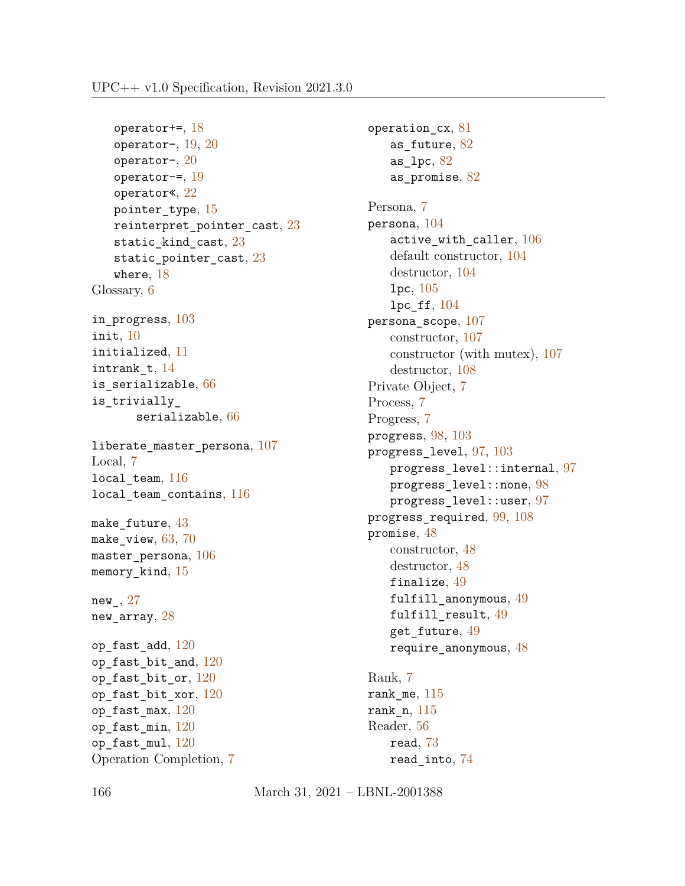- operator+=, 18
- operator-, 19, 20
- operator-, 20
- operator-=, 19
- operator«, 22
- pointer_type, 15
- reinterpret_pointer_cast, 23
- static_kind_cast, 23
- static_pointer_cast, 23
- where, 18

Glossary, 6

in_progress, 103
init, 10
initialized, 11
intrank_t, 14
is_serializable, 66
is_trivially_serializable, 66

liberate_master_persona, 107
Local, 7
local_team, 116
local_team_contains, 116

make_future, 43
make_view, 63, 70
master_persona, 106
memory_kind, 15

new_, 27
new_array, 28

op_fast_add, 120
op_fast_bit_and, 120
op_fast_bit_or, 120
op_fast_bit_xor, 120
op_fast_max, 120
op_fast_min, 120
op_fast_mul, 120
Operation Completion, 7

operation_cx, 81
- as_future, 82
- as_lpc, 82
- as_promise, 82

Persona, 7
persona, 104
- active_with_caller, 106
- default constructor, 104
- destructor, 104
- lpc, 105
- lpc_ff, 104

persona_scope, 107
- constructor, 107
- constructor (with mutex), 107
- destructor, 108

Private Object, 7
Process, 7
Progress, 7
progress, 98, 103
progress_level, 97, 103
- progress_level::internal, 97
- progress_level::none, 98
- progress_level::user, 97

progress_required, 99, 108
promise, 48
- constructor, 48
- destructor, 48
- finalize, 49
- fulfill_anonymous, 49
- fulfill_result, 49
- get_future, 49
- require_anonymous, 48

Rank, 7
rank_me, 115
rank_n, 115
Reader, 56
- read, 73
- read_into, 74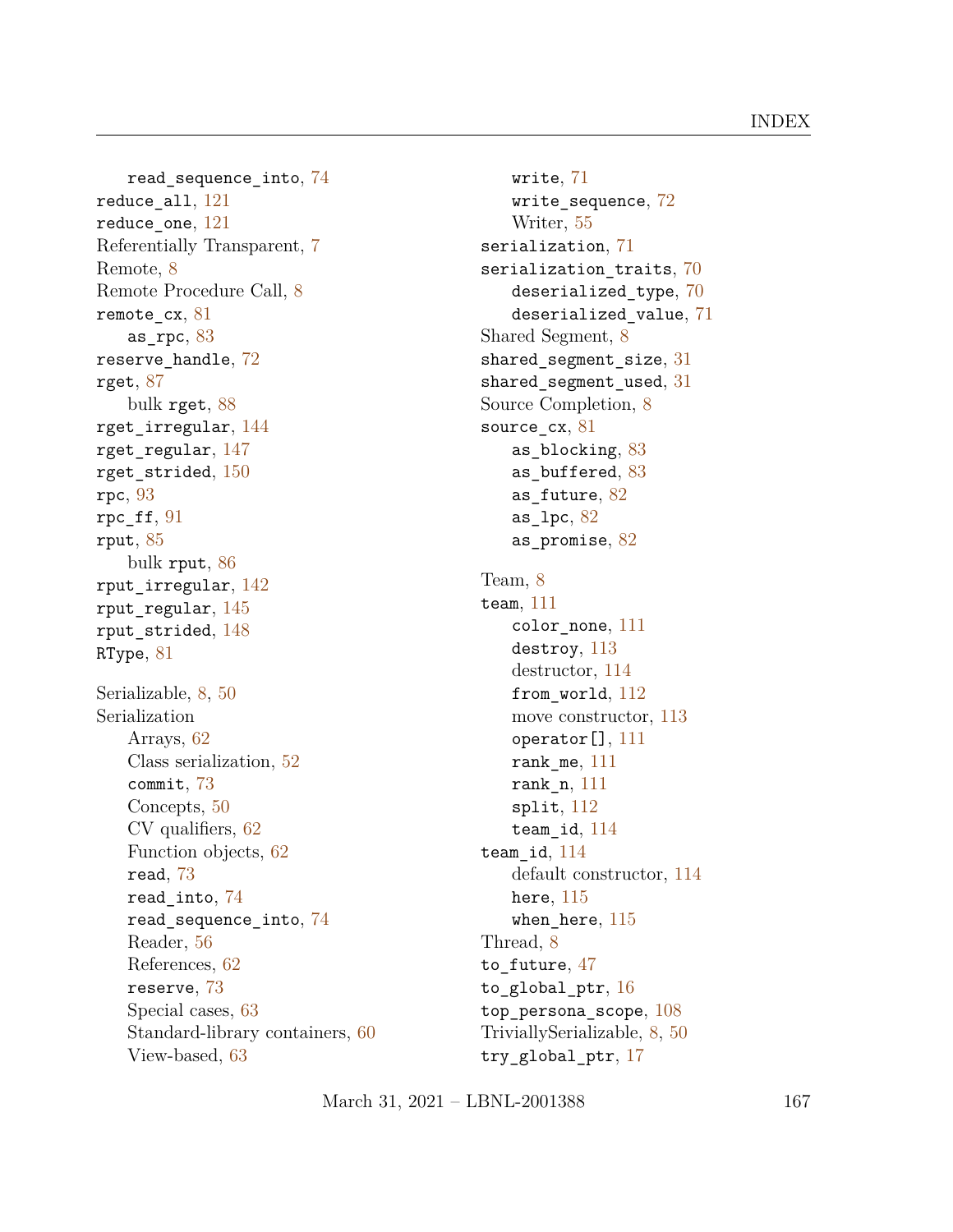read_sequence_into, 74
reduce_all, 121
reduce_one, 121
Referentially Transparent, 7
Remote, 8
Remote Procedure Call, 8
remote_cx, 81
  as_rpc, 83
reserve_handle, 72
rget, 87
  bulk rget, 88
rget_irregular, 144
rget_regular, 147
rget_strided, 150
rpc, 93
rpc_ff, 91
rput, 85
  bulk rput, 86
rput_irregular, 142
rput_regular, 145
rput_strided, 148
RType, 81

Serializable, 8, 50
Serialization
  Arrays, 62
  Class serialization, 52
  commit, 73
  Concepts, 50
  CV qualifiers, 62
  Function objects, 62
  read, 73
  read_into, 74
  read_sequence_into, 74
  Reader, 56
  References, 62
  reserve, 73
  Special cases, 63
  Standard-library containers, 60
  View-based, 63
  write, 71
  write_sequence, 72
  Writer, 55
serialization, 71
serialization_traits, 70
  deserialized_type, 70
  deserialized_value, 71
Shared Segment, 8
shared_segment_size, 31
shared_segment_used, 31
Source Completion, 8
source_cx, 81
  as_blocking, 83
  as_buffered, 83
  as_future, 82
  as_lpc, 82
  as_promise, 82

Team, 8
team, 111
  color_none, 111
  destroy, 113
  destructor, 114
  from_world, 112
  move constructor, 113
  operator[], 111
  rank_me, 111
  rank_n, 111
  split, 112
  team_id, 114
team_id, 114
  default constructor, 114
  here, 115
  when_here, 115
Thread, 8
to_future, 47
to_global_ptr, 16
top_persona_scope, 108
TriviallySerializable, 8, 50
try_global_ptr, 17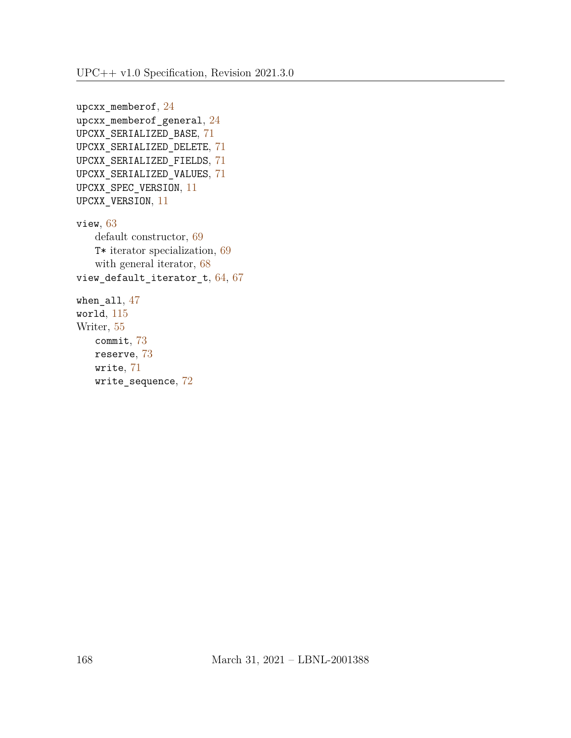upcxx_memberof, 24
upcxx_memberof_general, 24
UPCXX_SERIALIZED_BASE, 71
UPCXX_SERIALIZED_DELETE, 71
UPCXX_SERIALIZED_FIELDS, 71
UPCXX_SERIALIZED_VALUES, 71
UPCXX_SPEC_VERSION, 11
UPCXX_VERSION, 11

view, 63
    default constructor, 69
    T* iterator specialization, 69
    with general iterator, 68
view_default_iterator_t, 64, 67

when_all, 47
world, 115
Writer, 55
    commit, 73
    reserve, 73
    write, 71
    write_sequence, 72